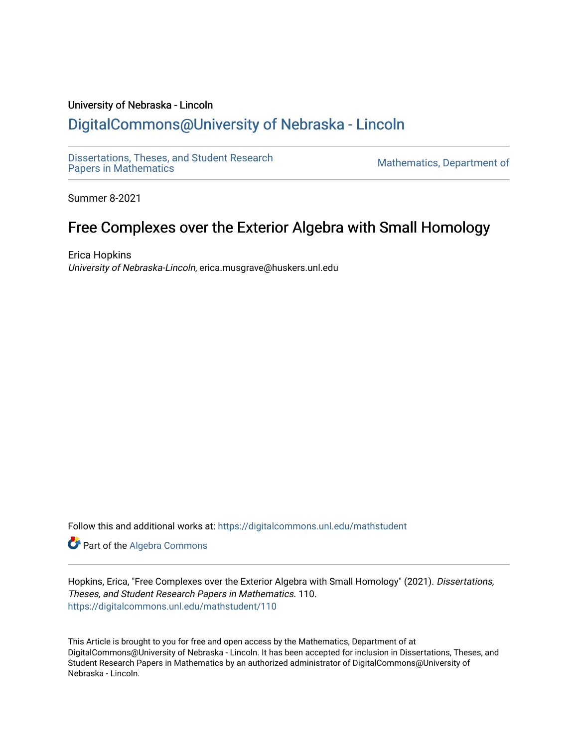University of Nebraska - Lincoln

## DigitalCommons@University of Nebraska - Lincoln

Dissertations, Theses, and Student Research Papers in Mathematics

Mathematics, Department of

Summer 8-2021

# Free Complexes over the Exterior Algebra with Small Homology

Erica Hopkins
*University of Nebraska-Lincoln*, erica.musgrave@huskers.unl.edu

Follow this and additional works at: https://digitalcommons.unl.edu/mathstudent

Part of the Algebra Commons

Hopkins, Erica, "Free Complexes over the Exterior Algebra with Small Homology" (2021). *Dissertations, Theses, and Student Research Papers in Mathematics*. 110.
https://digitalcommons.unl.edu/mathstudent/110

This Article is brought to you for free and open access by the Mathematics, Department of at DigitalCommons@University of Nebraska - Lincoln. It has been accepted for inclusion in Dissertations, Theses, and Student Research Papers in Mathematics by an authorized administrator of DigitalCommons@University of Nebraska - Lincoln.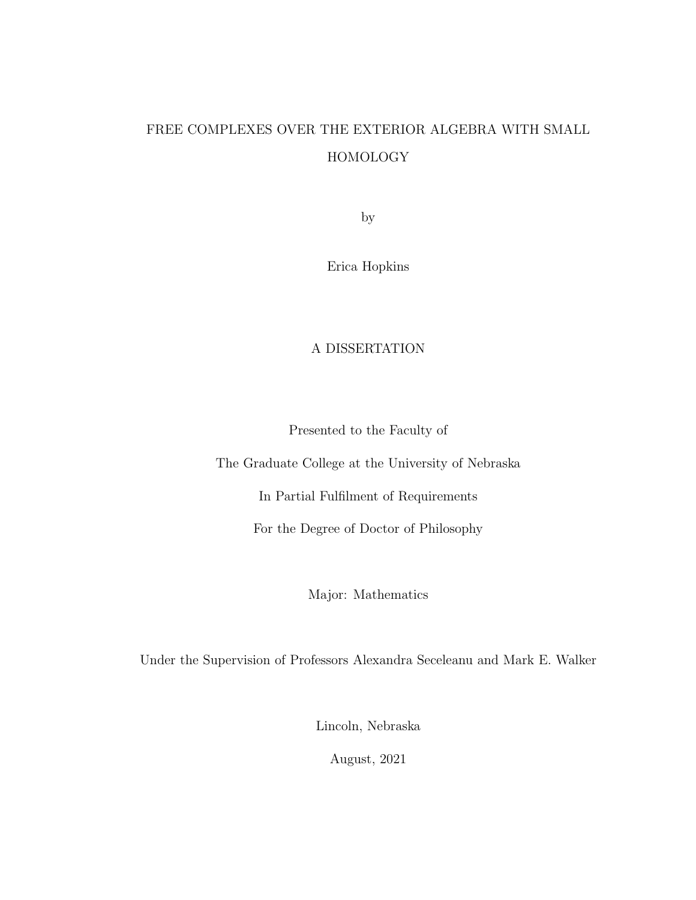# FREE COMPLEXES OVER THE EXTERIOR ALGEBRA WITH SMALL HOMOLOGY

by

Erica Hopkins

A DISSERTATION

Presented to the Faculty of

The Graduate College at the University of Nebraska

In Partial Fulfilment of Requirements

For the Degree of Doctor of Philosophy

Major: Mathematics

Under the Supervision of Professors Alexandra Seceleanu and Mark E. Walker

Lincoln, Nebraska

August, 2021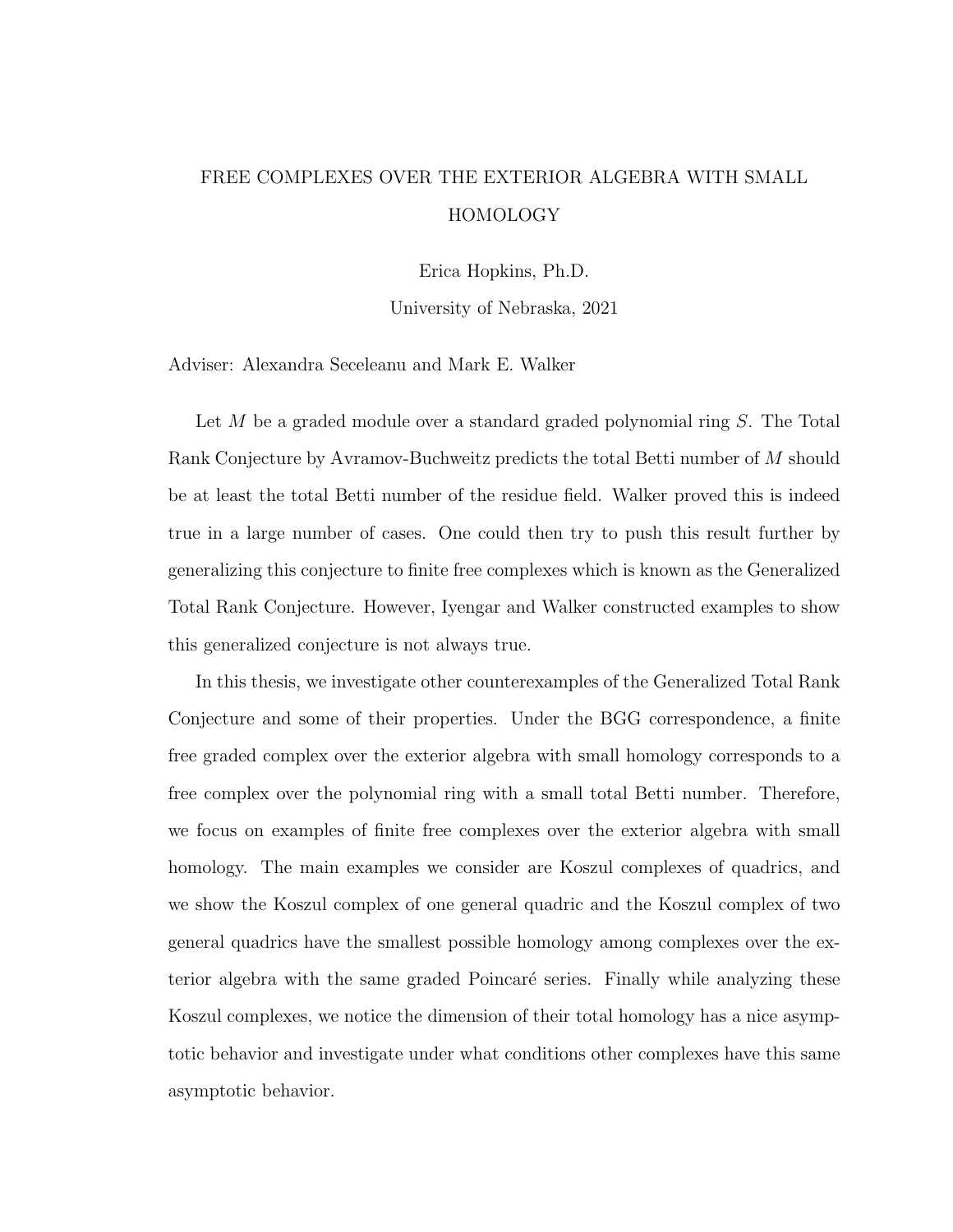# FREE COMPLEXES OVER THE EXTERIOR ALGEBRA WITH SMALL HOMOLOGY

Erica Hopkins, Ph.D.

University of Nebraska, 2021

Adviser: Alexandra Seceleanu and Mark E. Walker

Let $M$ be a graded module over a standard graded polynomial ring $S$. The Total Rank Conjecture by Avramov-Buchweitz predicts the total Betti number of $M$ should be at least the total Betti number of the residue field. Walker proved this is indeed true in a large number of cases. One could then try to push this result further by generalizing this conjecture to finite free complexes which is known as the Generalized Total Rank Conjecture. However, Iyengar and Walker constructed examples to show this generalized conjecture is not always true.

In this thesis, we investigate other counterexamples of the Generalized Total Rank Conjecture and some of their properties. Under the BGG correspondence, a finite free graded complex over the exterior algebra with small homology corresponds to a free complex over the polynomial ring with a small total Betti number. Therefore, we focus on examples of finite free complexes over the exterior algebra with small homology. The main examples we consider are Koszul complexes of quadrics, and we show the Koszul complex of one general quadric and the Koszul complex of two general quadrics have the smallest possible homology among complexes over the exterior algebra with the same graded Poincaré series. Finally while analyzing these Koszul complexes, we notice the dimension of their total homology has a nice asymptotic behavior and investigate under what conditions other complexes have this same asymptotic behavior.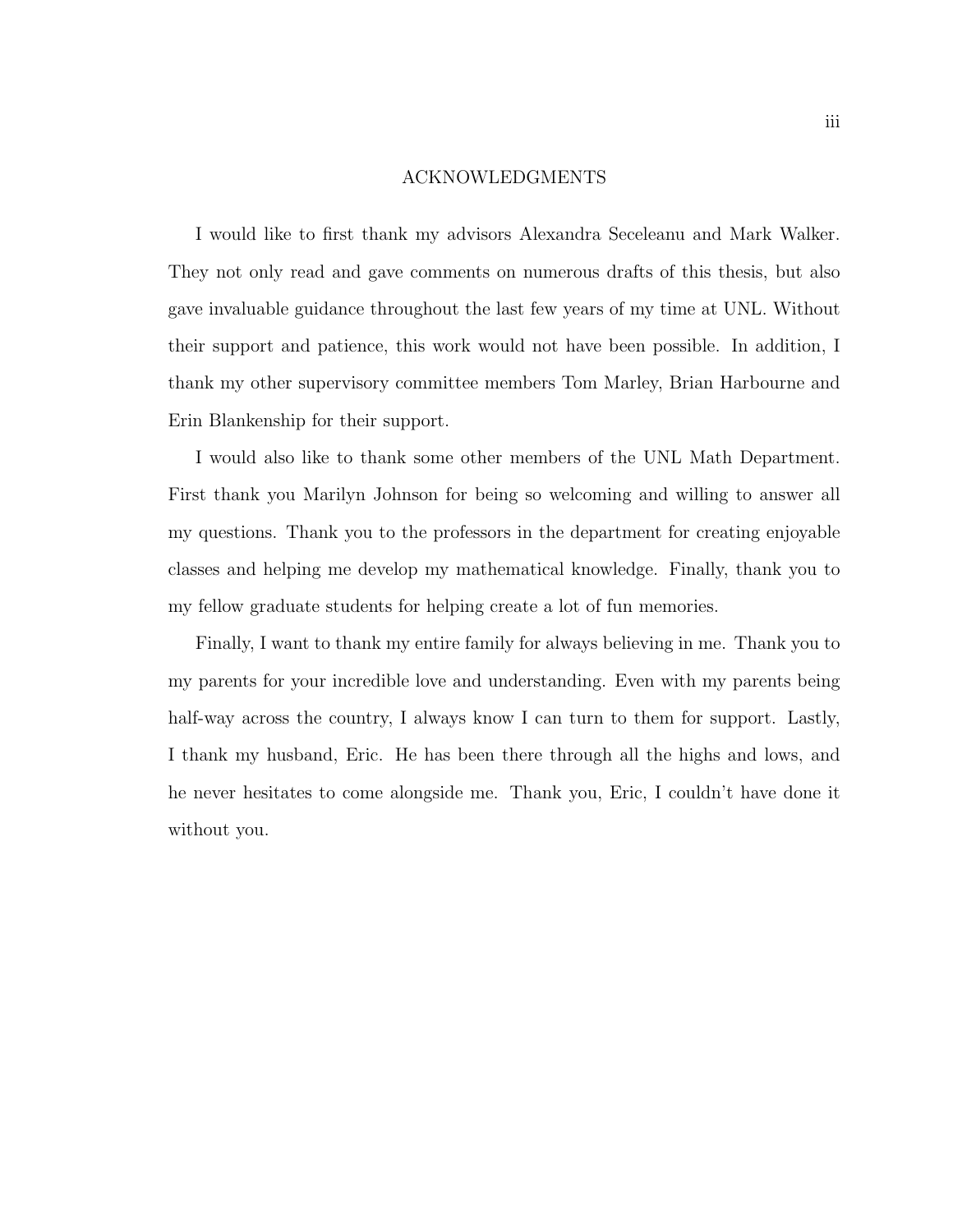# ACKNOWLEDGMENTS

I would like to first thank my advisors Alexandra Seceleanu and Mark Walker. They not only read and gave comments on numerous drafts of this thesis, but also gave invaluable guidance throughout the last few years of my time at UNL. Without their support and patience, this work would not have been possible. In addition, I thank my other supervisory committee members Tom Marley, Brian Harbourne and Erin Blankenship for their support.

I would also like to thank some other members of the UNL Math Department. First thank you Marilyn Johnson for being so welcoming and willing to answer all my questions. Thank you to the professors in the department for creating enjoyable classes and helping me develop my mathematical knowledge. Finally, thank you to my fellow graduate students for helping create a lot of fun memories.

Finally, I want to thank my entire family for always believing in me. Thank you to my parents for your incredible love and understanding. Even with my parents being half-way across the country, I always know I can turn to them for support. Lastly, I thank my husband, Eric. He has been there through all the highs and lows, and he never hesitates to come alongside me. Thank you, Eric, I couldn't have done it without you.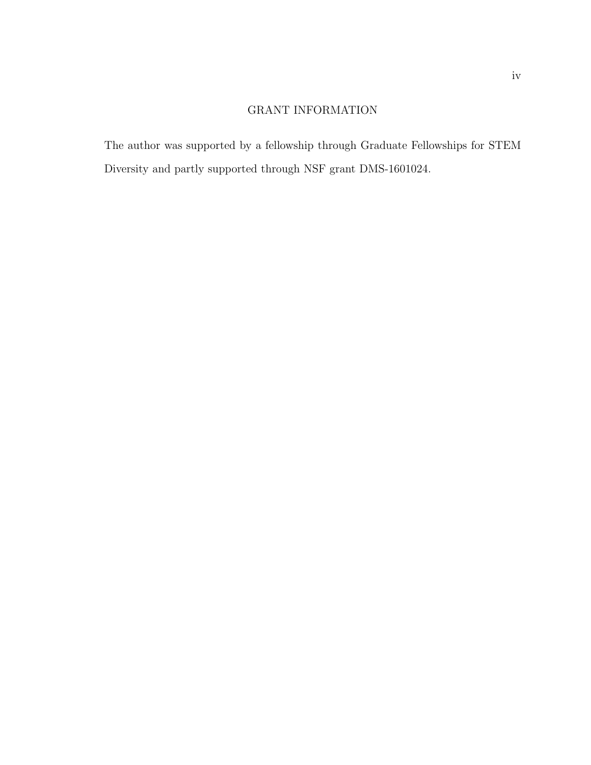## GRANT INFORMATION

The author was supported by a fellowship through Graduate Fellowships for STEM Diversity and partly supported through NSF grant DMS-1601024.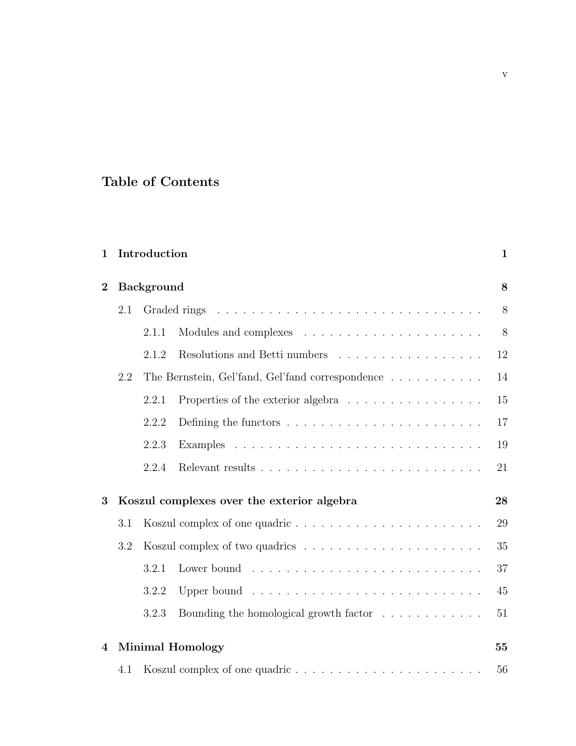# Table of Contents

**1 Introduction** **1**

**2 Background** **8**

- 2.1 Graded rings . . . . . . . . . . . . . . . . . . . . . . . . . . . . . . . . 8
  - 2.1.1 Modules and complexes . . . . . . . . . . . . . . . . . . . . . 8
  - 2.1.2 Resolutions and Betti numbers . . . . . . . . . . . . . . . . . 12
- 2.2 The Bernstein, Gel'fand, Gel'fand correspondence . . . . . . . . . . . 14
  - 2.2.1 Properties of the exterior algebra . . . . . . . . . . . . . . . . 15
  - 2.2.2 Defining the functors . . . . . . . . . . . . . . . . . . . . . . . 17
  - 2.2.3 Examples . . . . . . . . . . . . . . . . . . . . . . . . . . . . . 19
  - 2.2.4 Relevant results . . . . . . . . . . . . . . . . . . . . . . . . . 21

**3 Koszul complexes over the exterior algebra** **28**

- 3.1 Koszul complex of one quadric . . . . . . . . . . . . . . . . . . . . . . 29
- 3.2 Koszul complex of two quadrics . . . . . . . . . . . . . . . . . . . . . 35
  - 3.2.1 Lower bound . . . . . . . . . . . . . . . . . . . . . . . . . . . 37
  - 3.2.2 Upper bound . . . . . . . . . . . . . . . . . . . . . . . . . . . 45
  - 3.2.3 Bounding the homological growth factor . . . . . . . . . . . . 51

**4 Minimal Homology** **55**

- 4.1 Koszul complex of one quadric . . . . . . . . . . . . . . . . . . . . . . 56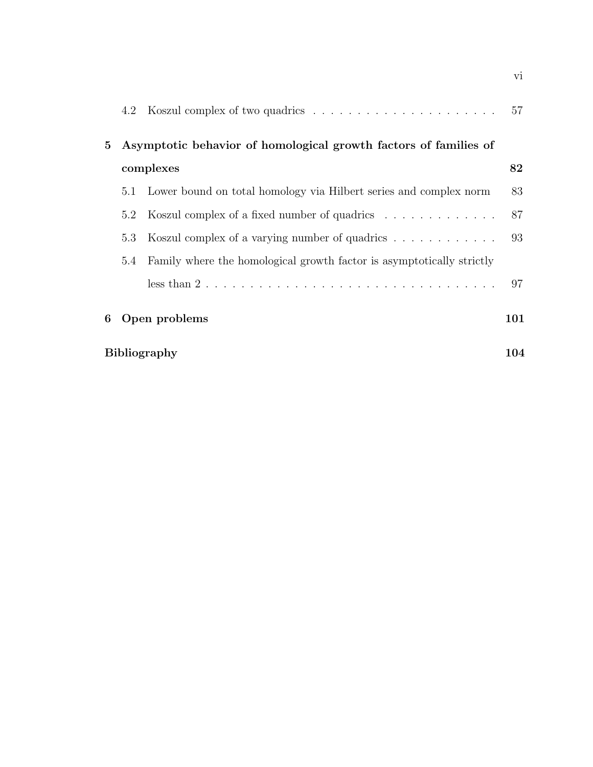4.2 Koszul complex of two quadrics . . . . . . . . . . . . . . . . . . . . . . 57

**5 Asymptotic behavior of homological growth factors of families of complexes** **82**

5.1 Lower bound on total homology via Hilbert series and complex norm 83

5.2 Koszul complex of a fixed number of quadrics . . . . . . . . . . . . . 87

5.3 Koszul complex of a varying number of quadrics . . . . . . . . . . . . 93

5.4 Family where the homological growth factor is asymptotically strictly less than 2 . . . . . . . . . . . . . . . . . . . . . . . . . . . . . . . . . 97

**6 Open problems** **101**

**Bibliography** **104**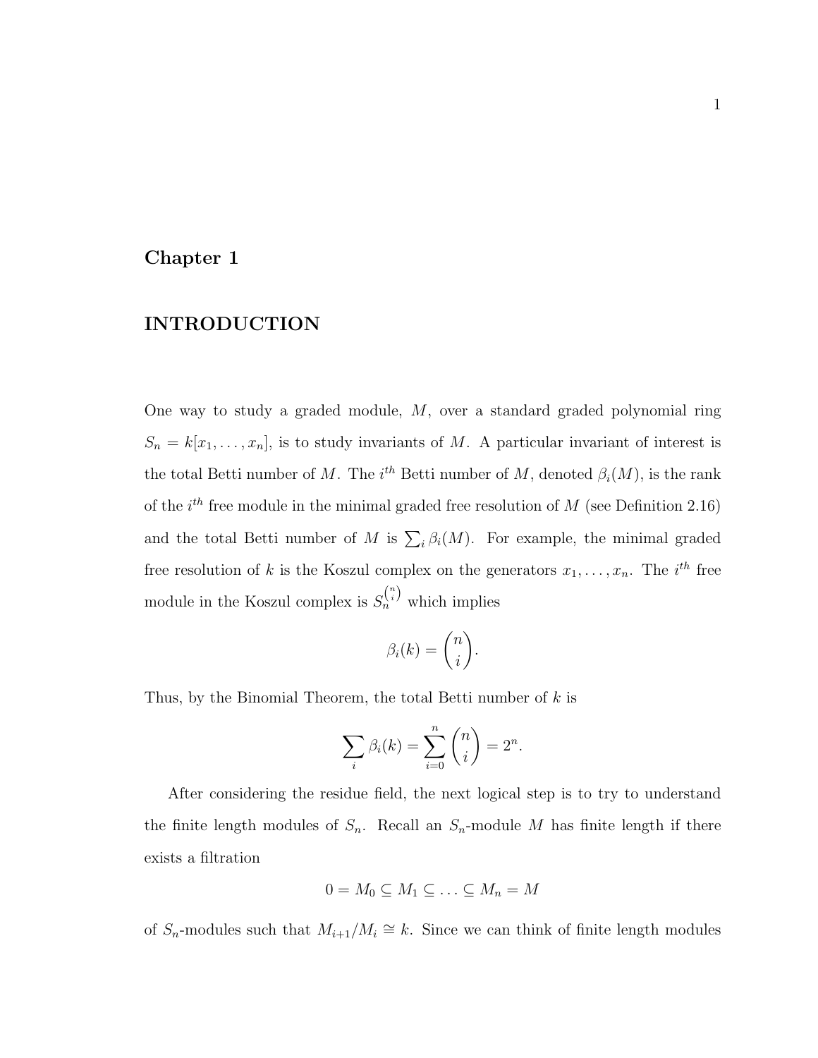# Chapter 1

# INTRODUCTION

One way to study a graded module, $M$, over a standard graded polynomial ring $S_n = k[x_1, \ldots, x_n]$, is to study invariants of $M$. A particular invariant of interest is the total Betti number of $M$. The $i^{th}$ Betti number of $M$, denoted $\beta_i(M)$, is the rank of the $i^{th}$ free module in the minimal graded free resolution of $M$ (see Definition 2.16) and the total Betti number of $M$ is $\sum_i \beta_i(M)$. For example, the minimal graded free resolution of $k$ is the Koszul complex on the generators $x_1, \ldots, x_n$. The $i^{th}$ free module in the Koszul complex is $S_n^{\binom{n}{i}}$ which implies

$$\beta_i(k) = \binom{n}{i}.$$

Thus, by the Binomial Theorem, the total Betti number of $k$ is

$$\sum_i \beta_i(k) = \sum_{i=0}^{n} \binom{n}{i} = 2^n.$$

After considering the residue field, the next logical step is to try to understand the finite length modules of $S_n$. Recall an $S_n$-module $M$ has finite length if there exists a filtration

$$0 = M_0 \subseteq M_1 \subseteq \ldots \subseteq M_n = M$$

of $S_n$-modules such that $M_{i+1}/M_i \cong k$. Since we can think of finite length modules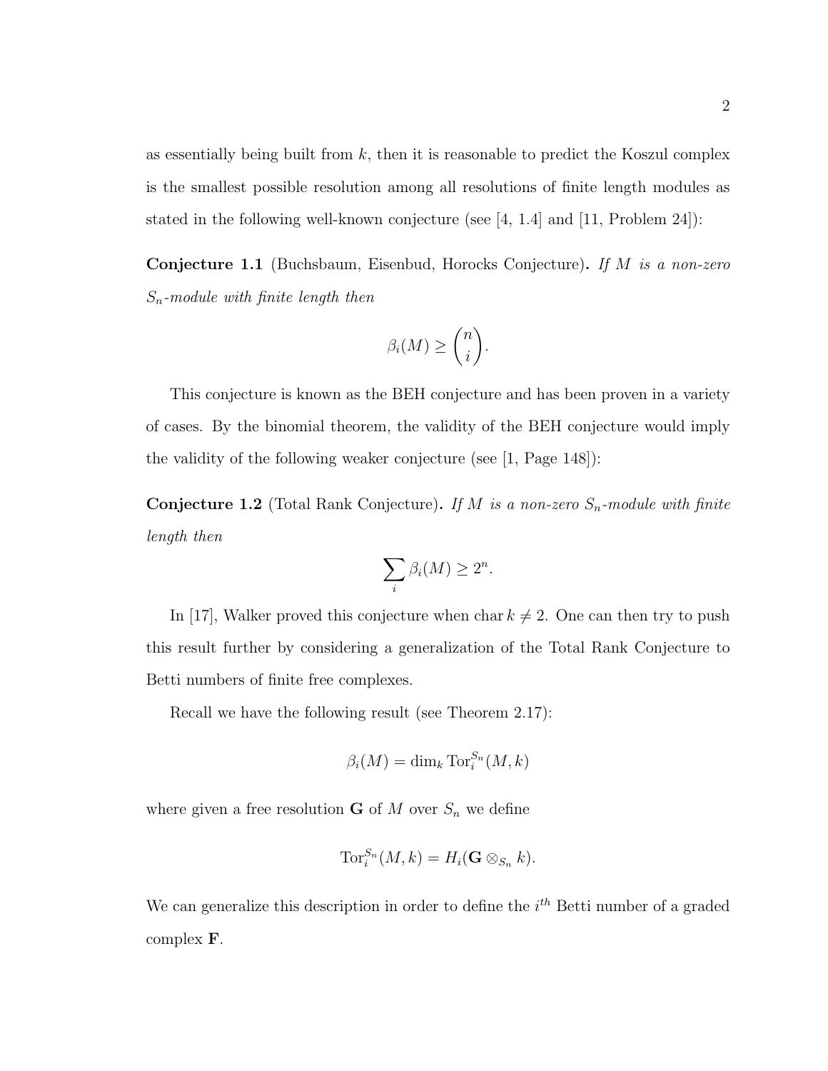as essentially being built from $k$, then it is reasonable to predict the Koszul complex is the smallest possible resolution among all resolutions of finite length modules as stated in the following well-known conjecture (see [4, 1.4] and [11, Problem 24]):

**Conjecture 1.1** (Buchsbaum, Eisenbud, Horocks Conjecture)**.** *If $M$ is a non-zero $S_n$-module with finite length then*

$$\beta_i(M) \geq \binom{n}{i}.$$

This conjecture is known as the BEH conjecture and has been proven in a variety of cases. By the binomial theorem, the validity of the BEH conjecture would imply the validity of the following weaker conjecture (see [1, Page 148]):

**Conjecture 1.2** (Total Rank Conjecture)**.** *If $M$ is a non-zero $S_n$-module with finite length then*

$$\sum_i \beta_i(M) \geq 2^n.$$

In [17], Walker proved this conjecture when $\operatorname{char} k \neq 2$. One can then try to push this result further by considering a generalization of the Total Rank Conjecture to Betti numbers of finite free complexes.

Recall we have the following result (see Theorem 2.17):

$$\beta_i(M) = \dim_k \operatorname{Tor}_i^{S_n}(M, k)$$

where given a free resolution $\mathbf{G}$ of $M$ over $S_n$ we define

$$\operatorname{Tor}_i^{S_n}(M, k) = H_i(\mathbf{G} \otimes_{S_n} k).$$

We can generalize this description in order to define the $i^{th}$ Betti number of a graded complex $\mathbf{F}$.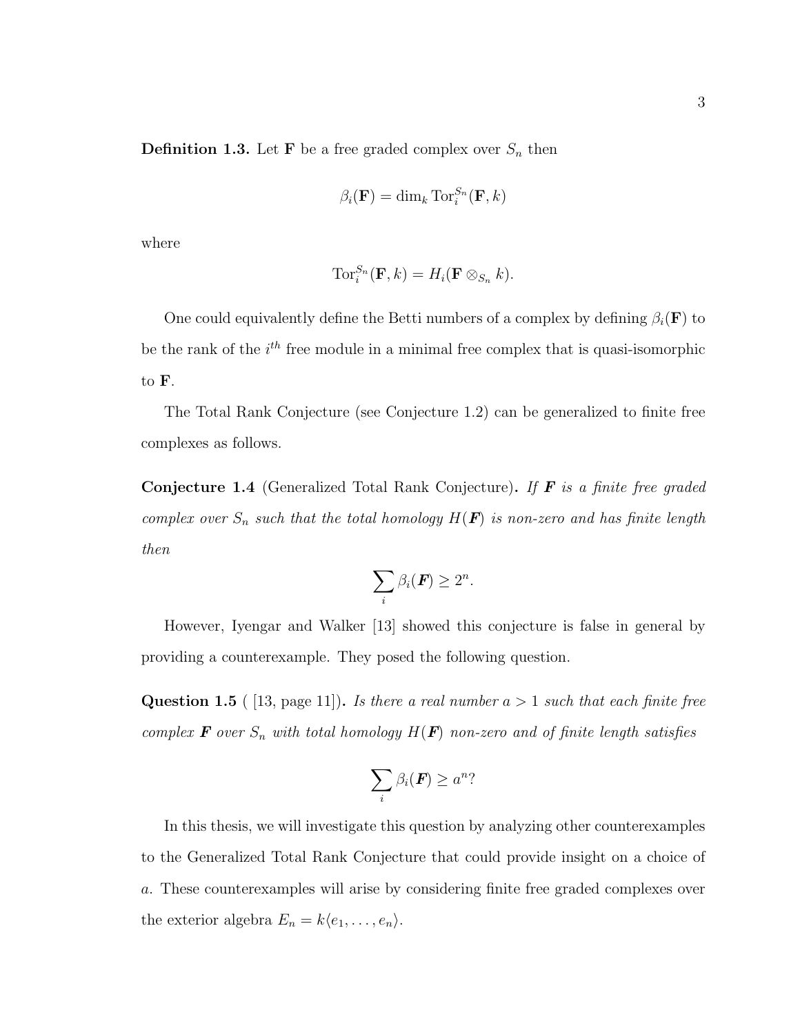**Definition 1.3.** Let $\mathbf{F}$ be a free graded complex over $S_n$ then

$$\beta_i(\mathbf{F}) = \dim_k \operatorname{Tor}_i^{S_n}(\mathbf{F}, k)$$

where

$$\operatorname{Tor}_i^{S_n}(\mathbf{F}, k) = H_i(\mathbf{F} \otimes_{S_n} k).$$

One could equivalently define the Betti numbers of a complex by defining $\beta_i(\mathbf{F})$ to be the rank of the $i^{th}$ free module in a minimal free complex that is quasi-isomorphic to $\mathbf{F}$.

The Total Rank Conjecture (see Conjecture 1.2) can be generalized to finite free complexes as follows.

**Conjecture 1.4** (Generalized Total Rank Conjecture)**.** *If $\boldsymbol{F}$ is a finite free graded complex over $S_n$ such that the total homology $H(\boldsymbol{F})$ is non-zero and has finite length then*

$$\sum_i \beta_i(\boldsymbol{F}) \geq 2^n.$$

However, Iyengar and Walker [13] showed this conjecture is false in general by providing a counterexample. They posed the following question.

**Question 1.5** ( [13, page 11])**.** *Is there a real number $a > 1$ such that each finite free complex $\boldsymbol{F}$ over $S_n$ with total homology $H(\boldsymbol{F})$ non-zero and of finite length satisfies*

$$\sum_i \beta_i(\boldsymbol{F}) \geq a^n?$$

In this thesis, we will investigate this question by analyzing other counterexamples to the Generalized Total Rank Conjecture that could provide insight on a choice of $a$. These counterexamples will arise by considering finite free graded complexes over the exterior algebra $E_n = k\langle e_1, \ldots, e_n \rangle$.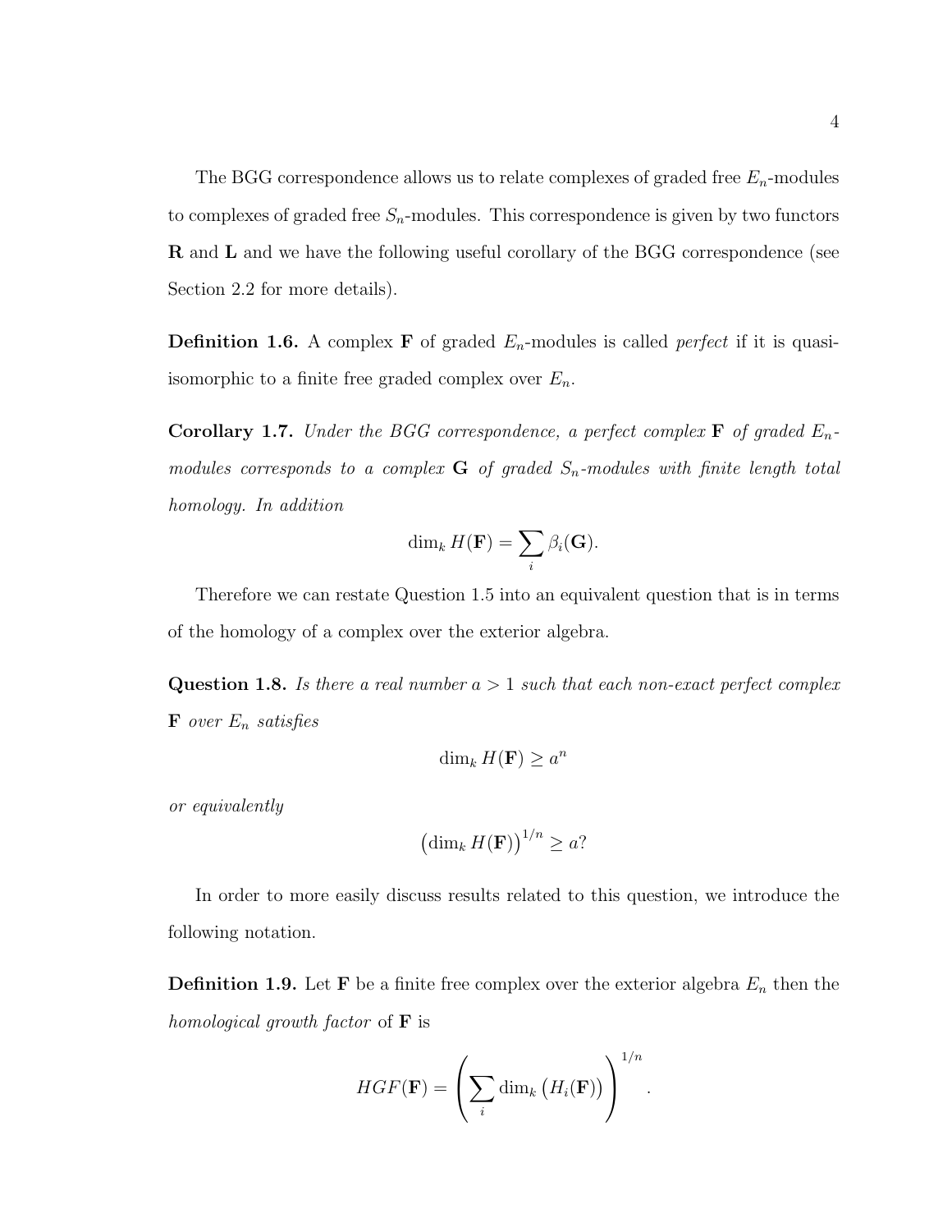The BGG correspondence allows us to relate complexes of graded free $E_n$-modules to complexes of graded free $S_n$-modules. This correspondence is given by two functors $\mathbf{R}$ and $\mathbf{L}$ and we have the following useful corollary of the BGG correspondence (see Section 2.2 for more details).

**Definition 1.6.** A complex $\mathbf{F}$ of graded $E_n$-modules is called *perfect* if it is quasi-isomorphic to a finite free graded complex over $E_n$.

**Corollary 1.7.** *Under the BGG correspondence, a perfect complex $\mathbf{F}$ of graded $E_n$-modules corresponds to a complex $\mathbf{G}$ of graded $S_n$-modules with finite length total homology. In addition*

$$\dim_k H(\mathbf{F}) = \sum_i \beta_i(\mathbf{G}).$$

Therefore we can restate Question 1.5 into an equivalent question that is in terms of the homology of a complex over the exterior algebra.

**Question 1.8.** *Is there a real number $a > 1$ such that each non-exact perfect complex $\mathbf{F}$ over $E_n$ satisfies*

$$\dim_k H(\mathbf{F}) \geq a^n$$

*or equivalently*

$$\left(\dim_k H(\mathbf{F})\right)^{1/n} \geq a?$$

In order to more easily discuss results related to this question, we introduce the following notation.

**Definition 1.9.** Let $\mathbf{F}$ be a finite free complex over the exterior algebra $E_n$ then the *homological growth factor* of $\mathbf{F}$ is

$$HGF(\mathbf{F}) = \left(\sum_i \dim_k \left(H_i(\mathbf{F})\right)\right)^{1/n}.$$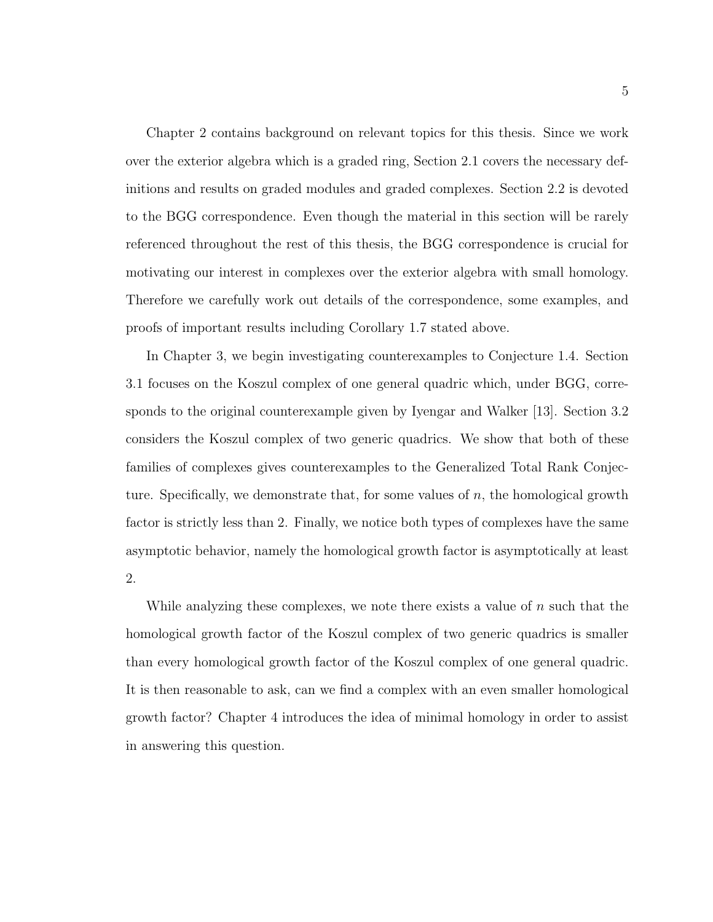Chapter 2 contains background on relevant topics for this thesis. Since we work over the exterior algebra which is a graded ring, Section 2.1 covers the necessary definitions and results on graded modules and graded complexes. Section 2.2 is devoted to the BGG correspondence. Even though the material in this section will be rarely referenced throughout the rest of this thesis, the BGG correspondence is crucial for motivating our interest in complexes over the exterior algebra with small homology. Therefore we carefully work out details of the correspondence, some examples, and proofs of important results including Corollary 1.7 stated above.

In Chapter 3, we begin investigating counterexamples to Conjecture 1.4. Section 3.1 focuses on the Koszul complex of one general quadric which, under BGG, corresponds to the original counterexample given by Iyengar and Walker [13]. Section 3.2 considers the Koszul complex of two generic quadrics. We show that both of these families of complexes gives counterexamples to the Generalized Total Rank Conjecture. Specifically, we demonstrate that, for some values of $n$, the homological growth factor is strictly less than 2. Finally, we notice both types of complexes have the same asymptotic behavior, namely the homological growth factor is asymptotically at least 2.

While analyzing these complexes, we note there exists a value of $n$ such that the homological growth factor of the Koszul complex of two generic quadrics is smaller than every homological growth factor of the Koszul complex of one general quadric. It is then reasonable to ask, can we find a complex with an even smaller homological growth factor? Chapter 4 introduces the idea of minimal homology in order to assist in answering this question.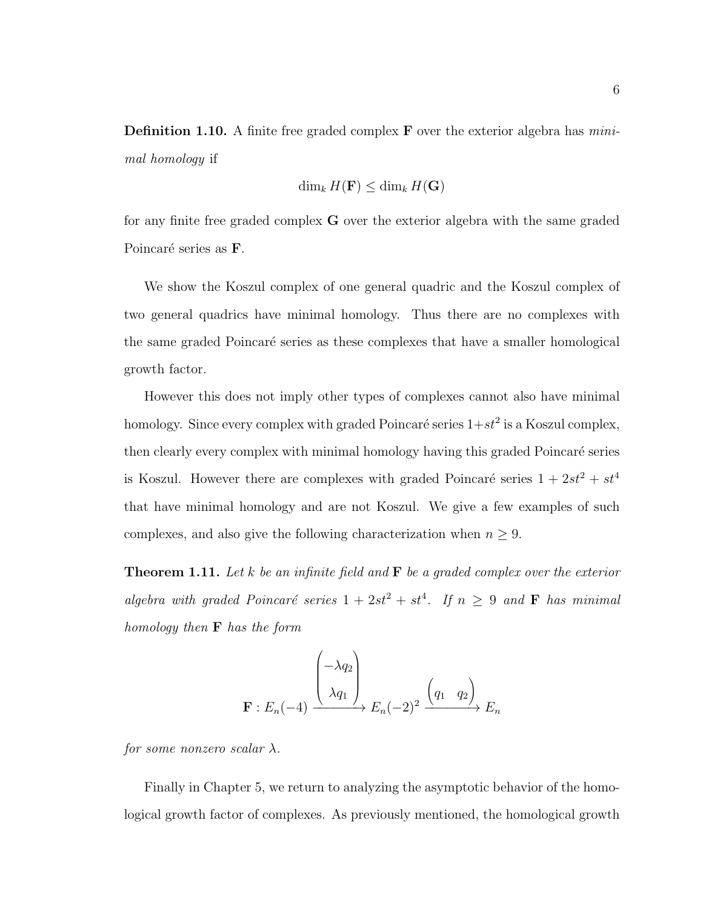**Definition 1.10.** A finite free graded complex $\mathbf{F}$ over the exterior algebra has *minimal homology* if

$$\dim_k H(\mathbf{F}) \leq \dim_k H(\mathbf{G})$$

for any finite free graded complex $\mathbf{G}$ over the exterior algebra with the same graded Poincaré series as $\mathbf{F}$.

We show the Koszul complex of one general quadric and the Koszul complex of two general quadrics have minimal homology. Thus there are no complexes with the same graded Poincaré series as these complexes that have a smaller homological growth factor.

However this does not imply other types of complexes cannot also have minimal homology. Since every complex with graded Poincaré series $1+st^2$ is a Koszul complex, then clearly every complex with minimal homology having this graded Poincaré series is Koszul. However there are complexes with graded Poincaré series $1 + 2st^2 + st^4$ that have minimal homology and are not Koszul. We give a few examples of such complexes, and also give the following characterization when $n \geq 9$.

**Theorem 1.11.** *Let $k$ be an infinite field and $\mathbf{F}$ be a graded complex over the exterior algebra with graded Poincaré series $1 + 2st^2 + st^4$. If $n \geq 9$ and $\mathbf{F}$ has minimal homology then $\mathbf{F}$ has the form*

$$\mathbf{F} : E_n(-4) \xrightarrow{\begin{pmatrix} -\lambda q_2 \\ \lambda q_1 \end{pmatrix}} E_n(-2)^2 \xrightarrow{\begin{pmatrix} q_1 & q_2 \end{pmatrix}} E_n$$

*for some nonzero scalar $\lambda$.*

Finally in Chapter 5, we return to analyzing the asymptotic behavior of the homological growth factor of complexes. As previously mentioned, the homological growth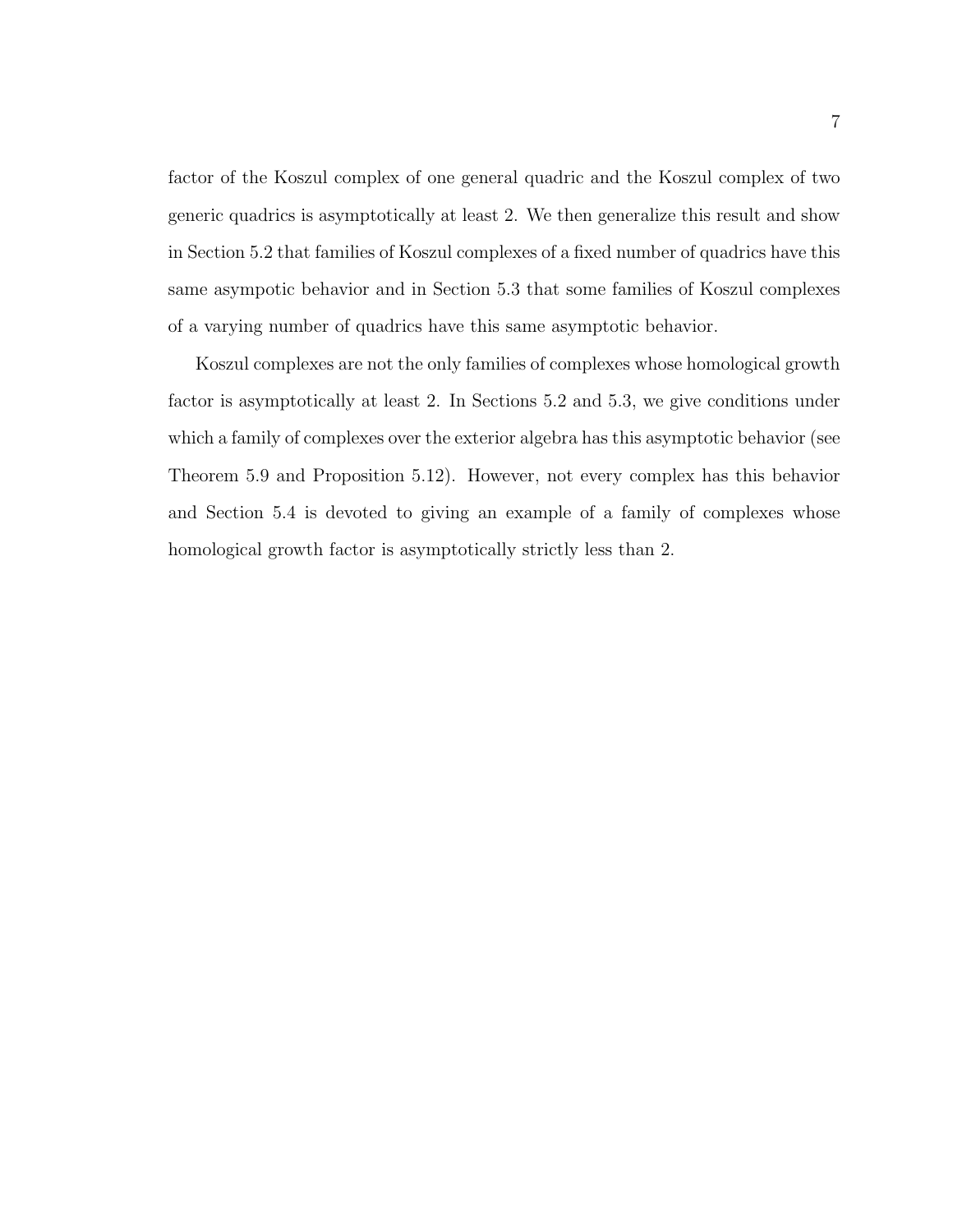factor of the Koszul complex of one general quadric and the Koszul complex of two generic quadrics is asymptotically at least 2. We then generalize this result and show in Section 5.2 that families of Koszul complexes of a fixed number of quadrics have this same asympotic behavior and in Section 5.3 that some families of Koszul complexes of a varying number of quadrics have this same asymptotic behavior.

Koszul complexes are not the only families of complexes whose homological growth factor is asymptotically at least 2. In Sections 5.2 and 5.3, we give conditions under which a family of complexes over the exterior algebra has this asymptotic behavior (see Theorem 5.9 and Proposition 5.12). However, not every complex has this behavior and Section 5.4 is devoted to giving an example of a family of complexes whose homological growth factor is asymptotically strictly less than 2.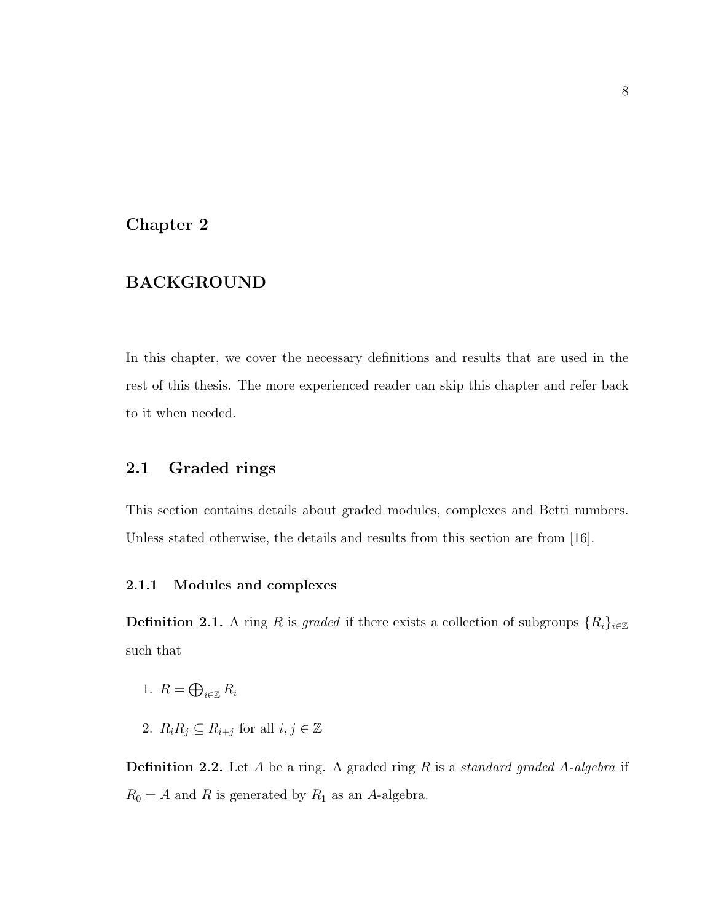# Chapter 2

# BACKGROUND

In this chapter, we cover the necessary definitions and results that are used in the rest of this thesis. The more experienced reader can skip this chapter and refer back to it when needed.

## 2.1 Graded rings

This section contains details about graded modules, complexes and Betti numbers. Unless stated otherwise, the details and results from this section are from [16].

### 2.1.1 Modules and complexes

**Definition 2.1.** A ring $R$ is *graded* if there exists a collection of subgroups $\{R_i\}_{i\in\mathbb{Z}}$ such that

1. $R = \bigoplus_{i\in\mathbb{Z}} R_i$
2. $R_iR_j \subseteq R_{i+j}$ for all $i, j \in \mathbb{Z}$

**Definition 2.2.** Let $A$ be a ring. A graded ring $R$ is a *standard graded $A$-algebra* if $R_0 = A$ and $R$ is generated by $R_1$ as an $A$-algebra.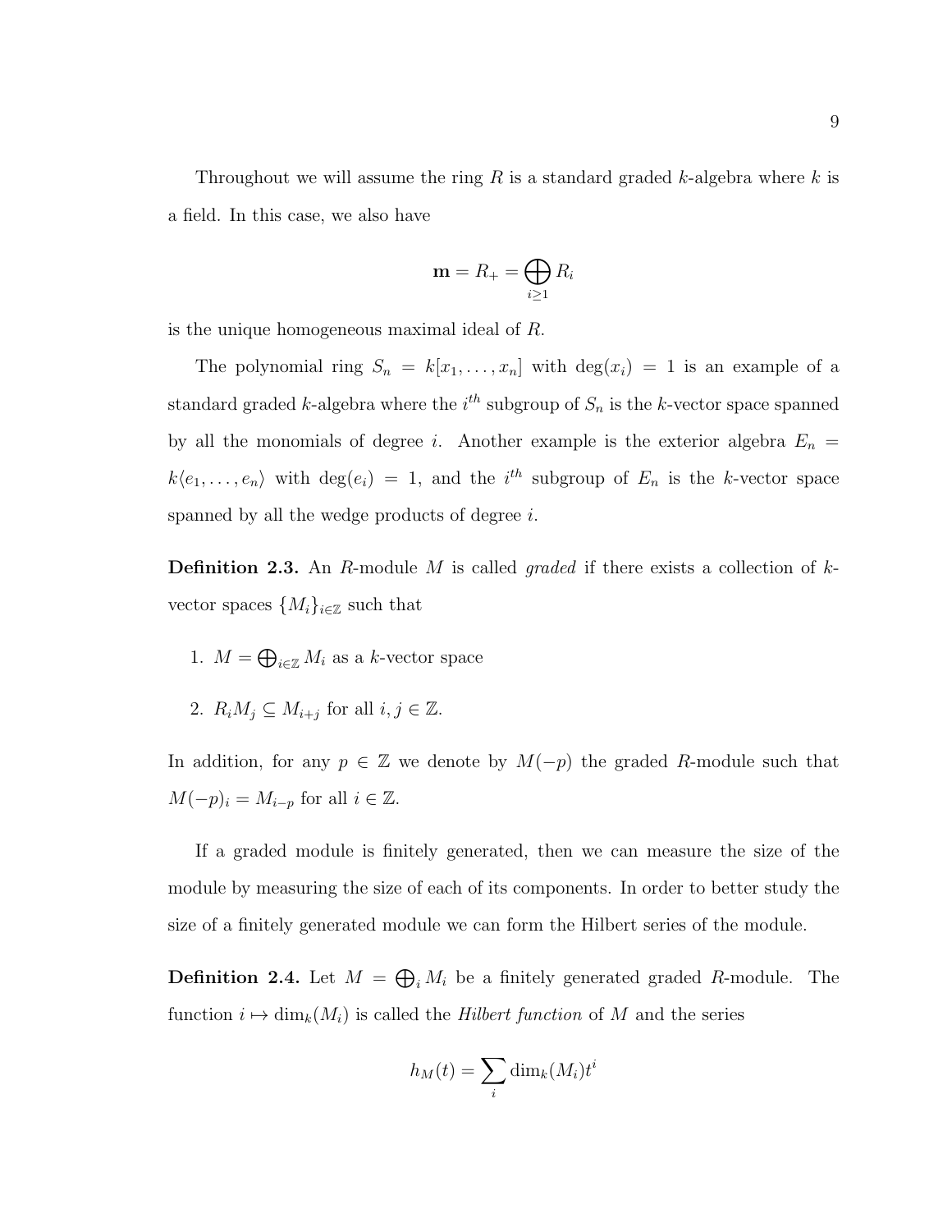Throughout we will assume the ring $R$ is a standard graded $k$-algebra where $k$ is a field. In this case, we also have

$$\mathbf{m} = R_+ = \bigoplus_{i \geq 1} R_i$$

is the unique homogeneous maximal ideal of $R$.

The polynomial ring $S_n = k[x_1, \ldots, x_n]$ with $\deg(x_i) = 1$ is an example of a standard graded $k$-algebra where the $i^{th}$ subgroup of $S_n$ is the $k$-vector space spanned by all the monomials of degree $i$. Another example is the exterior algebra $E_n = k\langle e_1, \ldots, e_n \rangle$ with $\deg(e_i) = 1$, and the $i^{th}$ subgroup of $E_n$ is the $k$-vector space spanned by all the wedge products of degree $i$.

**Definition 2.3.** An $R$-module $M$ is called *graded* if there exists a collection of $k$-vector spaces $\{M_i\}_{i \in \mathbb{Z}}$ such that

1. $M = \bigoplus_{i \in \mathbb{Z}} M_i$ as a $k$-vector space
2. $R_i M_j \subseteq M_{i+j}$ for all $i, j \in \mathbb{Z}$.

In addition, for any $p \in \mathbb{Z}$ we denote by $M(-p)$ the graded $R$-module such that $M(-p)_i = M_{i-p}$ for all $i \in \mathbb{Z}$.

If a graded module is finitely generated, then we can measure the size of the module by measuring the size of each of its components. In order to better study the size of a finitely generated module we can form the Hilbert series of the module.

**Definition 2.4.** Let $M = \bigoplus_i M_i$ be a finitely generated graded $R$-module. The function $i \mapsto \dim_k(M_i)$ is called the *Hilbert function* of $M$ and the series

$$h_M(t) = \sum_i \dim_k(M_i) t^i$$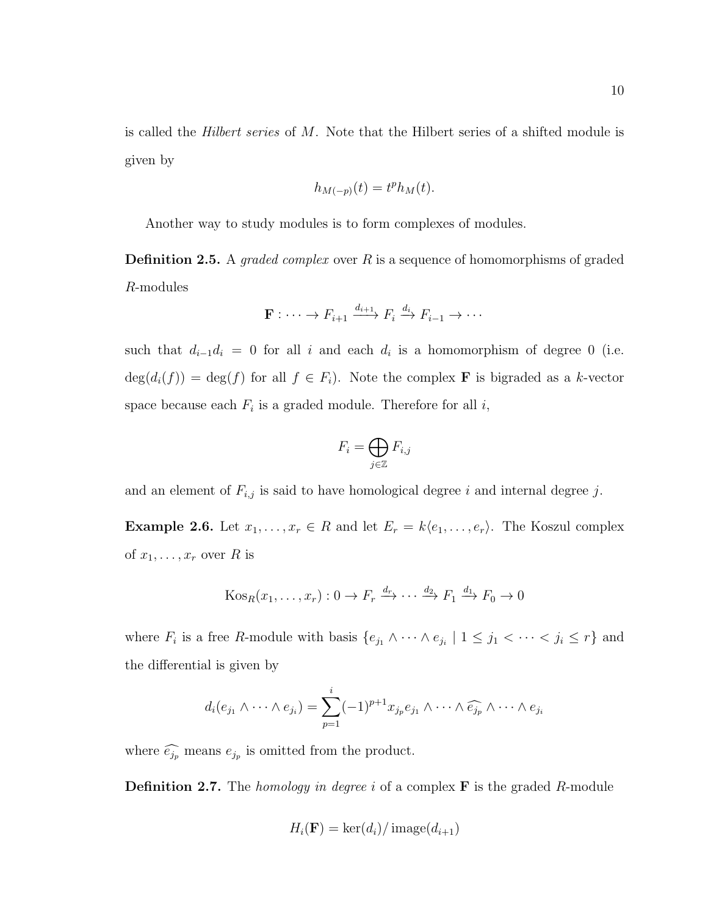is called the *Hilbert series* of $M$. Note that the Hilbert series of a shifted module is given by

$$h_{M(-p)}(t) = t^p h_M(t).$$

Another way to study modules is to form complexes of modules.

**Definition 2.5.** A *graded complex* over $R$ is a sequence of homomorphisms of graded $R$-modules

$$\mathbf{F} : \cdots \to F_{i+1} \xrightarrow{d_{i+1}} F_i \xrightarrow{d_i} F_{i-1} \to \cdots$$

such that $d_{i-1}d_i = 0$ for all $i$ and each $d_i$ is a homomorphism of degree 0 (i.e. $\deg(d_i(f)) = \deg(f)$ for all $f \in F_i$). Note the complex $\mathbf{F}$ is bigraded as a $k$-vector space because each $F_i$ is a graded module. Therefore for all $i$,

$$F_i = \bigoplus_{j \in \mathbb{Z}} F_{i,j}$$

and an element of $F_{i,j}$ is said to have homological degree $i$ and internal degree $j$.

**Example 2.6.** Let $x_1, \ldots, x_r \in R$ and let $E_r = k\langle e_1, \ldots, e_r \rangle$. The Koszul complex of $x_1, \ldots, x_r$ over $R$ is

$$\mathrm{Kos}_R(x_1, \ldots, x_r) : 0 \to F_r \xrightarrow{d_r} \cdots \xrightarrow{d_2} F_1 \xrightarrow{d_1} F_0 \to 0$$

where $F_i$ is a free $R$-module with basis $\{e_{j_1} \wedge \cdots \wedge e_{j_i} \mid 1 \leq j_1 < \cdots < j_i \leq r\}$ and the differential is given by

$$d_i(e_{j_1} \wedge \cdots \wedge e_{j_i}) = \sum_{p=1}^{i} (-1)^{p+1} x_{j_p} e_{j_1} \wedge \cdots \wedge \widehat{e_{j_p}} \wedge \cdots \wedge e_{j_i}$$

where $\widehat{e_{j_p}}$ means $e_{j_p}$ is omitted from the product.

**Definition 2.7.** The *homology in degree $i$* of a complex $\mathbf{F}$ is the graded $R$-module

$$H_i(\mathbf{F}) = \ker(d_i) / \operatorname{image}(d_{i+1})$$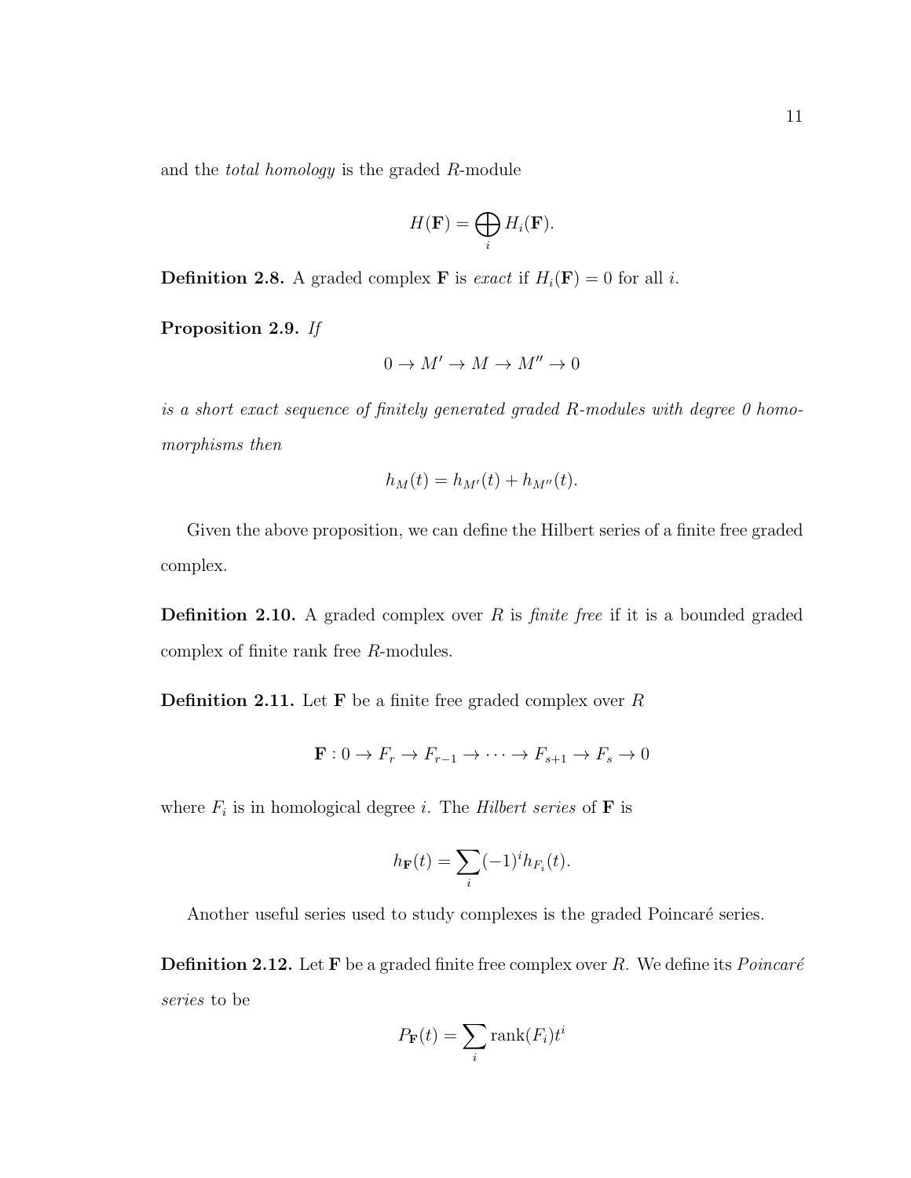and the *total homology* is the graded $R$-module

$$H(\mathbf{F}) = \bigoplus_i H_i(\mathbf{F}).$$

**Definition 2.8.** A graded complex $\mathbf{F}$ is *exact* if $H_i(\mathbf{F}) = 0$ for all $i$.

**Proposition 2.9.** *If*

$$0 \to M' \to M \to M'' \to 0$$

*is a short exact sequence of finitely generated graded $R$-modules with degree 0 homomorphisms then*

$$h_M(t) = h_{M'}(t) + h_{M''}(t).$$

Given the above proposition, we can define the Hilbert series of a finite free graded complex.

**Definition 2.10.** A graded complex over $R$ is *finite free* if it is a bounded graded complex of finite rank free $R$-modules.

**Definition 2.11.** Let $\mathbf{F}$ be a finite free graded complex over $R$

$$\mathbf{F} : 0 \to F_r \to F_{r-1} \to \cdots \to F_{s+1} \to F_s \to 0$$

where $F_i$ is in homological degree $i$. The *Hilbert series* of $\mathbf{F}$ is

$$h_{\mathbf{F}}(t) = \sum_i (-1)^i h_{F_i}(t).$$

Another useful series used to study complexes is the graded Poincaré series.

**Definition 2.12.** Let $\mathbf{F}$ be a graded finite free complex over $R$. We define its *Poincaré series* to be

$$P_{\mathbf{F}}(t) = \sum_i \operatorname{rank}(F_i) t^i$$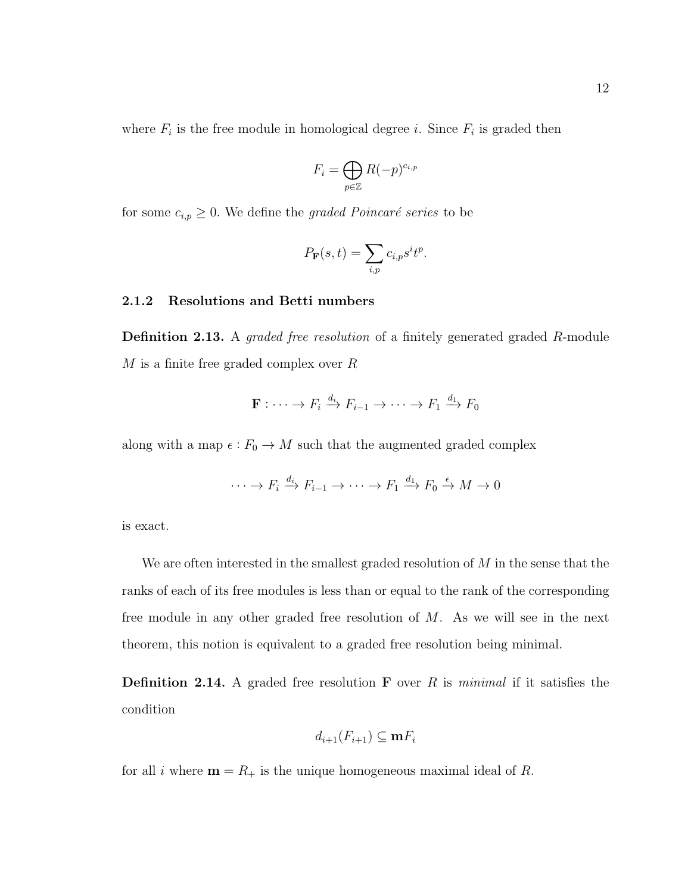where $F_i$ is the free module in homological degree $i$. Since $F_i$ is graded then

$$F_i = \bigoplus_{p \in \mathbb{Z}} R(-p)^{c_{i,p}}$$

for some $c_{i,p} \geq 0$. We define the *graded Poincaré series* to be

$$P_{\mathbf{F}}(s,t) = \sum_{i,p} c_{i,p} s^i t^p.$$

### 2.1.2 Resolutions and Betti numbers

**Definition 2.13.** A *graded free resolution* of a finitely generated graded $R$-module $M$ is a finite free graded complex over $R$

$$\mathbf{F} : \cdots \to F_i \xrightarrow{d_i} F_{i-1} \to \cdots \to F_1 \xrightarrow{d_1} F_0$$

along with a map $\epsilon : F_0 \to M$ such that the augmented graded complex

$$\cdots \to F_i \xrightarrow{d_i} F_{i-1} \to \cdots \to F_1 \xrightarrow{d_1} F_0 \xrightarrow{\epsilon} M \to 0$$

is exact.

We are often interested in the smallest graded resolution of $M$ in the sense that the ranks of each of its free modules is less than or equal to the rank of the corresponding free module in any other graded free resolution of $M$. As we will see in the next theorem, this notion is equivalent to a graded free resolution being minimal.

**Definition 2.14.** A graded free resolution $\mathbf{F}$ over $R$ is *minimal* if it satisfies the condition

$$d_{i+1}(F_{i+1}) \subseteq \mathbf{m} F_i$$

for all $i$ where $\mathbf{m} = R_+$ is the unique homogeneous maximal ideal of $R$.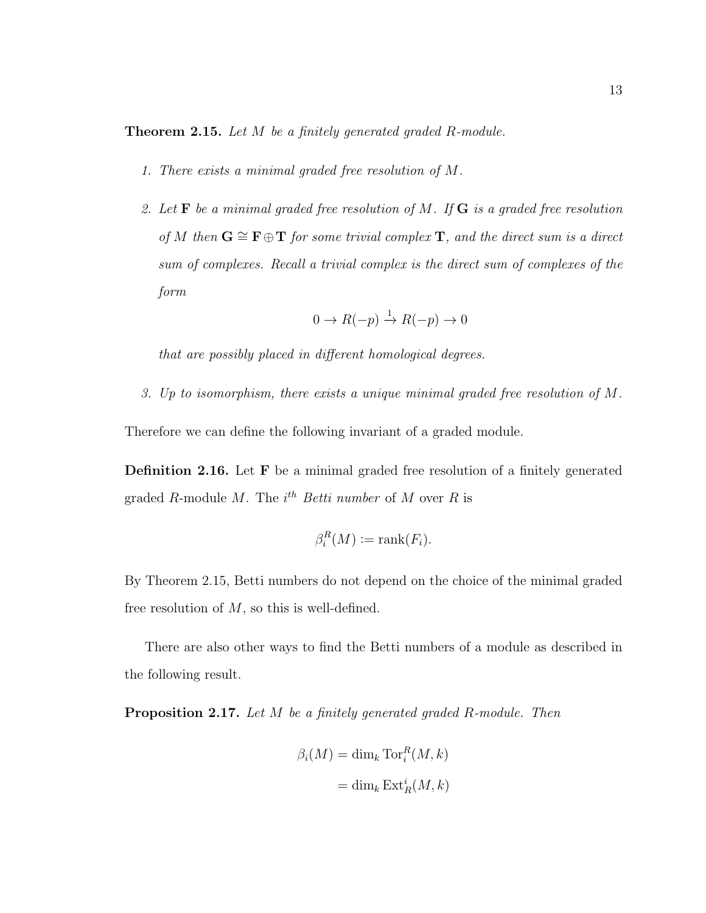**Theorem 2.15.** *Let $M$ be a finitely generated graded $R$-module.*

1. *There exists a minimal graded free resolution of $M$.*

2. *Let $\mathbf{F}$ be a minimal graded free resolution of $M$. If $\mathbf{G}$ is a graded free resolution of $M$ then $\mathbf{G} \cong \mathbf{F} \oplus \mathbf{T}$ for some trivial complex $\mathbf{T}$, and the direct sum is a direct sum of complexes. Recall a trivial complex is the direct sum of complexes of the form*

$$0 \to R(-p) \xrightarrow{1} R(-p) \to 0$$

   *that are possibly placed in different homological degrees.*

3. *Up to isomorphism, there exists a unique minimal graded free resolution of $M$.*

Therefore we can define the following invariant of a graded module.

**Definition 2.16.** Let $\mathbf{F}$ be a minimal graded free resolution of a finitely generated graded $R$-module $M$. The $i^{th}$ *Betti number* of $M$ over $R$ is

$$\beta_i^R(M) := \operatorname{rank}(F_i).$$

By Theorem 2.15, Betti numbers do not depend on the choice of the minimal graded free resolution of $M$, so this is well-defined.

There are also other ways to find the Betti numbers of a module as described in the following result.

**Proposition 2.17.** *Let $M$ be a finitely generated graded $R$-module. Then*

$$\begin{aligned}\beta_i(M) &= \dim_k \operatorname{Tor}_i^R(M, k) \\ &= \dim_k \operatorname{Ext}_R^i(M, k)\end{aligned}$$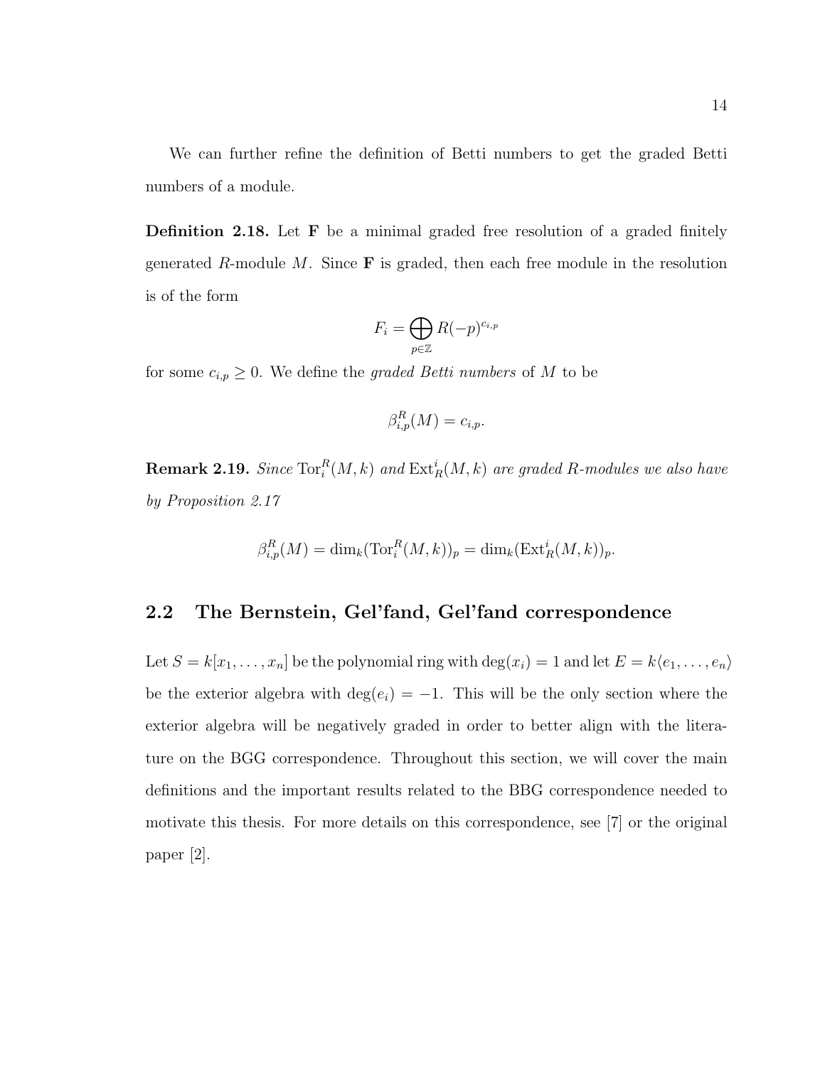We can further refine the definition of Betti numbers to get the graded Betti numbers of a module.

**Definition 2.18.** Let $\mathbf{F}$ be a minimal graded free resolution of a graded finitely generated $R$-module $M$. Since $\mathbf{F}$ is graded, then each free module in the resolution is of the form

$$F_i = \bigoplus_{p \in \mathbb{Z}} R(-p)^{c_{i,p}}$$

for some $c_{i,p} \geq 0$. We define the *graded Betti numbers* of $M$ to be

$$\beta^R_{i,p}(M) = c_{i,p}.$$

**Remark 2.19.** *Since* $\operatorname{Tor}^R_i(M, k)$ *and* $\operatorname{Ext}^i_R(M, k)$ *are graded* $R$*-modules we also have by Proposition 2.17*

$$\beta^R_{i,p}(M) = \dim_k(\operatorname{Tor}^R_i(M, k))_p = \dim_k(\operatorname{Ext}^i_R(M, k))_p.$$

## 2.2 The Bernstein, Gel'fand, Gel'fand correspondence

Let $S = k[x_1, \dots, x_n]$ be the polynomial ring with $\deg(x_i) = 1$ and let $E = k\langle e_1, \dots, e_n\rangle$ be the exterior algebra with $\deg(e_i) = -1$. This will be the only section where the exterior algebra will be negatively graded in order to better align with the literature on the BGG correspondence. Throughout this section, we will cover the main definitions and the important results related to the BBG correspondence needed to motivate this thesis. For more details on this correspondence, see [7] or the original paper [2].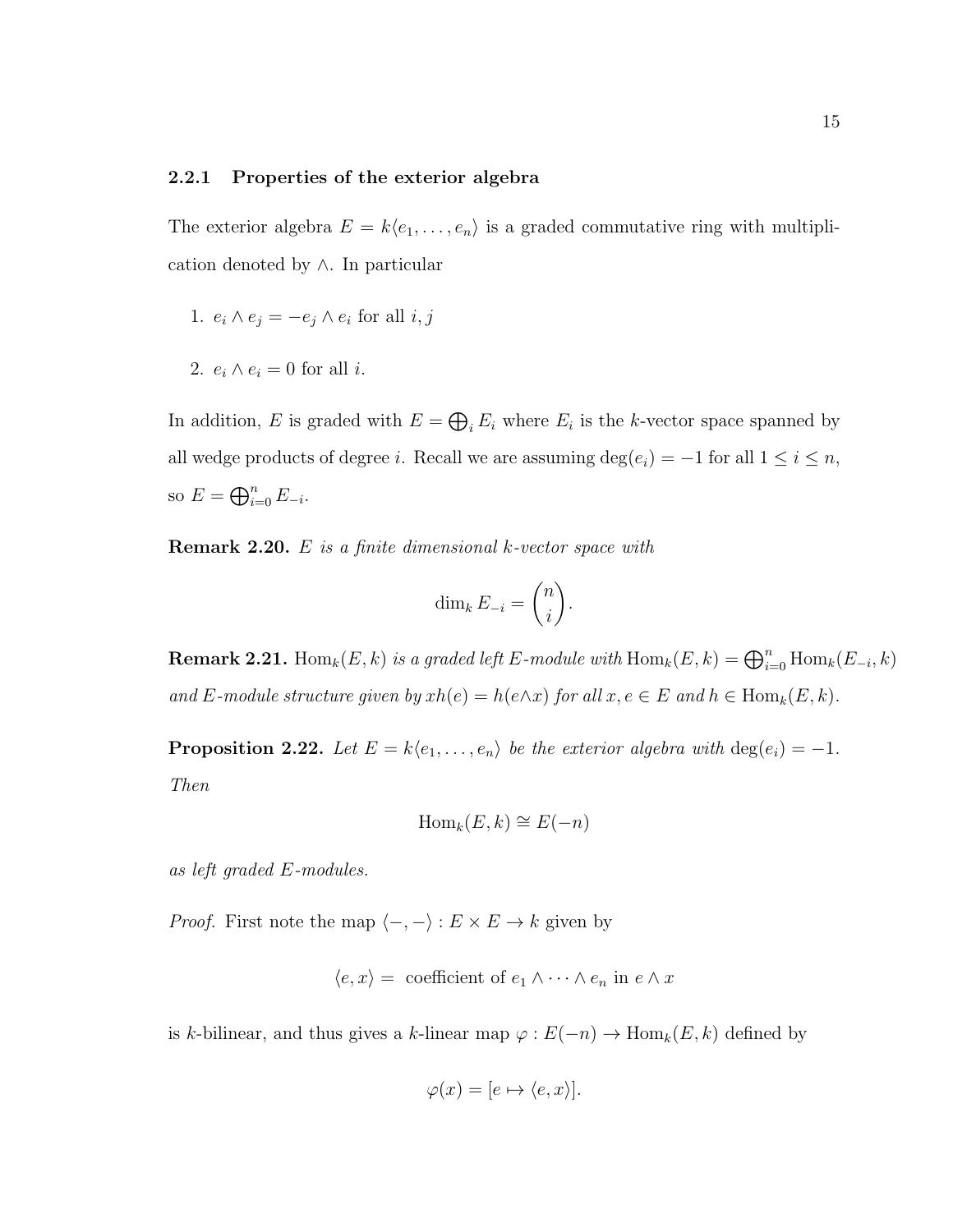### 2.2.1 Properties of the exterior algebra

The exterior algebra $E = k\langle e_1, \ldots, e_n \rangle$ is a graded commutative ring with multiplication denoted by $\wedge$. In particular

1. $e_i \wedge e_j = -e_j \wedge e_i$ for all $i, j$
2. $e_i \wedge e_i = 0$ for all $i$.

In addition, $E$ is graded with $E = \bigoplus_i E_i$ where $E_i$ is the $k$-vector space spanned by all wedge products of degree $i$. Recall we are assuming $\deg(e_i) = -1$ for all $1 \leq i \leq n$, so $E = \bigoplus_{i=0}^n E_{-i}$.

**Remark 2.20.** *$E$ is a finite dimensional $k$-vector space with*

$$\dim_k E_{-i} = \binom{n}{i}.$$

**Remark 2.21.** *$\operatorname{Hom}_k(E, k)$ is a graded left $E$-module with $\operatorname{Hom}_k(E, k) = \bigoplus_{i=0}^n \operatorname{Hom}_k(E_{-i}, k)$ and $E$-module structure given by $xh(e) = h(e \wedge x)$ for all $x, e \in E$ and $h \in \operatorname{Hom}_k(E, k)$.*

**Proposition 2.22.** *Let $E = k\langle e_1, \ldots, e_n \rangle$ be the exterior algebra with $\deg(e_i) = -1$. Then*

$$\operatorname{Hom}_k(E, k) \cong E(-n)$$

*as left graded $E$-modules.*

*Proof.* First note the map $\langle -, - \rangle : E \times E \to k$ given by

$$\langle e, x \rangle = \text{ coefficient of } e_1 \wedge \cdots \wedge e_n \text{ in } e \wedge x$$

is $k$-bilinear, and thus gives a $k$-linear map $\varphi : E(-n) \to \operatorname{Hom}_k(E, k)$ defined by

$$\varphi(x) = [e \mapsto \langle e, x \rangle].$$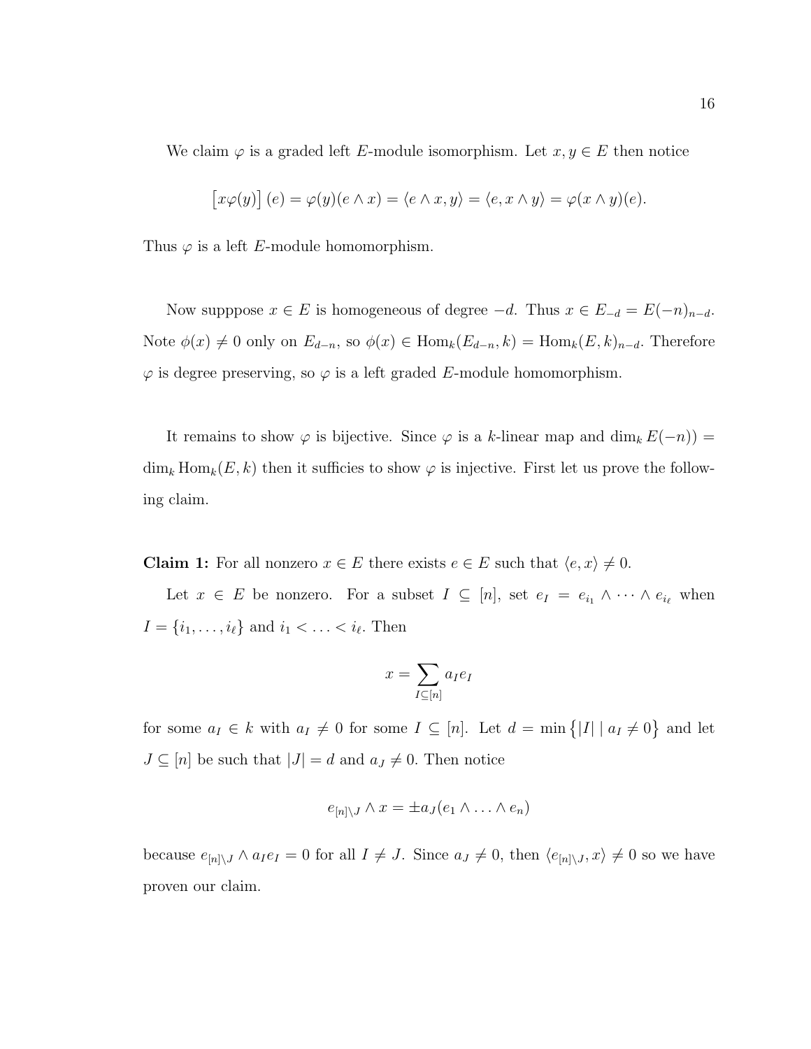We claim $\varphi$ is a graded left $E$-module isomorphism. Let $x, y \in E$ then notice

$$\left[x\varphi(y)\right](e) = \varphi(y)(e \wedge x) = \langle e \wedge x, y\rangle = \langle e, x \wedge y\rangle = \varphi(x \wedge y)(e).$$

Thus $\varphi$ is a left $E$-module homomorphism.

Now supppose $x \in E$ is homogeneous of degree $-d$. Thus $x \in E_{-d} = E(-n)_{n-d}$. Note $\phi(x) \neq 0$ only on $E_{d-n}$, so $\phi(x) \in \operatorname{Hom}_k(E_{d-n}, k) = \operatorname{Hom}_k(E, k)_{n-d}$. Therefore $\varphi$ is degree preserving, so $\varphi$ is a left graded $E$-module homomorphism.

It remains to show $\varphi$ is bijective. Since $\varphi$ is a $k$-linear map and $\dim_k E(-n)) = \dim_k \operatorname{Hom}_k(E, k)$ then it sufficies to show $\varphi$ is injective. First let us prove the following claim.

**Claim 1:** For all nonzero $x \in E$ there exists $e \in E$ such that $\langle e, x\rangle \neq 0$.

Let $x \in E$ be nonzero. For a subset $I \subseteq [n]$, set $e_I = e_{i_1} \wedge \cdots \wedge e_{i_\ell}$ when $I = \{i_1, \ldots, i_\ell\}$ and $i_1 < \ldots < i_\ell$. Then

$$x = \sum_{I \subseteq [n]} a_I e_I$$

for some $a_I \in k$ with $a_I \neq 0$ for some $I \subseteq [n]$. Let $d = \min\left\{|I| \mid a_I \neq 0\right\}$ and let $J \subseteq [n]$ be such that $|J| = d$ and $a_J \neq 0$. Then notice

$$e_{[n]\setminus J} \wedge x = \pm a_J(e_1 \wedge \ldots \wedge e_n)$$

because $e_{[n]\setminus J} \wedge a_I e_I = 0$ for all $I \neq J$. Since $a_J \neq 0$, then $\langle e_{[n]\setminus J}, x\rangle \neq 0$ so we have proven our claim.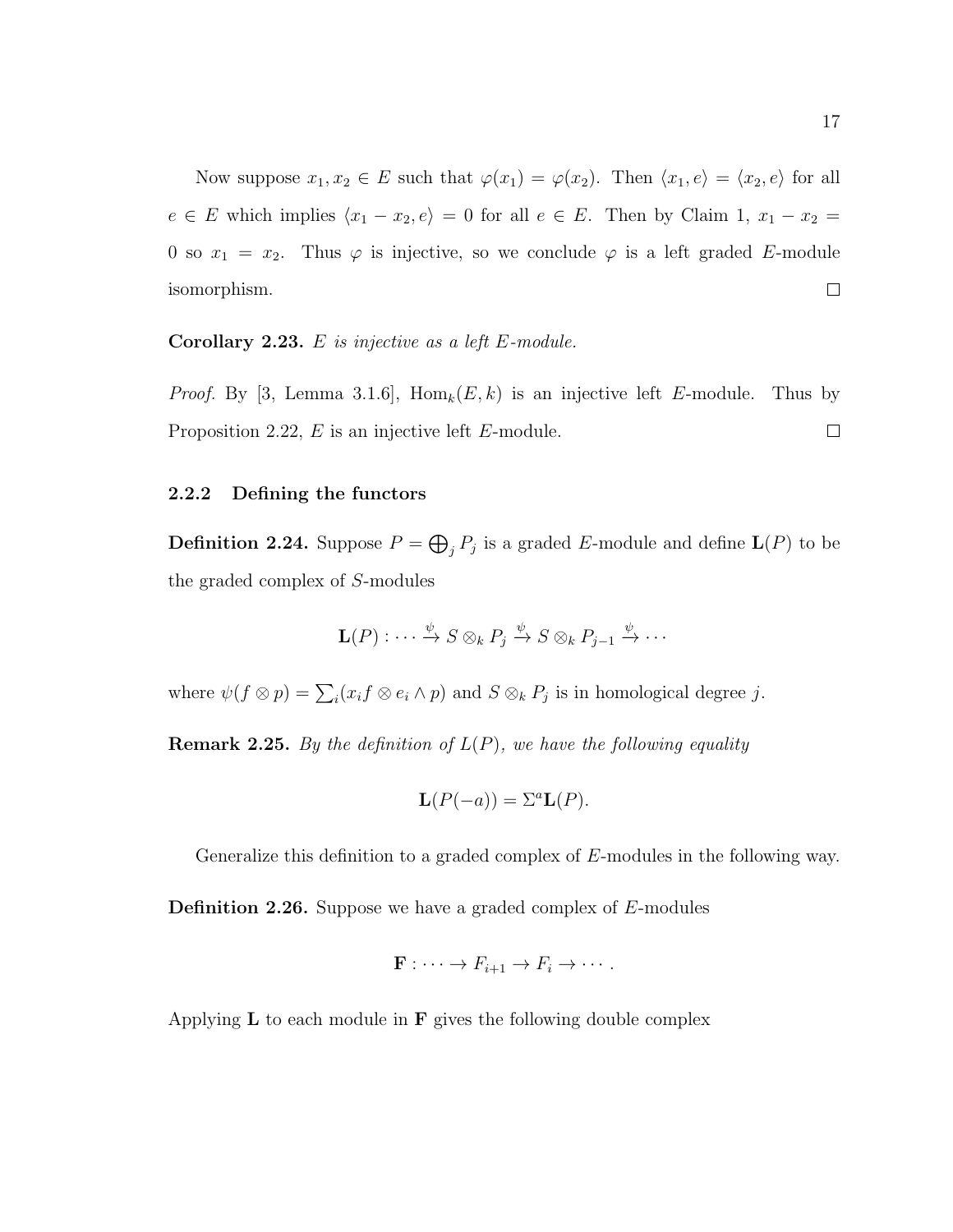Now suppose $x_1, x_2 \in E$ such that $\varphi(x_1) = \varphi(x_2)$. Then $\langle x_1, e\rangle = \langle x_2, e\rangle$ for all $e \in E$ which implies $\langle x_1 - x_2, e\rangle = 0$ for all $e \in E$. Then by Claim 1, $x_1 - x_2 = 0$ so $x_1 = x_2$. Thus $\varphi$ is injective, so we conclude $\varphi$ is a left graded $E$-module isomorphism. □

**Corollary 2.23.** *$E$ is injective as a left $E$-module.*

*Proof.* By [3, Lemma 3.1.6], $\mathrm{Hom}_k(E, k)$ is an injective left $E$-module. Thus by Proposition 2.22, $E$ is an injective left $E$-module. □

### 2.2.2 Defining the functors

**Definition 2.24.** Suppose $P = \bigoplus_j P_j$ is a graded $E$-module and define $\mathbf{L}(P)$ to be the graded complex of $S$-modules

$$\mathbf{L}(P) : \cdots \xrightarrow{\psi} S \otimes_k P_j \xrightarrow{\psi} S \otimes_k P_{j-1} \xrightarrow{\psi} \cdots$$

where $\psi(f \otimes p) = \sum_i (x_i f \otimes e_i \wedge p)$ and $S \otimes_k P_j$ is in homological degree $j$.

**Remark 2.25.** *By the definition of $L(P)$, we have the following equality*

$$\mathbf{L}(P(-a)) = \Sigma^a \mathbf{L}(P).$$

Generalize this definition to a graded complex of $E$-modules in the following way.

**Definition 2.26.** Suppose we have a graded complex of $E$-modules

$$\mathbf{F} : \cdots \to F_{i+1} \to F_i \to \cdots .$$

Applying $\mathbf{L}$ to each module in $\mathbf{F}$ gives the following double complex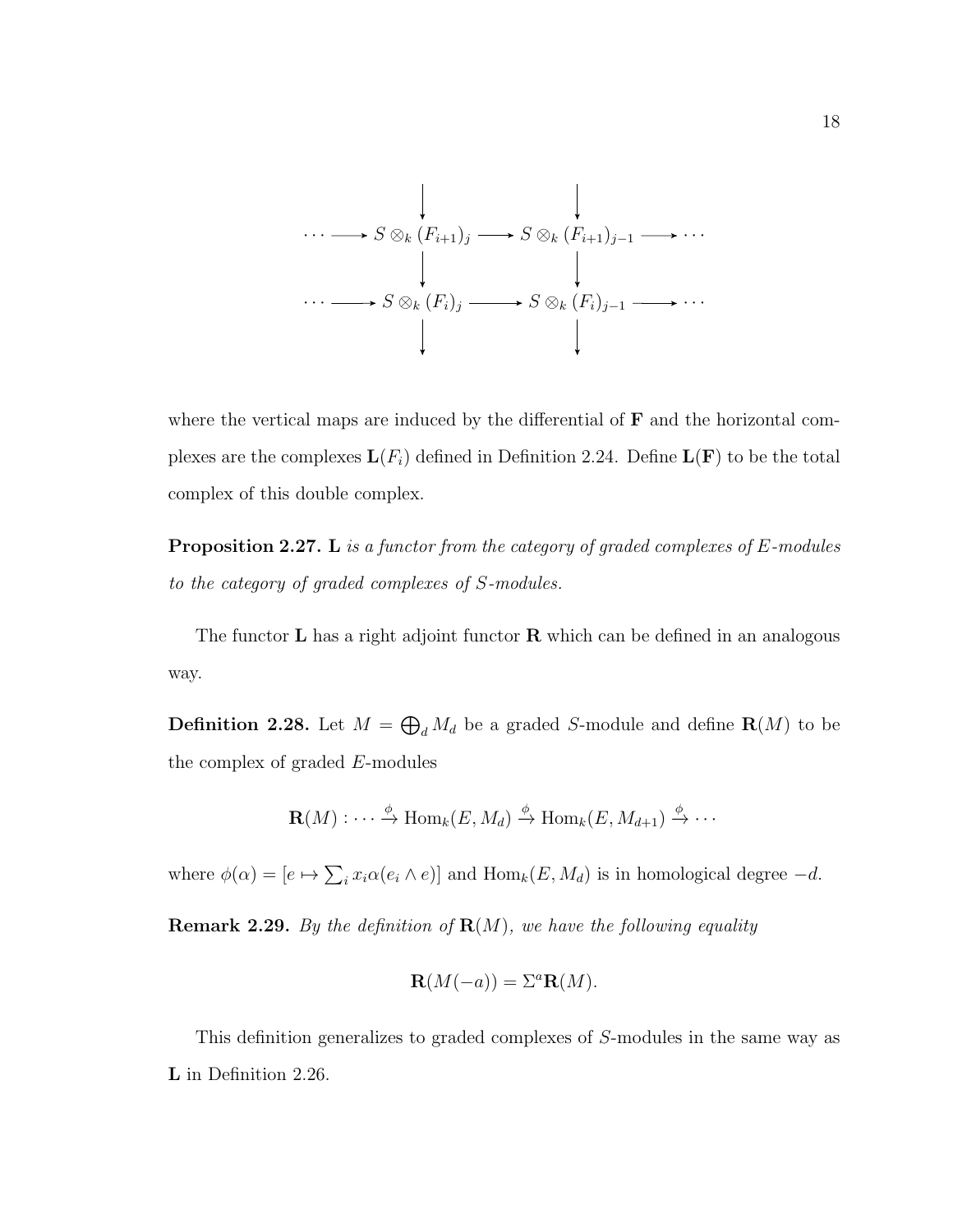$$
\begin{array}{ccccccc}
 & & \downarrow & & \downarrow & & \\
\cdots & \longrightarrow & S \otimes_k (F_{i+1})_j & \longrightarrow & S \otimes_k (F_{i+1})_{j-1} & \longrightarrow & \cdots \\
 & & \downarrow & & \downarrow & & \\
\cdots & \longrightarrow & S \otimes_k (F_i)_j & \longrightarrow & S \otimes_k (F_i)_{j-1} & \longrightarrow & \cdots \\
 & & \downarrow & & \downarrow & &
\end{array}
$$

where the vertical maps are induced by the differential of $\mathbf{F}$ and the horizontal complexes are the complexes $\mathbf{L}(F_i)$ defined in Definition 2.24. Define $\mathbf{L}(\mathbf{F})$ to be the total complex of this double complex.

**Proposition 2.27.** $\mathbf{L}$ *is a functor from the category of graded complexes of* $E$*-modules to the category of graded complexes of* $S$*-modules.*

The functor $\mathbf{L}$ has a right adjoint functor $\mathbf{R}$ which can be defined in an analogous way.

**Definition 2.28.** Let $M = \bigoplus_d M_d$ be a graded $S$-module and define $\mathbf{R}(M)$ to be the complex of graded $E$-modules

$$
\mathbf{R}(M) : \cdots \xrightarrow{\phi} \operatorname{Hom}_k(E, M_d) \xrightarrow{\phi} \operatorname{Hom}_k(E, M_{d+1}) \xrightarrow{\phi} \cdots
$$

where $\phi(\alpha) = [e \mapsto \sum_i x_i \alpha(e_i \wedge e)]$ and $\operatorname{Hom}_k(E, M_d)$ is in homological degree $-d$.

**Remark 2.29.** *By the definition of* $\mathbf{R}(M)$*, we have the following equality*

$$
\mathbf{R}(M(-a)) = \Sigma^a \mathbf{R}(M).
$$

This definition generalizes to graded complexes of $S$-modules in the same way as $\mathbf{L}$ in Definition 2.26.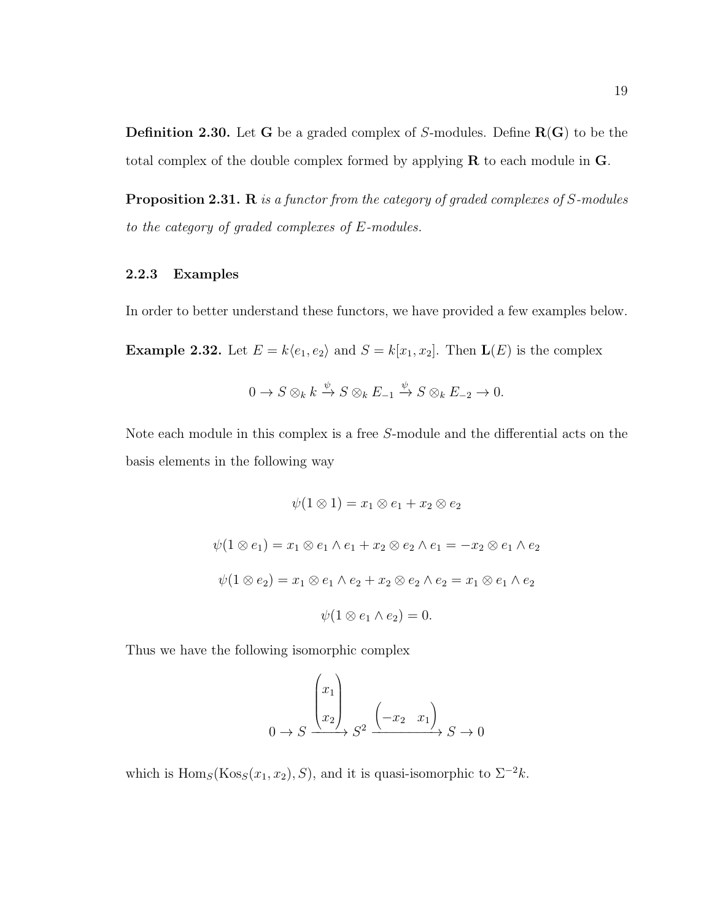**Definition 2.30.** Let $\mathbf{G}$ be a graded complex of $S$-modules. Define $\mathbf{R}(\mathbf{G})$ to be the total complex of the double complex formed by applying $\mathbf{R}$ to each module in $\mathbf{G}$.

**Proposition 2.31.** *$\mathbf{R}$ is a functor from the category of graded complexes of $S$-modules to the category of graded complexes of $E$-modules.*

### 2.2.3 Examples

In order to better understand these functors, we have provided a few examples below.

**Example 2.32.** Let $E = k\langle e_1, e_2 \rangle$ and $S = k[x_1, x_2]$. Then $\mathbf{L}(E)$ is the complex

$$0 \to S \otimes_k k \xrightarrow{\psi} S \otimes_k E_{-1} \xrightarrow{\psi} S \otimes_k E_{-2} \to 0.$$

Note each module in this complex is a free $S$-module and the differential acts on the basis elements in the following way

$$\psi(1 \otimes 1) = x_1 \otimes e_1 + x_2 \otimes e_2$$

$$\psi(1 \otimes e_1) = x_1 \otimes e_1 \wedge e_1 + x_2 \otimes e_2 \wedge e_1 = -x_2 \otimes e_1 \wedge e_2$$

$$\psi(1 \otimes e_2) = x_1 \otimes e_1 \wedge e_2 + x_2 \otimes e_2 \wedge e_2 = x_1 \otimes e_1 \wedge e_2$$

$$\psi(1 \otimes e_1 \wedge e_2) = 0.$$

Thus we have the following isomorphic complex

$$0 \to S \xrightarrow{\begin{pmatrix} x_1 \\ x_2 \end{pmatrix}} S^2 \xrightarrow{\begin{pmatrix} -x_2 & x_1 \end{pmatrix}} S \to 0$$

which is $\operatorname{Hom}_S(\operatorname{Kos}_S(x_1, x_2), S)$, and it is quasi-isomorphic to $\Sigma^{-2}k$.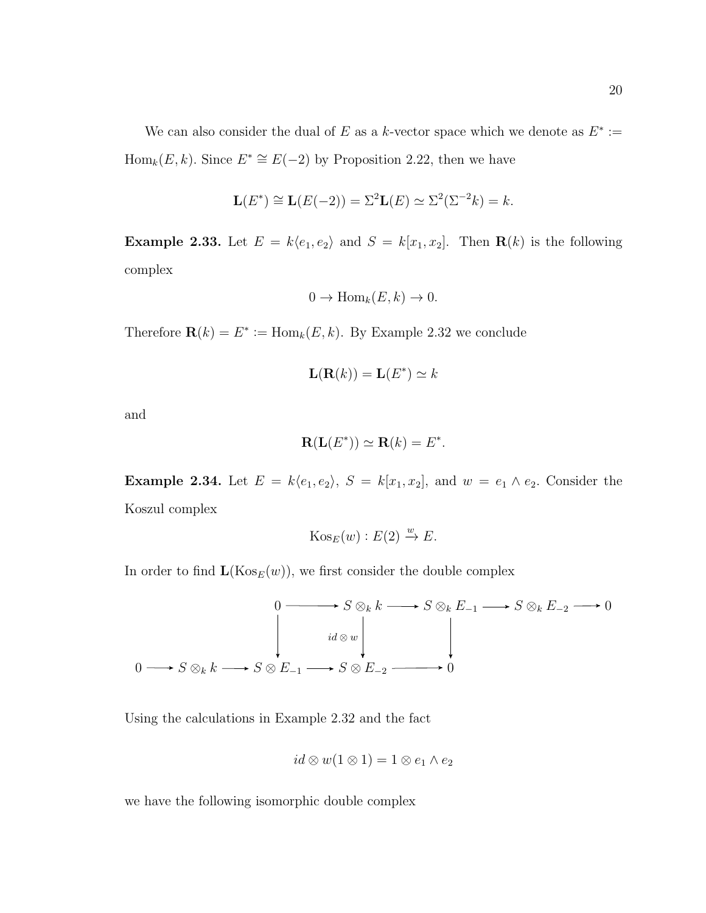We can also consider the dual of $E$ as a $k$-vector space which we denote as $E^* := \operatorname{Hom}_k(E, k)$. Since $E^* \cong E(-2)$ by Proposition 2.22, then we have

$$\mathbf{L}(E^*) \cong \mathbf{L}(E(-2)) = \Sigma^2 \mathbf{L}(E) \simeq \Sigma^2(\Sigma^{-2} k) = k.$$

**Example 2.33.** Let $E = k\langle e_1, e_2 \rangle$ and $S = k[x_1, x_2]$. Then $\mathbf{R}(k)$ is the following complex

$$0 \to \operatorname{Hom}_k(E, k) \to 0.$$

Therefore $\mathbf{R}(k) = E^* := \operatorname{Hom}_k(E, k)$. By Example 2.32 we conclude

$$\mathbf{L}(\mathbf{R}(k)) = \mathbf{L}(E^*) \simeq k$$

and

$$\mathbf{R}(\mathbf{L}(E^*)) \simeq \mathbf{R}(k) = E^*.$$

**Example 2.34.** Let $E = k\langle e_1, e_2 \rangle$, $S = k[x_1, x_2]$, and $w = e_1 \wedge e_2$. Consider the Koszul complex

$$\operatorname{Kos}_E(w) : E(2) \xrightarrow{w} E.$$

In order to find $\mathbf{L}(\operatorname{Kos}_E(w))$, we first consider the double complex

$$\begin{array}{ccccccccc}
 & & 0 & \longrightarrow & S \otimes_k k & \longrightarrow & S \otimes_k E_{-1} & \longrightarrow & S \otimes_k E_{-2} \longrightarrow 0 \\
 & & \downarrow & & \downarrow {\scriptstyle id \otimes w} & & \downarrow & & \\
0 \longrightarrow S \otimes_k k & \longrightarrow & S \otimes E_{-1} & \longrightarrow & S \otimes E_{-2} & \longrightarrow & 0 & &
\end{array}$$

Using the calculations in Example 2.32 and the fact

$$id \otimes w(1 \otimes 1) = 1 \otimes e_1 \wedge e_2$$

we have the following isomorphic double complex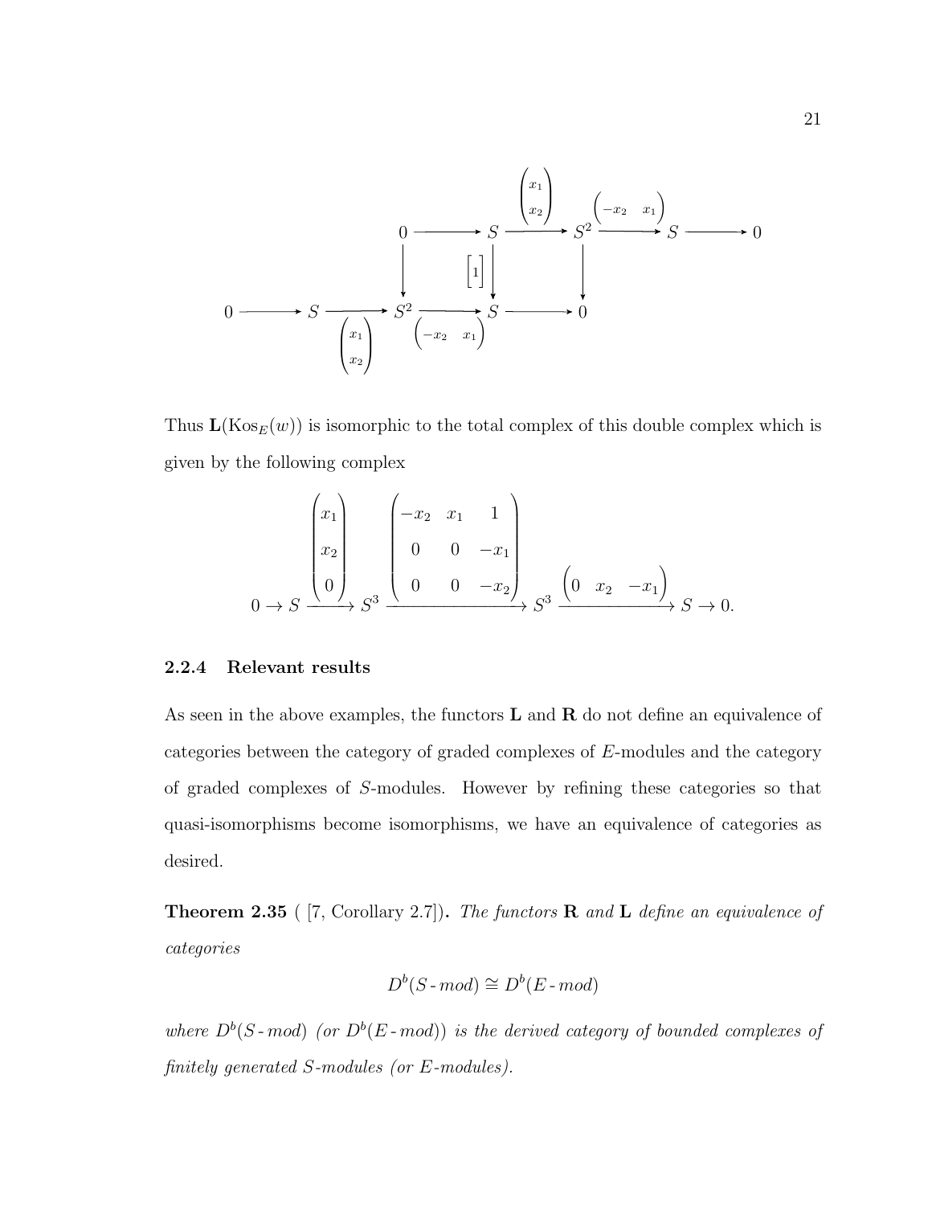$$
\begin{array}{ccccccccccc}
 & & & & 0 & \longrightarrow & S & \xrightarrow{\begin{pmatrix} x_1 \\ x_2 \end{pmatrix}} & S^2 & \xrightarrow{\begin{pmatrix} -x_2 & x_1 \end{pmatrix}} & S & \longrightarrow & 0 \\
 & & & & \downarrow & & \downarrow {\scriptstyle [1]} & & \downarrow & & & & \\
0 & \longrightarrow & S & \xrightarrow[\begin{pmatrix} x_1 \\ x_2 \end{pmatrix}]{} & S^2 & \xrightarrow[\begin{pmatrix} -x_2 & x_1 \end{pmatrix}]{} & S & \longrightarrow & 0 & & & &
\end{array}
$$

Thus $\mathbf{L}(\mathrm{Kos}_E(w))$ is isomorphic to the total complex of this double complex which is given by the following complex

$$
0 \to S \xrightarrow{\begin{pmatrix} x_1 \\ x_2 \\ 0 \end{pmatrix}} S^3 \xrightarrow{\begin{pmatrix} -x_2 & x_1 & 1 \\ 0 & 0 & -x_1 \\ 0 & 0 & -x_2 \end{pmatrix}} S^3 \xrightarrow{\begin{pmatrix} 0 & x_2 & -x_1 \end{pmatrix}} S \to 0.
$$

### 2.2.4 Relevant results

As seen in the above examples, the functors $\mathbf{L}$ and $\mathbf{R}$ do not define an equivalence of categories between the category of graded complexes of $E$-modules and the category of graded complexes of $S$-modules. However by refining these categories so that quasi-isomorphisms become isomorphisms, we have an equivalence of categories as desired.

**Theorem 2.35** ( [7, Corollary 2.7]). *The functors* $\mathbf{R}$ *and* $\mathbf{L}$ *define an equivalence of categories*

$$
D^b(S\text{-}mod) \cong D^b(E\text{-}mod)
$$

*where* $D^b(S\text{-}mod)$ *(or* $D^b(E\text{-}mod)$*) is the derived category of bounded complexes of finitely generated* $S$*-modules (or* $E$*-modules).*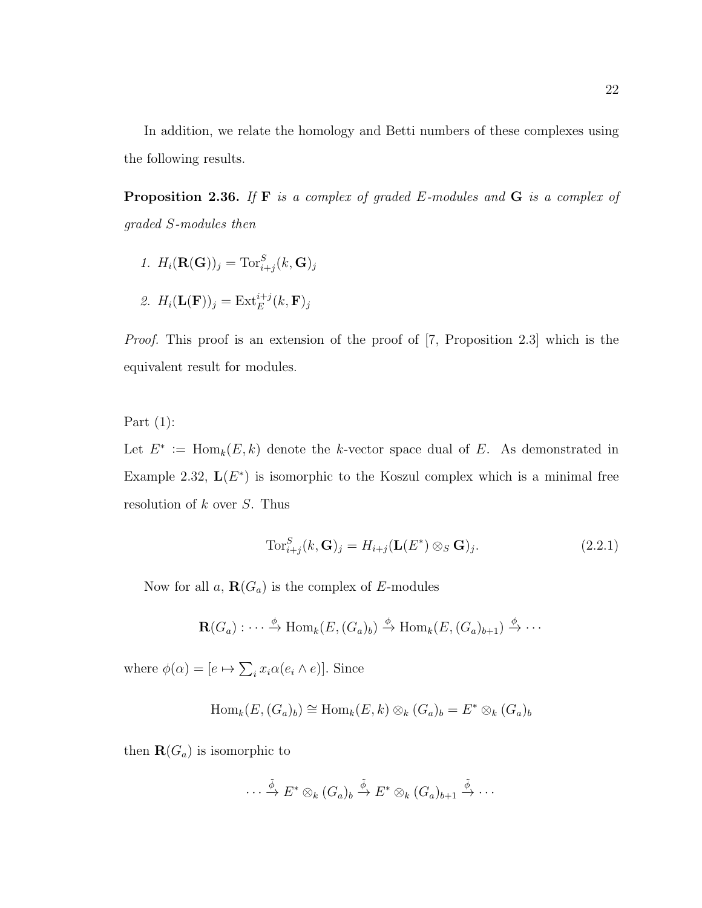In addition, we relate the homology and Betti numbers of these complexes using the following results.

**Proposition 2.36.** *If* $\mathbf{F}$ *is a complex of graded* $E$*-modules and* $\mathbf{G}$ *is a complex of graded* $S$*-modules then*

1. $H_i(\mathbf{R}(\mathbf{G}))_j = \operatorname{Tor}^S_{i+j}(k, \mathbf{G})_j$
2. $H_i(\mathbf{L}(\mathbf{F}))_j = \operatorname{Ext}^{i+j}_E(k, \mathbf{F})_j$

*Proof.* This proof is an extension of the proof of [7, Proposition 2.3] which is the equivalent result for modules.

Part (1):

Let $E^* := \operatorname{Hom}_k(E, k)$ denote the $k$-vector space dual of $E$. As demonstrated in Example 2.32, $\mathbf{L}(E^*)$ is isomorphic to the Koszul complex which is a minimal free resolution of $k$ over $S$. Thus

$$\operatorname{Tor}^S_{i+j}(k, \mathbf{G})_j = H_{i+j}(\mathbf{L}(E^*) \otimes_S \mathbf{G})_j. \tag{2.2.1}$$

Now for all $a$, $\mathbf{R}(G_a)$ is the complex of $E$-modules

$$\mathbf{R}(G_a) : \cdots \xrightarrow{\phi} \operatorname{Hom}_k(E, (G_a)_b) \xrightarrow{\phi} \operatorname{Hom}_k(E, (G_a)_{b+1}) \xrightarrow{\phi} \cdots$$

where $\phi(\alpha) = [e \mapsto \sum_i x_i \alpha(e_i \wedge e)]$. Since

$$\operatorname{Hom}_k(E, (G_a)_b) \cong \operatorname{Hom}_k(E, k) \otimes_k (G_a)_b = E^* \otimes_k (G_a)_b$$

then $\mathbf{R}(G_a)$ is isomorphic to

$$\cdots \xrightarrow{\tilde{\phi}} E^* \otimes_k (G_a)_b \xrightarrow{\tilde{\phi}} E^* \otimes_k (G_a)_{b+1} \xrightarrow{\tilde{\phi}} \cdots$$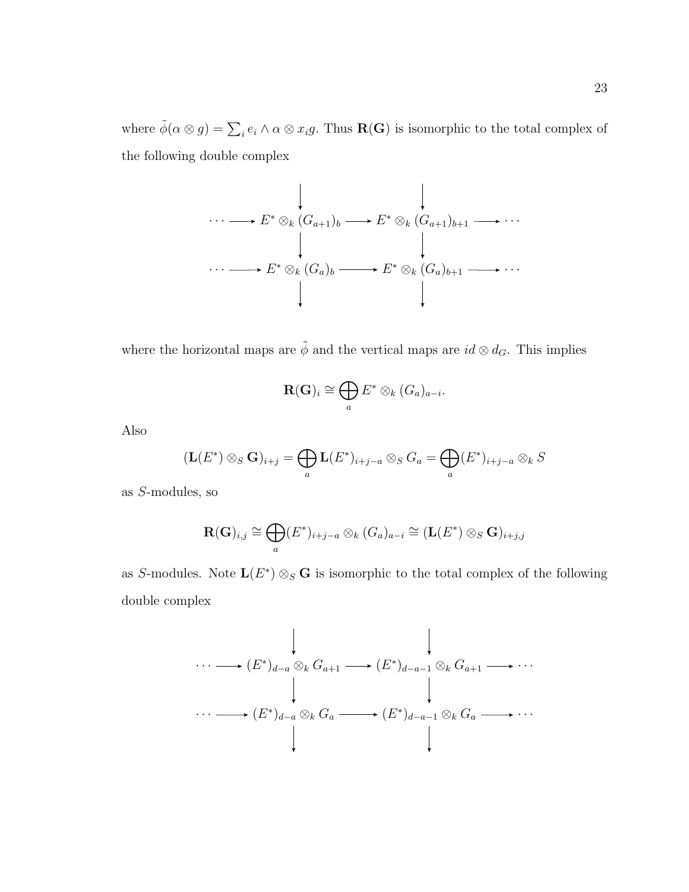where $\tilde{\phi}(\alpha \otimes g) = \sum_i e_i \wedge \alpha \otimes x_i g$. Thus $\mathbf{R}(\mathbf{G})$ is isomorphic to the total complex of the following double complex

$$
\begin{array}{ccccccc}
 & & \downarrow & & \downarrow & & \\
\cdots & \longrightarrow & E^* \otimes_k (G_{a+1})_b & \longrightarrow & E^* \otimes_k (G_{a+1})_{b+1} & \longrightarrow & \cdots \\
 & & \downarrow & & \downarrow & & \\
\cdots & \longrightarrow & E^* \otimes_k (G_a)_b & \longrightarrow & E^* \otimes_k (G_a)_{b+1} & \longrightarrow & \cdots \\
 & & \downarrow & & \downarrow & &
\end{array}
$$

where the horizontal maps are $\tilde{\phi}$ and the vertical maps are $id \otimes d_G$. This implies

$$\mathbf{R}(\mathbf{G})_i \cong \bigoplus_a E^* \otimes_k (G_a)_{a-i}.$$

Also

$$(\mathbf{L}(E^*) \otimes_S \mathbf{G})_{i+j} = \bigoplus_a \mathbf{L}(E^*)_{i+j-a} \otimes_S G_a = \bigoplus_a (E^*)_{i+j-a} \otimes_k S$$

as $S$-modules, so

$$\mathbf{R}(\mathbf{G})_{i,j} \cong \bigoplus_a (E^*)_{i+j-a} \otimes_k (G_a)_{a-i} \cong (\mathbf{L}(E^*) \otimes_S \mathbf{G})_{i+j,j}$$

as $S$-modules. Note $\mathbf{L}(E^*) \otimes_S \mathbf{G}$ is isomorphic to the total complex of the following double complex

$$
\begin{array}{ccccccc}
 & & \downarrow & & \downarrow & & \\
\cdots & \longrightarrow & (E^*)_{d-a} \otimes_k G_{a+1} & \longrightarrow & (E^*)_{d-a-1} \otimes_k G_{a+1} & \longrightarrow & \cdots \\
 & & \downarrow & & \downarrow & & \\
\cdots & \longrightarrow & (E^*)_{d-a} \otimes_k G_a & \longrightarrow & (E^*)_{d-a-1} \otimes_k G_a & \longrightarrow & \cdots \\
 & & \downarrow & & \downarrow & &
\end{array}
$$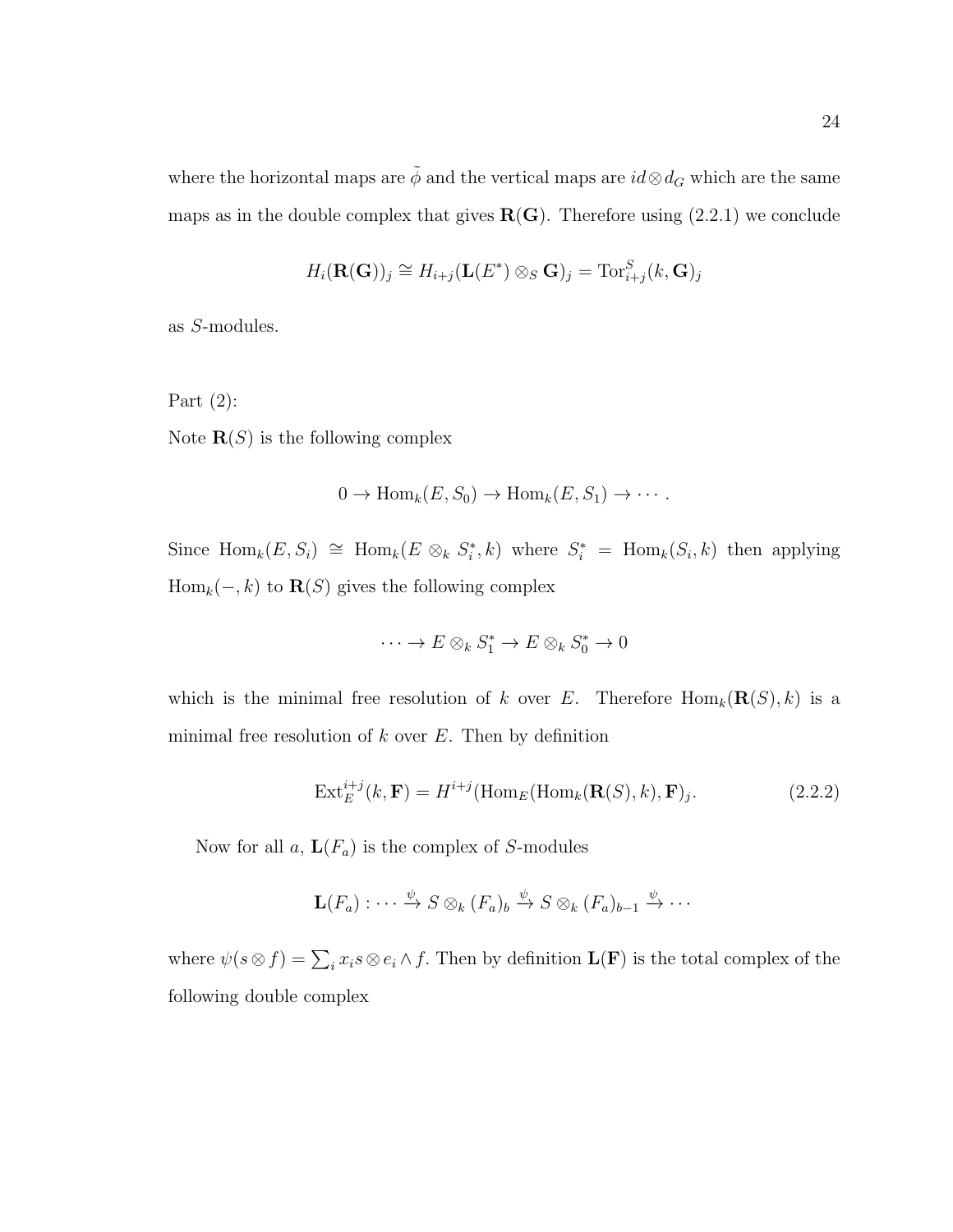where the horizontal maps are $\tilde{\phi}$ and the vertical maps are $id \otimes d_G$ which are the same maps as in the double complex that gives $\mathbf{R}(\mathbf{G})$. Therefore using (2.2.1) we conclude

$$H_i(\mathbf{R}(\mathbf{G}))_j \cong H_{i+j}(\mathbf{L}(E^*) \otimes_S \mathbf{G})_j = \operatorname{Tor}^S_{i+j}(k, \mathbf{G})_j$$

as $S$-modules.

Part (2):

Note $\mathbf{R}(S)$ is the following complex

$$0 \to \operatorname{Hom}_k(E, S_0) \to \operatorname{Hom}_k(E, S_1) \to \cdots .$$

Since $\operatorname{Hom}_k(E, S_i) \cong \operatorname{Hom}_k(E \otimes_k S_i^*, k)$ where $S_i^* = \operatorname{Hom}_k(S_i, k)$ then applying $\operatorname{Hom}_k(-, k)$ to $\mathbf{R}(S)$ gives the following complex

$$\cdots \to E \otimes_k S_1^* \to E \otimes_k S_0^* \to 0$$

which is the minimal free resolution of $k$ over $E$. Therefore $\operatorname{Hom}_k(\mathbf{R}(S), k)$ is a minimal free resolution of $k$ over $E$. Then by definition

$$\operatorname{Ext}^{i+j}_E(k, \mathbf{F}) = H^{i+j}(\operatorname{Hom}_E(\operatorname{Hom}_k(\mathbf{R}(S), k), \mathbf{F})_j. \tag{2.2.2}$$

Now for all $a$, $\mathbf{L}(F_a)$ is the complex of $S$-modules

$$\mathbf{L}(F_a) : \cdots \xrightarrow{\psi} S \otimes_k (F_a)_b \xrightarrow{\psi} S \otimes_k (F_a)_{b-1} \xrightarrow{\psi} \cdots$$

where $\psi(s \otimes f) = \sum_i x_i s \otimes e_i \wedge f$. Then by definition $\mathbf{L}(\mathbf{F})$ is the total complex of the following double complex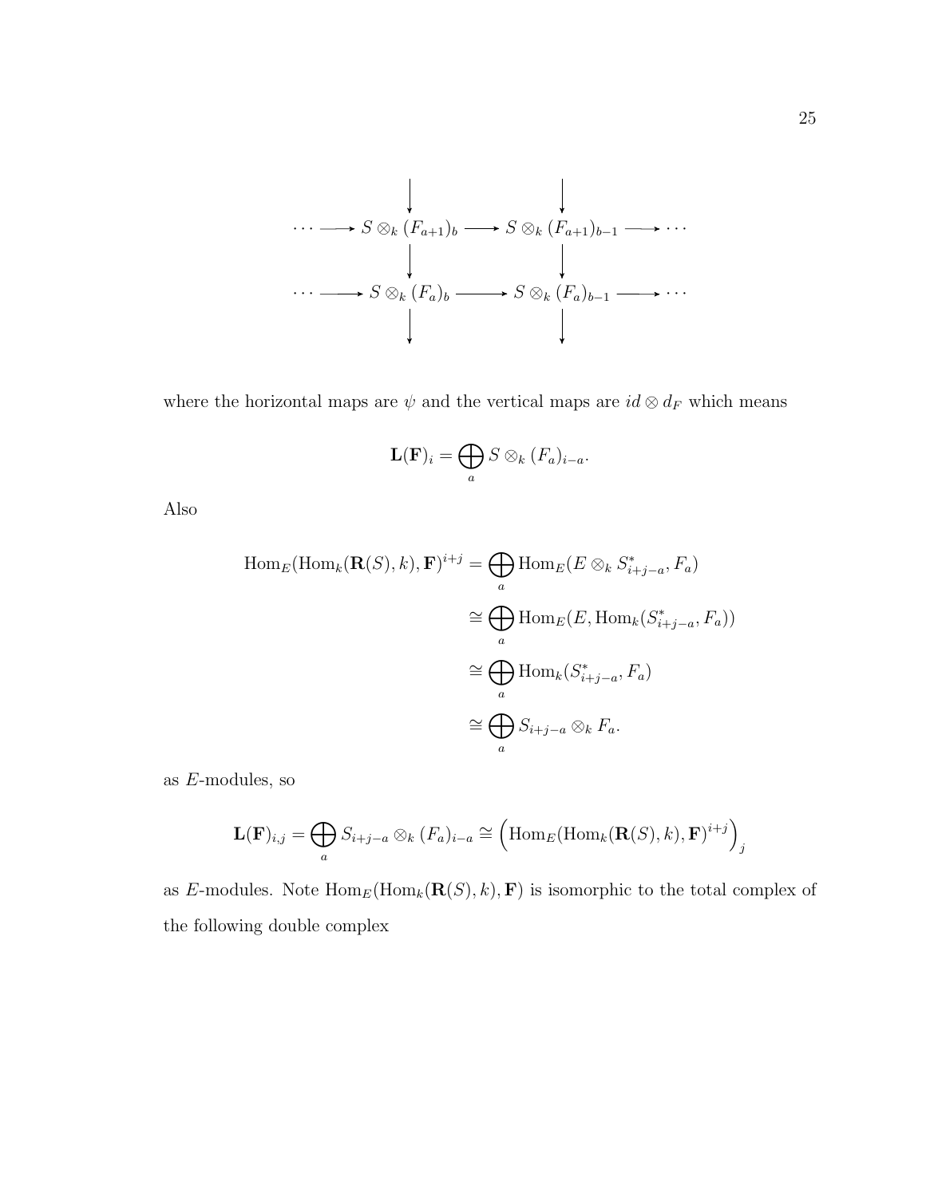$$
\begin{array}{ccccccc}
 & & \downarrow & & \downarrow & & \\
\cdots & \longrightarrow & S \otimes_k (F_{a+1})_b & \longrightarrow & S \otimes_k (F_{a+1})_{b-1} & \longrightarrow & \cdots \\
 & & \downarrow & & \downarrow & & \\
\cdots & \longrightarrow & S \otimes_k (F_a)_b & \longrightarrow & S \otimes_k (F_a)_{b-1} & \longrightarrow & \cdots \\
 & & \downarrow & & \downarrow & &
\end{array}
$$

where the horizontal maps are $\psi$ and the vertical maps are $id \otimes d_F$ which means

$$\mathbf{L}(\mathbf{F})_i = \bigoplus_a S \otimes_k (F_a)_{i-a}.$$

Also

$$
\begin{aligned}
\mathrm{Hom}_E(\mathrm{Hom}_k(\mathbf{R}(S), k), \mathbf{F})^{i+j} &= \bigoplus_a \mathrm{Hom}_E(E \otimes_k S^*_{i+j-a}, F_a) \\
&\cong \bigoplus_a \mathrm{Hom}_E(E, \mathrm{Hom}_k(S^*_{i+j-a}, F_a)) \\
&\cong \bigoplus_a \mathrm{Hom}_k(S^*_{i+j-a}, F_a) \\
&\cong \bigoplus_a S_{i+j-a} \otimes_k F_a.
\end{aligned}
$$

as $E$-modules, so

$$\mathbf{L}(\mathbf{F})_{i,j} = \bigoplus_a S_{i+j-a} \otimes_k (F_a)_{i-a} \cong \left(\mathrm{Hom}_E(\mathrm{Hom}_k(\mathbf{R}(S), k), \mathbf{F})^{i+j}\right)_j$$

as $E$-modules. Note $\mathrm{Hom}_E(\mathrm{Hom}_k(\mathbf{R}(S), k), \mathbf{F})$ is isomorphic to the total complex of the following double complex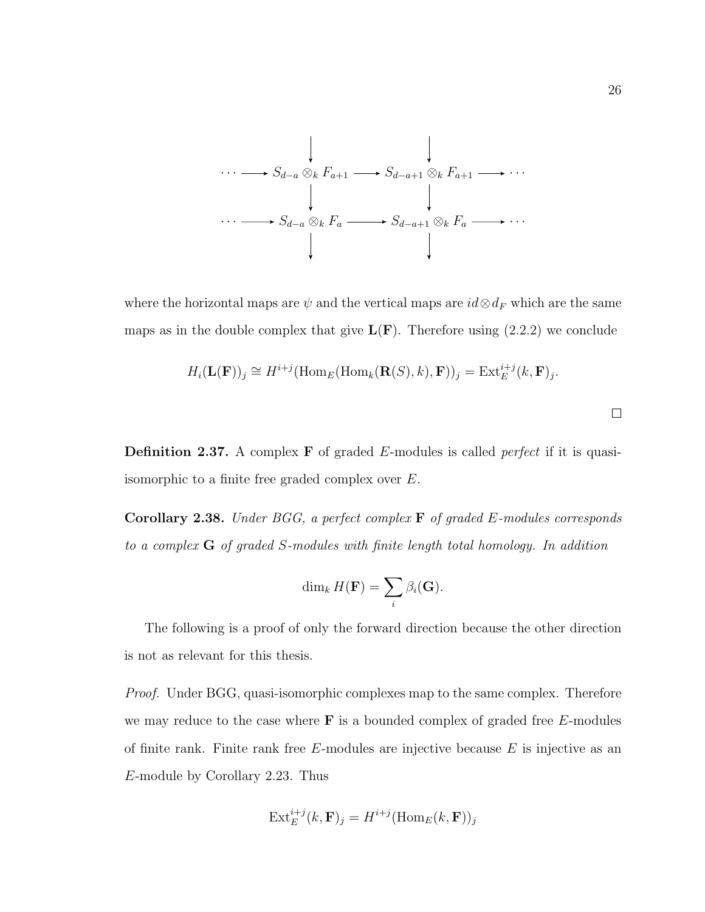$$
\begin{array}{ccccccc}
 & & \downarrow & & \downarrow & & \\
\cdots & \longrightarrow & S_{d-a} \otimes_k F_{a+1} & \longrightarrow & S_{d-a+1} \otimes_k F_{a+1} & \longrightarrow & \cdots \\
 & & \downarrow & & \downarrow & & \\
\cdots & \longrightarrow & S_{d-a} \otimes_k F_{a} & \longrightarrow & S_{d-a+1} \otimes_k F_{a} & \longrightarrow & \cdots \\
 & & \downarrow & & \downarrow & &
\end{array}
$$

where the horizontal maps are $\psi$ and the vertical maps are $id \otimes d_F$ which are the same maps as in the double complex that give $\mathbf{L}(\mathbf{F})$. Therefore using (2.2.2) we conclude

$$H_i(\mathbf{L}(\mathbf{F}))_j \cong H^{i+j}(\mathrm{Hom}_E(\mathrm{Hom}_k(\mathbf{R}(S), k), \mathbf{F}))_j = \mathrm{Ext}_E^{i+j}(k, \mathbf{F})_j.$$

□

**Definition 2.37.** A complex $\mathbf{F}$ of graded $E$-modules is called *perfect* if it is quasi-isomorphic to a finite free graded complex over $E$.

**Corollary 2.38.** *Under BGG, a perfect complex $\mathbf{F}$ of graded $E$-modules corresponds to a complex $\mathbf{G}$ of graded $S$-modules with finite length total homology. In addition*

$$\dim_k H(\mathbf{F}) = \sum_i \beta_i(\mathbf{G}).$$

The following is a proof of only the forward direction because the other direction is not as relevant for this thesis.

*Proof.* Under BGG, quasi-isomorphic complexes map to the same complex. Therefore we may reduce to the case where $\mathbf{F}$ is a bounded complex of graded free $E$-modules of finite rank. Finite rank free $E$-modules are injective because $E$ is injective as an $E$-module by Corollary 2.23. Thus

$$\mathrm{Ext}_E^{i+j}(k, \mathbf{F})_j = H^{i+j}(\mathrm{Hom}_E(k, \mathbf{F}))_j$$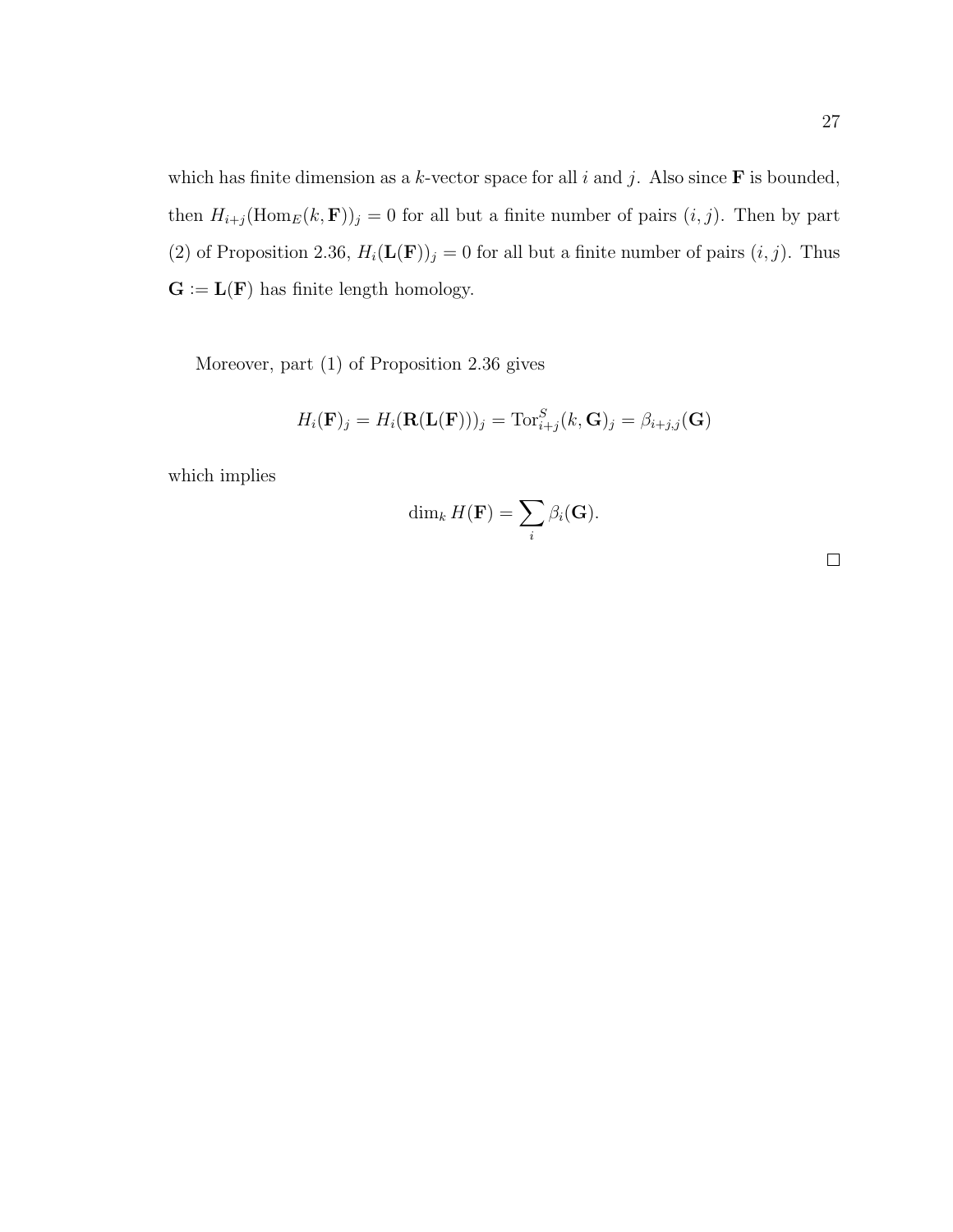which has finite dimension as a $k$-vector space for all $i$ and $j$. Also since $\mathbf{F}$ is bounded, then $H_{i+j}(\mathrm{Hom}_E(k, \mathbf{F}))_j = 0$ for all but a finite number of pairs $(i, j)$. Then by part (2) of Proposition 2.36, $H_i(\mathbf{L}(\mathbf{F}))_j = 0$ for all but a finite number of pairs $(i, j)$. Thus $\mathbf{G} := \mathbf{L}(\mathbf{F})$ has finite length homology.

Moreover, part (1) of Proposition 2.36 gives

$$H_i(\mathbf{F})_j = H_i(\mathbf{R}(\mathbf{L}(\mathbf{F})))_j = \mathrm{Tor}^S_{i+j}(k, \mathbf{G})_j = \beta_{i+j,j}(\mathbf{G})$$

which implies

$$\dim_k H(\mathbf{F}) = \sum_i \beta_i(\mathbf{G}).$$

□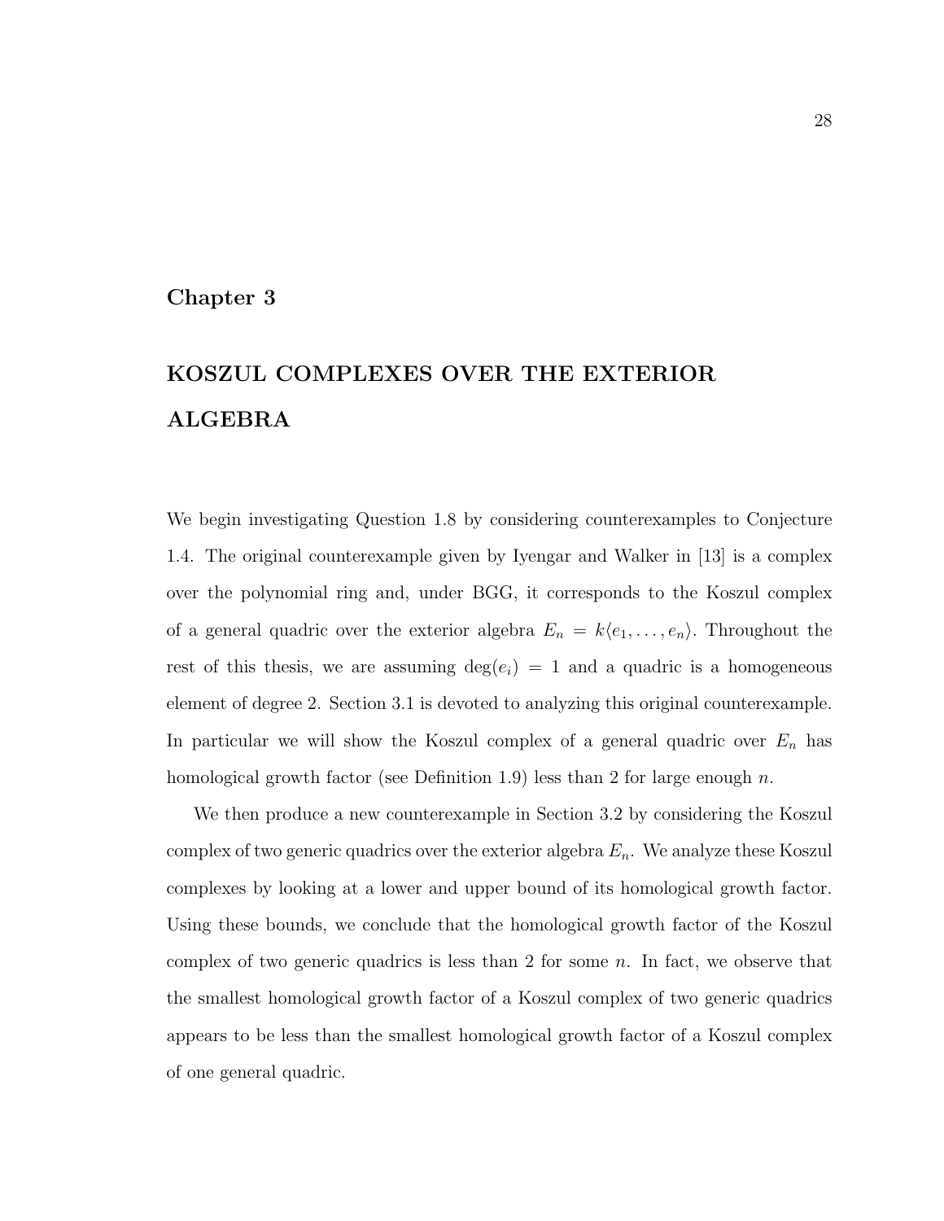# Chapter 3

# KOSZUL COMPLEXES OVER THE EXTERIOR ALGEBRA

We begin investigating Question 1.8 by considering counterexamples to Conjecture 1.4. The original counterexample given by Iyengar and Walker in [13] is a complex over the polynomial ring and, under BGG, it corresponds to the Koszul complex of a general quadric over the exterior algebra $E_n = k\langle e_1, \ldots, e_n\rangle$. Throughout the rest of this thesis, we are assuming $\deg(e_i) = 1$ and a quadric is a homogeneous element of degree 2. Section 3.1 is devoted to analyzing this original counterexample. In particular we will show the Koszul complex of a general quadric over $E_n$ has homological growth factor (see Definition 1.9) less than 2 for large enough $n$.

We then produce a new counterexample in Section 3.2 by considering the Koszul complex of two generic quadrics over the exterior algebra $E_n$. We analyze these Koszul complexes by looking at a lower and upper bound of its homological growth factor. Using these bounds, we conclude that the homological growth factor of the Koszul complex of two generic quadrics is less than 2 for some $n$. In fact, we observe that the smallest homological growth factor of a Koszul complex of two generic quadrics appears to be less than the smallest homological growth factor of a Koszul complex of one general quadric.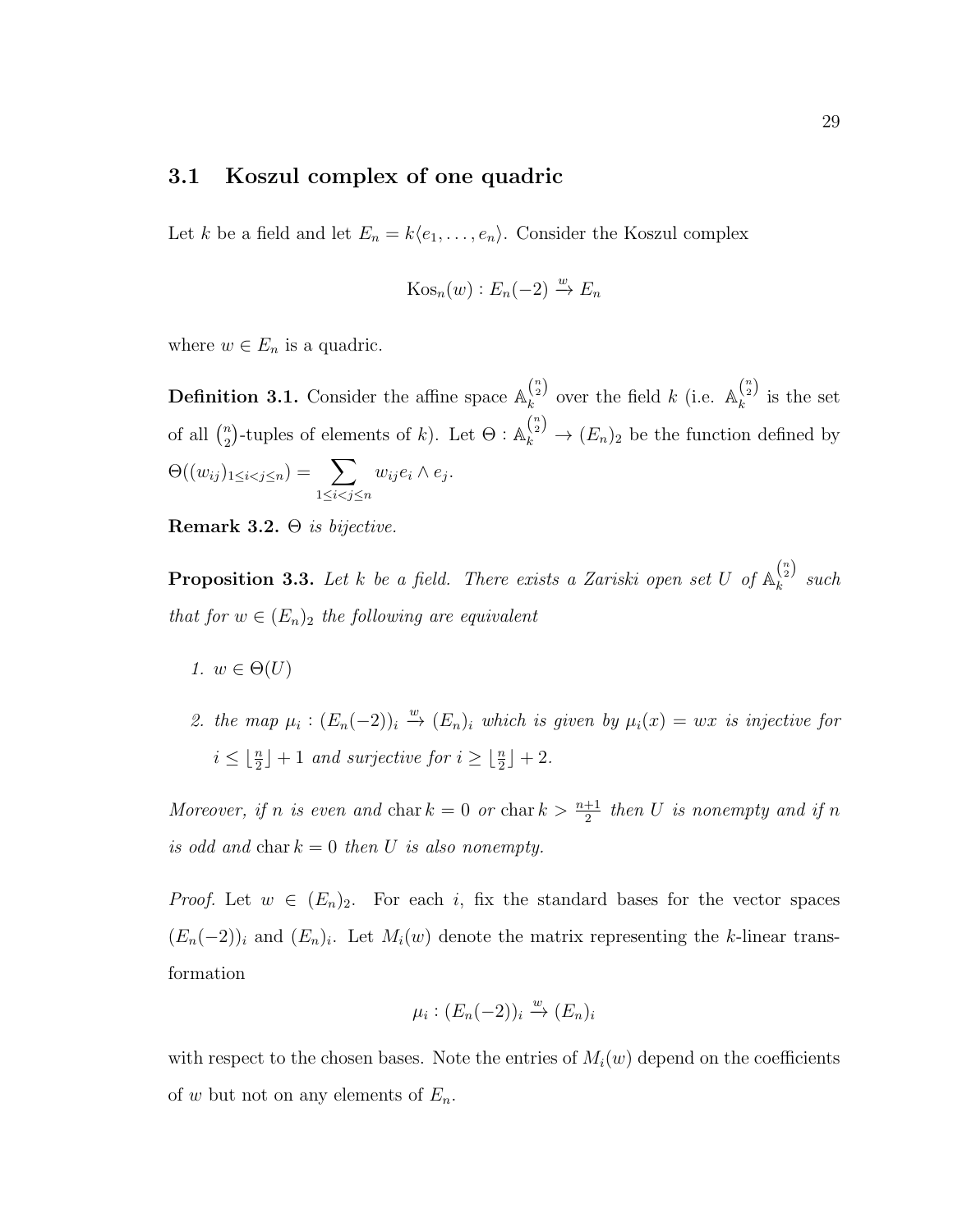## 3.1 Koszul complex of one quadric

Let $k$ be a field and let $E_n = k\langle e_1, \dots, e_n \rangle$. Consider the Koszul complex

$$\operatorname{Kos}_n(w) : E_n(-2) \xrightarrow{w} E_n$$

where $w \in E_n$ is a quadric.

**Definition 3.1.** Consider the affine space $\mathbb{A}_k^{\binom{n}{2}}$ over the field $k$ (i.e. $\mathbb{A}_k^{\binom{n}{2}}$ is the set of all $\binom{n}{2}$-tuples of elements of $k$). Let $\Theta : \mathbb{A}_k^{\binom{n}{2}} \to (E_n)_2$ be the function defined by $\Theta((w_{ij})_{1 \le i < j \le n}) = \sum_{1 \le i < j \le n} w_{ij} e_i \wedge e_j$.

**Remark 3.2.** *$\Theta$ is bijective.*

**Proposition 3.3.** *Let $k$ be a field. There exists a Zariski open set $U$ of $\mathbb{A}_k^{\binom{n}{2}}$ such that for $w \in (E_n)_2$ the following are equivalent*

1. *$w \in \Theta(U)$*
2. *the map $\mu_i : (E_n(-2))_i \xrightarrow{w} (E_n)_i$ which is given by $\mu_i(x) = wx$ is injective for $i \le \lfloor \frac{n}{2} \rfloor + 1$ and surjective for $i \ge \lfloor \frac{n}{2} \rfloor + 2$.*

*Moreover, if $n$ is even and $\operatorname{char} k = 0$ or $\operatorname{char} k > \frac{n+1}{2}$ then $U$ is nonempty and if $n$ is odd and $\operatorname{char} k = 0$ then $U$ is also nonempty.*

*Proof.* Let $w \in (E_n)_2$. For each $i$, fix the standard bases for the vector spaces $(E_n(-2))_i$ and $(E_n)_i$. Let $M_i(w)$ denote the matrix representing the $k$-linear transformation

$$\mu_i : (E_n(-2))_i \xrightarrow{w} (E_n)_i$$

with respect to the chosen bases. Note the entries of $M_i(w)$ depend on the coefficients of $w$ but not on any elements of $E_n$.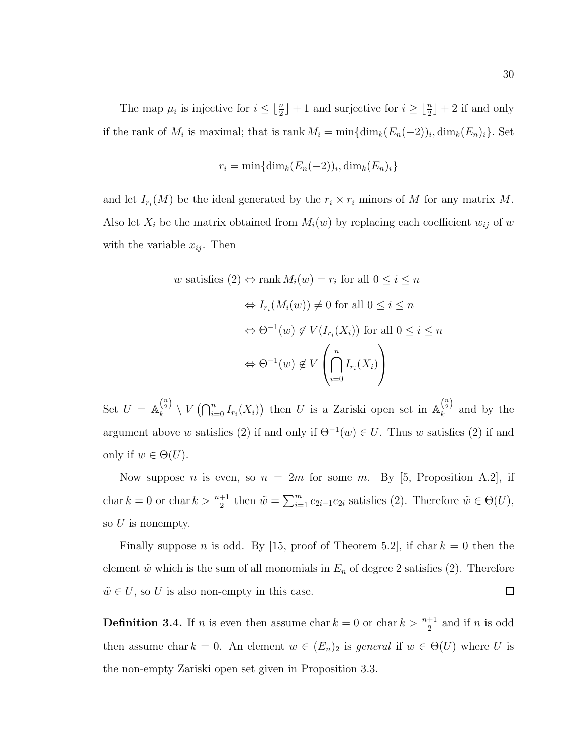The map $\mu_i$ is injective for $i \leq \lfloor \frac{n}{2} \rfloor + 1$ and surjective for $i \geq \lfloor \frac{n}{2} \rfloor + 2$ if and only if the rank of $M_i$ is maximal; that is $\operatorname{rank} M_i = \min\{\dim_k(E_n(-2))_i, \dim_k(E_n)_i\}$. Set

$$r_i = \min\{\dim_k(E_n(-2))_i, \dim_k(E_n)_i\}$$

and let $I_{r_i}(M)$ be the ideal generated by the $r_i \times r_i$ minors of $M$ for any matrix $M$. Also let $X_i$ be the matrix obtained from $M_i(w)$ by replacing each coefficient $w_{ij}$ of $w$ with the variable $x_{ij}$. Then

$$\begin{aligned}
w \text{ satisfies (2)} &\Leftrightarrow \operatorname{rank} M_i(w) = r_i \text{ for all } 0 \leq i \leq n \\
&\Leftrightarrow I_{r_i}(M_i(w)) \neq 0 \text{ for all } 0 \leq i \leq n \\
&\Leftrightarrow \Theta^{-1}(w) \notin V(I_{r_i}(X_i)) \text{ for all } 0 \leq i \leq n \\
&\Leftrightarrow \Theta^{-1}(w) \notin V\left(\bigcap_{i=0}^{n} I_{r_i}(X_i)\right)
\end{aligned}$$

Set $U = \mathbb{A}_k^{\binom{n}{2}} \setminus V\left(\bigcap_{i=0}^{n} I_{r_i}(X_i)\right)$ then $U$ is a Zariski open set in $\mathbb{A}_k^{\binom{n}{2}}$ and by the argument above $w$ satisfies (2) if and only if $\Theta^{-1}(w) \in U$. Thus $w$ satisfies (2) if and only if $w \in \Theta(U)$.

Now suppose $n$ is even, so $n = 2m$ for some $m$. By [5, Proposition A.2], if $\operatorname{char} k = 0$ or $\operatorname{char} k > \frac{n+1}{2}$ then $\tilde{w} = \sum_{i=1}^{m} e_{2i-1}e_{2i}$ satisfies (2). Therefore $\tilde{w} \in \Theta(U)$, so $U$ is nonempty.

Finally suppose $n$ is odd. By [15, proof of Theorem 5.2], if $\operatorname{char} k = 0$ then the element $\tilde{w}$ which is the sum of all monomials in $E_n$ of degree 2 satisfies (2). Therefore $\tilde{w} \in U$, so $U$ is also non-empty in this case. $\square$

**Definition 3.4.** If $n$ is even then assume $\operatorname{char} k = 0$ or $\operatorname{char} k > \frac{n+1}{2}$ and if $n$ is odd then assume $\operatorname{char} k = 0$. An element $w \in (E_n)_2$ is *general* if $w \in \Theta(U)$ where $U$ is the non-empty Zariski open set given in Proposition 3.3.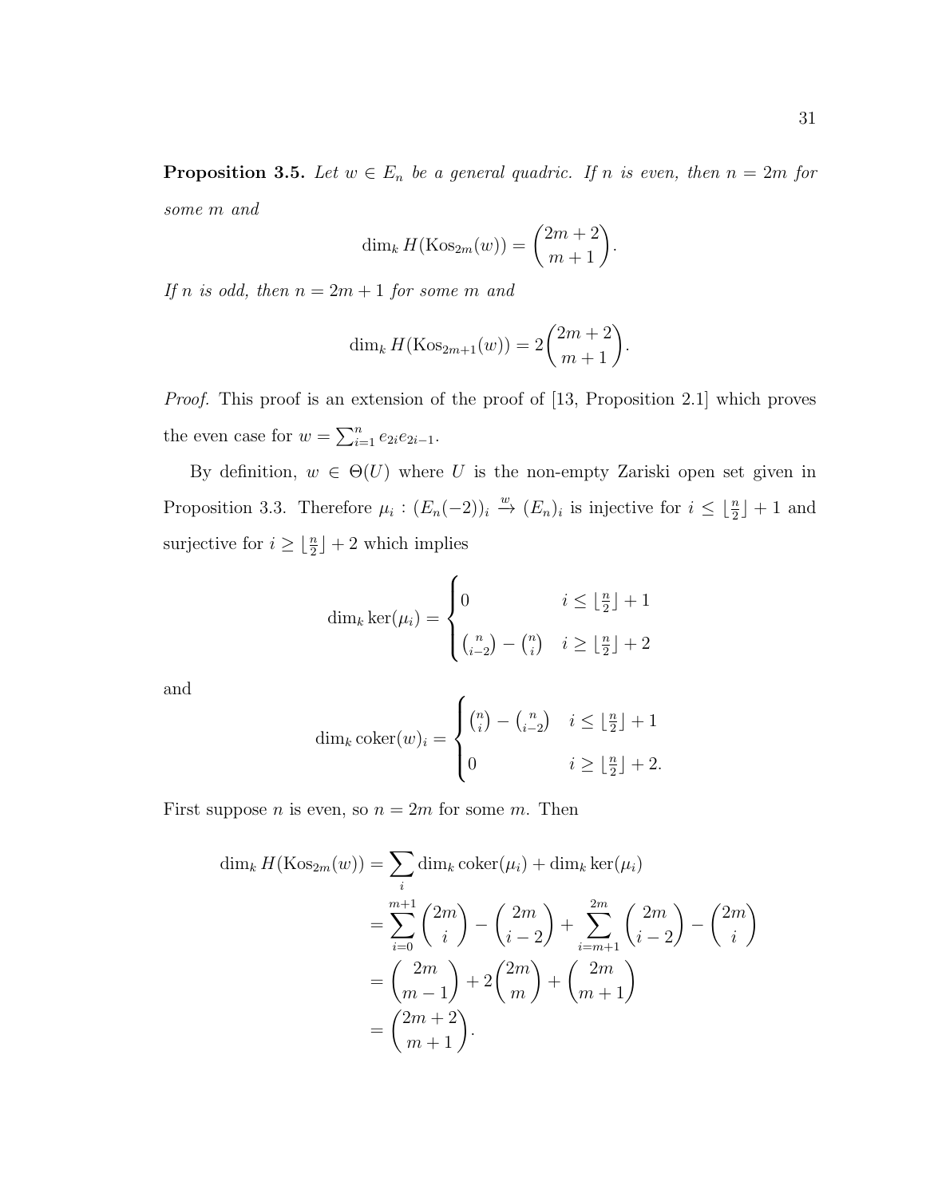**Proposition 3.5.** *Let $w \in E_n$ be a general quadric. If $n$ is even, then $n = 2m$ for some $m$ and*

$$\dim_k H(\mathrm{Kos}_{2m}(w)) = \binom{2m+2}{m+1}.$$

*If $n$ is odd, then $n = 2m+1$ for some $m$ and*

$$\dim_k H(\mathrm{Kos}_{2m+1}(w)) = 2\binom{2m+2}{m+1}.$$

*Proof.* This proof is an extension of the proof of [13, Proposition 2.1] which proves the even case for $w = \sum_{i=1}^{n} e_{2i}e_{2i-1}$.

By definition, $w \in \Theta(U)$ where $U$ is the non-empty Zariski open set given in Proposition 3.3. Therefore $\mu_i : (E_n(-2))_i \xrightarrow{w} (E_n)_i$ is injective for $i \leq \lfloor \frac{n}{2} \rfloor + 1$ and surjective for $i \geq \lfloor \frac{n}{2} \rfloor + 2$ which implies

$$\dim_k \ker(\mu_i) = \begin{cases} 0 & i \leq \lfloor \frac{n}{2} \rfloor + 1 \\ \binom{n}{i-2} - \binom{n}{i} & i \geq \lfloor \frac{n}{2} \rfloor + 2 \end{cases}$$

and

$$\dim_k \mathrm{coker}(w)_i = \begin{cases} \binom{n}{i} - \binom{n}{i-2} & i \leq \lfloor \frac{n}{2} \rfloor + 1 \\ 0 & i \geq \lfloor \frac{n}{2} \rfloor + 2. \end{cases}$$

First suppose $n$ is even, so $n = 2m$ for some $m$. Then

$$\begin{aligned}
\dim_k H(\mathrm{Kos}_{2m}(w)) &= \sum_i \dim_k \mathrm{coker}(\mu_i) + \dim_k \ker(\mu_i) \\
&= \sum_{i=0}^{m+1} \binom{2m}{i} - \binom{2m}{i-2} + \sum_{i=m+1}^{2m} \binom{2m}{i-2} - \binom{2m}{i} \\
&= \binom{2m}{m-1} + 2\binom{2m}{m} + \binom{2m}{m+1} \\
&= \binom{2m+2}{m+1}.
\end{aligned}$$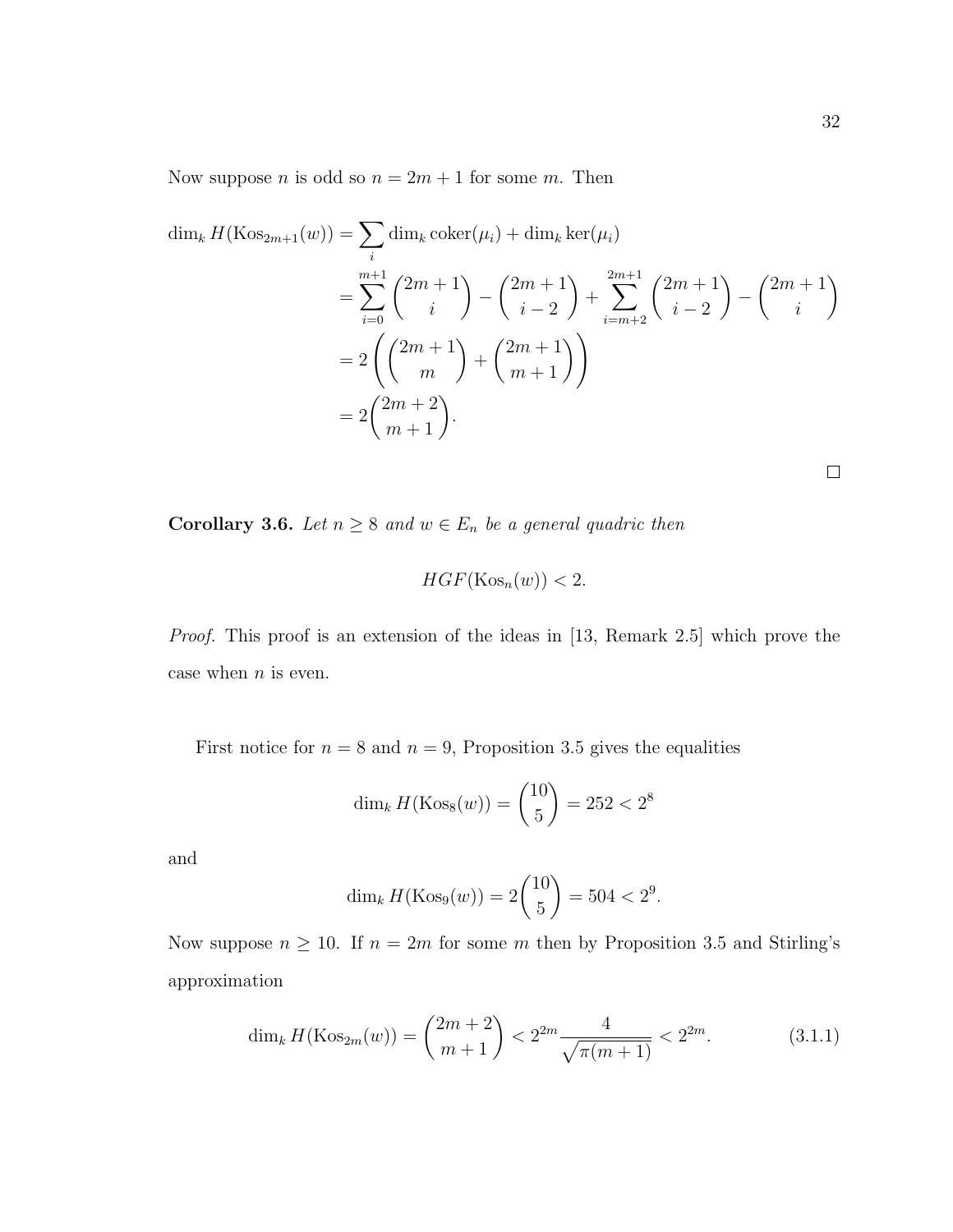Now suppose $n$ is odd so $n = 2m+1$ for some $m$. Then

$$\begin{aligned}
\dim_k H(\mathrm{Kos}_{2m+1}(w)) &= \sum_i \dim_k \operatorname{coker}(\mu_i) + \dim_k \ker(\mu_i) \\
&= \sum_{i=0}^{m+1} \binom{2m+1}{i} - \binom{2m+1}{i-2} + \sum_{i=m+2}^{2m+1} \binom{2m+1}{i-2} - \binom{2m+1}{i} \\
&= 2\left( \binom{2m+1}{m} + \binom{2m+1}{m+1} \right) \\
&= 2\binom{2m+2}{m+1}.
\end{aligned}$$

$\square$

**Corollary 3.6.** *Let $n \geq 8$ and $w \in E_n$ be a general quadric then*

$$HGF(\mathrm{Kos}_n(w)) < 2.$$

*Proof.* This proof is an extension of the ideas in [13, Remark 2.5] which prove the case when $n$ is even.

First notice for $n = 8$ and $n = 9$, Proposition 3.5 gives the equalities

$$\dim_k H(\mathrm{Kos}_8(w)) = \binom{10}{5} = 252 < 2^8$$

and

$$\dim_k H(\mathrm{Kos}_9(w)) = 2\binom{10}{5} = 504 < 2^9.$$

Now suppose $n \geq 10$. If $n = 2m$ for some $m$ then by Proposition 3.5 and Stirling's approximation

$$\dim_k H(\mathrm{Kos}_{2m}(w)) = \binom{2m+2}{m+1} < 2^{2m} \frac{4}{\sqrt{\pi(m+1)}} < 2^{2m}. \tag{3.1.1}$$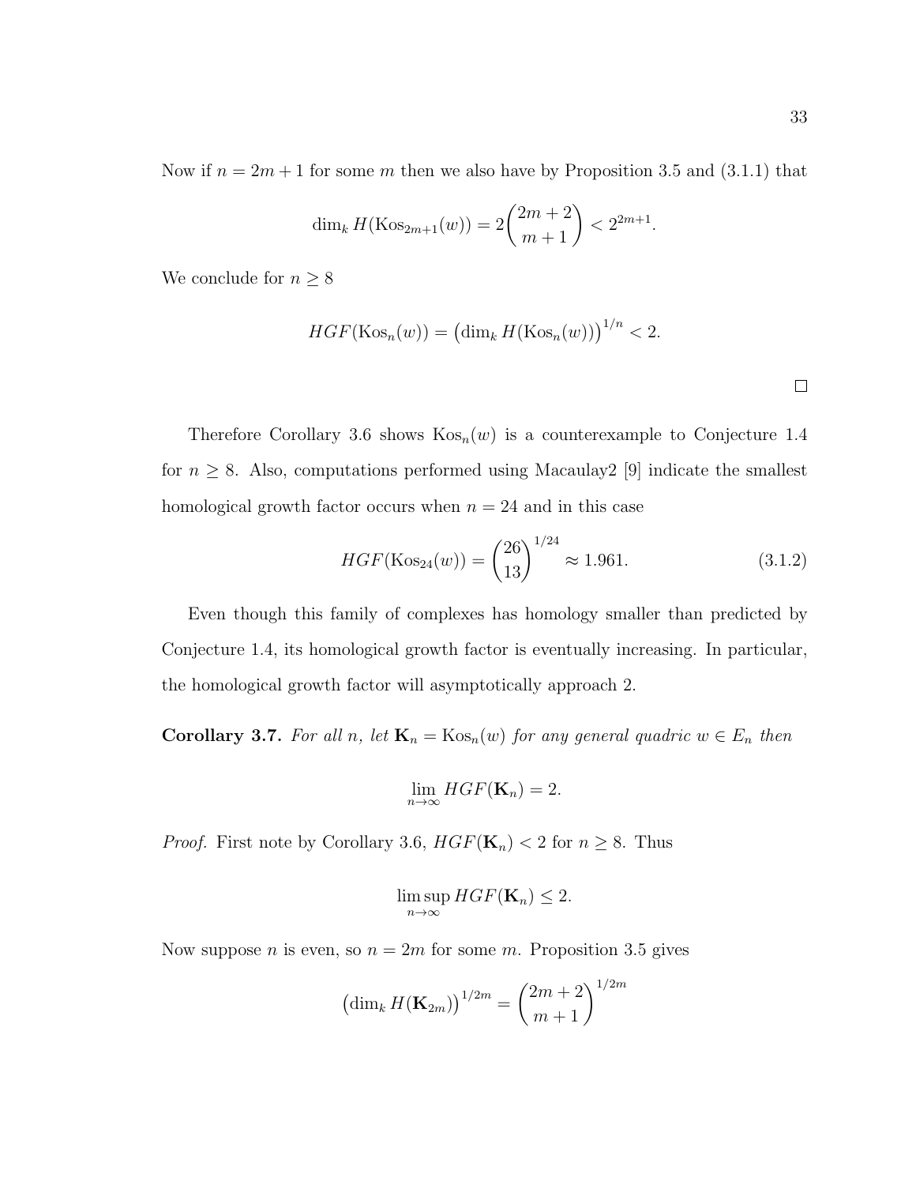Now if $n = 2m+1$ for some $m$ then we also have by Proposition 3.5 and (3.1.1) that

$$\dim_k H(\mathrm{Kos}_{2m+1}(w)) = 2\binom{2m+2}{m+1} < 2^{2m+1}.$$

We conclude for $n \geq 8$

$$HGF(\mathrm{Kos}_n(w)) = \left(\dim_k H(\mathrm{Kos}_n(w))\right)^{1/n} < 2.$$

$\square$

Therefore Corollary 3.6 shows $\mathrm{Kos}_n(w)$ is a counterexample to Conjecture 1.4 for $n \geq 8$. Also, computations performed using Macaulay2 [9] indicate the smallest homological growth factor occurs when $n = 24$ and in this case

$$HGF(\mathrm{Kos}_{24}(w)) = \binom{26}{13}^{1/24} \approx 1.961. \tag{3.1.2}$$

Even though this family of complexes has homology smaller than predicted by Conjecture 1.4, its homological growth factor is eventually increasing. In particular, the homological growth factor will asymptotically approach 2.

**Corollary 3.7.** *For all $n$, let $\mathbf{K}_n = \mathrm{Kos}_n(w)$ for any general quadric $w \in E_n$ then*

$$\lim_{n\to\infty} HGF(\mathbf{K}_n) = 2.$$

*Proof.* First note by Corollary 3.6, $HGF(\mathbf{K}_n) < 2$ for $n \geq 8$. Thus

$$\limsup_{n\to\infty} HGF(\mathbf{K}_n) \leq 2.$$

Now suppose $n$ is even, so $n = 2m$ for some $m$. Proposition 3.5 gives

$$\left(\dim_k H(\mathbf{K}_{2m})\right)^{1/2m} = \binom{2m+2}{m+1}^{1/2m}$$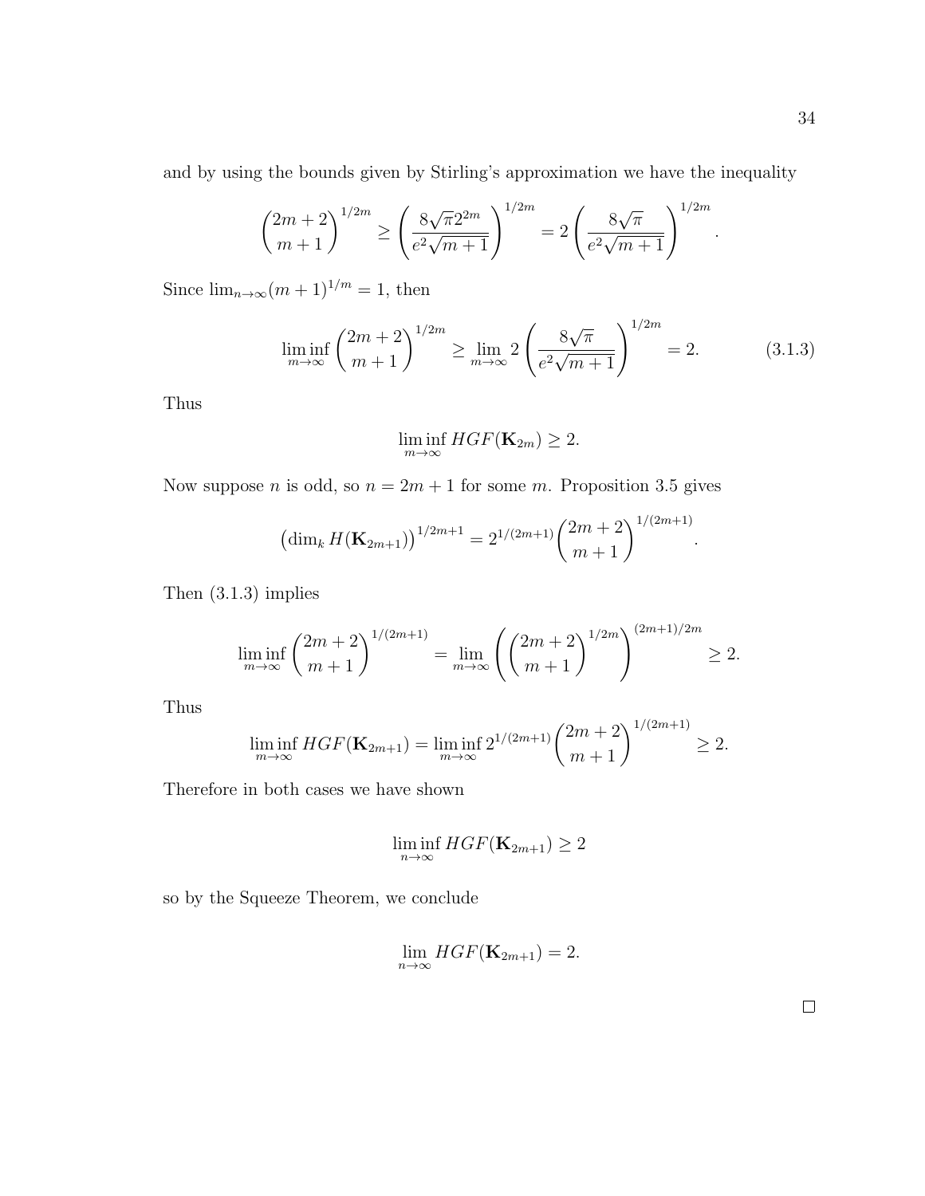and by using the bounds given by Stirling's approximation we have the inequality

$$\binom{2m+2}{m+1}^{1/2m} \geq \left(\frac{8\sqrt{\pi}2^{2m}}{e^2\sqrt{m+1}}\right)^{1/2m} = 2\left(\frac{8\sqrt{\pi}}{e^2\sqrt{m+1}}\right)^{1/2m}.$$

Since $\lim_{n\to\infty}(m+1)^{1/m} = 1$, then

$$\liminf_{m\to\infty} \binom{2m+2}{m+1}^{1/2m} \geq \lim_{m\to\infty} 2\left(\frac{8\sqrt{\pi}}{e^2\sqrt{m+1}}\right)^{1/2m} = 2. \tag{3.1.3}$$

Thus

$$\liminf_{m\to\infty} HGF(\mathbf{K}_{2m}) \geq 2.$$

Now suppose $n$ is odd, so $n = 2m+1$ for some $m$. Proposition 3.5 gives

$$\left(\dim_k H(\mathbf{K}_{2m+1})\right)^{1/2m+1} = 2^{1/(2m+1)}\binom{2m+2}{m+1}^{1/(2m+1)}.$$

Then (3.1.3) implies

$$\liminf_{m\to\infty} \binom{2m+2}{m+1}^{1/(2m+1)} = \lim_{m\to\infty}\left(\binom{2m+2}{m+1}^{1/2m}\right)^{(2m+1)/2m} \geq 2.$$

Thus

$$\liminf_{m\to\infty} HGF(\mathbf{K}_{2m+1}) = \liminf_{m\to\infty} 2^{1/(2m+1)}\binom{2m+2}{m+1}^{1/(2m+1)} \geq 2.$$

Therefore in both cases we have shown

$$\liminf_{n\to\infty} HGF(\mathbf{K}_{2m+1}) \geq 2$$

so by the Squeeze Theorem, we conclude

$$\lim_{n\to\infty} HGF(\mathbf{K}_{2m+1}) = 2.$$

□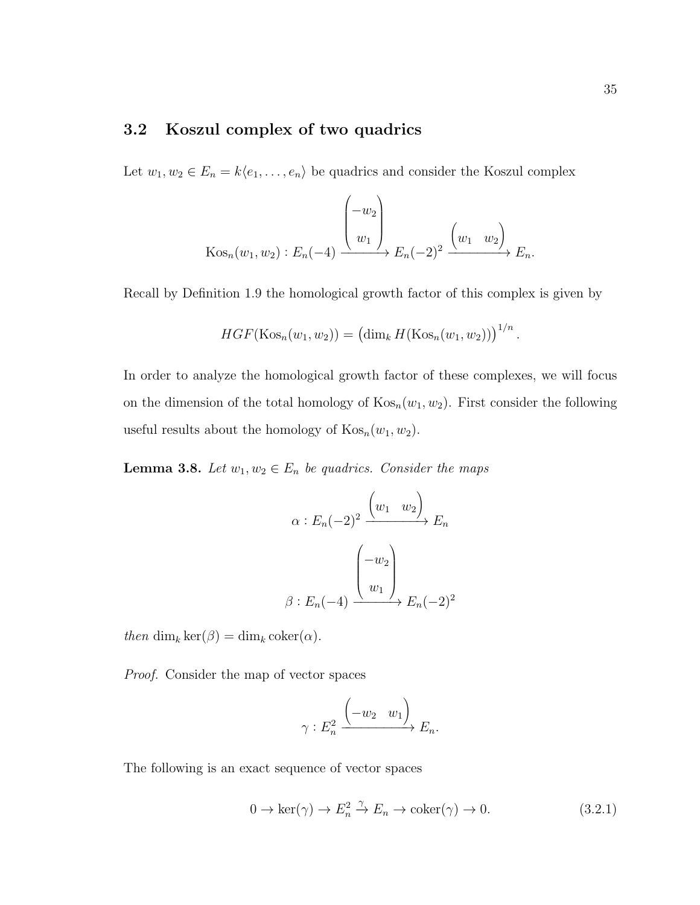## 3.2 Koszul complex of two quadrics

Let $w_1, w_2 \in E_n = k\langle e_1, \ldots, e_n \rangle$ be quadrics and consider the Koszul complex

$$\mathrm{Kos}_n(w_1, w_2) : E_n(-4) \xrightarrow{\begin{pmatrix} -w_2 \\ w_1 \end{pmatrix}} E_n(-2)^2 \xrightarrow{\begin{pmatrix} w_1 & w_2 \end{pmatrix}} E_n.$$

Recall by Definition 1.9 the homological growth factor of this complex is given by

$$HGF(\mathrm{Kos}_n(w_1, w_2)) = \left(\dim_k H(\mathrm{Kos}_n(w_1, w_2))\right)^{1/n}.$$

In order to analyze the homological growth factor of these complexes, we will focus on the dimension of the total homology of $\mathrm{Kos}_n(w_1, w_2)$. First consider the following useful results about the homology of $\mathrm{Kos}_n(w_1, w_2)$.

**Lemma 3.8.** *Let $w_1, w_2 \in E_n$ be quadrics. Consider the maps*

$$\alpha : E_n(-2)^2 \xrightarrow{\begin{pmatrix} w_1 & w_2 \end{pmatrix}} E_n$$

$$\beta : E_n(-4) \xrightarrow{\begin{pmatrix} -w_2 \\ w_1 \end{pmatrix}} E_n(-2)^2$$

*then* $\dim_k \ker(\beta) = \dim_k \mathrm{coker}(\alpha)$.

*Proof.* Consider the map of vector spaces

$$\gamma : E_n^2 \xrightarrow{\begin{pmatrix} -w_2 & w_1 \end{pmatrix}} E_n.$$

The following is an exact sequence of vector spaces

$$0 \to \ker(\gamma) \to E_n^2 \xrightarrow{\gamma} E_n \to \mathrm{coker}(\gamma) \to 0. \tag{3.2.1}$$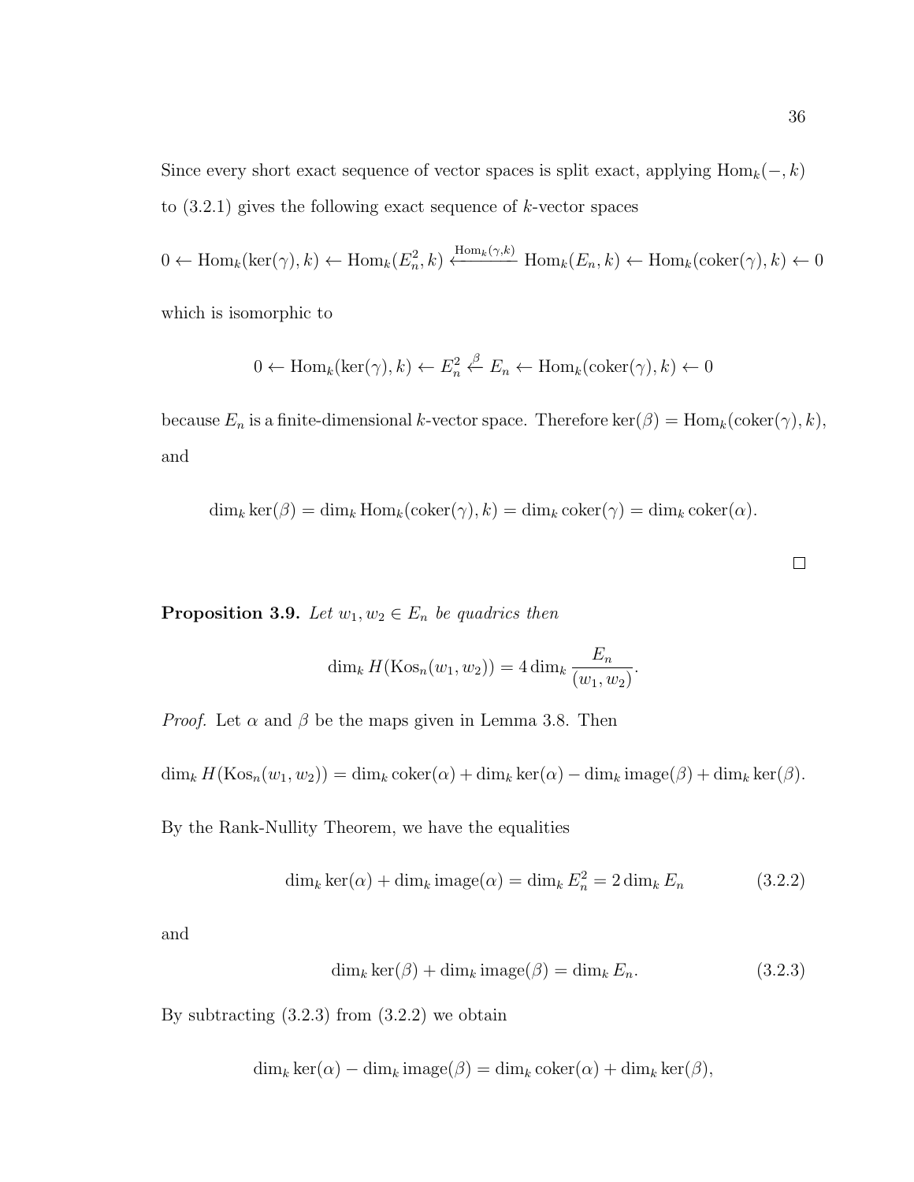Since every short exact sequence of vector spaces is split exact, applying $\operatorname{Hom}_k(-,k)$ to (3.2.1) gives the following exact sequence of $k$-vector spaces

$$0 \leftarrow \operatorname{Hom}_k(\ker(\gamma),k) \leftarrow \operatorname{Hom}_k(E_n^2,k) \xleftarrow{\operatorname{Hom}_k(\gamma,k)} \operatorname{Hom}_k(E_n,k) \leftarrow \operatorname{Hom}_k(\operatorname{coker}(\gamma),k) \leftarrow 0$$

which is isomorphic to

$$0 \leftarrow \operatorname{Hom}_k(\ker(\gamma),k) \leftarrow E_n^2 \xleftarrow{\beta} E_n \leftarrow \operatorname{Hom}_k(\operatorname{coker}(\gamma),k) \leftarrow 0$$

because $E_n$ is a finite-dimensional $k$-vector space. Therefore $\ker(\beta) = \operatorname{Hom}_k(\operatorname{coker}(\gamma),k)$, and

$$\dim_k \ker(\beta) = \dim_k \operatorname{Hom}_k(\operatorname{coker}(\gamma),k) = \dim_k \operatorname{coker}(\gamma) = \dim_k \operatorname{coker}(\alpha).$$

□

**Proposition 3.9.** *Let $w_1, w_2 \in E_n$ be quadrics then*

$$\dim_k H(\operatorname{Kos}_n(w_1,w_2)) = 4 \dim_k \frac{E_n}{(w_1,w_2)}.$$

*Proof.* Let $\alpha$ and $\beta$ be the maps given in Lemma 3.8. Then

$$\dim_k H(\operatorname{Kos}_n(w_1,w_2)) = \dim_k \operatorname{coker}(\alpha) + \dim_k \ker(\alpha) - \dim_k \operatorname{image}(\beta) + \dim_k \ker(\beta).$$

By the Rank-Nullity Theorem, we have the equalities

$$\dim_k \ker(\alpha) + \dim_k \operatorname{image}(\alpha) = \dim_k E_n^2 = 2\dim_k E_n \tag{3.2.2}$$

and

$$\dim_k \ker(\beta) + \dim_k \operatorname{image}(\beta) = \dim_k E_n. \tag{3.2.3}$$

By subtracting (3.2.3) from (3.2.2) we obtain

$$\dim_k \ker(\alpha) - \dim_k \operatorname{image}(\beta) = \dim_k \operatorname{coker}(\alpha) + \dim_k \ker(\beta),$$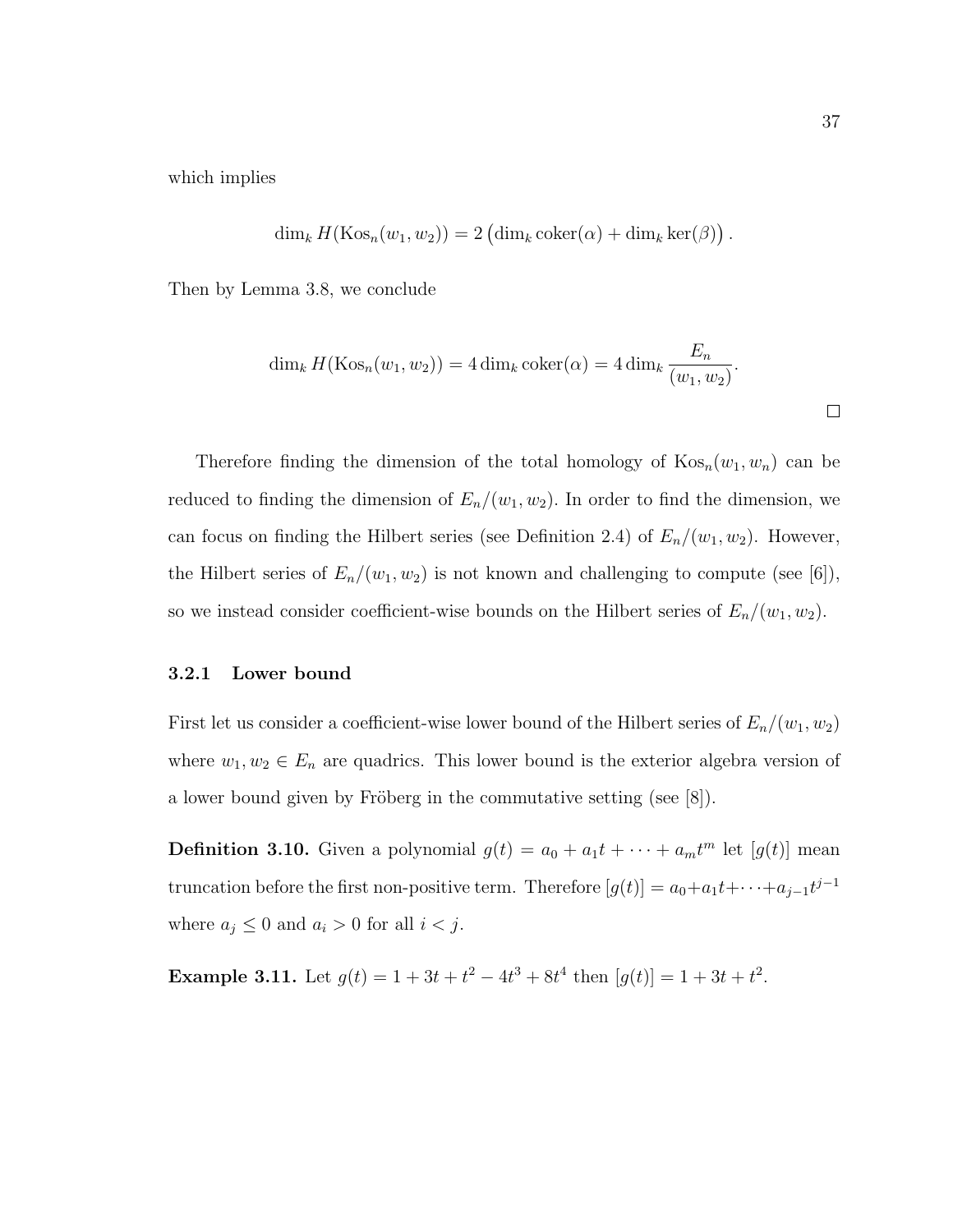which implies

$$\dim_k H(\mathrm{Kos}_n(w_1, w_2)) = 2\left(\dim_k \mathrm{coker}(\alpha) + \dim_k \ker(\beta)\right).$$

Then by Lemma 3.8, we conclude

$$\dim_k H(\mathrm{Kos}_n(w_1, w_2)) = 4\dim_k \mathrm{coker}(\alpha) = 4\dim_k \frac{E_n}{(w_1, w_2)}.$$

□

Therefore finding the dimension of the total homology of $\mathrm{Kos}_n(w_1, w_n)$ can be reduced to finding the dimension of $E_n/(w_1, w_2)$. In order to find the dimension, we can focus on finding the Hilbert series (see Definition 2.4) of $E_n/(w_1, w_2)$. However, the Hilbert series of $E_n/(w_1, w_2)$ is not known and challenging to compute (see [6]), so we instead consider coefficient-wise bounds on the Hilbert series of $E_n/(w_1, w_2)$.

### 3.2.1 Lower bound

First let us consider a coefficient-wise lower bound of the Hilbert series of $E_n/(w_1, w_2)$ where $w_1, w_2 \in E_n$ are quadrics. This lower bound is the exterior algebra version of a lower bound given by Fröberg in the commutative setting (see [8]).

**Definition 3.10.** Given a polynomial $g(t) = a_0 + a_1 t + \cdots + a_m t^m$ let $[g(t)]$ mean truncation before the first non-positive term. Therefore $[g(t)] = a_0 + a_1 t + \cdots + a_{j-1} t^{j-1}$ where $a_j \leq 0$ and $a_i > 0$ for all $i < j$.

**Example 3.11.** Let $g(t) = 1 + 3t + t^2 - 4t^3 + 8t^4$ then $[g(t)] = 1 + 3t + t^2$.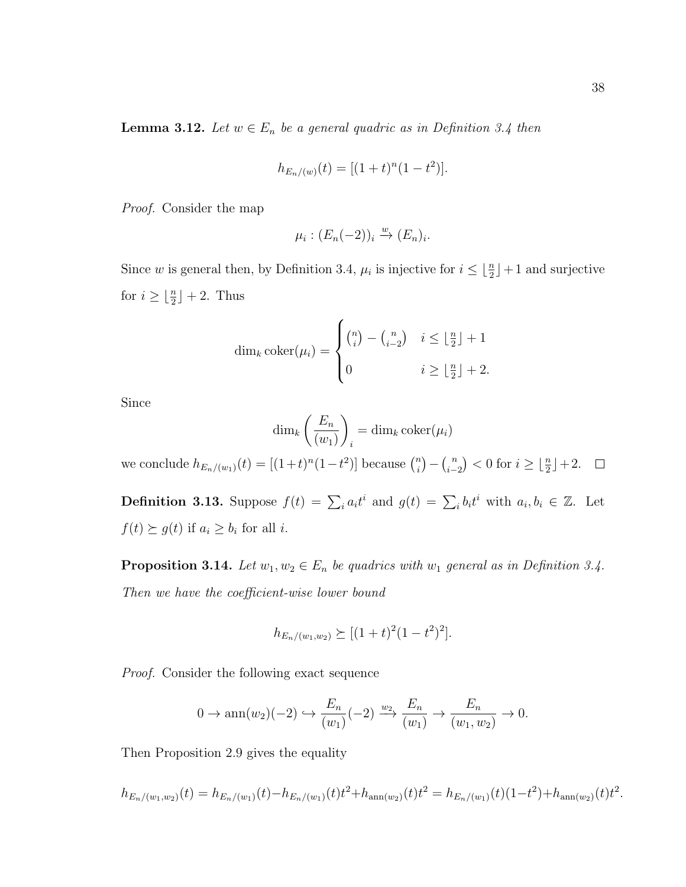**Lemma 3.12.** *Let $w \in E_n$ be a general quadric as in Definition 3.4 then*

$$h_{E_n/(w)}(t) = [(1+t)^n(1-t^2)].$$

*Proof.* Consider the map

$$\mu_i : (E_n(-2))_i \xrightarrow{w} (E_n)_i.$$

Since $w$ is general then, by Definition 3.4, $\mu_i$ is injective for $i \leq \lfloor \frac{n}{2} \rfloor + 1$ and surjective for $i \geq \lfloor \frac{n}{2} \rfloor + 2$. Thus

$$\dim_k \operatorname{coker}(\mu_i) = \begin{cases} \binom{n}{i} - \binom{n}{i-2} & i \leq \lfloor \frac{n}{2} \rfloor + 1 \\ 0 & i \geq \lfloor \frac{n}{2} \rfloor + 2. \end{cases}$$

Since

$$\dim_k \left( \frac{E_n}{(w_1)} \right)_i = \dim_k \operatorname{coker}(\mu_i)$$

we conclude $h_{E_n/(w_1)}(t) = [(1+t)^n(1-t^2)]$ because $\binom{n}{i} - \binom{n}{i-2} < 0$ for $i \geq \lfloor \frac{n}{2} \rfloor + 2$. $\square$

**Definition 3.13.** Suppose $f(t) = \sum_i a_i t^i$ and $g(t) = \sum_i b_i t^i$ with $a_i, b_i \in \mathbb{Z}$. Let $f(t) \succeq g(t)$ if $a_i \geq b_i$ for all $i$.

**Proposition 3.14.** *Let $w_1, w_2 \in E_n$ be quadrics with $w_1$ general as in Definition 3.4. Then we have the coefficient-wise lower bound*

$$h_{E_n/(w_1,w_2)} \succeq [(1+t)^2(1-t^2)^2].$$

*Proof.* Consider the following exact sequence

$$0 \to \operatorname{ann}(w_2)(-2) \hookrightarrow \frac{E_n}{(w_1)}(-2) \xrightarrow{w_2} \frac{E_n}{(w_1)} \to \frac{E_n}{(w_1, w_2)} \to 0.$$

Then Proposition 2.9 gives the equality

$$h_{E_n/(w_1,w_2)}(t) = h_{E_n/(w_1)}(t) - h_{E_n/(w_1)}(t)t^2 + h_{\operatorname{ann}(w_2)}(t)t^2 = h_{E_n/(w_1)}(t)(1-t^2) + h_{\operatorname{ann}(w_2)}(t)t^2.$$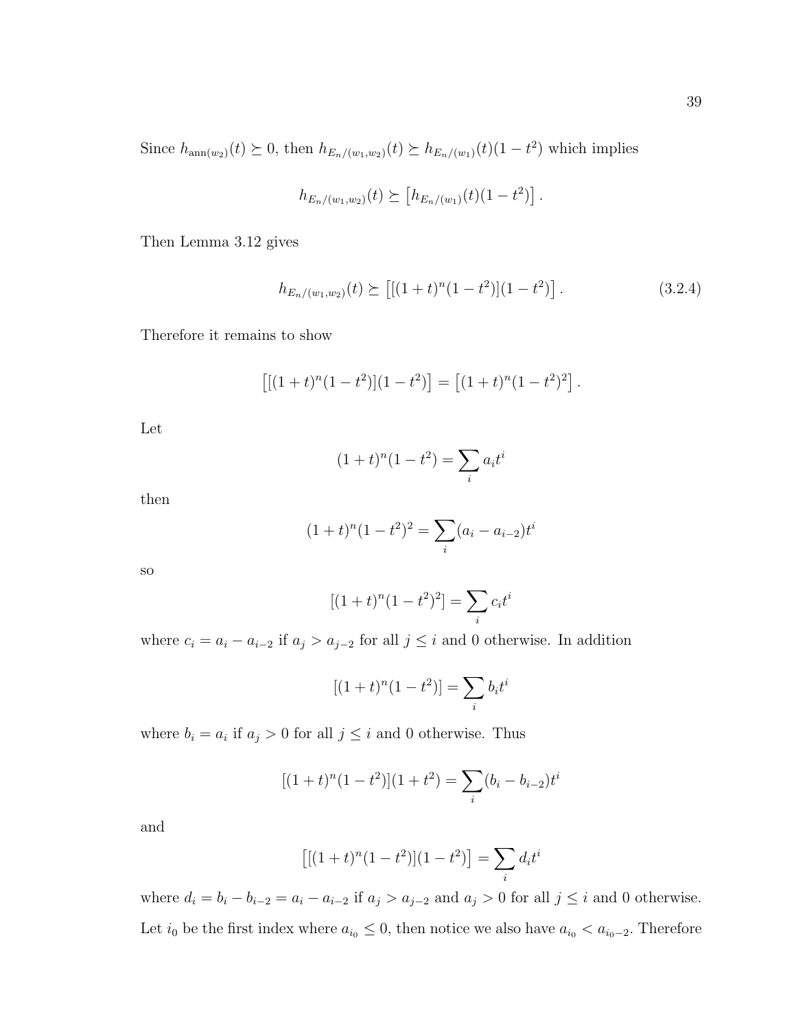Since $h_{\text{ann}(w_2)}(t) \succeq 0$, then $h_{E_n/(w_1,w_2)}(t) \succeq h_{E_n/(w_1)}(t)(1-t^2)$ which implies

$$h_{E_n/(w_1,w_2)}(t) \succeq \left[h_{E_n/(w_1)}(t)(1-t^2)\right].$$

Then Lemma 3.12 gives

$$h_{E_n/(w_1,w_2)}(t) \succeq \left[[(1+t)^n(1-t^2)](1-t^2)\right]. \tag{3.2.4}$$

Therefore it remains to show

$$\left[[(1+t)^n(1-t^2)](1-t^2)\right] = \left[(1+t)^n(1-t^2)^2\right].$$

Let

$$(1+t)^n(1-t^2) = \sum_i a_i t^i$$

then

$$(1+t)^n(1-t^2)^2 = \sum_i (a_i - a_{i-2})t^i$$

so

$$[(1+t)^n(1-t^2)^2] = \sum_i c_i t^i$$

where $c_i = a_i - a_{i-2}$ if $a_j > a_{j-2}$ for all $j \le i$ and 0 otherwise. In addition

$$[(1+t)^n(1-t^2)] = \sum_i b_i t^i$$

where $b_i = a_i$ if $a_j > 0$ for all $j \le i$ and 0 otherwise. Thus

$$[(1+t)^n(1-t^2)](1+t^2) = \sum_i (b_i - b_{i-2})t^i$$

and

$$\left[[(1+t)^n(1-t^2)](1-t^2)\right] = \sum_i d_i t^i$$

where $d_i = b_i - b_{i-2} = a_i - a_{i-2}$ if $a_j > a_{j-2}$ and $a_j > 0$ for all $j \le i$ and 0 otherwise. Let $i_0$ be the first index where $a_{i_0} \le 0$, then notice we also have $a_{i_0} < a_{i_0-2}$. Therefore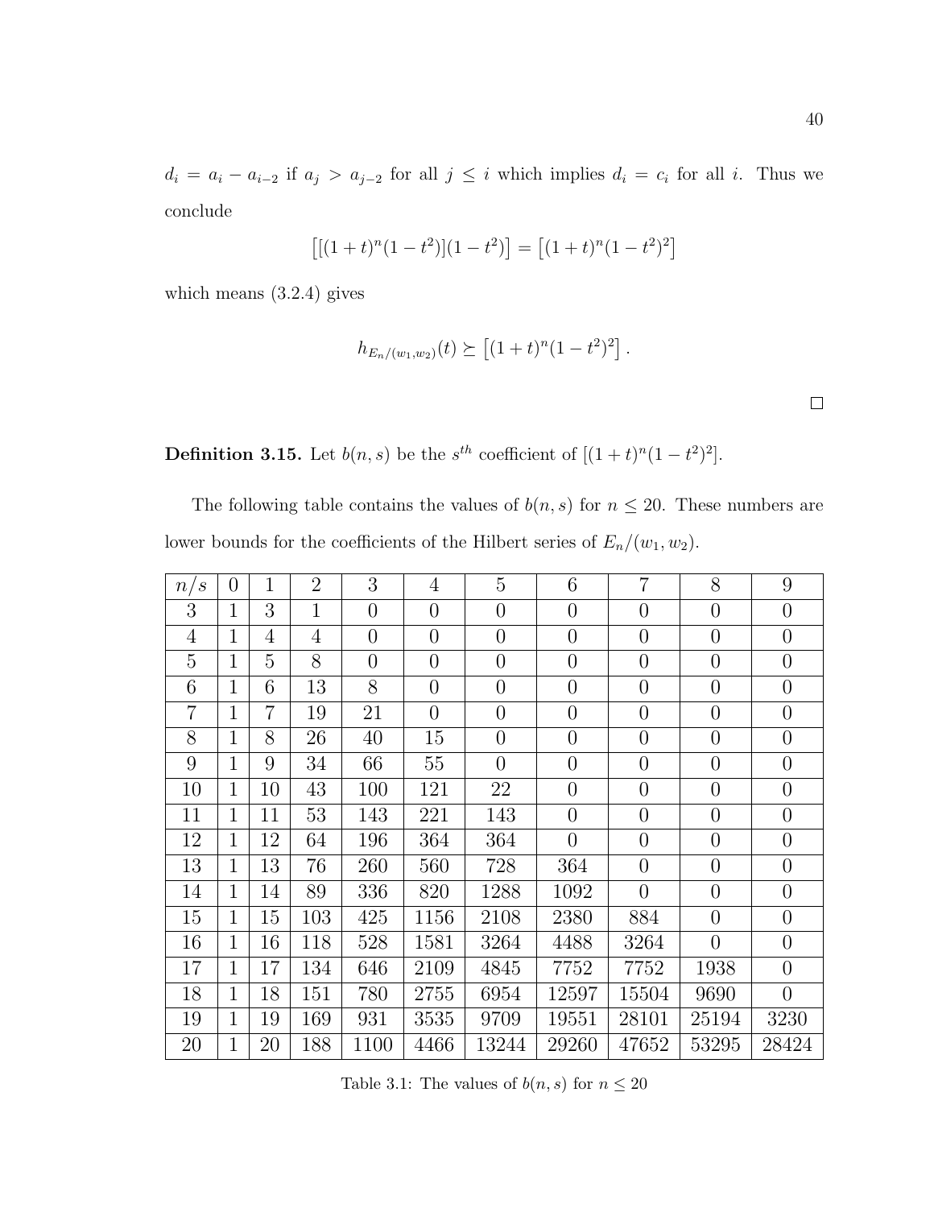$d_i = a_i - a_{i-2}$ if $a_j > a_{j-2}$ for all $j \leq i$ which implies $d_i = c_i$ for all $i$. Thus we conclude

$$\left[[(1+t)^n(1-t^2)](1-t^2)\right] = \left[(1+t)^n(1-t^2)^2\right]$$

which means (3.2.4) gives

$$h_{E_n/(w_1,w_2)}(t) \succeq \left[(1+t)^n(1-t^2)^2\right].$$

□

**Definition 3.15.** Let $b(n,s)$ be the $s^{th}$ coefficient of $[(1+t)^n(1-t^2)^2]$.

The following table contains the values of $b(n,s)$ for $n \leq 20$. These numbers are lower bounds for the coefficients of the Hilbert series of $E_n/(w_1, w_2)$.

| $n/s$ | 0 | 1 | 2 | 3 | 4 | 5 | 6 | 7 | 8 | 9 |
|---|---|---|---|---|---|---|---|---|---|---|
| 3 | 1 | 3 | 1 | 0 | 0 | 0 | 0 | 0 | 0 | 0 |
| 4 | 1 | 4 | 4 | 0 | 0 | 0 | 0 | 0 | 0 | 0 |
| 5 | 1 | 5 | 8 | 0 | 0 | 0 | 0 | 0 | 0 | 0 |
| 6 | 1 | 6 | 13 | 8 | 0 | 0 | 0 | 0 | 0 | 0 |
| 7 | 1 | 7 | 19 | 21 | 0 | 0 | 0 | 0 | 0 | 0 |
| 8 | 1 | 8 | 26 | 40 | 15 | 0 | 0 | 0 | 0 | 0 |
| 9 | 1 | 9 | 34 | 66 | 55 | 0 | 0 | 0 | 0 | 0 |
| 10 | 1 | 10 | 43 | 100 | 121 | 22 | 0 | 0 | 0 | 0 |
| 11 | 1 | 11 | 53 | 143 | 221 | 143 | 0 | 0 | 0 | 0 |
| 12 | 1 | 12 | 64 | 196 | 364 | 364 | 0 | 0 | 0 | 0 |
| 13 | 1 | 13 | 76 | 260 | 560 | 728 | 364 | 0 | 0 | 0 |
| 14 | 1 | 14 | 89 | 336 | 820 | 1288 | 1092 | 0 | 0 | 0 |
| 15 | 1 | 15 | 103 | 425 | 1156 | 2108 | 2380 | 884 | 0 | 0 |
| 16 | 1 | 16 | 118 | 528 | 1581 | 3264 | 4488 | 3264 | 0 | 0 |
| 17 | 1 | 17 | 134 | 646 | 2109 | 4845 | 7752 | 7752 | 1938 | 0 |
| 18 | 1 | 18 | 151 | 780 | 2755 | 6954 | 12597 | 15504 | 9690 | 0 |
| 19 | 1 | 19 | 169 | 931 | 3535 | 9709 | 19551 | 28101 | 25194 | 3230 |
| 20 | 1 | 20 | 188 | 1100 | 4466 | 13244 | 29260 | 47652 | 53295 | 28424 |

Table 3.1: The values of $b(n,s)$ for $n \leq 20$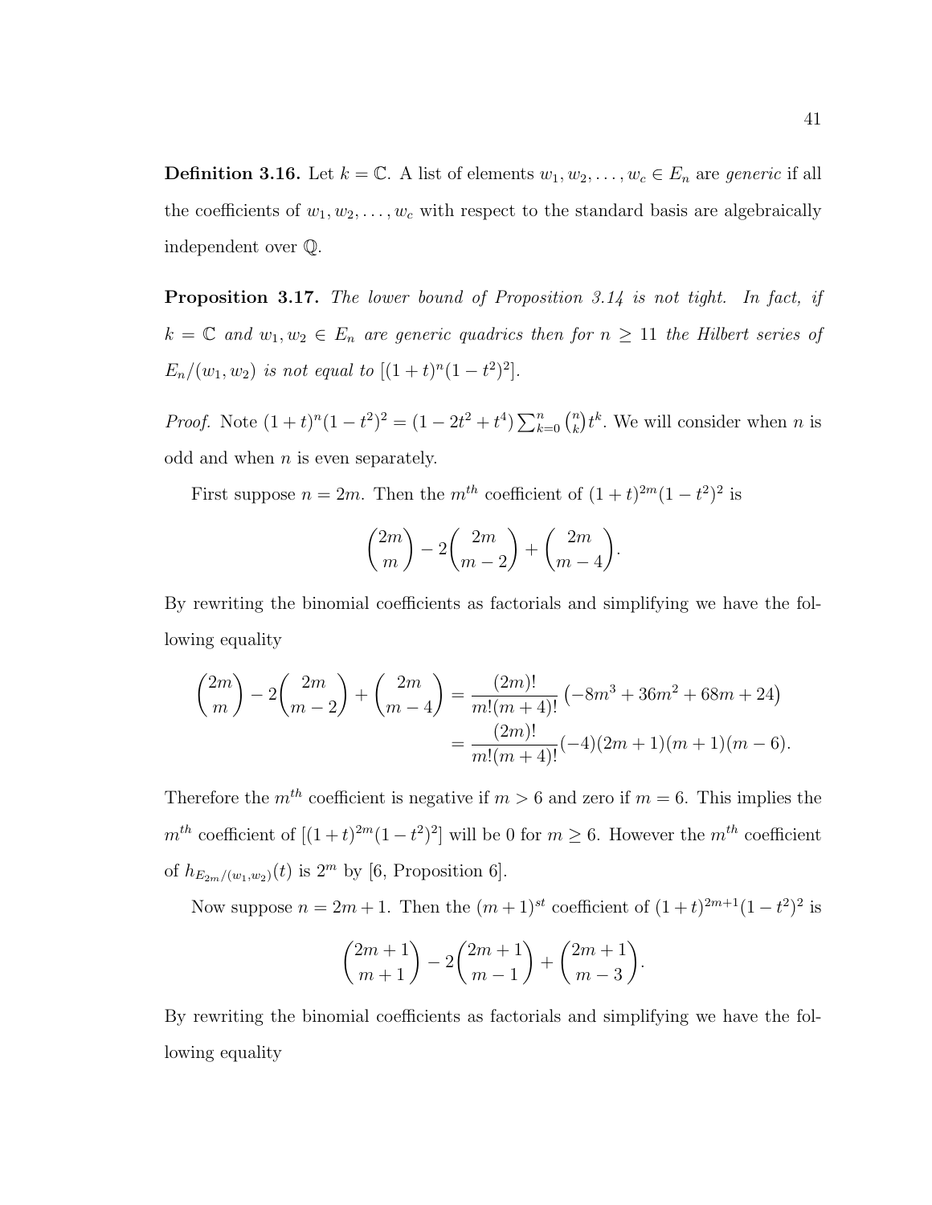**Definition 3.16.** Let $k = \mathbb{C}$. A list of elements $w_1, w_2, \ldots, w_c \in E_n$ are *generic* if all the coefficients of $w_1, w_2, \ldots, w_c$ with respect to the standard basis are algebraically independent over $\mathbb{Q}$.

**Proposition 3.17.** *The lower bound of Proposition 3.14 is not tight. In fact, if $k = \mathbb{C}$ and $w_1, w_2 \in E_n$ are generic quadrics then for $n \geq 11$ the Hilbert series of $E_n/(w_1, w_2)$ is not equal to $[(1+t)^n(1-t^2)^2]$.*

*Proof.* Note $(1+t)^n(1-t^2)^2 = (1 - 2t^2 + t^4)\sum_{k=0}^{n}\binom{n}{k}t^k$. We will consider when $n$ is odd and when $n$ is even separately.

First suppose $n = 2m$. Then the $m^{th}$ coefficient of $(1+t)^{2m}(1-t^2)^2$ is

$$\binom{2m}{m} - 2\binom{2m}{m-2} + \binom{2m}{m-4}.$$

By rewriting the binomial coefficients as factorials and simplifying we have the following equality

$$\begin{aligned}\binom{2m}{m} - 2\binom{2m}{m-2} + \binom{2m}{m-4} &= \frac{(2m)!}{m!(m+4)!}\left(-8m^3 + 36m^2 + 68m + 24\right) \\ &= \frac{(2m)!}{m!(m+4)!}(-4)(2m+1)(m+1)(m-6).\end{aligned}$$

Therefore the $m^{th}$ coefficient is negative if $m > 6$ and zero if $m = 6$. This implies the $m^{th}$ coefficient of $[(1+t)^{2m}(1-t^2)^2]$ will be 0 for $m \geq 6$. However the $m^{th}$ coefficient of $h_{E_{2m}/(w_1,w_2)}(t)$ is $2^m$ by [6, Proposition 6].

Now suppose $n = 2m+1$. Then the $(m+1)^{st}$ coefficient of $(1+t)^{2m+1}(1-t^2)^2$ is

$$\binom{2m+1}{m+1} - 2\binom{2m+1}{m-1} + \binom{2m+1}{m-3}.$$

By rewriting the binomial coefficients as factorials and simplifying we have the following equality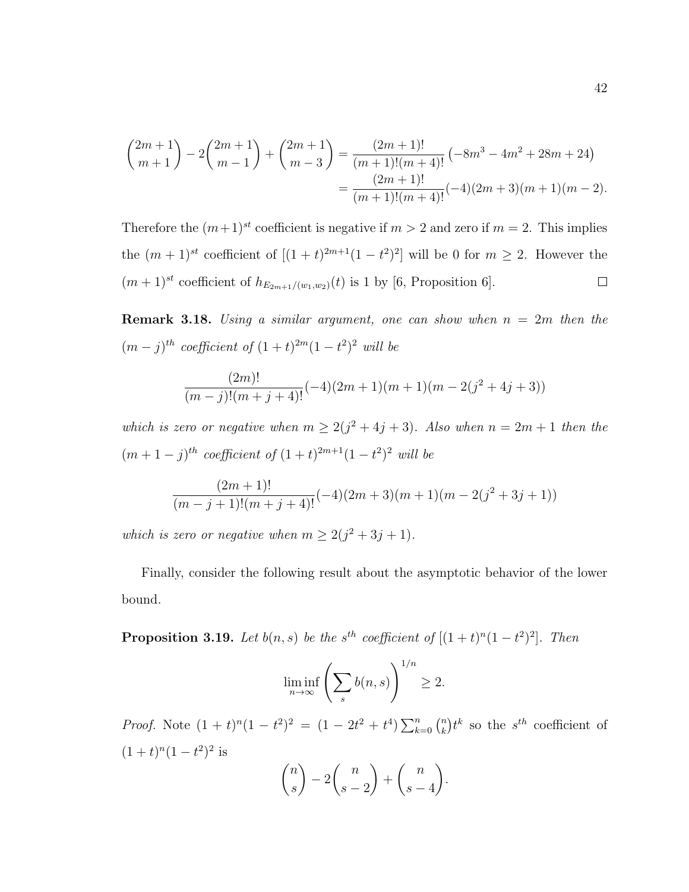$$\binom{2m+1}{m+1} - 2\binom{2m+1}{m-1} + \binom{2m+1}{m-3} = \frac{(2m+1)!}{(m+1)!(m+4)!}\left(-8m^3 - 4m^2 + 28m + 24\right)$$
$$= \frac{(2m+1)!}{(m+1)!(m+4)!}(-4)(2m+3)(m+1)(m-2).$$

Therefore the $(m+1)^{st}$ coefficient is negative if $m > 2$ and zero if $m = 2$. This implies the $(m+1)^{st}$ coefficient of $[(1+t)^{2m+1}(1-t^2)^2]$ will be 0 for $m \geq 2$. However the $(m+1)^{st}$ coefficient of $h_{E_{2m+1}/(w_1,w_2)}(t)$ is 1 by [6, Proposition 6]. $\square$

**Remark 3.18.** *Using a similar argument, one can show when $n = 2m$ then the $(m-j)^{th}$ coefficient of $(1+t)^{2m}(1-t^2)^2$ will be*

$$\frac{(2m)!}{(m-j)!(m+j+4)!}(-4)(2m+1)(m+1)(m-2(j^2+4j+3))$$

*which is zero or negative when $m \geq 2(j^2+4j+3)$. Also when $n = 2m+1$ then the $(m+1-j)^{th}$ coefficient of $(1+t)^{2m+1}(1-t^2)^2$ will be*

$$\frac{(2m+1)!}{(m-j+1)!(m+j+4)!}(-4)(2m+3)(m+1)(m-2(j^2+3j+1))$$

*which is zero or negative when $m \geq 2(j^2+3j+1)$.*

Finally, consider the following result about the asymptotic behavior of the lower bound.

**Proposition 3.19.** *Let $b(n,s)$ be the $s^{th}$ coefficient of $[(1+t)^n(1-t^2)^2]$. Then*

$$\liminf_{n\to\infty}\left(\sum_s b(n,s)\right)^{1/n} \geq 2.$$

*Proof.* Note $(1+t)^n(1-t^2)^2 = (1-2t^2+t^4)\sum_{k=0}^n \binom{n}{k}t^k$ so the $s^{th}$ coefficient of $(1+t)^n(1-t^2)^2$ is

$$\binom{n}{s} - 2\binom{n}{s-2} + \binom{n}{s-4}.$$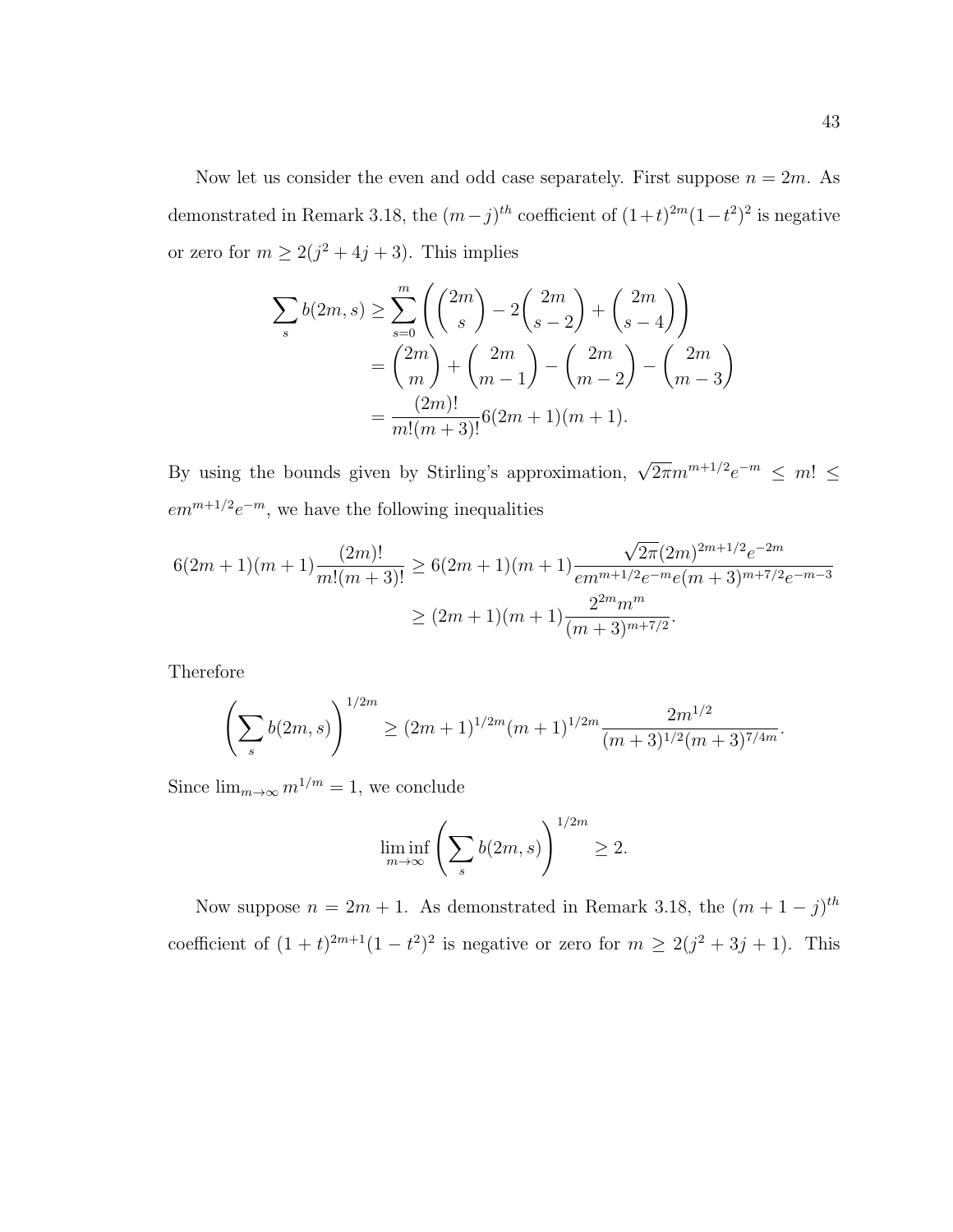Now let us consider the even and odd case separately. First suppose $n = 2m$. As demonstrated in Remark 3.18, the $(m-j)^{th}$ coefficient of $(1+t)^{2m}(1-t^2)^2$ is negative or zero for $m \geq 2(j^2+4j+3)$. This implies

$$\begin{aligned}
\sum_s b(2m,s) &\geq \sum_{s=0}^{m} \left( \binom{2m}{s} - 2\binom{2m}{s-2} + \binom{2m}{s-4} \right) \\
&= \binom{2m}{m} + \binom{2m}{m-1} - \binom{2m}{m-2} - \binom{2m}{m-3} \\
&= \frac{(2m)!}{m!(m+3)!} 6(2m+1)(m+1).
\end{aligned}$$

By using the bounds given by Stirling's approximation, $\sqrt{2\pi} m^{m+1/2} e^{-m} \leq m! \leq e m^{m+1/2} e^{-m}$, we have the following inequalities

$$\begin{aligned}
6(2m+1)(m+1)\frac{(2m)!}{m!(m+3)!} &\geq 6(2m+1)(m+1)\frac{\sqrt{2\pi}(2m)^{2m+1/2}e^{-2m}}{em^{m+1/2}e^{-m}e(m+3)^{m+7/2}e^{-m-3}} \\
&\geq (2m+1)(m+1)\frac{2^{2m}m^m}{(m+3)^{m+7/2}}.
\end{aligned}$$

Therefore

$$\left( \sum_s b(2m,s) \right)^{1/2m} \geq (2m+1)^{1/2m}(m+1)^{1/2m}\frac{2m^{1/2}}{(m+3)^{1/2}(m+3)^{7/4m}}.$$

Since $\lim_{m\to\infty} m^{1/m} = 1$, we conclude

$$\liminf_{m\to\infty} \left( \sum_s b(2m,s) \right)^{1/2m} \geq 2.$$

Now suppose $n = 2m+1$. As demonstrated in Remark 3.18, the $(m+1-j)^{th}$ coefficient of $(1+t)^{2m+1}(1-t^2)^2$ is negative or zero for $m \geq 2(j^2+3j+1)$. This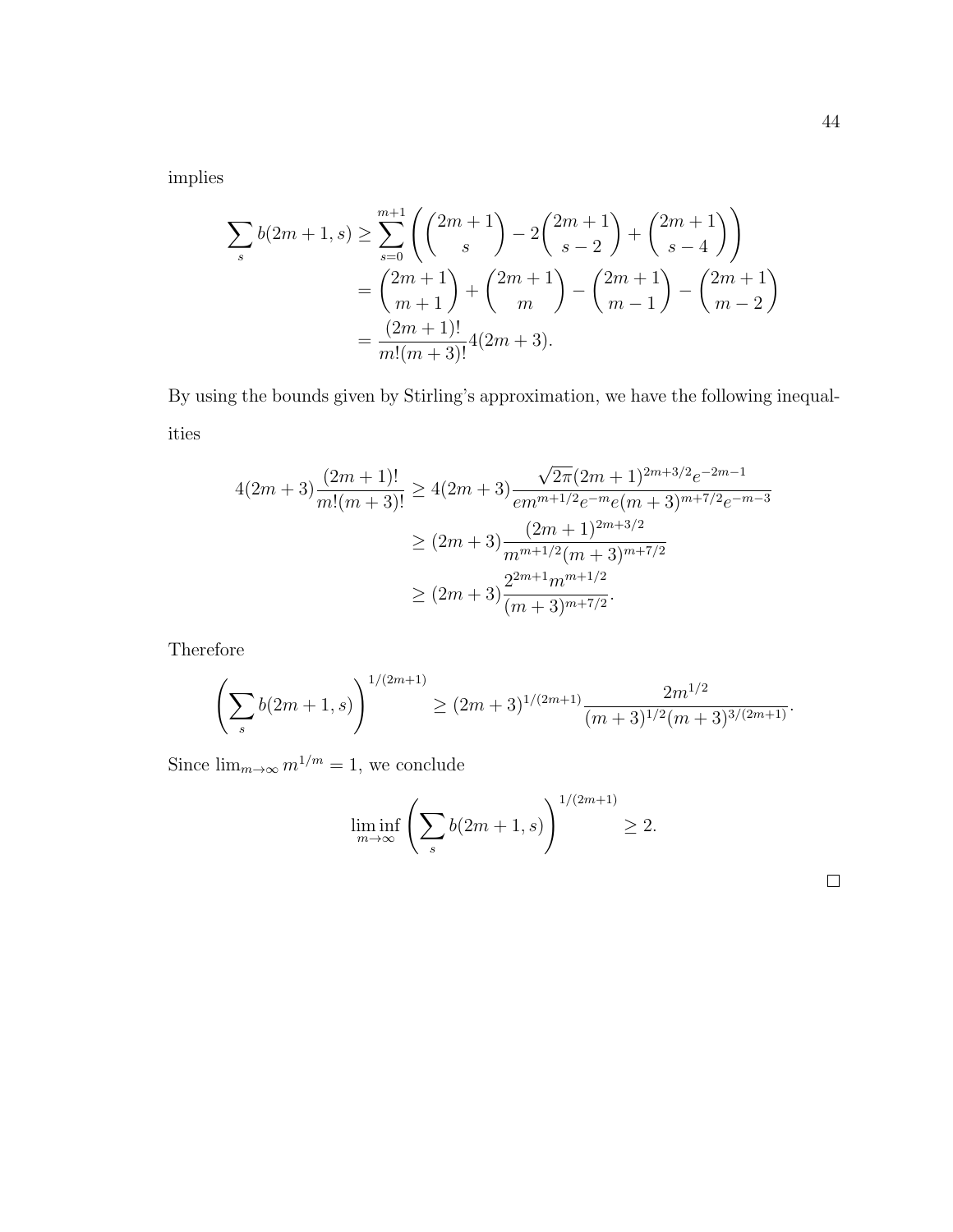implies

$$\begin{aligned}
\sum_s b(2m+1,s) &\geq \sum_{s=0}^{m+1} \left( \binom{2m+1}{s} - 2\binom{2m+1}{s-2} + \binom{2m+1}{s-4} \right) \\
&= \binom{2m+1}{m+1} + \binom{2m+1}{m} - \binom{2m+1}{m-1} - \binom{2m+1}{m-2} \\
&= \frac{(2m+1)!}{m!(m+3)!} 4(2m+3).
\end{aligned}$$

By using the bounds given by Stirling's approximation, we have the following inequalities

$$\begin{aligned}
4(2m+3)\frac{(2m+1)!}{m!(m+3)!} &\geq 4(2m+3)\frac{\sqrt{2\pi}(2m+1)^{2m+3/2}e^{-2m-1}}{em^{m+1/2}e^{-m}e(m+3)^{m+7/2}e^{-m-3}} \\
&\geq (2m+3)\frac{(2m+1)^{2m+3/2}}{m^{m+1/2}(m+3)^{m+7/2}} \\
&\geq (2m+3)\frac{2^{2m+1}m^{m+1/2}}{(m+3)^{m+7/2}}.
\end{aligned}$$

Therefore

$$\left( \sum_s b(2m+1,s) \right)^{1/(2m+1)} \geq (2m+3)^{1/(2m+1)} \frac{2m^{1/2}}{(m+3)^{1/2}(m+3)^{3/(2m+1)}}.$$

Since $\lim_{m\to\infty} m^{1/m} = 1$, we conclude

$$\liminf_{m\to\infty} \left( \sum_s b(2m+1,s) \right)^{1/(2m+1)} \geq 2.$$

□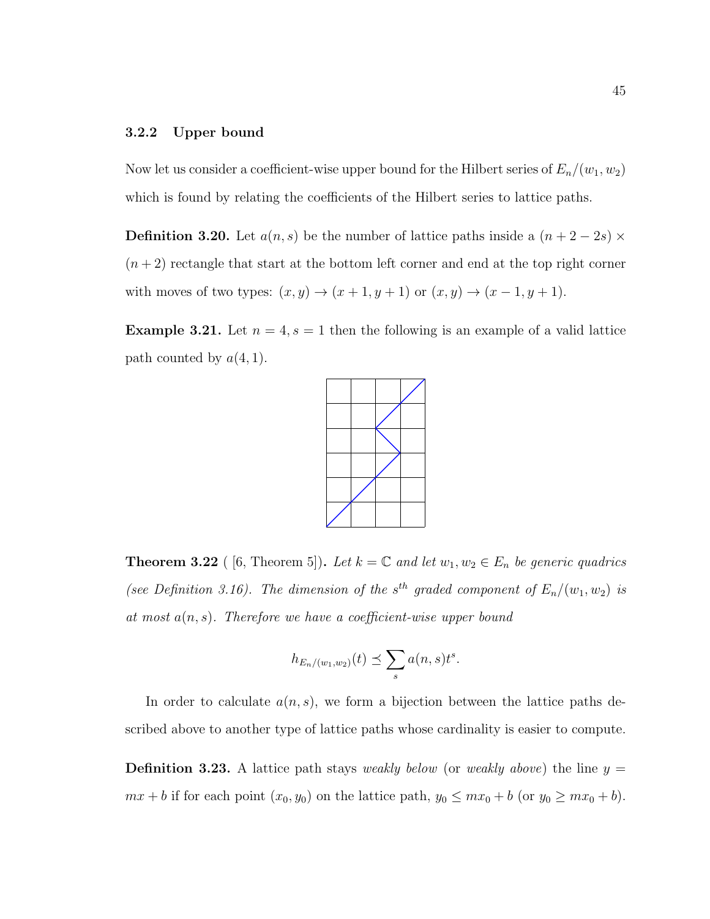### 3.2.2 Upper bound

Now let us consider a coefficient-wise upper bound for the Hilbert series of $E_n/(w_1, w_2)$ which is found by relating the coefficients of the Hilbert series to lattice paths.

**Definition 3.20.** Let $a(n, s)$ be the number of lattice paths inside a $(n + 2 - 2s) \times (n + 2)$ rectangle that start at the bottom left corner and end at the top right corner with moves of two types: $(x, y) \to (x + 1, y + 1)$ or $(x, y) \to (x - 1, y + 1)$.

**Example 3.21.** Let $n = 4, s = 1$ then the following is an example of a valid lattice path counted by $a(4, 1)$.

**Theorem 3.22** ( [6, Theorem 5]). *Let $k = \mathbb{C}$ and let $w_1, w_2 \in E_n$ be generic quadrics (see Definition 3.16). The dimension of the $s^{th}$ graded component of $E_n/(w_1, w_2)$ is at most $a(n, s)$. Therefore we have a coefficient-wise upper bound*

$$h_{E_n/(w_1,w_2)}(t) \preceq \sum_s a(n, s)t^s.$$

In order to calculate $a(n, s)$, we form a bijection between the lattice paths described above to another type of lattice paths whose cardinality is easier to compute.

**Definition 3.23.** A lattice path stays *weakly below* (or *weakly above*) the line $y = mx + b$ if for each point $(x_0, y_0)$ on the lattice path, $y_0 \leq mx_0 + b$ (or $y_0 \geq mx_0 + b$).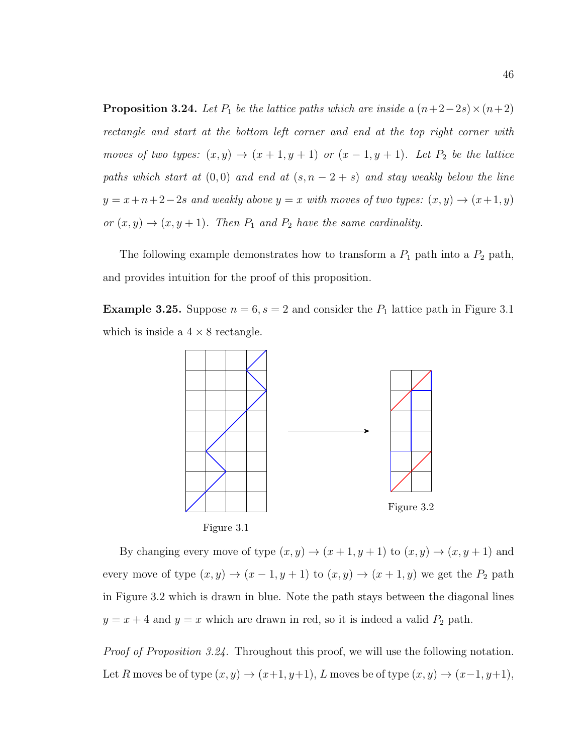**Proposition 3.24.** *Let $P_1$ be the lattice paths which are inside a $(n+2-2s)\times(n+2)$ rectangle and start at the bottom left corner and end at the top right corner with moves of two types: $(x, y) \to (x+1, y+1)$ or $(x-1, y+1)$. Let $P_2$ be the lattice paths which start at $(0, 0)$ and end at $(s, n-2+s)$ and stay weakly below the line $y = x+n+2-2s$ and weakly above $y = x$ with moves of two types: $(x, y) \to (x+1, y)$ or $(x, y) \to (x, y+1)$. Then $P_1$ and $P_2$ have the same cardinality.*

The following example demonstrates how to transform a $P_1$ path into a $P_2$ path, and provides intuition for the proof of this proposition.

**Example 3.25.** Suppose $n = 6, s = 2$ and consider the $P_1$ lattice path in Figure 3.1 which is inside a $4 \times 8$ rectangle.

Figure 3.1

Figure 3.2

By changing every move of type $(x, y) \to (x+1, y+1)$ to $(x, y) \to (x, y+1)$ and every move of type $(x, y) \to (x-1, y+1)$ to $(x, y) \to (x+1, y)$ we get the $P_2$ path in Figure 3.2 which is drawn in blue. Note the path stays between the diagonal lines $y = x+4$ and $y = x$ which are drawn in red, so it is indeed a valid $P_2$ path.

*Proof of Proposition 3.24.* Throughout this proof, we will use the following notation. Let $R$ moves be of type $(x, y) \to (x+1, y+1)$, $L$ moves be of type $(x, y) \to (x-1, y+1)$,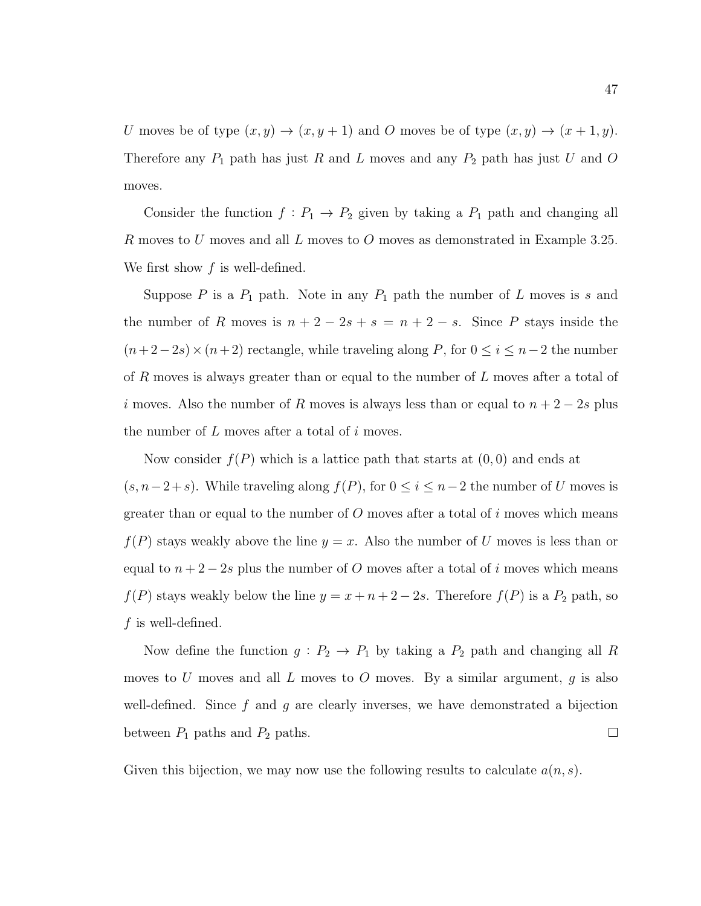$U$ moves be of type $(x, y) \to (x, y+1)$ and $O$ moves be of type $(x, y) \to (x+1, y)$. Therefore any $P_1$ path has just $R$ and $L$ moves and any $P_2$ path has just $U$ and $O$ moves.

Consider the function $f : P_1 \to P_2$ given by taking a $P_1$ path and changing all $R$ moves to $U$ moves and all $L$ moves to $O$ moves as demonstrated in Example 3.25. We first show $f$ is well-defined.

Suppose $P$ is a $P_1$ path. Note in any $P_1$ path the number of $L$ moves is $s$ and the number of $R$ moves is $n+2-2s+s = n+2-s$. Since $P$ stays inside the $(n+2-2s) \times (n+2)$ rectangle, while traveling along $P$, for $0 \leq i \leq n-2$ the number of $R$ moves is always greater than or equal to the number of $L$ moves after a total of $i$ moves. Also the number of $R$ moves is always less than or equal to $n+2-2s$ plus the number of $L$ moves after a total of $i$ moves.

Now consider $f(P)$ which is a lattice path that starts at $(0, 0)$ and ends at $(s, n-2+s)$. While traveling along $f(P)$, for $0 \leq i \leq n-2$ the number of $U$ moves is greater than or equal to the number of $O$ moves after a total of $i$ moves which means $f(P)$ stays weakly above the line $y = x$. Also the number of $U$ moves is less than or equal to $n+2-2s$ plus the number of $O$ moves after a total of $i$ moves which means $f(P)$ stays weakly below the line $y = x+n+2-2s$. Therefore $f(P)$ is a $P_2$ path, so $f$ is well-defined.

Now define the function $g : P_2 \to P_1$ by taking a $P_2$ path and changing all $R$ moves to $U$ moves and all $L$ moves to $O$ moves. By a similar argument, $g$ is also well-defined. Since $f$ and $g$ are clearly inverses, we have demonstrated a bijection between $P_1$ paths and $P_2$ paths. □

Given this bijection, we may now use the following results to calculate $a(n, s)$.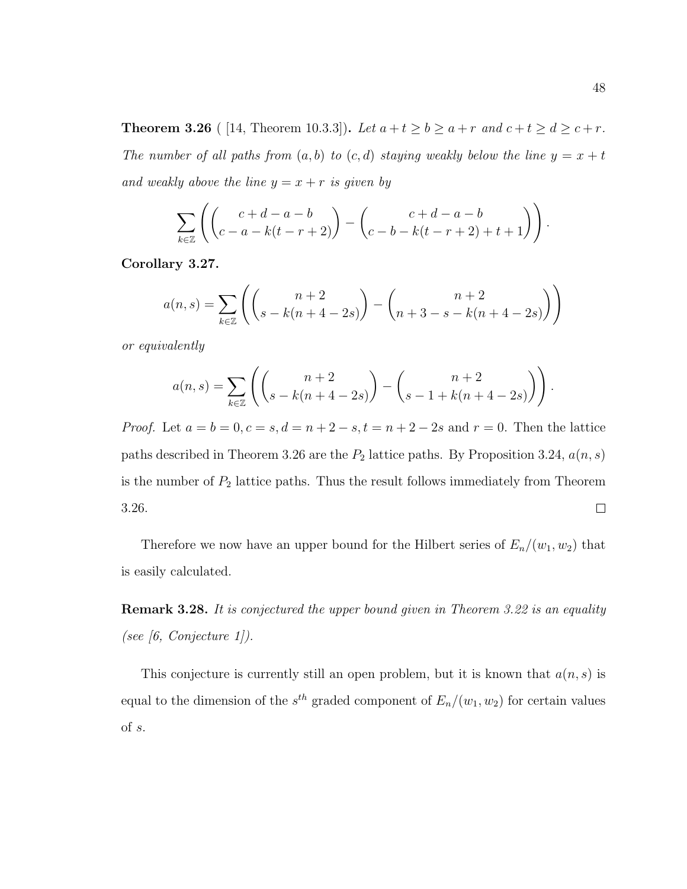**Theorem 3.26** ( [14, Theorem 10.3.3])**.** *Let $a+t \geq b \geq a+r$ and $c+t \geq d \geq c+r$. The number of all paths from $(a,b)$ to $(c,d)$ staying weakly below the line $y = x+t$ and weakly above the line $y = x+r$ is given by*

$$\sum_{k\in\mathbb{Z}} \left( \binom{c+d-a-b}{c-a-k(t-r+2)} - \binom{c+d-a-b}{c-b-k(t-r+2)+t+1} \right).$$

**Corollary 3.27.**

$$a(n,s) = \sum_{k\in\mathbb{Z}} \left( \binom{n+2}{s-k(n+4-2s)} - \binom{n+2}{n+3-s-k(n+4-2s)} \right)$$

*or equivalently*

$$a(n,s) = \sum_{k\in\mathbb{Z}} \left( \binom{n+2}{s-k(n+4-2s)} - \binom{n+2}{s-1+k(n+4-2s)} \right).$$

*Proof.* Let $a = b = 0, c = s, d = n+2-s, t = n+2-2s$ and $r = 0$. Then the lattice paths described in Theorem 3.26 are the $P_2$ lattice paths. By Proposition 3.24, $a(n,s)$ is the number of $P_2$ lattice paths. Thus the result follows immediately from Theorem 3.26. □

Therefore we now have an upper bound for the Hilbert series of $E_n/(w_1, w_2)$ that is easily calculated.

**Remark 3.28.** *It is conjectured the upper bound given in Theorem 3.22 is an equality (see [6, Conjecture 1]).*

This conjecture is currently still an open problem, but it is known that $a(n,s)$ is equal to the dimension of the $s^{th}$ graded component of $E_n/(w_1, w_2)$ for certain values of $s$.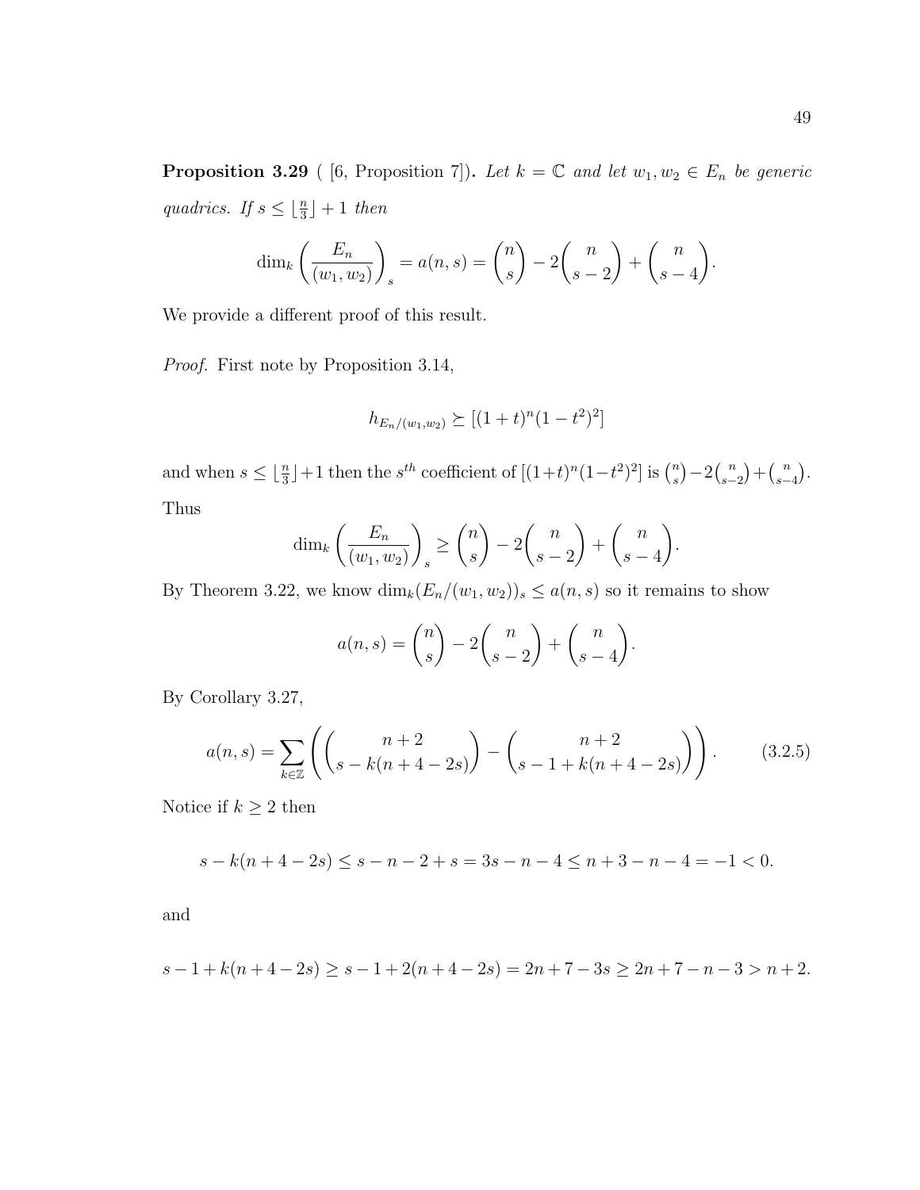**Proposition 3.29** ( [6, Proposition 7]). *Let $k = \mathbb{C}$ and let $w_1, w_2 \in E_n$ be generic quadrics. If $s \leq \lfloor \frac{n}{3} \rfloor + 1$ then*

$$\dim_k \left( \frac{E_n}{(w_1, w_2)} \right)_s = a(n,s) = \binom{n}{s} - 2\binom{n}{s-2} + \binom{n}{s-4}.$$

We provide a different proof of this result.

*Proof.* First note by Proposition 3.14,

$$h_{E_n/(w_1,w_2)} \succeq [(1+t)^n(1-t^2)^2]$$

and when $s \leq \lfloor \frac{n}{3} \rfloor + 1$ then the $s^{th}$ coefficient of $[(1+t)^n(1-t^2)^2]$ is $\binom{n}{s} - 2\binom{n}{s-2} + \binom{n}{s-4}$. Thus

$$\dim_k \left( \frac{E_n}{(w_1, w_2)} \right)_s \geq \binom{n}{s} - 2\binom{n}{s-2} + \binom{n}{s-4}.$$

By Theorem 3.22, we know $\dim_k(E_n/(w_1, w_2))_s \leq a(n,s)$ so it remains to show

$$a(n,s) = \binom{n}{s} - 2\binom{n}{s-2} + \binom{n}{s-4}.$$

By Corollary 3.27,

$$a(n,s) = \sum_{k \in \mathbb{Z}} \left( \binom{n+2}{s - k(n+4-2s)} - \binom{n+2}{s-1+k(n+4-2s)} \right). \tag{3.2.5}$$

Notice if $k \geq 2$ then

$$s - k(n+4-2s) \leq s - n - 2 + s = 3s - n - 4 \leq n + 3 - n - 4 = -1 < 0.$$

and

$$s - 1 + k(n+4-2s) \geq s - 1 + 2(n+4-2s) = 2n + 7 - 3s \geq 2n + 7 - n - 3 > n + 2.$$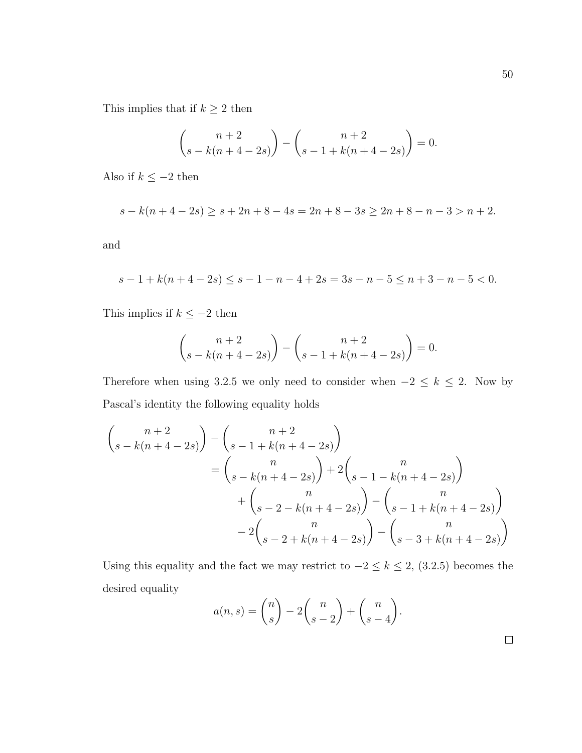This implies that if $k \geq 2$ then

$$\binom{n+2}{s-k(n+4-2s)} - \binom{n+2}{s-1+k(n+4-2s)} = 0.$$

Also if $k \leq -2$ then

$$s - k(n+4-2s) \geq s + 2n + 8 - 4s = 2n + 8 - 3s \geq 2n + 8 - n - 3 > n + 2.$$

and

$$s - 1 + k(n+4-2s) \leq s - 1 - n - 4 + 2s = 3s - n - 5 \leq n + 3 - n - 5 < 0.$$

This implies if $k \leq -2$ then

$$\binom{n+2}{s-k(n+4-2s)} - \binom{n+2}{s-1+k(n+4-2s)} = 0.$$

Therefore when using 3.2.5 we only need to consider when $-2 \leq k \leq 2$. Now by Pascal's identity the following equality holds

$$\begin{aligned}
\binom{n+2}{s-k(n+4-2s)} &- \binom{n+2}{s-1+k(n+4-2s)} \\
&= \binom{n}{s-k(n+4-2s)} + 2\binom{n}{s-1-k(n+4-2s)} \\
&\quad + \binom{n}{s-2-k(n+4-2s)} - \binom{n}{s-1+k(n+4-2s)} \\
&\quad - 2\binom{n}{s-2+k(n+4-2s)} - \binom{n}{s-3+k(n+4-2s)}
\end{aligned}$$

Using this equality and the fact we may restrict to $-2 \leq k \leq 2$, (3.2.5) becomes the desired equality

$$a(n,s) = \binom{n}{s} - 2\binom{n}{s-2} + \binom{n}{s-4}.$$

□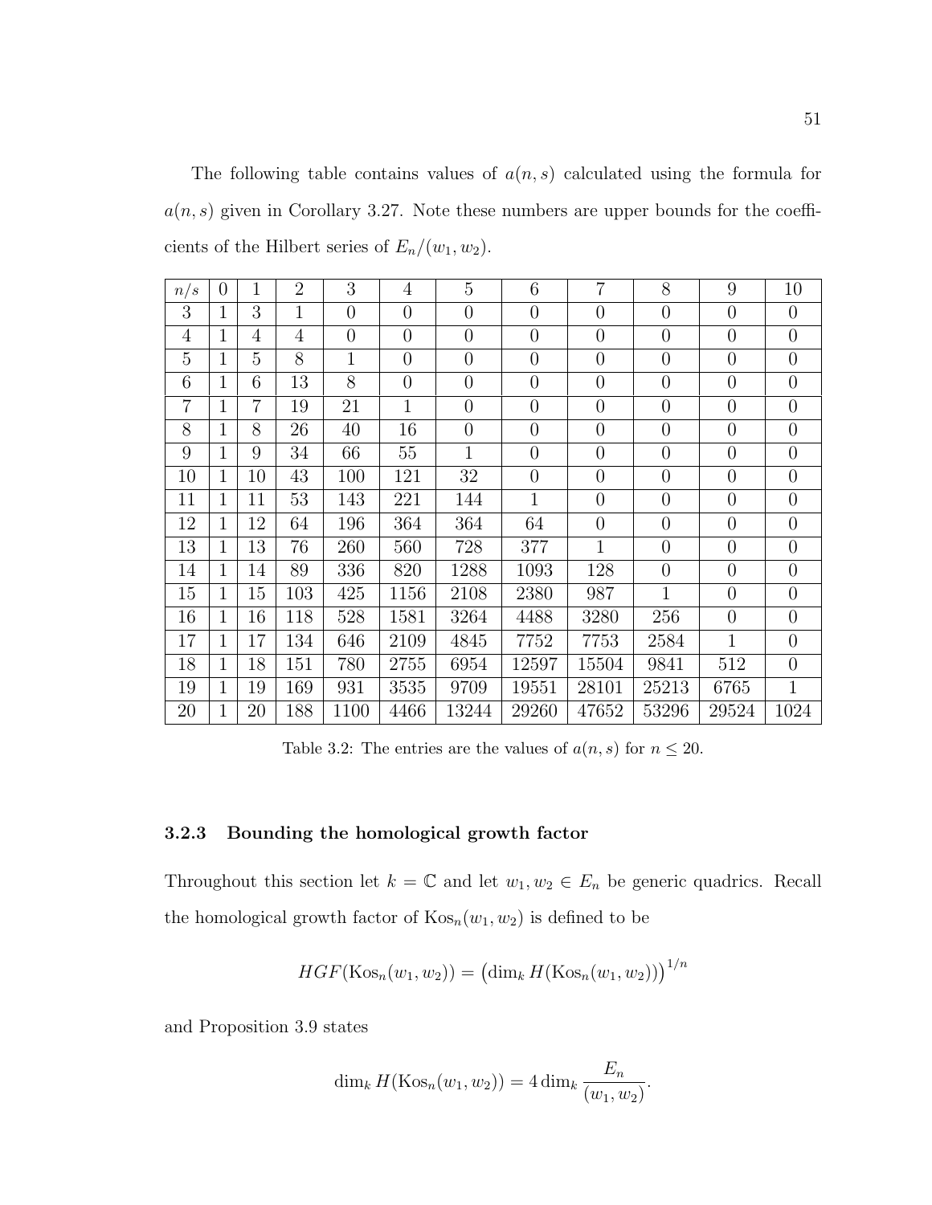The following table contains values of $a(n, s)$ calculated using the formula for $a(n, s)$ given in Corollary 3.27. Note these numbers are upper bounds for the coefficients of the Hilbert series of $E_n/(w_1, w_2)$.

| $n/s$ | 0 | 1 | 2 | 3 | 4 | 5 | 6 | 7 | 8 | 9 | 10 |
|---|---|---|---|---|---|---|---|---|---|---|---|
| 3 | 1 | 3 | 1 | 0 | 0 | 0 | 0 | 0 | 0 | 0 | 0 |
| 4 | 1 | 4 | 4 | 0 | 0 | 0 | 0 | 0 | 0 | 0 | 0 |
| 5 | 1 | 5 | 8 | 1 | 0 | 0 | 0 | 0 | 0 | 0 | 0 |
| 6 | 1 | 6 | 13 | 8 | 0 | 0 | 0 | 0 | 0 | 0 | 0 |
| 7 | 1 | 7 | 19 | 21 | 1 | 0 | 0 | 0 | 0 | 0 | 0 |
| 8 | 1 | 8 | 26 | 40 | 16 | 0 | 0 | 0 | 0 | 0 | 0 |
| 9 | 1 | 9 | 34 | 66 | 55 | 1 | 0 | 0 | 0 | 0 | 0 |
| 10 | 1 | 10 | 43 | 100 | 121 | 32 | 0 | 0 | 0 | 0 | 0 |
| 11 | 1 | 11 | 53 | 143 | 221 | 144 | 1 | 0 | 0 | 0 | 0 |
| 12 | 1 | 12 | 64 | 196 | 364 | 364 | 64 | 0 | 0 | 0 | 0 |
| 13 | 1 | 13 | 76 | 260 | 560 | 728 | 377 | 1 | 0 | 0 | 0 |
| 14 | 1 | 14 | 89 | 336 | 820 | 1288 | 1093 | 128 | 0 | 0 | 0 |
| 15 | 1 | 15 | 103 | 425 | 1156 | 2108 | 2380 | 987 | 1 | 0 | 0 |
| 16 | 1 | 16 | 118 | 528 | 1581 | 3264 | 4488 | 3280 | 256 | 0 | 0 |
| 17 | 1 | 17 | 134 | 646 | 2109 | 4845 | 7752 | 7753 | 2584 | 1 | 0 |
| 18 | 1 | 18 | 151 | 780 | 2755 | 6954 | 12597 | 15504 | 9841 | 512 | 0 |
| 19 | 1 | 19 | 169 | 931 | 3535 | 9709 | 19551 | 28101 | 25213 | 6765 | 1 |
| 20 | 1 | 20 | 188 | 1100 | 4466 | 13244 | 29260 | 47652 | 53296 | 29524 | 1024 |

Table 3.2: The entries are the values of $a(n, s)$ for $n \leq 20$.

### 3.2.3 Bounding the homological growth factor

Throughout this section let $k = \mathbb{C}$ and let $w_1, w_2 \in E_n$ be generic quadrics. Recall the homological growth factor of $\mathrm{Kos}_n(w_1, w_2)$ is defined to be

$$HGF(\mathrm{Kos}_n(w_1, w_2)) = \left(\dim_k H(\mathrm{Kos}_n(w_1, w_2))\right)^{1/n}$$

and Proposition 3.9 states

$$\dim_k H(\mathrm{Kos}_n(w_1, w_2)) = 4 \dim_k \frac{E_n}{(w_1, w_2)}.$$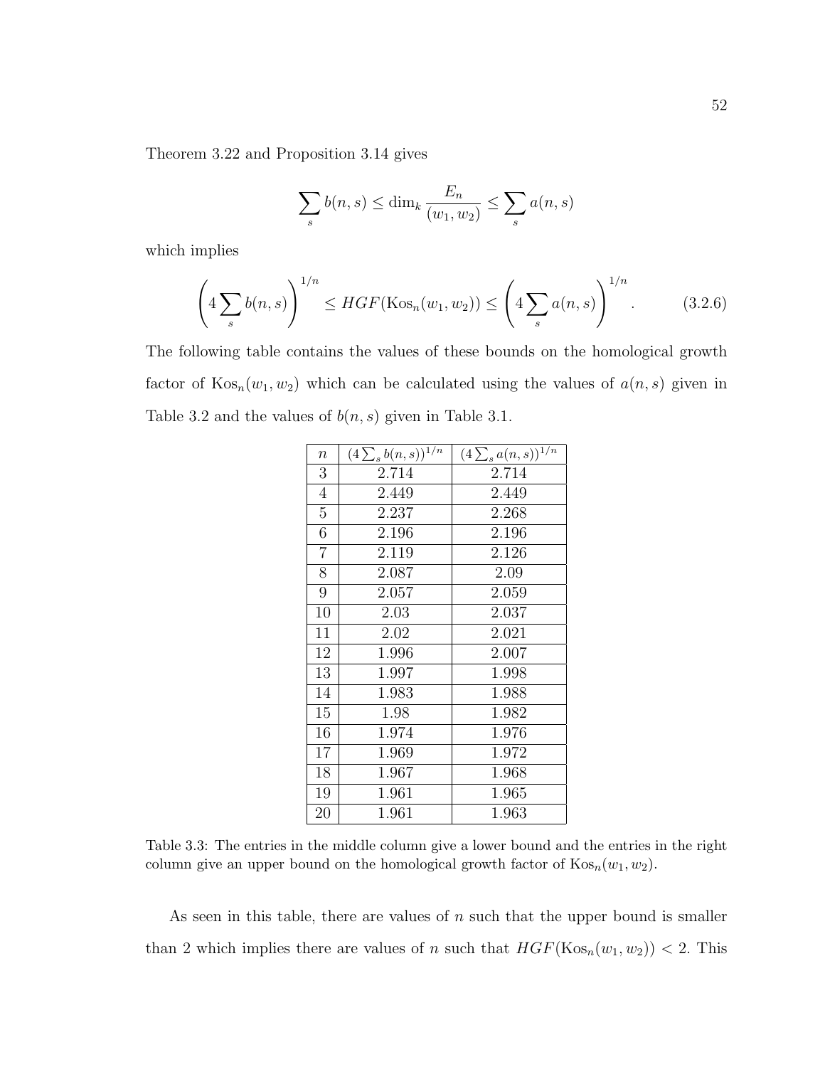Theorem 3.22 and Proposition 3.14 gives

$$\sum_s b(n,s) \leq \dim_k \frac{E_n}{(w_1,w_2)} \leq \sum_s a(n,s)$$

which implies

$$\left(4\sum_s b(n,s)\right)^{1/n} \leq HGF(\mathrm{Kos}_n(w_1,w_2)) \leq \left(4\sum_s a(n,s)\right)^{1/n}. \tag{3.2.6}$$

The following table contains the values of these bounds on the homological growth factor of $\mathrm{Kos}_n(w_1,w_2)$ which can be calculated using the values of $a(n,s)$ given in Table 3.2 and the values of $b(n,s)$ given in Table 3.1.

| $n$ | $(4\sum_s b(n,s))^{1/n}$ | $(4\sum_s a(n,s))^{1/n}$ |
|---|---|---|
| 3 | 2.714 | 2.714 |
| 4 | 2.449 | 2.449 |
| 5 | 2.237 | 2.268 |
| 6 | 2.196 | 2.196 |
| 7 | 2.119 | 2.126 |
| 8 | 2.087 | 2.09 |
| 9 | 2.057 | 2.059 |
| 10 | 2.03 | 2.037 |
| 11 | 2.02 | 2.021 |
| 12 | 1.996 | 2.007 |
| 13 | 1.997 | 1.998 |
| 14 | 1.983 | 1.988 |
| 15 | 1.98 | 1.982 |
| 16 | 1.974 | 1.976 |
| 17 | 1.969 | 1.972 |
| 18 | 1.967 | 1.968 |
| 19 | 1.961 | 1.965 |
| 20 | 1.961 | 1.963 |

Table 3.3: The entries in the middle column give a lower bound and the entries in the right column give an upper bound on the homological growth factor of $\mathrm{Kos}_n(w_1,w_2)$.

As seen in this table, there are values of $n$ such that the upper bound is smaller than 2 which implies there are values of $n$ such that $HGF(\mathrm{Kos}_n(w_1,w_2)) < 2$. This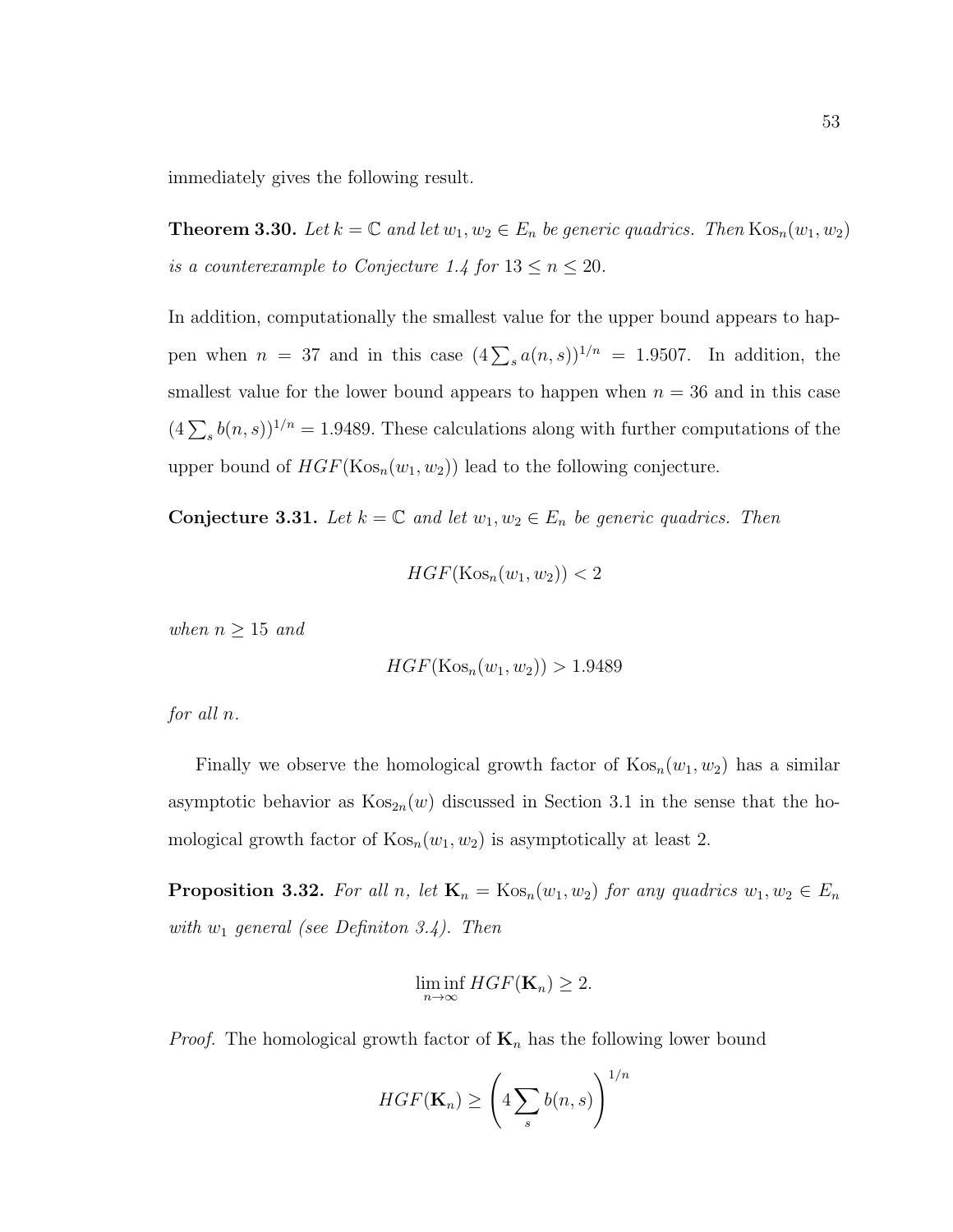immediately gives the following result.

**Theorem 3.30.** *Let $k = \mathbb{C}$ and let $w_1, w_2 \in E_n$ be generic quadrics. Then $\mathrm{Kos}_n(w_1, w_2)$ is a counterexample to Conjecture 1.4 for $13 \leq n \leq 20$.*

In addition, computationally the smallest value for the upper bound appears to happen when $n = 37$ and in this case $(4\sum_s a(n,s))^{1/n} = 1.9507$. In addition, the smallest value for the lower bound appears to happen when $n = 36$ and in this case $(4\sum_s b(n,s))^{1/n} = 1.9489$. These calculations along with further computations of the upper bound of $HGF(\mathrm{Kos}_n(w_1, w_2))$ lead to the following conjecture.

**Conjecture 3.31.** *Let $k = \mathbb{C}$ and let $w_1, w_2 \in E_n$ be generic quadrics. Then*

$$HGF(\mathrm{Kos}_n(w_1, w_2)) < 2$$

*when $n \geq 15$ and*

$$HGF(\mathrm{Kos}_n(w_1, w_2)) > 1.9489$$

*for all $n$.*

Finally we observe the homological growth factor of $\mathrm{Kos}_n(w_1, w_2)$ has a similar asymptotic behavior as $\mathrm{Kos}_{2n}(w)$ discussed in Section 3.1 in the sense that the homological growth factor of $\mathrm{Kos}_n(w_1, w_2)$ is asymptotically at least 2.

**Proposition 3.32.** *For all $n$, let $\mathbf{K}_n = \mathrm{Kos}_n(w_1, w_2)$ for any quadrics $w_1, w_2 \in E_n$ with $w_1$ general (see Definiton 3.4). Then*

$$\liminf_{n \to \infty} HGF(\mathbf{K}_n) \geq 2.$$

*Proof.* The homological growth factor of $\mathbf{K}_n$ has the following lower bound

$$HGF(\mathbf{K}_n) \geq \left(4\sum_s b(n,s)\right)^{1/n}$$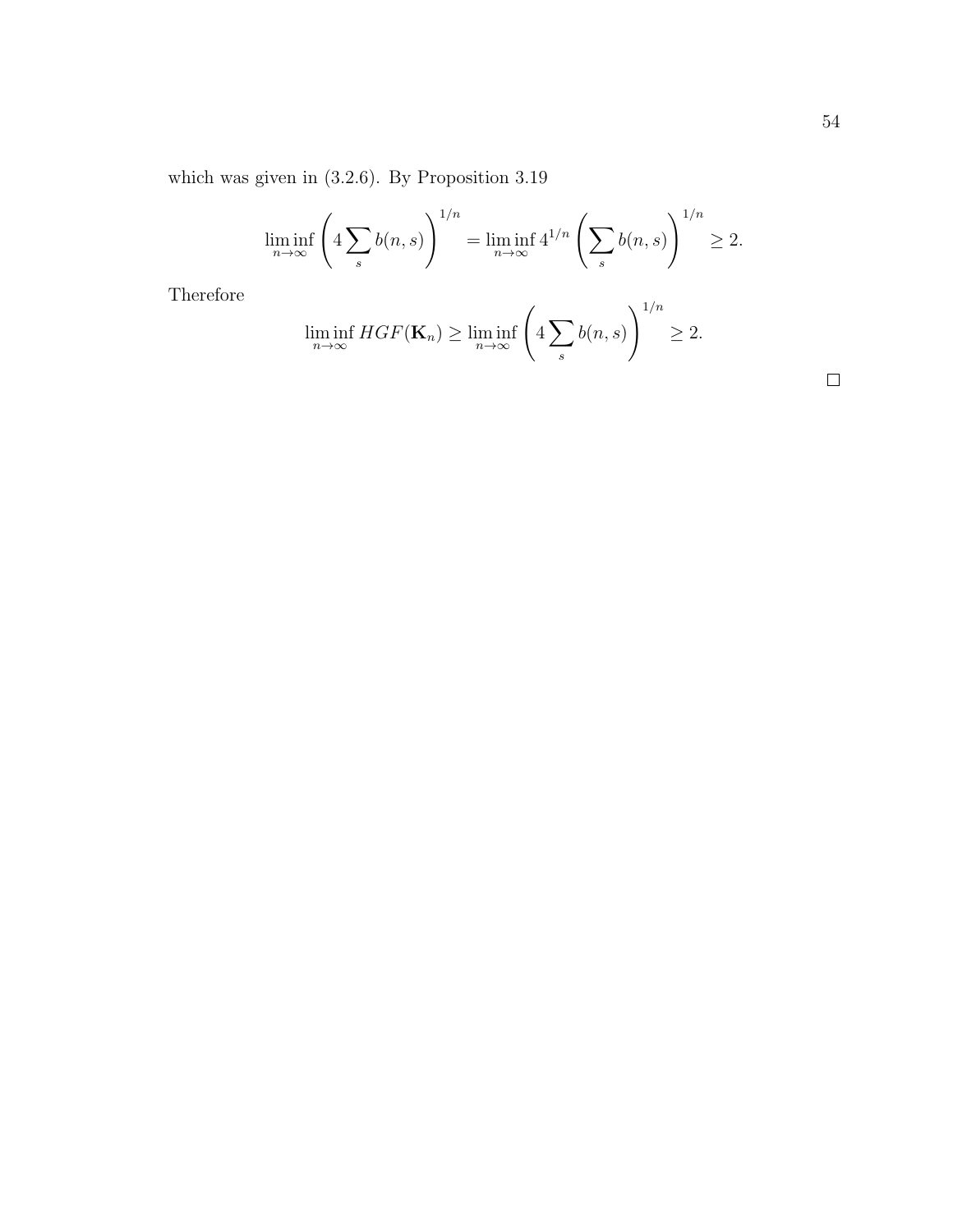which was given in (3.2.6). By Proposition 3.19

$$\liminf_{n\to\infty}\left(4\sum_s b(n,s)\right)^{1/n} = \liminf_{n\to\infty} 4^{1/n}\left(\sum_s b(n,s)\right)^{1/n} \geq 2.$$

Therefore

$$\liminf_{n\to\infty} HGF(\mathbf{K}_n) \geq \liminf_{n\to\infty}\left(4\sum_s b(n,s)\right)^{1/n} \geq 2.$$

□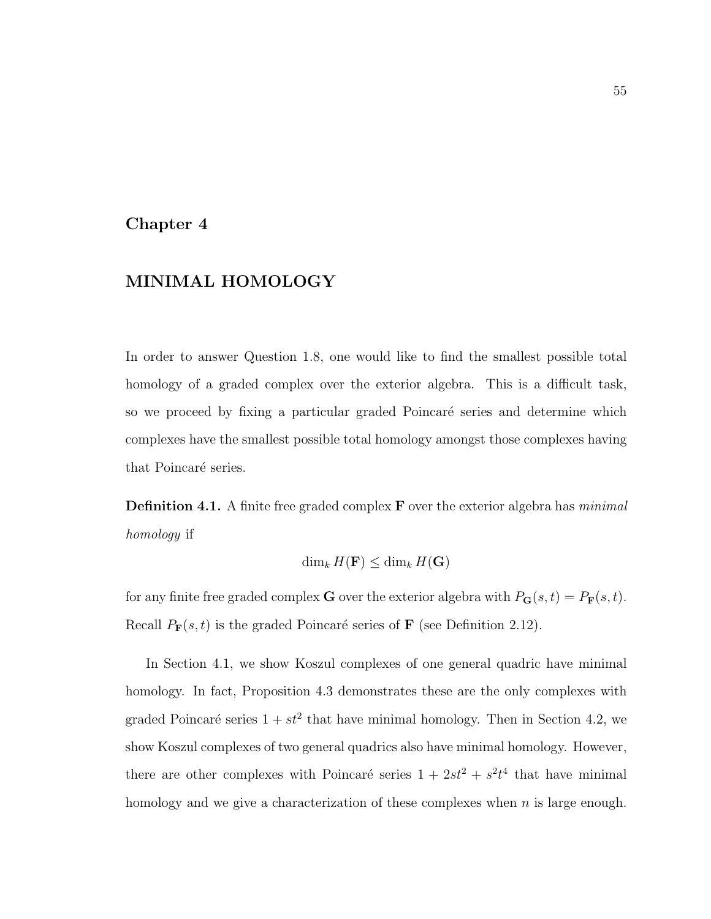# Chapter 4

# MINIMAL HOMOLOGY

In order to answer Question 1.8, one would like to find the smallest possible total homology of a graded complex over the exterior algebra. This is a difficult task, so we proceed by fixing a particular graded Poincaré series and determine which complexes have the smallest possible total homology amongst those complexes having that Poincaré series.

**Definition 4.1.** A finite free graded complex $\mathbf{F}$ over the exterior algebra has *minimal homology* if

$$\dim_k H(\mathbf{F}) \leq \dim_k H(\mathbf{G})$$

for any finite free graded complex $\mathbf{G}$ over the exterior algebra with $P_{\mathbf{G}}(s,t) = P_{\mathbf{F}}(s,t)$. Recall $P_{\mathbf{F}}(s,t)$ is the graded Poincaré series of $\mathbf{F}$ (see Definition 2.12).

In Section 4.1, we show Koszul complexes of one general quadric have minimal homology. In fact, Proposition 4.3 demonstrates these are the only complexes with graded Poincaré series $1 + st^2$ that have minimal homology. Then in Section 4.2, we show Koszul complexes of two general quadrics also have minimal homology. However, there are other complexes with Poincaré series $1 + 2st^2 + s^2t^4$ that have minimal homology and we give a characterization of these complexes when $n$ is large enough.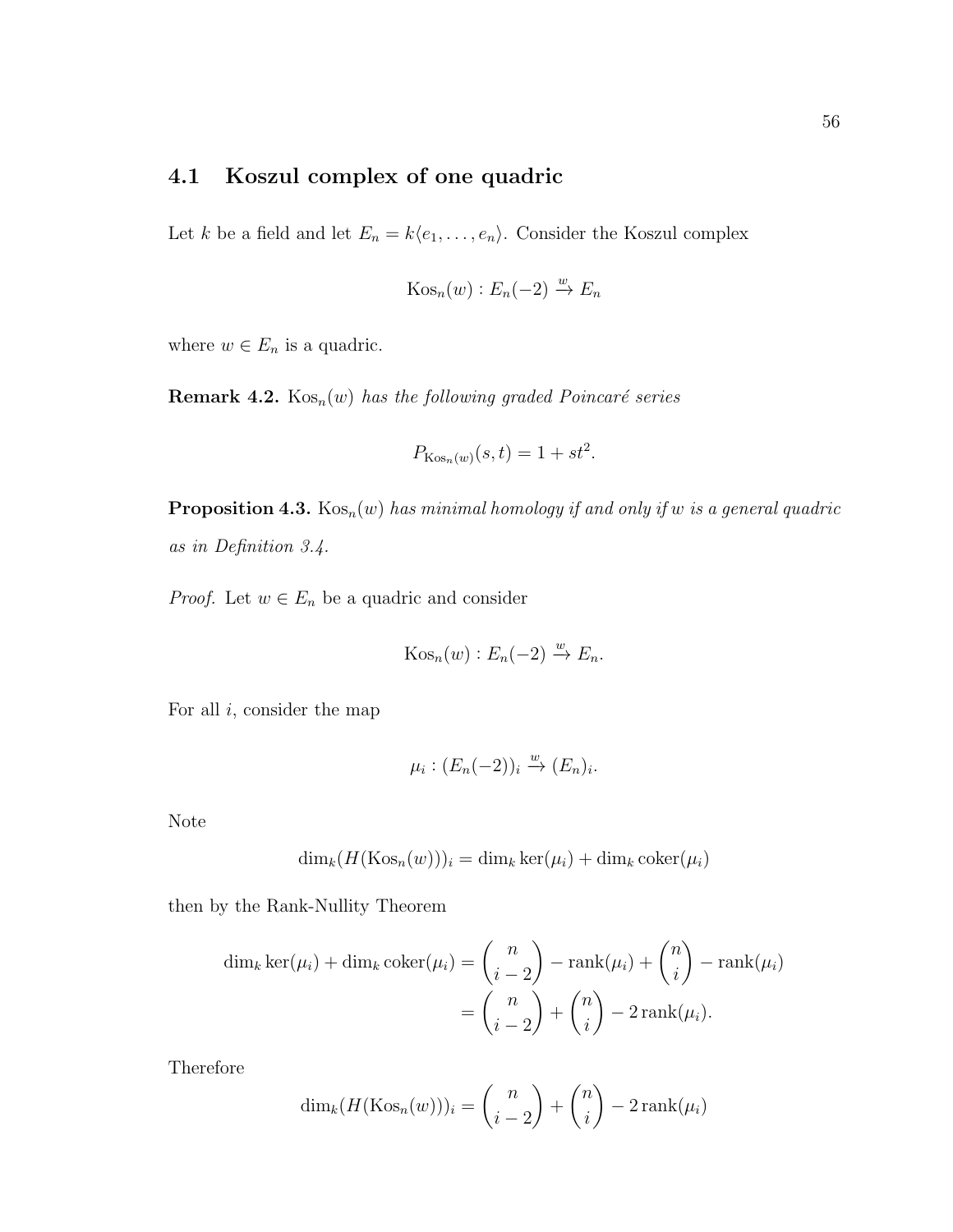## 4.1 Koszul complex of one quadric

Let $k$ be a field and let $E_n = k\langle e_1, \ldots, e_n \rangle$. Consider the Koszul complex

$$\mathrm{Kos}_n(w) : E_n(-2) \xrightarrow{w} E_n$$

where $w \in E_n$ is a quadric.

**Remark 4.2.** *$\mathrm{Kos}_n(w)$ has the following graded Poincaré series*

$$P_{\mathrm{Kos}_n(w)}(s,t) = 1 + st^2.$$

**Proposition 4.3.** *$\mathrm{Kos}_n(w)$ has minimal homology if and only if $w$ is a general quadric as in Definition 3.4.*

*Proof.* Let $w \in E_n$ be a quadric and consider

$$\mathrm{Kos}_n(w) : E_n(-2) \xrightarrow{w} E_n.$$

For all $i$, consider the map

$$\mu_i : (E_n(-2))_i \xrightarrow{w} (E_n)_i.$$

Note

$$\dim_k(H(\mathrm{Kos}_n(w)))_i = \dim_k \ker(\mu_i) + \dim_k \mathrm{coker}(\mu_i)$$

then by the Rank-Nullity Theorem

$$\begin{aligned}
\dim_k \ker(\mu_i) + \dim_k \mathrm{coker}(\mu_i) &= \binom{n}{i-2} - \mathrm{rank}(\mu_i) + \binom{n}{i} - \mathrm{rank}(\mu_i) \\
&= \binom{n}{i-2} + \binom{n}{i} - 2\,\mathrm{rank}(\mu_i).
\end{aligned}$$

Therefore

$$\dim_k(H(\mathrm{Kos}_n(w)))_i = \binom{n}{i-2} + \binom{n}{i} - 2\,\mathrm{rank}(\mu_i)$$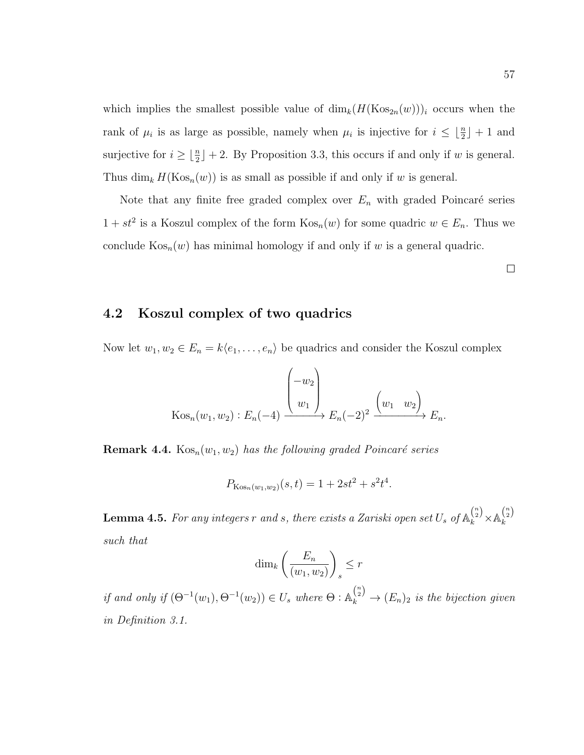which implies the smallest possible value of $\dim_k(H(\mathrm{Kos}_{2n}(w)))_i$ occurs when the rank of $\mu_i$ is as large as possible, namely when $\mu_i$ is injective for $i \leq \lfloor \frac{n}{2} \rfloor + 1$ and surjective for $i \geq \lfloor \frac{n}{2} \rfloor + 2$. By Proposition 3.3, this occurs if and only if $w$ is general. Thus $\dim_k H(\mathrm{Kos}_n(w))$ is as small as possible if and only if $w$ is general.

Note that any finite free graded complex over $E_n$ with graded Poincaré series $1 + st^2$ is a Koszul complex of the form $\mathrm{Kos}_n(w)$ for some quadric $w \in E_n$. Thus we conclude $\mathrm{Kos}_n(w)$ has minimal homology if and only if $w$ is a general quadric.

$\square$

## 4.2 Koszul complex of two quadrics

Now let $w_1, w_2 \in E_n = k\langle e_1, \dots, e_n \rangle$ be quadrics and consider the Koszul complex

$$\mathrm{Kos}_n(w_1, w_2) : E_n(-4) \xrightarrow{\begin{pmatrix} -w_2 \\ w_1 \end{pmatrix}} E_n(-2)^2 \xrightarrow{\begin{pmatrix} w_1 & w_2 \end{pmatrix}} E_n.$$

**Remark 4.4.** *$\mathrm{Kos}_n(w_1, w_2)$ has the following graded Poincaré series*

$$P_{\mathrm{Kos}_n(w_1,w_2)}(s,t) = 1 + 2st^2 + s^2t^4.$$

**Lemma 4.5.** *For any integers $r$ and $s$, there exists a Zariski open set $U_s$ of $\mathbb{A}_k^{\binom{n}{2}} \times \mathbb{A}_k^{\binom{n}{2}}$ such that*

$$\dim_k \left( \frac{E_n}{(w_1, w_2)} \right)_s \leq r$$

*if and only if $(\Theta^{-1}(w_1), \Theta^{-1}(w_2)) \in U_s$ where $\Theta : \mathbb{A}_k^{\binom{n}{2}} \to (E_n)_2$ is the bijection given in Definition 3.1.*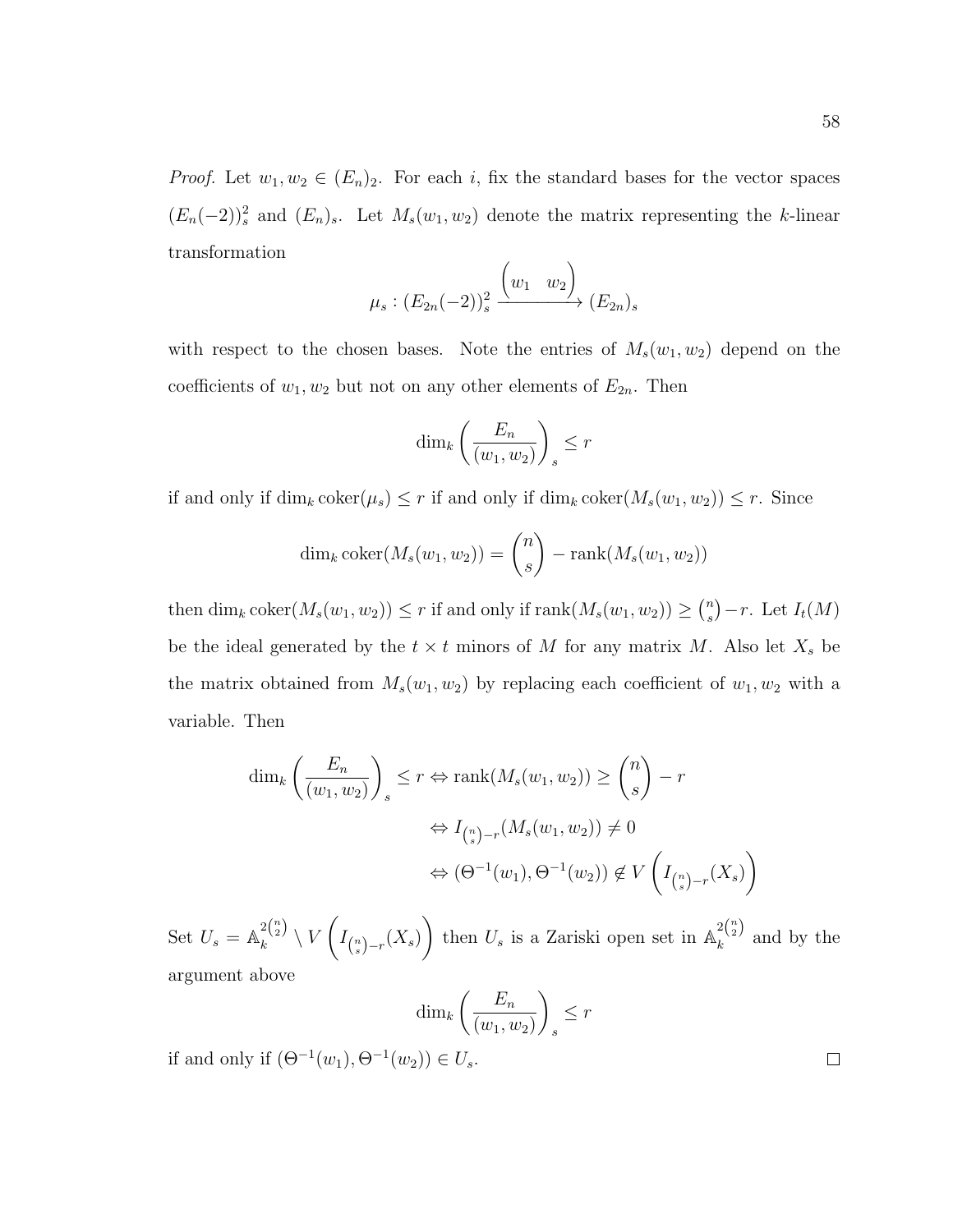*Proof.* Let $w_1, w_2 \in (E_n)_2$. For each $i$, fix the standard bases for the vector spaces $(E_n(-2))_s^2$ and $(E_n)_s$. Let $M_s(w_1, w_2)$ denote the matrix representing the $k$-linear transformation

$$\mu_s : (E_{2n}(-2))_s^2 \xrightarrow{\begin{pmatrix} w_1 & w_2 \end{pmatrix}} (E_{2n})_s$$

with respect to the chosen bases. Note the entries of $M_s(w_1, w_2)$ depend on the coefficients of $w_1, w_2$ but not on any other elements of $E_{2n}$. Then

$$\dim_k \left( \frac{E_n}{(w_1, w_2)} \right)_s \leq r$$

if and only if $\dim_k \operatorname{coker}(\mu_s) \leq r$ if and only if $\dim_k \operatorname{coker}(M_s(w_1, w_2)) \leq r$. Since

$$\dim_k \operatorname{coker}(M_s(w_1, w_2)) = \binom{n}{s} - \operatorname{rank}(M_s(w_1, w_2))$$

then $\dim_k \operatorname{coker}(M_s(w_1, w_2)) \leq r$ if and only if $\operatorname{rank}(M_s(w_1, w_2)) \geq \binom{n}{s} - r$. Let $I_t(M)$ be the ideal generated by the $t \times t$ minors of $M$ for any matrix $M$. Also let $X_s$ be the matrix obtained from $M_s(w_1, w_2)$ by replacing each coefficient of $w_1, w_2$ with a variable. Then

$$\begin{aligned}
\dim_k \left( \frac{E_n}{(w_1, w_2)} \right)_s \leq r &\Leftrightarrow \operatorname{rank}(M_s(w_1, w_2)) \geq \binom{n}{s} - r \\
&\Leftrightarrow I_{\binom{n}{s} - r}(M_s(w_1, w_2)) \neq 0 \\
&\Leftrightarrow (\Theta^{-1}(w_1), \Theta^{-1}(w_2)) \notin V\left( I_{\binom{n}{s} - r}(X_s) \right)
\end{aligned}$$

Set $U_s = \mathbb{A}_k^{2\binom{n}{2}} \setminus V\left( I_{\binom{n}{s} - r}(X_s) \right)$ then $U_s$ is a Zariski open set in $\mathbb{A}_k^{2\binom{n}{2}}$ and by the argument above

$$\dim_k \left( \frac{E_n}{(w_1, w_2)} \right)_s \leq r$$

if and only if $(\Theta^{-1}(w_1), \Theta^{-1}(w_2)) \in U_s$. $\square$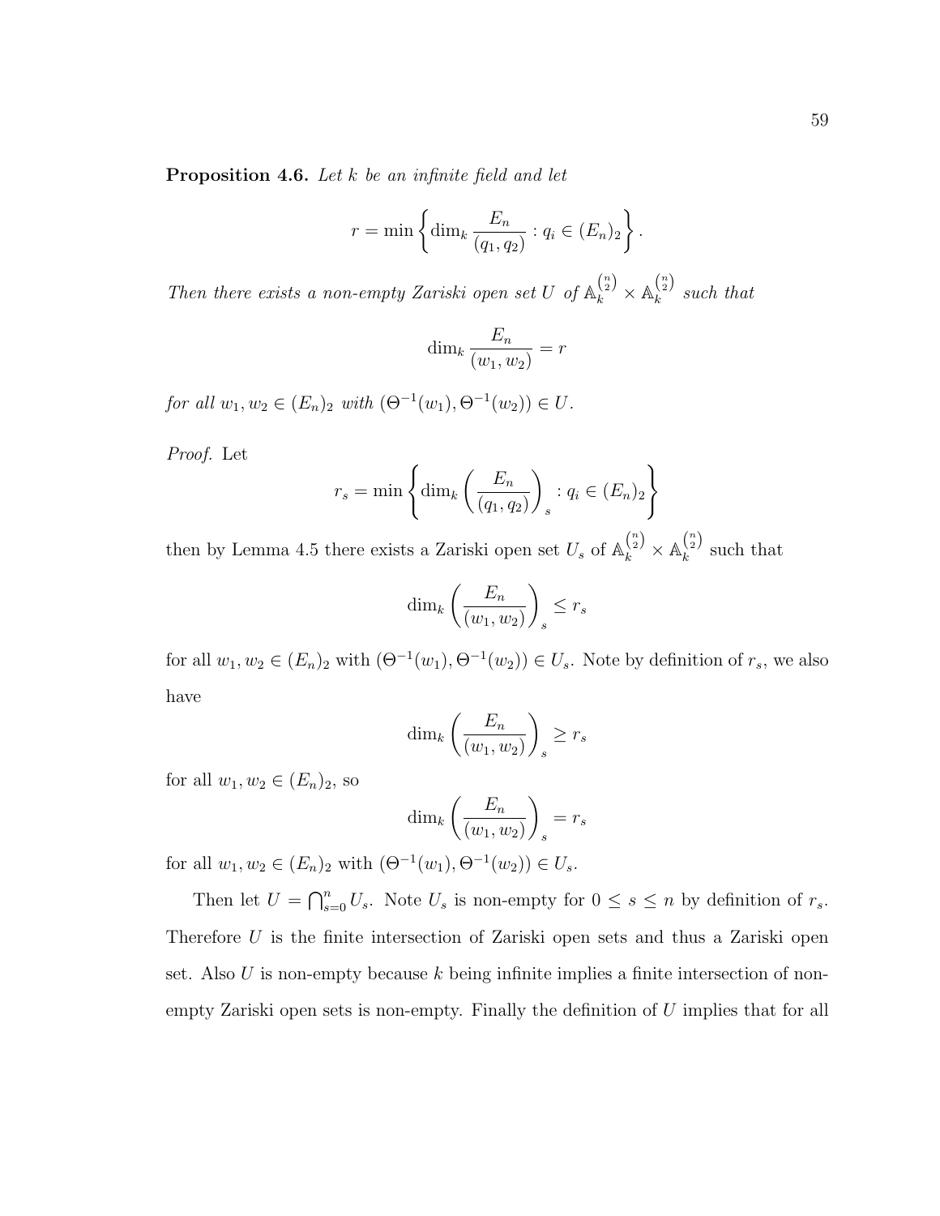**Proposition 4.6.** *Let $k$ be an infinite field and let*

$$r = \min\left\{\dim_k \frac{E_n}{(q_1, q_2)} : q_i \in (E_n)_2\right\}.$$

*Then there exists a non-empty Zariski open set $U$ of $\mathbb{A}_k^{\binom{n}{2}} \times \mathbb{A}_k^{\binom{n}{2}}$ such that*

$$\dim_k \frac{E_n}{(w_1, w_2)} = r$$

*for all $w_1, w_2 \in (E_n)_2$ with $(\Theta^{-1}(w_1), \Theta^{-1}(w_2)) \in U$.*

*Proof.* Let

$$r_s = \min\left\{\dim_k \left(\frac{E_n}{(q_1, q_2)}\right)_s : q_i \in (E_n)_2\right\}$$

then by Lemma 4.5 there exists a Zariski open set $U_s$ of $\mathbb{A}_k^{\binom{n}{2}} \times \mathbb{A}_k^{\binom{n}{2}}$ such that

$$\dim_k \left(\frac{E_n}{(w_1, w_2)}\right)_s \leq r_s$$

for all $w_1, w_2 \in (E_n)_2$ with $(\Theta^{-1}(w_1), \Theta^{-1}(w_2)) \in U_s$. Note by definition of $r_s$, we also have

$$\dim_k \left(\frac{E_n}{(w_1, w_2)}\right)_s \geq r_s$$

for all $w_1, w_2 \in (E_n)_2$, so

$$\dim_k \left(\frac{E_n}{(w_1, w_2)}\right)_s = r_s$$

for all $w_1, w_2 \in (E_n)_2$ with $(\Theta^{-1}(w_1), \Theta^{-1}(w_2)) \in U_s$.

Then let $U = \bigcap_{s=0}^{n} U_s$. Note $U_s$ is non-empty for $0 \leq s \leq n$ by definition of $r_s$. Therefore $U$ is the finite intersection of Zariski open sets and thus a Zariski open set. Also $U$ is non-empty because $k$ being infinite implies a finite intersection of non-empty Zariski open sets is non-empty. Finally the definition of $U$ implies that for all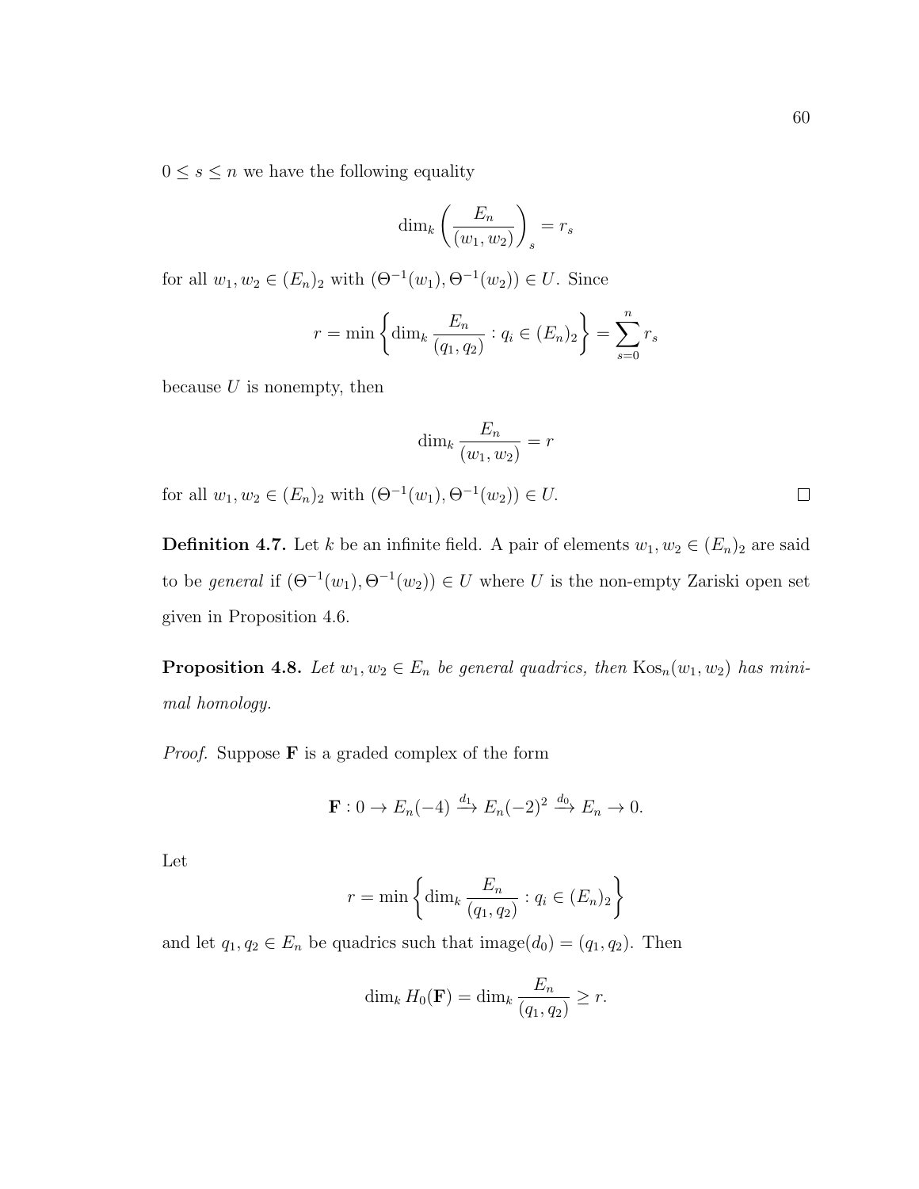$0 \leq s \leq n$ we have the following equality

$$\dim_k \left( \frac{E_n}{(w_1, w_2)} \right)_s = r_s$$

for all $w_1, w_2 \in (E_n)_2$ with $(\Theta^{-1}(w_1), \Theta^{-1}(w_2)) \in U$. Since

$$r = \min \left\{ \dim_k \frac{E_n}{(q_1, q_2)} : q_i \in (E_n)_2 \right\} = \sum_{s=0}^{n} r_s$$

because $U$ is nonempty, then

$$\dim_k \frac{E_n}{(w_1, w_2)} = r$$

for all $w_1, w_2 \in (E_n)_2$ with $(\Theta^{-1}(w_1), \Theta^{-1}(w_2)) \in U$. $\square$

**Definition 4.7.** Let $k$ be an infinite field. A pair of elements $w_1, w_2 \in (E_n)_2$ are said to be *general* if $(\Theta^{-1}(w_1), \Theta^{-1}(w_2)) \in U$ where $U$ is the non-empty Zariski open set given in Proposition 4.6.

**Proposition 4.8.** *Let $w_1, w_2 \in E_n$ be general quadrics, then $\mathrm{Kos}_n(w_1, w_2)$ has minimal homology.*

*Proof.* Suppose $\mathbf{F}$ is a graded complex of the form

$$\mathbf{F} : 0 \to E_n(-4) \xrightarrow{d_1} E_n(-2)^2 \xrightarrow{d_0} E_n \to 0.$$

Let

$$r = \min \left\{ \dim_k \frac{E_n}{(q_1, q_2)} : q_i \in (E_n)_2 \right\}$$

and let $q_1, q_2 \in E_n$ be quadrics such that $\mathrm{image}(d_0) = (q_1, q_2)$. Then

$$\dim_k H_0(\mathbf{F}) = \dim_k \frac{E_n}{(q_1, q_2)} \geq r.$$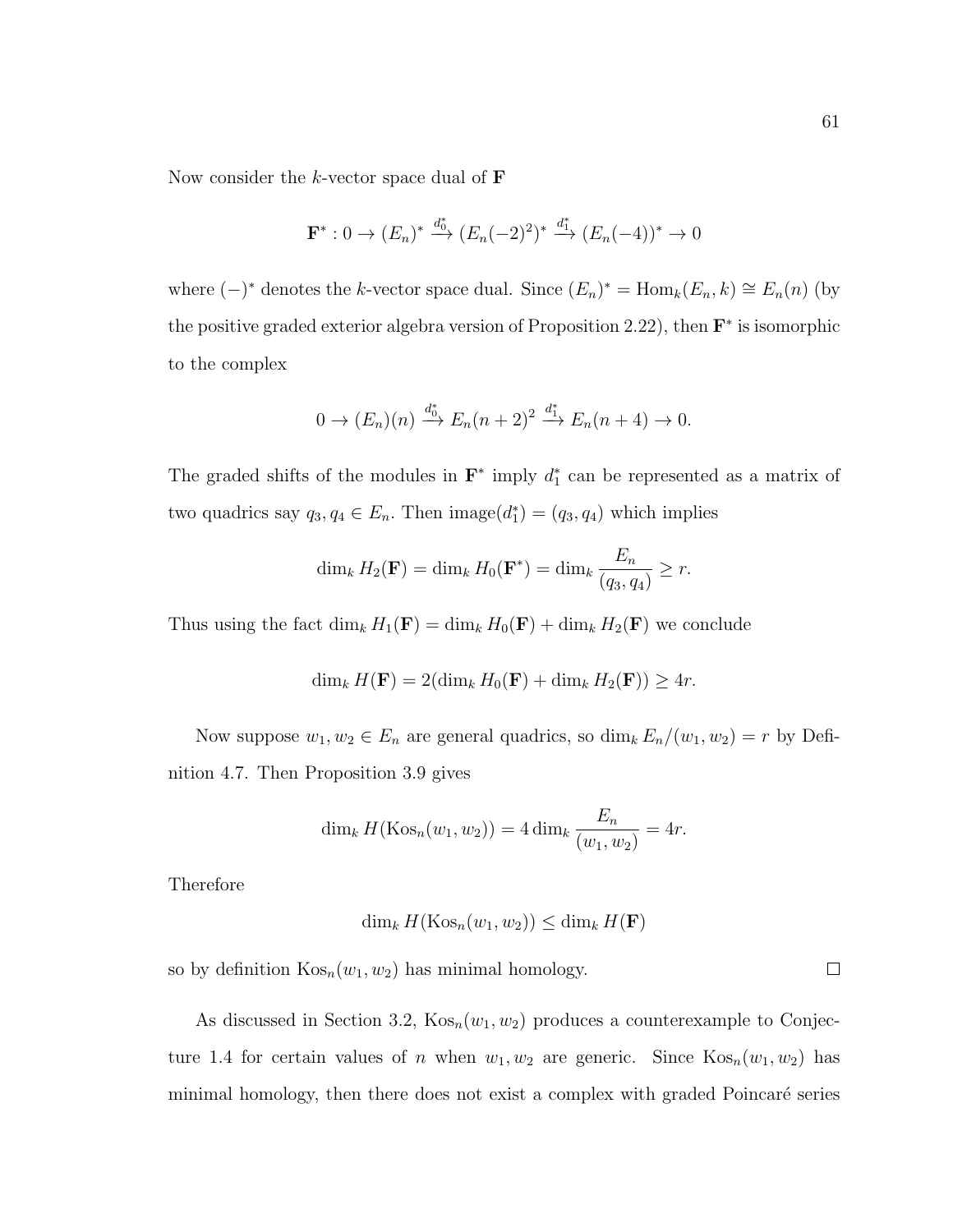Now consider the $k$-vector space dual of $\mathbf{F}$

$$\mathbf{F}^* : 0 \to (E_n)^* \xrightarrow{d_0^*} (E_n(-2)^2)^* \xrightarrow{d_1^*} (E_n(-4))^* \to 0$$

where $(-)^*$ denotes the $k$-vector space dual. Since $(E_n)^* = \operatorname{Hom}_k(E_n, k) \cong E_n(n)$ (by the positive graded exterior algebra version of Proposition 2.22), then $\mathbf{F}^*$ is isomorphic to the complex

$$0 \to (E_n)(n) \xrightarrow{d_0^*} E_n(n+2)^2 \xrightarrow{d_1^*} E_n(n+4) \to 0.$$

The graded shifts of the modules in $\mathbf{F}^*$ imply $d_1^*$ can be represented as a matrix of two quadrics say $q_3, q_4 \in E_n$. Then $\operatorname{image}(d_1^*) = (q_3, q_4)$ which implies

$$\dim_k H_2(\mathbf{F}) = \dim_k H_0(\mathbf{F}^*) = \dim_k \frac{E_n}{(q_3, q_4)} \geq r.$$

Thus using the fact $\dim_k H_1(\mathbf{F}) = \dim_k H_0(\mathbf{F}) + \dim_k H_2(\mathbf{F})$ we conclude

$$\dim_k H(\mathbf{F}) = 2(\dim_k H_0(\mathbf{F}) + \dim_k H_2(\mathbf{F})) \geq 4r.$$

Now suppose $w_1, w_2 \in E_n$ are general quadrics, so $\dim_k E_n/(w_1, w_2) = r$ by Definition 4.7. Then Proposition 3.9 gives

$$\dim_k H(\operatorname{Kos}_n(w_1, w_2)) = 4 \dim_k \frac{E_n}{(w_1, w_2)} = 4r.$$

Therefore

$$\dim_k H(\operatorname{Kos}_n(w_1, w_2)) \leq \dim_k H(\mathbf{F})$$

so by definition $\operatorname{Kos}_n(w_1, w_2)$ has minimal homology. $\square$

As discussed in Section 3.2, $\operatorname{Kos}_n(w_1, w_2)$ produces a counterexample to Conjecture 1.4 for certain values of $n$ when $w_1, w_2$ are generic. Since $\operatorname{Kos}_n(w_1, w_2)$ has minimal homology, then there does not exist a complex with graded Poincaré series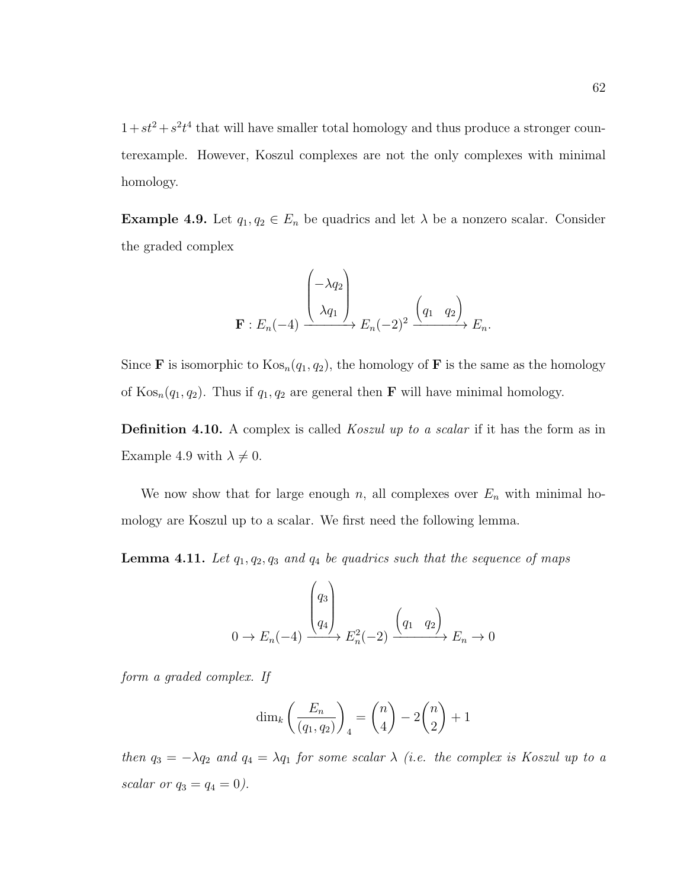$1 + st^2 + s^2t^4$ that will have smaller total homology and thus produce a stronger counterexample. However, Koszul complexes are not the only complexes with minimal homology.

**Example 4.9.** Let $q_1, q_2 \in E_n$ be quadrics and let $\lambda$ be a nonzero scalar. Consider the graded complex

$$\mathbf{F} : E_n(-4) \xrightarrow{\begin{pmatrix} -\lambda q_2 \\ \lambda q_1 \end{pmatrix}} E_n(-2)^2 \xrightarrow{\begin{pmatrix} q_1 & q_2 \end{pmatrix}} E_n.$$

Since $\mathbf{F}$ is isomorphic to $\mathrm{Kos}_n(q_1, q_2)$, the homology of $\mathbf{F}$ is the same as the homology of $\mathrm{Kos}_n(q_1, q_2)$. Thus if $q_1, q_2$ are general then $\mathbf{F}$ will have minimal homology.

**Definition 4.10.** A complex is called *Koszul up to a scalar* if it has the form as in Example 4.9 with $\lambda \neq 0$.

We now show that for large enough $n$, all complexes over $E_n$ with minimal homology are Koszul up to a scalar. We first need the following lemma.

**Lemma 4.11.** *Let $q_1, q_2, q_3$ and $q_4$ be quadrics such that the sequence of maps*

$$0 \to E_n(-4) \xrightarrow{\begin{pmatrix} q_3 \\ q_4 \end{pmatrix}} E_n^2(-2) \xrightarrow{\begin{pmatrix} q_1 & q_2 \end{pmatrix}} E_n \to 0$$

*form a graded complex. If*

$$\dim_k \left( \frac{E_n}{(q_1, q_2)} \right)_4 = \binom{n}{4} - 2\binom{n}{2} + 1$$

*then $q_3 = -\lambda q_2$ and $q_4 = \lambda q_1$ for some scalar $\lambda$ (i.e. the complex is Koszul up to a scalar or $q_3 = q_4 = 0$).*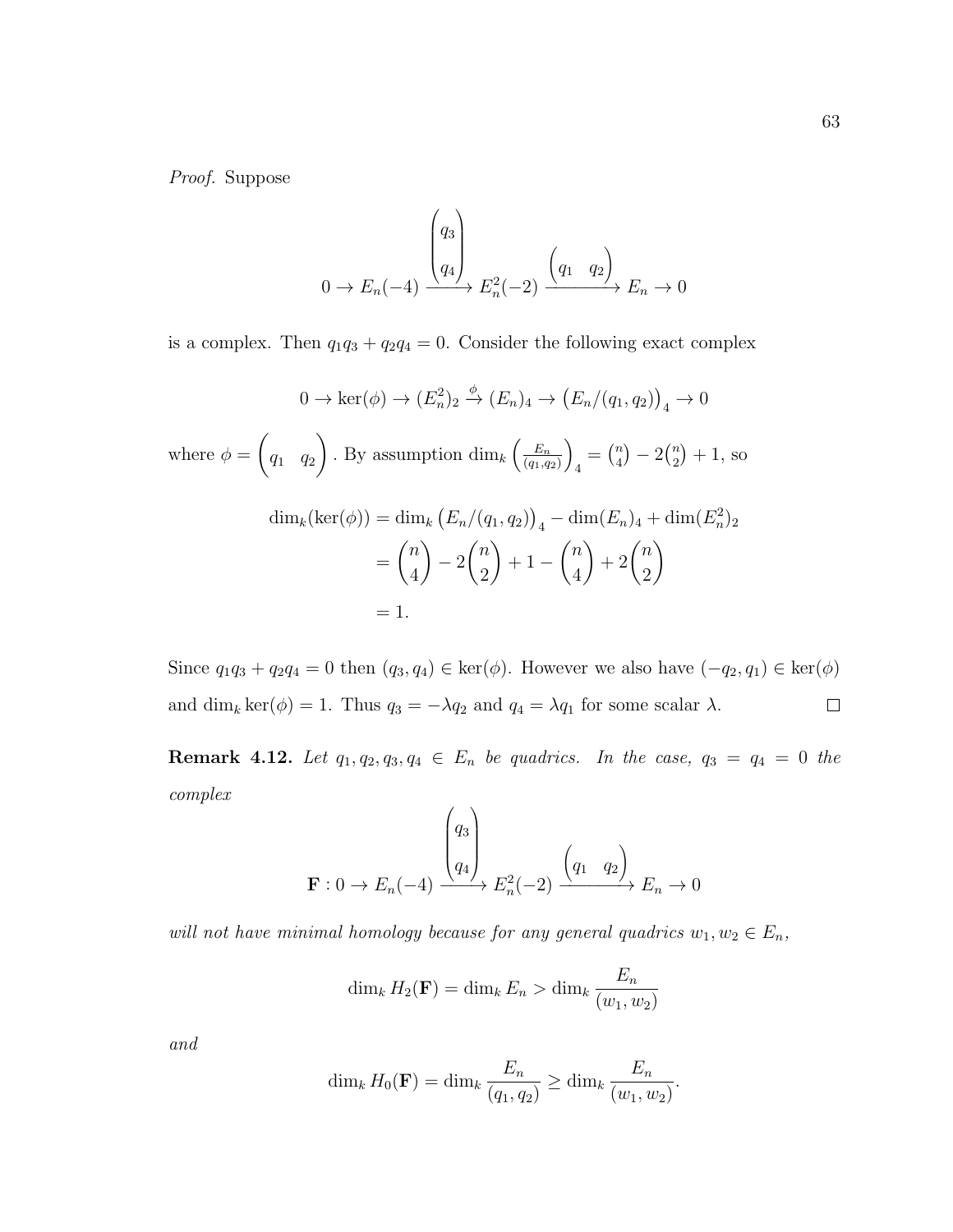*Proof.* Suppose

$$0 \to E_n(-4) \xrightarrow{\begin{pmatrix} q_3 \\ q_4 \end{pmatrix}} E_n^2(-2) \xrightarrow{\begin{pmatrix} q_1 & q_2 \end{pmatrix}} E_n \to 0$$

is a complex. Then $q_1 q_3 + q_2 q_4 = 0$. Consider the following exact complex

$$0 \to \ker(\phi) \to (E_n^2)_2 \xrightarrow{\phi} (E_n)_4 \to \left(E_n/(q_1, q_2)\right)_4 \to 0$$

where $\phi = \begin{pmatrix} q_1 & q_2 \end{pmatrix}$. By assumption $\dim_k \left(\frac{E_n}{(q_1,q_2)}\right)_4 = \binom{n}{4} - 2\binom{n}{2} + 1$, so

$$\begin{aligned}
\dim_k(\ker(\phi)) &= \dim_k \left(E_n/(q_1, q_2)\right)_4 - \dim(E_n)_4 + \dim(E_n^2)_2 \\
&= \binom{n}{4} - 2\binom{n}{2} + 1 - \binom{n}{4} + 2\binom{n}{2} \\
&= 1.
\end{aligned}$$

Since $q_1 q_3 + q_2 q_4 = 0$ then $(q_3, q_4) \in \ker(\phi)$. However we also have $(-q_2, q_1) \in \ker(\phi)$ and $\dim_k \ker(\phi) = 1$. Thus $q_3 = -\lambda q_2$ and $q_4 = \lambda q_1$ for some scalar $\lambda$. $\square$

**Remark 4.12.** *Let $q_1, q_2, q_3, q_4 \in E_n$ be quadrics. In the case, $q_3 = q_4 = 0$ the complex*

$$\mathbf{F} : 0 \to E_n(-4) \xrightarrow{\begin{pmatrix} q_3 \\ q_4 \end{pmatrix}} E_n^2(-2) \xrightarrow{\begin{pmatrix} q_1 & q_2 \end{pmatrix}} E_n \to 0$$

*will not have minimal homology because for any general quadrics $w_1, w_2 \in E_n$,*

$$\dim_k H_2(\mathbf{F}) = \dim_k E_n > \dim_k \frac{E_n}{(w_1, w_2)}$$

*and*

$$\dim_k H_0(\mathbf{F}) = \dim_k \frac{E_n}{(q_1, q_2)} \geq \dim_k \frac{E_n}{(w_1, w_2)}.$$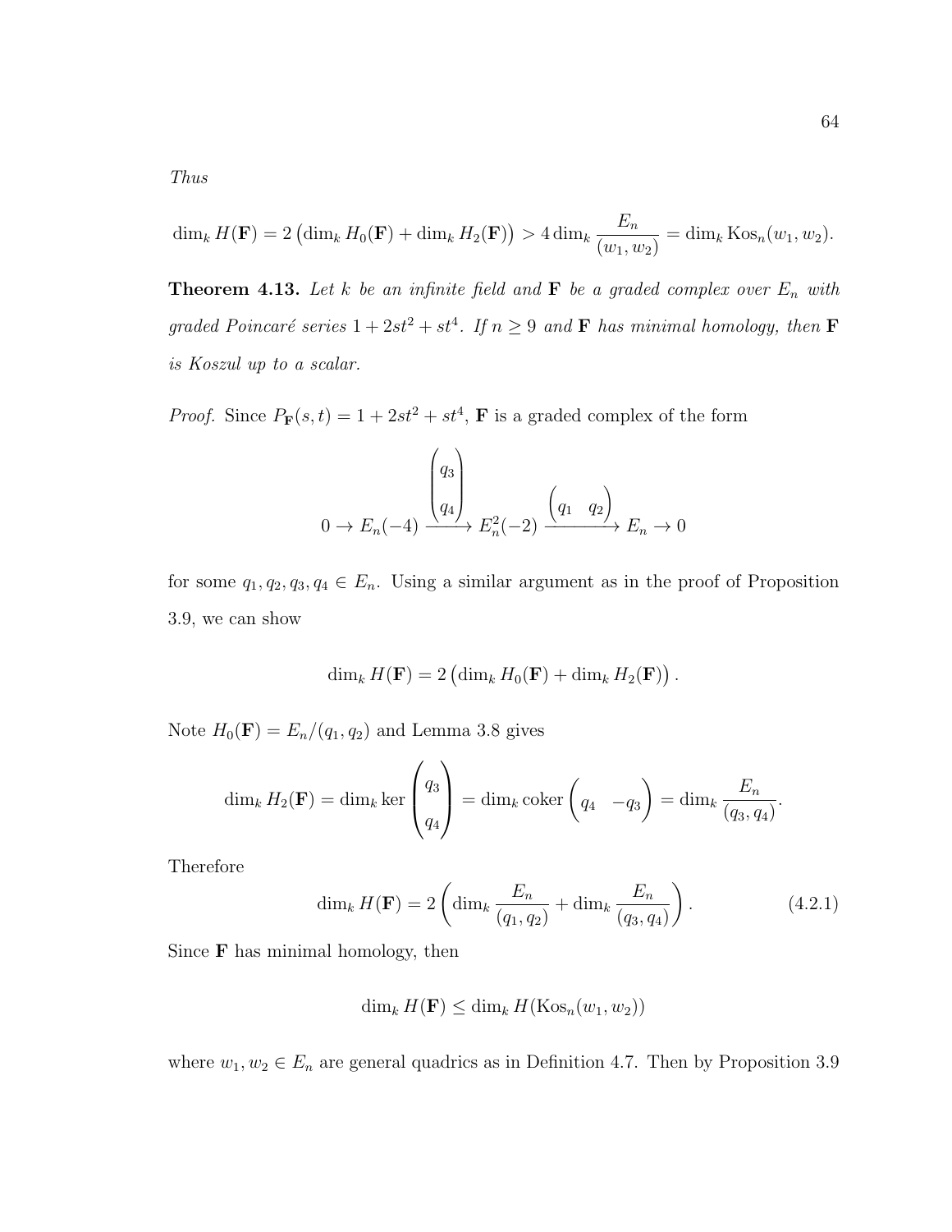*Thus*

$$\dim_k H(\mathbf{F}) = 2\left(\dim_k H_0(\mathbf{F}) + \dim_k H_2(\mathbf{F})\right) > 4\dim_k \frac{E_n}{(w_1, w_2)} = \dim_k \operatorname{Kos}_n(w_1, w_2).$$

**Theorem 4.13.** *Let $k$ be an infinite field and $\mathbf{F}$ be a graded complex over $E_n$ with graded Poincaré series $1 + 2st^2 + st^4$. If $n \geq 9$ and $\mathbf{F}$ has minimal homology, then $\mathbf{F}$ is Koszul up to a scalar.*

*Proof.* Since $P_{\mathbf{F}}(s,t) = 1 + 2st^2 + st^4$, $\mathbf{F}$ is a graded complex of the form

$$0 \to E_n(-4) \xrightarrow{\begin{pmatrix} q_3 \\ q_4 \end{pmatrix}} E_n^2(-2) \xrightarrow{\begin{pmatrix} q_1 & q_2 \end{pmatrix}} E_n \to 0$$

for some $q_1, q_2, q_3, q_4 \in E_n$. Using a similar argument as in the proof of Proposition 3.9, we can show

$$\dim_k H(\mathbf{F}) = 2\left(\dim_k H_0(\mathbf{F}) + \dim_k H_2(\mathbf{F})\right).$$

Note $H_0(\mathbf{F}) = E_n/(q_1, q_2)$ and Lemma 3.8 gives

$$\dim_k H_2(\mathbf{F}) = \dim_k \ker \begin{pmatrix} q_3 \\ q_4 \end{pmatrix} = \dim_k \operatorname{coker} \begin{pmatrix} q_4 & -q_3 \end{pmatrix} = \dim_k \frac{E_n}{(q_3, q_4)}.$$

Therefore

$$\dim_k H(\mathbf{F}) = 2\left(\dim_k \frac{E_n}{(q_1, q_2)} + \dim_k \frac{E_n}{(q_3, q_4)}\right). \tag{4.2.1}$$

Since $\mathbf{F}$ has minimal homology, then

$$\dim_k H(\mathbf{F}) \leq \dim_k H(\operatorname{Kos}_n(w_1, w_2))$$

where $w_1, w_2 \in E_n$ are general quadrics as in Definition 4.7. Then by Proposition 3.9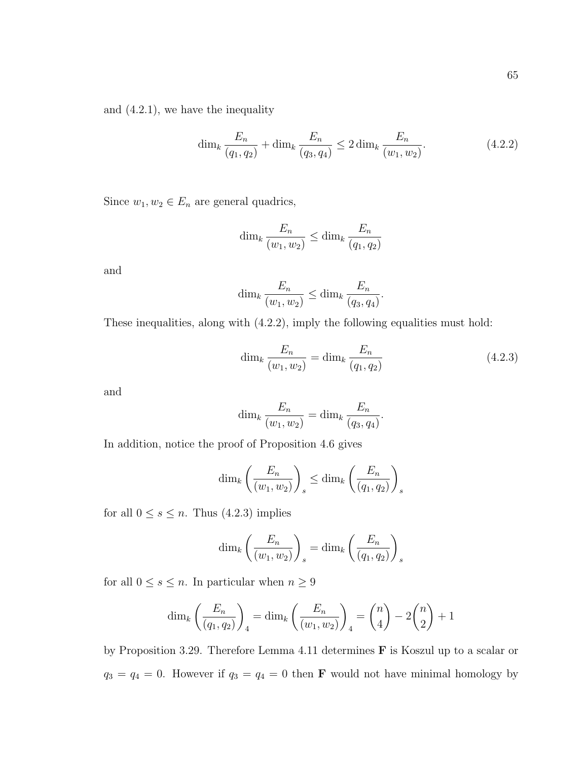and (4.2.1), we have the inequality

$$\dim_k \frac{E_n}{(q_1, q_2)} + \dim_k \frac{E_n}{(q_3, q_4)} \leq 2 \dim_k \frac{E_n}{(w_1, w_2)}. \tag{4.2.2}$$

Since $w_1, w_2 \in E_n$ are general quadrics,

$$\dim_k \frac{E_n}{(w_1, w_2)} \leq \dim_k \frac{E_n}{(q_1, q_2)}$$

and

$$\dim_k \frac{E_n}{(w_1, w_2)} \leq \dim_k \frac{E_n}{(q_3, q_4)}.$$

These inequalities, along with (4.2.2), imply the following equalities must hold:

$$\dim_k \frac{E_n}{(w_1, w_2)} = \dim_k \frac{E_n}{(q_1, q_2)} \tag{4.2.3}$$

and

$$\dim_k \frac{E_n}{(w_1, w_2)} = \dim_k \frac{E_n}{(q_3, q_4)}.$$

In addition, notice the proof of Proposition 4.6 gives

$$\dim_k \left( \frac{E_n}{(w_1, w_2)} \right)_s \leq \dim_k \left( \frac{E_n}{(q_1, q_2)} \right)_s$$

for all $0 \leq s \leq n$. Thus (4.2.3) implies

$$\dim_k \left( \frac{E_n}{(w_1, w_2)} \right)_s = \dim_k \left( \frac{E_n}{(q_1, q_2)} \right)_s$$

for all $0 \leq s \leq n$. In particular when $n \geq 9$

$$\dim_k \left( \frac{E_n}{(q_1, q_2)} \right)_4 = \dim_k \left( \frac{E_n}{(w_1, w_2)} \right)_4 = \binom{n}{4} - 2\binom{n}{2} + 1$$

by Proposition 3.29. Therefore Lemma 4.11 determines $\mathbf{F}$ is Koszul up to a scalar or $q_3 = q_4 = 0$. However if $q_3 = q_4 = 0$ then $\mathbf{F}$ would not have minimal homology by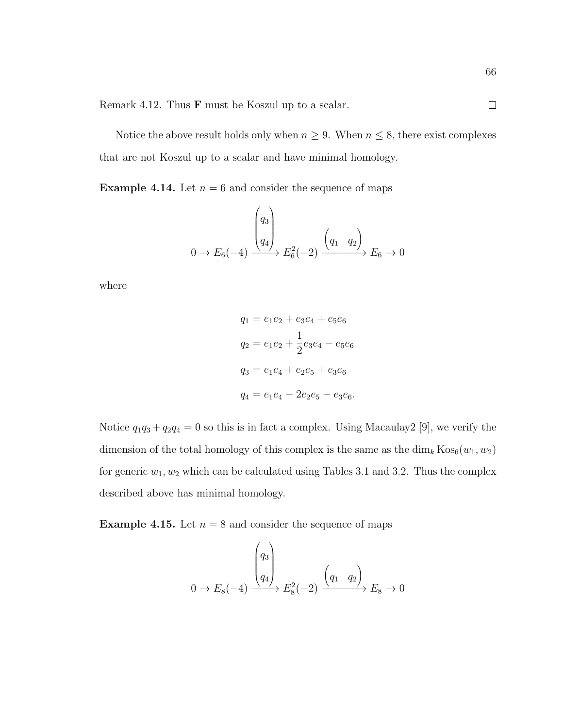Remark 4.12. Thus **F** must be Koszul up to a scalar. □

Notice the above result holds only when $n \geq 9$. When $n \leq 8$, there exist complexes that are not Koszul up to a scalar and have minimal homology.

**Example 4.14.** Let $n = 6$ and consider the sequence of maps

$$0 \to E_6(-4) \xrightarrow{\begin{pmatrix} q_3 \\ q_4 \end{pmatrix}} E_6^2(-2) \xrightarrow{\begin{pmatrix} q_1 & q_2 \end{pmatrix}} E_6 \to 0$$

where

$$\begin{aligned}
q_1 &= e_1e_2 + e_3e_4 + e_5e_6 \\
q_2 &= e_1e_2 + \frac{1}{2}e_3e_4 - e_5e_6 \\
q_3 &= e_1e_4 + e_2e_5 + e_3e_6 \\
q_4 &= e_1e_4 - 2e_2e_5 - e_3e_6.
\end{aligned}$$

Notice $q_1q_3 + q_2q_4 = 0$ so this is in fact a complex. Using Macaulay2 [9], we verify the dimension of the total homology of this complex is the same as the $\dim_k \operatorname{Kos}_6(w_1, w_2)$ for generic $w_1, w_2$ which can be calculated using Tables 3.1 and 3.2. Thus the complex described above has minimal homology.

**Example 4.15.** Let $n = 8$ and consider the sequence of maps

$$0 \to E_8(-4) \xrightarrow{\begin{pmatrix} q_3 \\ q_4 \end{pmatrix}} E_8^2(-2) \xrightarrow{\begin{pmatrix} q_1 & q_2 \end{pmatrix}} E_8 \to 0$$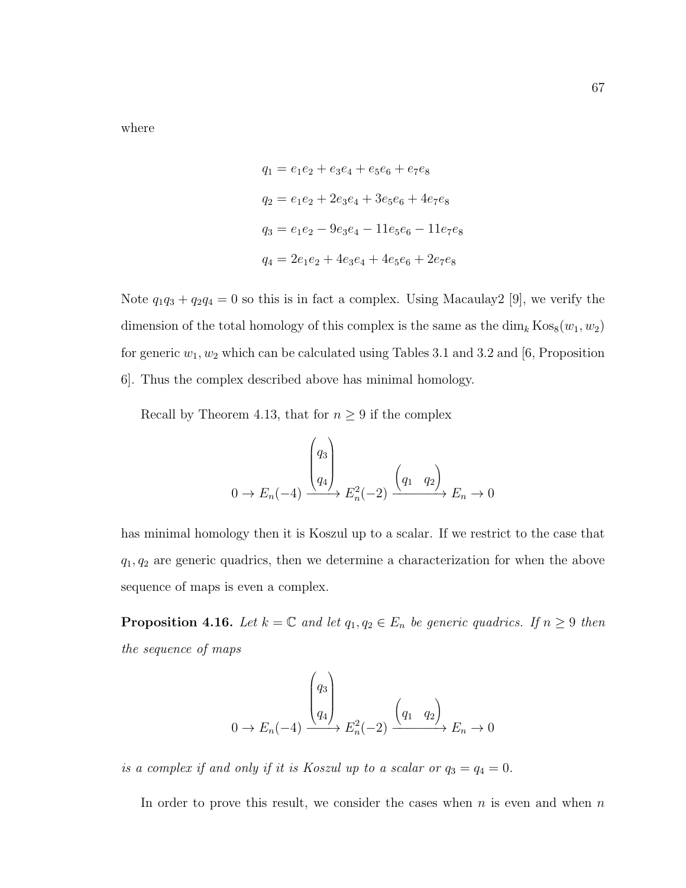where

$$
\begin{aligned}
q_1 &= e_1e_2 + e_3e_4 + e_5e_6 + e_7e_8 \\
q_2 &= e_1e_2 + 2e_3e_4 + 3e_5e_6 + 4e_7e_8 \\
q_3 &= e_1e_2 - 9e_3e_4 - 11e_5e_6 - 11e_7e_8 \\
q_4 &= 2e_1e_2 + 4e_3e_4 + 4e_5e_6 + 2e_7e_8
\end{aligned}
$$

Note $q_1q_3 + q_2q_4 = 0$ so this is in fact a complex. Using Macaulay2 [9], we verify the dimension of the total homology of this complex is the same as the $\dim_k \operatorname{Kos}_8(w_1, w_2)$ for generic $w_1, w_2$ which can be calculated using Tables 3.1 and 3.2 and [6, Proposition 6]. Thus the complex described above has minimal homology.

Recall by Theorem 4.13, that for $n \geq 9$ if the complex

$$
0 \to E_n(-4) \xrightarrow{\begin{pmatrix} q_3 \\ q_4 \end{pmatrix}} E_n^2(-2) \xrightarrow{\begin{pmatrix} q_1 & q_2 \end{pmatrix}} E_n \to 0
$$

has minimal homology then it is Koszul up to a scalar. If we restrict to the case that $q_1, q_2$ are generic quadrics, then we determine a characterization for when the above sequence of maps is even a complex.

**Proposition 4.16.** *Let $k = \mathbb{C}$ and let $q_1, q_2 \in E_n$ be generic quadrics. If $n \geq 9$ then the sequence of maps*

$$
0 \to E_n(-4) \xrightarrow{\begin{pmatrix} q_3 \\ q_4 \end{pmatrix}} E_n^2(-2) \xrightarrow{\begin{pmatrix} q_1 & q_2 \end{pmatrix}} E_n \to 0
$$

*is a complex if and only if it is Koszul up to a scalar or $q_3 = q_4 = 0$.*

In order to prove this result, we consider the cases when $n$ is even and when $n$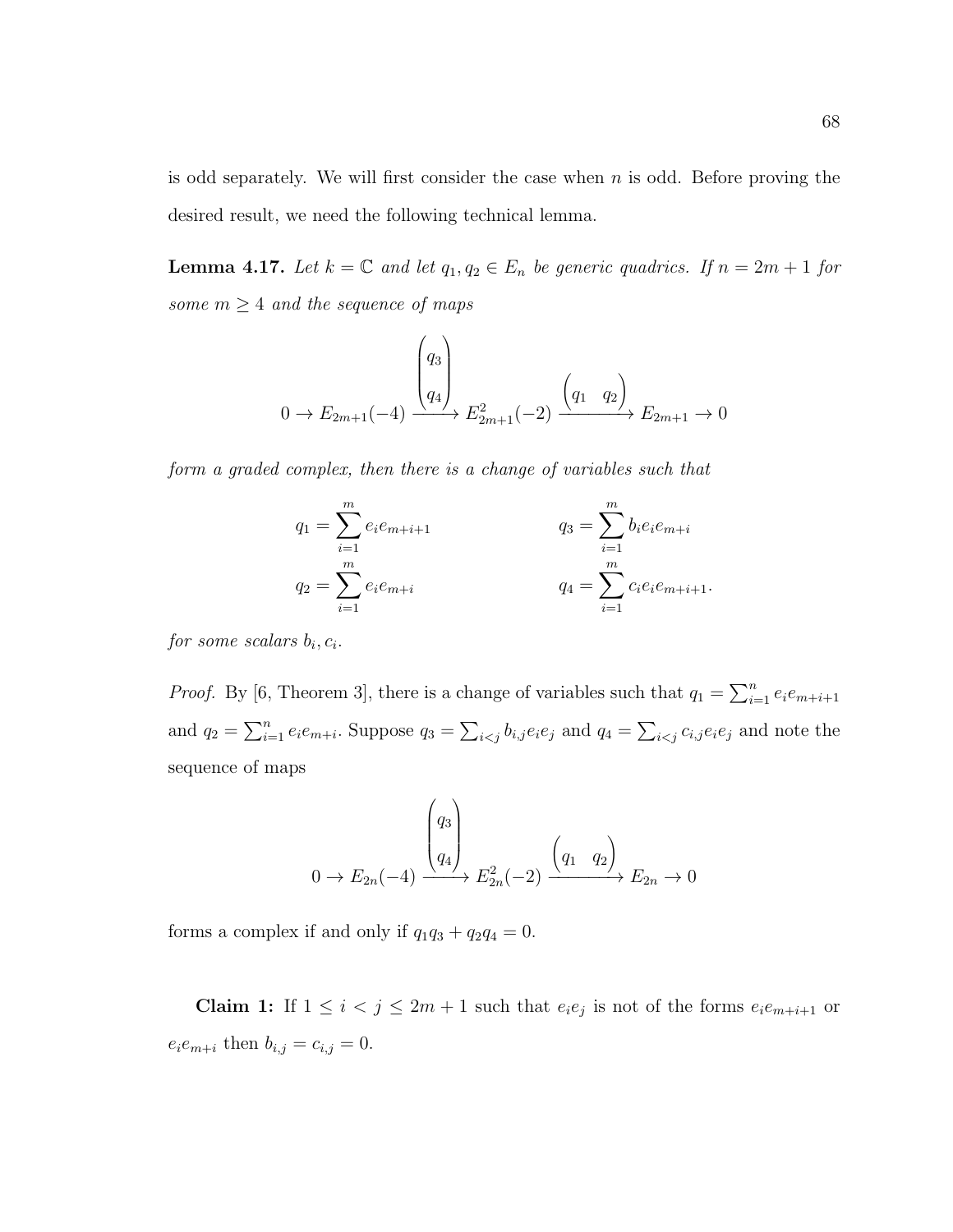is odd separately. We will first consider the case when $n$ is odd. Before proving the desired result, we need the following technical lemma.

**Lemma 4.17.** *Let $k = \mathbb{C}$ and let $q_1, q_2 \in E_n$ be generic quadrics. If $n = 2m+1$ for some $m \geq 4$ and the sequence of maps*

$$0 \to E_{2m+1}(-4) \xrightarrow{\begin{pmatrix} q_3 \\ q_4 \end{pmatrix}} E_{2m+1}^2(-2) \xrightarrow{\begin{pmatrix} q_1 & q_2 \end{pmatrix}} E_{2m+1} \to 0$$

*form a graded complex, then there is a change of variables such that*

$$q_1 = \sum_{i=1}^{m} e_i e_{m+i+1} \qquad\qquad q_3 = \sum_{i=1}^{m} b_i e_i e_{m+i}$$

$$q_2 = \sum_{i=1}^{m} e_i e_{m+i} \qquad\qquad q_4 = \sum_{i=1}^{m} c_i e_i e_{m+i+1}.$$

*for some scalars $b_i, c_i$.*

*Proof.* By [6, Theorem 3], there is a change of variables such that $q_1 = \sum_{i=1}^{n} e_i e_{m+i+1}$ and $q_2 = \sum_{i=1}^{n} e_i e_{m+i}$. Suppose $q_3 = \sum_{i<j} b_{i,j} e_i e_j$ and $q_4 = \sum_{i<j} c_{i,j} e_i e_j$ and note the sequence of maps

$$0 \to E_{2n}(-4) \xrightarrow{\begin{pmatrix} q_3 \\ q_4 \end{pmatrix}} E_{2n}^2(-2) \xrightarrow{\begin{pmatrix} q_1 & q_2 \end{pmatrix}} E_{2n} \to 0$$

forms a complex if and only if $q_1 q_3 + q_2 q_4 = 0$.

**Claim 1:** If $1 \leq i < j \leq 2m+1$ such that $e_i e_j$ is not of the forms $e_i e_{m+i+1}$ or $e_i e_{m+i}$ then $b_{i,j} = c_{i,j} = 0$.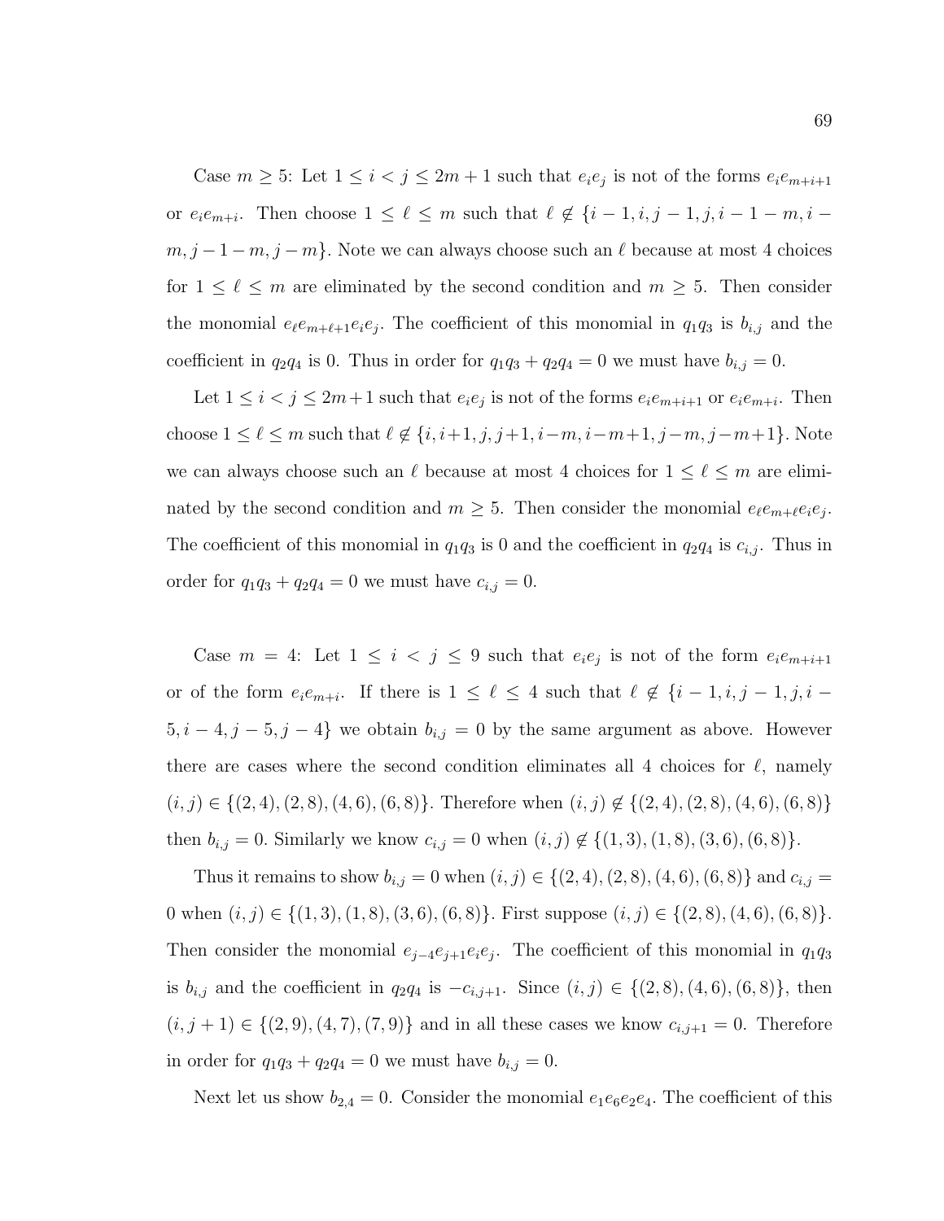Case $m \geq 5$: Let $1 \leq i < j \leq 2m+1$ such that $e_ie_j$ is not of the forms $e_ie_{m+i+1}$ or $e_ie_{m+i}$. Then choose $1 \leq \ell \leq m$ such that $\ell \notin \{i-1, i, j-1, j, i-1-m, i-m, j-1-m, j-m\}$. Note we can always choose such an $\ell$ because at most 4 choices for $1 \leq \ell \leq m$ are eliminated by the second condition and $m \geq 5$. Then consider the monomial $e_\ell e_{m+\ell+1} e_i e_j$. The coefficient of this monomial in $q_1q_3$ is $b_{i,j}$ and the coefficient in $q_2q_4$ is 0. Thus in order for $q_1q_3 + q_2q_4 = 0$ we must have $b_{i,j} = 0$.

Let $1 \leq i < j \leq 2m+1$ such that $e_ie_j$ is not of the forms $e_ie_{m+i+1}$ or $e_ie_{m+i}$. Then choose $1 \leq \ell \leq m$ such that $\ell \notin \{i, i+1, j, j+1, i-m, i-m+1, j-m, j-m+1\}$. Note we can always choose such an $\ell$ because at most 4 choices for $1 \leq \ell \leq m$ are eliminated by the second condition and $m \geq 5$. Then consider the monomial $e_\ell e_{m+\ell} e_i e_j$. The coefficient of this monomial in $q_1q_3$ is 0 and the coefficient in $q_2q_4$ is $c_{i,j}$. Thus in order for $q_1q_3 + q_2q_4 = 0$ we must have $c_{i,j} = 0$.

Case $m = 4$: Let $1 \leq i < j \leq 9$ such that $e_ie_j$ is not of the form $e_ie_{m+i+1}$ or of the form $e_ie_{m+i}$. If there is $1 \leq \ell \leq 4$ such that $\ell \notin \{i-1, i, j-1, j, i-5, i-4, j-5, j-4\}$ we obtain $b_{i,j} = 0$ by the same argument as above. However there are cases where the second condition eliminates all 4 choices for $\ell$, namely $(i,j) \in \{(2,4), (2,8), (4,6), (6,8)\}$. Therefore when $(i,j) \notin \{(2,4), (2,8), (4,6), (6,8)\}$ then $b_{i,j} = 0$. Similarly we know $c_{i,j} = 0$ when $(i,j) \notin \{(1,3), (1,8), (3,6), (6,8)\}$.

Thus it remains to show $b_{i,j} = 0$ when $(i,j) \in \{(2,4), (2,8), (4,6), (6,8)\}$ and $c_{i,j} = 0$ when $(i,j) \in \{(1,3), (1,8), (3,6), (6,8)\}$. First suppose $(i,j) \in \{(2,8), (4,6), (6,8)\}$. Then consider the monomial $e_{j-4}e_{j+1}e_ie_j$. The coefficient of this monomial in $q_1q_3$ is $b_{i,j}$ and the coefficient in $q_2q_4$ is $-c_{i,j+1}$. Since $(i,j) \in \{(2,8), (4,6), (6,8)\}$, then $(i, j+1) \in \{(2,9), (4,7), (7,9)\}$ and in all these cases we know $c_{i,j+1} = 0$. Therefore in order for $q_1q_3 + q_2q_4 = 0$ we must have $b_{i,j} = 0$.

Next let us show $b_{2,4} = 0$. Consider the monomial $e_1e_6e_2e_4$. The coefficient of this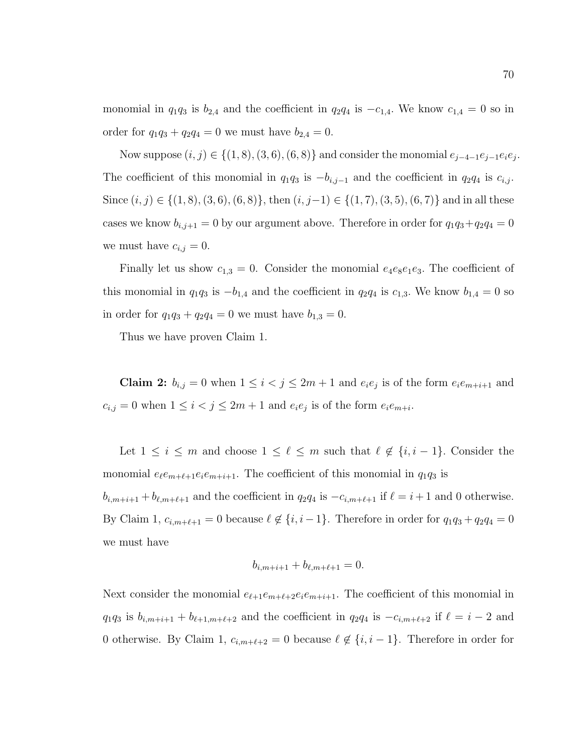monomial in $q_1q_3$ is $b_{2,4}$ and the coefficient in $q_2q_4$ is $-c_{1,4}$. We know $c_{1,4} = 0$ so in order for $q_1q_3 + q_2q_4 = 0$ we must have $b_{2,4} = 0$.

Now suppose $(i, j) \in \{(1, 8), (3, 6), (6, 8)\}$ and consider the monomial $e_{j-4-1}e_{j-1}e_ie_j$. The coefficient of this monomial in $q_1q_3$ is $-b_{i,j-1}$ and the coefficient in $q_2q_4$ is $c_{i,j}$. Since $(i, j) \in \{(1, 8), (3, 6), (6, 8)\}$, then $(i, j-1) \in \{(1, 7), (3, 5), (6, 7)\}$ and in all these cases we know $b_{i,j+1} = 0$ by our argument above. Therefore in order for $q_1q_3+q_2q_4 = 0$ we must have $c_{i,j} = 0$.

Finally let us show $c_{1,3} = 0$. Consider the monomial $e_4e_8e_1e_3$. The coefficient of this monomial in $q_1q_3$ is $-b_{1,4}$ and the coefficient in $q_2q_4$ is $c_{1,3}$. We know $b_{1,4} = 0$ so in order for $q_1q_3 + q_2q_4 = 0$ we must have $b_{1,3} = 0$.

Thus we have proven Claim 1.

**Claim 2:** $b_{i,j} = 0$ when $1 \leq i < j \leq 2m + 1$ and $e_ie_j$ is of the form $e_ie_{m+i+1}$ and $c_{i,j} = 0$ when $1 \leq i < j \leq 2m + 1$ and $e_ie_j$ is of the form $e_ie_{m+i}$.

Let $1 \leq i \leq m$ and choose $1 \leq \ell \leq m$ such that $\ell \notin \{i, i-1\}$. Consider the monomial $e_\ell e_{m+\ell+1}e_ie_{m+i+1}$. The coefficient of this monomial in $q_1q_3$ is $b_{i,m+i+1} + b_{\ell,m+\ell+1}$ and the coefficient in $q_2q_4$ is $-c_{i,m+\ell+1}$ if $\ell = i+1$ and 0 otherwise. By Claim 1, $c_{i,m+\ell+1} = 0$ because $\ell \notin \{i, i-1\}$. Therefore in order for $q_1q_3 + q_2q_4 = 0$ we must have

$$b_{i,m+i+1} + b_{\ell,m+\ell+1} = 0.$$

Next consider the monomial $e_{\ell+1}e_{m+\ell+2}e_ie_{m+i+1}$. The coefficient of this monomial in $q_1q_3$ is $b_{i,m+i+1} + b_{\ell+1,m+\ell+2}$ and the coefficient in $q_2q_4$ is $-c_{i,m+\ell+2}$ if $\ell = i-2$ and 0 otherwise. By Claim 1, $c_{i,m+\ell+2} = 0$ because $\ell \notin \{i, i-1\}$. Therefore in order for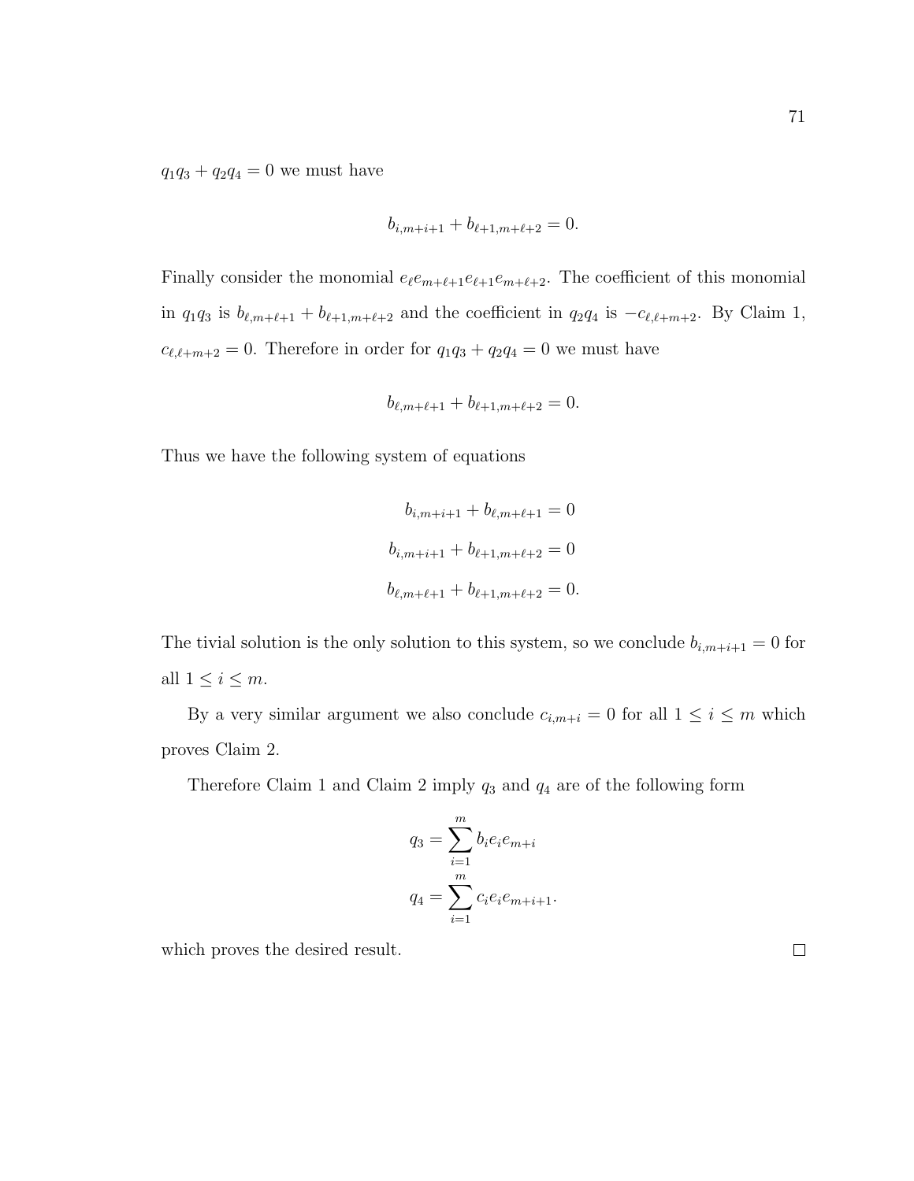$q_1q_3 + q_2q_4 = 0$ we must have

$$b_{i,m+i+1} + b_{\ell+1,m+\ell+2} = 0.$$

Finally consider the monomial $e_\ell e_{m+\ell+1} e_{\ell+1} e_{m+\ell+2}$. The coefficient of this monomial in $q_1q_3$ is $b_{\ell,m+\ell+1} + b_{\ell+1,m+\ell+2}$ and the coefficient in $q_2q_4$ is $-c_{\ell,\ell+m+2}$. By Claim 1, $c_{\ell,\ell+m+2} = 0$. Therefore in order for $q_1q_3 + q_2q_4 = 0$ we must have

$$b_{\ell,m+\ell+1} + b_{\ell+1,m+\ell+2} = 0.$$

Thus we have the following system of equations

$$\begin{aligned}
b_{i,m+i+1} + b_{\ell,m+\ell+1} &= 0 \\
b_{i,m+i+1} + b_{\ell+1,m+\ell+2} &= 0 \\
b_{\ell,m+\ell+1} + b_{\ell+1,m+\ell+2} &= 0.
\end{aligned}$$

The tivial solution is the only solution to this system, so we conclude $b_{i,m+i+1} = 0$ for all $1 \leq i \leq m$.

By a very similar argument we also conclude $c_{i,m+i} = 0$ for all $1 \leq i \leq m$ which proves Claim 2.

Therefore Claim 1 and Claim 2 imply $q_3$ and $q_4$ are of the following form

$$\begin{aligned}
q_3 &= \sum_{i=1}^{m} b_i e_i e_{m+i} \\
q_4 &= \sum_{i=1}^{m} c_i e_i e_{m+i+1}.
\end{aligned}$$

which proves the desired result. □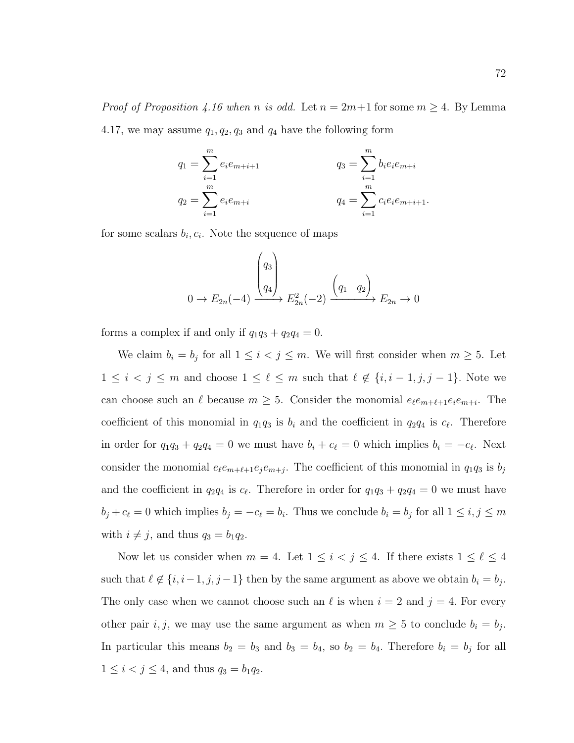*Proof of Proposition 4.16 when n is odd.* Let $n = 2m+1$ for some $m \geq 4$. By Lemma 4.17, we may assume $q_1, q_2, q_3$ and $q_4$ have the following form

$$q_1 = \sum_{i=1}^{m} e_i e_{m+i+1} \qquad\qquad q_3 = \sum_{i=1}^{m} b_i e_i e_{m+i}$$

$$q_2 = \sum_{i=1}^{m} e_i e_{m+i} \qquad\qquad q_4 = \sum_{i=1}^{m} c_i e_i e_{m+i+1}.$$

for some scalars $b_i, c_i$. Note the sequence of maps

$$0 \to E_{2n}(-4) \xrightarrow{\begin{pmatrix} q_3 \\ q_4 \end{pmatrix}} E_{2n}^2(-2) \xrightarrow{\begin{pmatrix} q_1 & q_2 \end{pmatrix}} E_{2n} \to 0$$

forms a complex if and only if $q_1q_3 + q_2q_4 = 0$.

We claim $b_i = b_j$ for all $1 \leq i < j \leq m$. We will first consider when $m \geq 5$. Let $1 \leq i < j \leq m$ and choose $1 \leq \ell \leq m$ such that $\ell \notin \{i, i-1, j, j-1\}$. Note we can choose such an $\ell$ because $m \geq 5$. Consider the monomial $e_\ell e_{m+\ell+1} e_i e_{m+i}$. The coefficient of this monomial in $q_1q_3$ is $b_i$ and the coefficient in $q_2q_4$ is $c_\ell$. Therefore in order for $q_1q_3 + q_2q_4 = 0$ we must have $b_i + c_\ell = 0$ which implies $b_i = -c_\ell$. Next consider the monomial $e_\ell e_{m+\ell+1} e_j e_{m+j}$. The coefficient of this monomial in $q_1q_3$ is $b_j$ and the coefficient in $q_2q_4$ is $c_\ell$. Therefore in order for $q_1q_3 + q_2q_4 = 0$ we must have $b_j + c_\ell = 0$ which implies $b_j = -c_\ell = b_i$. Thus we conclude $b_i = b_j$ for all $1 \leq i, j \leq m$ with $i \neq j$, and thus $q_3 = b_1 q_2$.

Now let us consider when $m = 4$. Let $1 \leq i < j \leq 4$. If there exists $1 \leq \ell \leq 4$ such that $\ell \notin \{i, i-1, j, j-1\}$ then by the same argument as above we obtain $b_i = b_j$. The only case when we cannot choose such an $\ell$ is when $i = 2$ and $j = 4$. For every other pair $i, j$, we may use the same argument as when $m \geq 5$ to conclude $b_i = b_j$. In particular this means $b_2 = b_3$ and $b_3 = b_4$, so $b_2 = b_4$. Therefore $b_i = b_j$ for all $1 \leq i < j \leq 4$, and thus $q_3 = b_1 q_2$.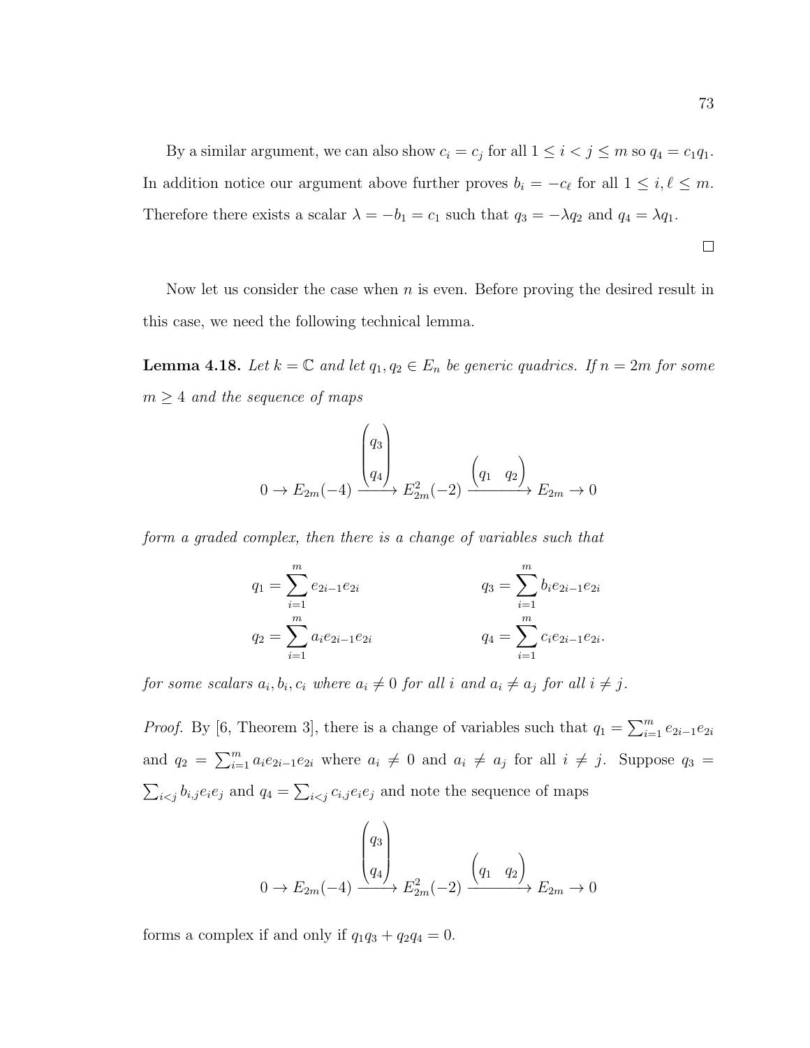By a similar argument, we can also show $c_i = c_j$ for all $1 \le i < j \le m$ so $q_4 = c_1 q_1$. In addition notice our argument above further proves $b_i = -c_\ell$ for all $1 \le i, \ell \le m$. Therefore there exists a scalar $\lambda = -b_1 = c_1$ such that $q_3 = -\lambda q_2$ and $q_4 = \lambda q_1$.

□

Now let us consider the case when $n$ is even. Before proving the desired result in this case, we need the following technical lemma.

**Lemma 4.18.** *Let $k = \mathbb{C}$ and let $q_1, q_2 \in E_n$ be generic quadrics. If $n = 2m$ for some $m \ge 4$ and the sequence of maps*

$$0 \to E_{2m}(-4) \xrightarrow{\begin{pmatrix} q_3 \\ q_4 \end{pmatrix}} E_{2m}^2(-2) \xrightarrow{\begin{pmatrix} q_1 & q_2 \end{pmatrix}} E_{2m} \to 0$$

*form a graded complex, then there is a change of variables such that*

$$q_1 = \sum_{i=1}^{m} e_{2i-1}e_{2i} \qquad\qquad q_3 = \sum_{i=1}^{m} b_i e_{2i-1}e_{2i}$$
$$q_2 = \sum_{i=1}^{m} a_i e_{2i-1}e_{2i} \qquad\qquad q_4 = \sum_{i=1}^{m} c_i e_{2i-1}e_{2i}.$$

*for some scalars $a_i, b_i, c_i$ where $a_i \neq 0$ for all $i$ and $a_i \neq a_j$ for all $i \neq j$.*

*Proof.* By [6, Theorem 3], there is a change of variables such that $q_1 = \sum_{i=1}^{m} e_{2i-1}e_{2i}$ and $q_2 = \sum_{i=1}^{m} a_i e_{2i-1}e_{2i}$ where $a_i \neq 0$ and $a_i \neq a_j$ for all $i \neq j$. Suppose $q_3 = \sum_{i<j} b_{i,j} e_i e_j$ and $q_4 = \sum_{i<j} c_{i,j} e_i e_j$ and note the sequence of maps

$$0 \to E_{2m}(-4) \xrightarrow{\begin{pmatrix} q_3 \\ q_4 \end{pmatrix}} E_{2m}^2(-2) \xrightarrow{\begin{pmatrix} q_1 & q_2 \end{pmatrix}} E_{2m} \to 0$$

forms a complex if and only if $q_1 q_3 + q_2 q_4 = 0$.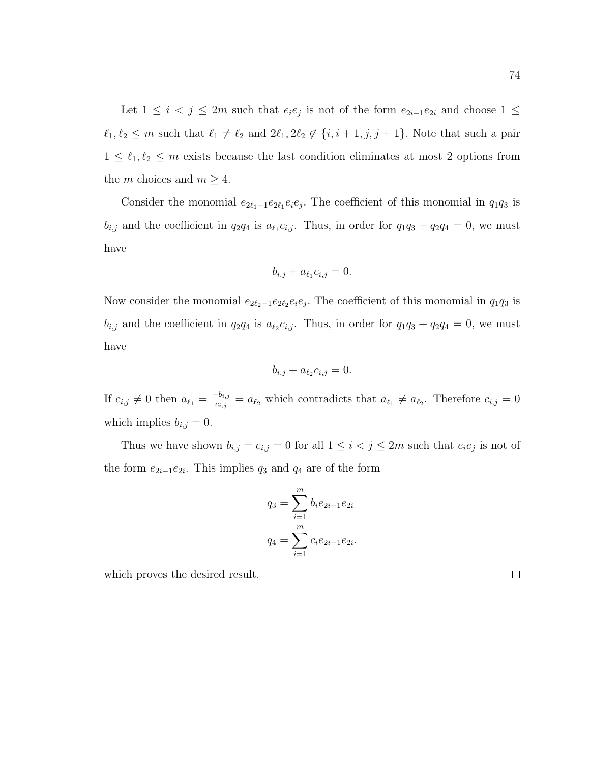Let $1 \leq i < j \leq 2m$ such that $e_i e_j$ is not of the form $e_{2i-1}e_{2i}$ and choose $1 \leq \ell_1, \ell_2 \leq m$ such that $\ell_1 \neq \ell_2$ and $2\ell_1, 2\ell_2 \notin \{i, i+1, j, j+1\}$. Note that such a pair $1 \leq \ell_1, \ell_2 \leq m$ exists because the last condition eliminates at most 2 options from the $m$ choices and $m \geq 4$.

Consider the monomial $e_{2\ell_1 - 1}e_{2\ell_1}e_i e_j$. The coefficient of this monomial in $q_1 q_3$ is $b_{i,j}$ and the coefficient in $q_2 q_4$ is $a_{\ell_1} c_{i,j}$. Thus, in order for $q_1 q_3 + q_2 q_4 = 0$, we must have

$$b_{i,j} + a_{\ell_1} c_{i,j} = 0.$$

Now consider the monomial $e_{2\ell_2 - 1}e_{2\ell_2}e_i e_j$. The coefficient of this monomial in $q_1 q_3$ is $b_{i,j}$ and the coefficient in $q_2 q_4$ is $a_{\ell_2} c_{i,j}$. Thus, in order for $q_1 q_3 + q_2 q_4 = 0$, we must have

$$b_{i,j} + a_{\ell_2} c_{i,j} = 0.$$

If $c_{i,j} \neq 0$ then $a_{\ell_1} = \frac{-b_{i,j}}{c_{i,j}} = a_{\ell_2}$ which contradicts that $a_{\ell_1} \neq a_{\ell_2}$. Therefore $c_{i,j} = 0$ which implies $b_{i,j} = 0$.

Thus we have shown $b_{i,j} = c_{i,j} = 0$ for all $1 \leq i < j \leq 2m$ such that $e_i e_j$ is not of the form $e_{2i-1}e_{2i}$. This implies $q_3$ and $q_4$ are of the form

$$q_3 = \sum_{i=1}^{m} b_i e_{2i-1}e_{2i}$$
$$q_4 = \sum_{i=1}^{m} c_i e_{2i-1}e_{2i}.$$

which proves the desired result. $\square$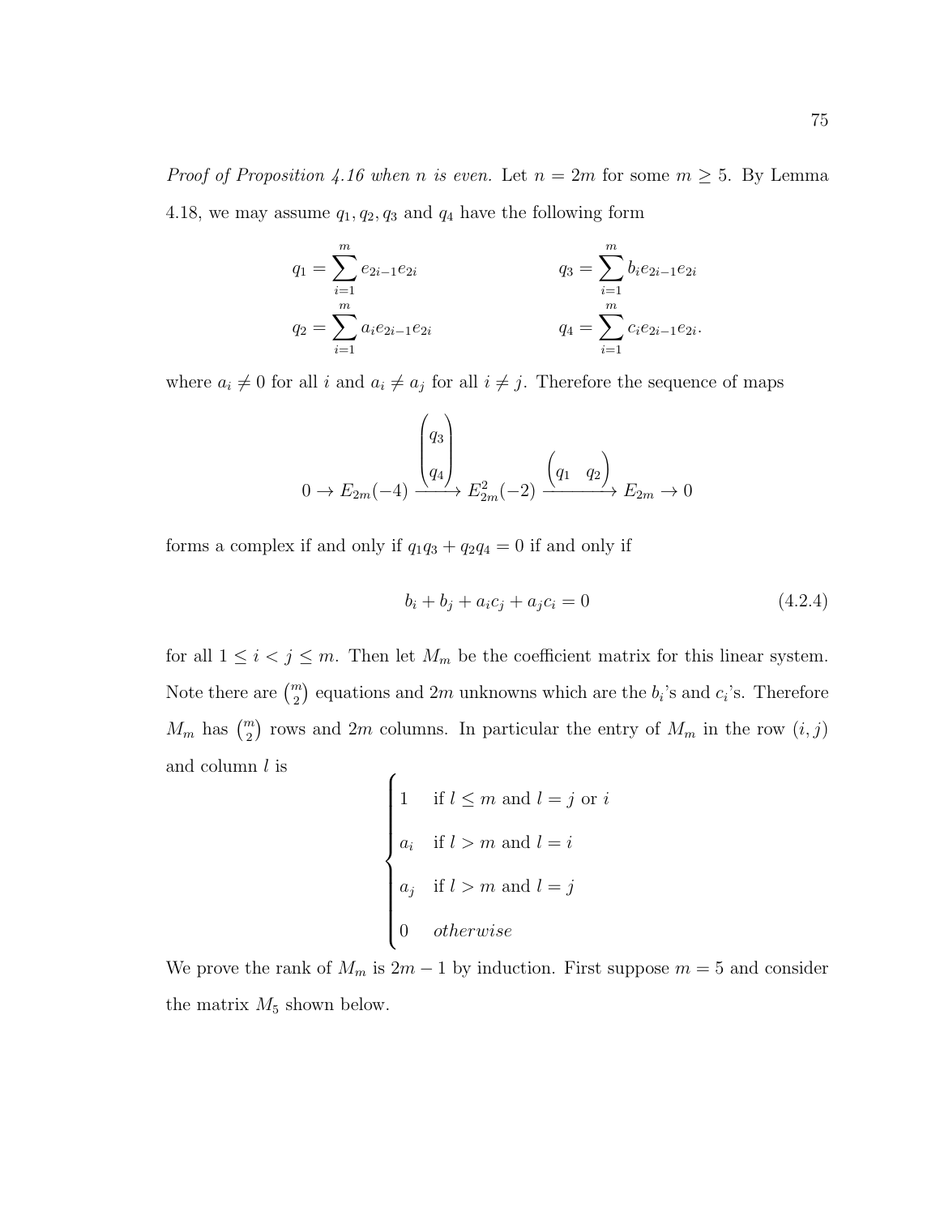*Proof of Proposition 4.16 when n is even.* Let $n = 2m$ for some $m \geq 5$. By Lemma 4.18, we may assume $q_1, q_2, q_3$ and $q_4$ have the following form

$$q_1 = \sum_{i=1}^{m} e_{2i-1}e_{2i} \qquad\qquad q_3 = \sum_{i=1}^{m} b_i e_{2i-1}e_{2i}$$

$$q_2 = \sum_{i=1}^{m} a_i e_{2i-1}e_{2i} \qquad\qquad q_4 = \sum_{i=1}^{m} c_i e_{2i-1}e_{2i}.$$

where $a_i \neq 0$ for all $i$ and $a_i \neq a_j$ for all $i \neq j$. Therefore the sequence of maps

$$0 \to E_{2m}(-4) \xrightarrow{\begin{pmatrix} q_3 \\ q_4 \end{pmatrix}} E_{2m}^2(-2) \xrightarrow{\begin{pmatrix} q_1 & q_2 \end{pmatrix}} E_{2m} \to 0$$

forms a complex if and only if $q_1q_3 + q_2q_4 = 0$ if and only if

$$b_i + b_j + a_i c_j + a_j c_i = 0 \tag{4.2.4}$$

for all $1 \leq i < j \leq m$. Then let $M_m$ be the coefficient matrix for this linear system. Note there are $\binom{m}{2}$ equations and $2m$ unknowns which are the $b_i$'s and $c_i$'s. Therefore $M_m$ has $\binom{m}{2}$ rows and $2m$ columns. In particular the entry of $M_m$ in the row $(i, j)$ and column $l$ is

$$\begin{cases} 1 & \text{if } l \leq m \text{ and } l = j \text{ or } i \\ a_i & \text{if } l > m \text{ and } l = i \\ a_j & \text{if } l > m \text{ and } l = j \\ 0 & \textit{otherwise} \end{cases}$$

We prove the rank of $M_m$ is $2m - 1$ by induction. First suppose $m = 5$ and consider the matrix $M_5$ shown below.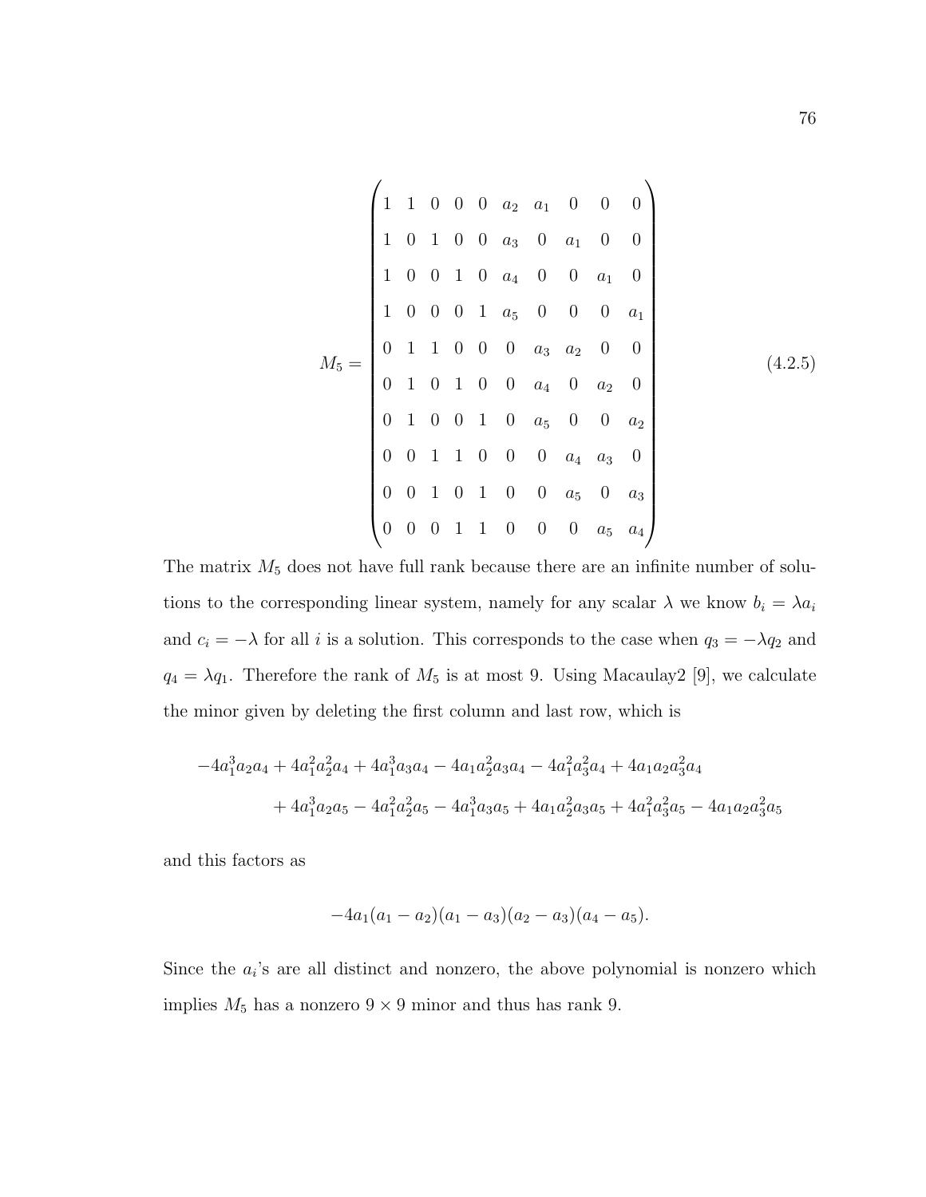$$
M_5 = \begin{pmatrix}
1 & 1 & 0 & 0 & 0 & a_2 & a_1 & 0 & 0 & 0 \\
1 & 0 & 1 & 0 & 0 & a_3 & 0 & a_1 & 0 & 0 \\
1 & 0 & 0 & 1 & 0 & a_4 & 0 & 0 & a_1 & 0 \\
1 & 0 & 0 & 0 & 1 & a_5 & 0 & 0 & 0 & a_1 \\
0 & 1 & 1 & 0 & 0 & 0 & a_3 & a_2 & 0 & 0 \\
0 & 1 & 0 & 1 & 0 & 0 & a_4 & 0 & a_2 & 0 \\
0 & 1 & 0 & 0 & 1 & 0 & a_5 & 0 & 0 & a_2 \\
0 & 0 & 1 & 1 & 0 & 0 & 0 & a_4 & a_3 & 0 \\
0 & 0 & 1 & 0 & 1 & 0 & 0 & a_5 & 0 & a_3 \\
0 & 0 & 0 & 1 & 1 & 0 & 0 & 0 & a_5 & a_4
\end{pmatrix} \tag{4.2.5}
$$

The matrix $M_5$ does not have full rank because there are an infinite number of solutions to the corresponding linear system, namely for any scalar $\lambda$ we know $b_i = \lambda a_i$ and $c_i = -\lambda$ for all $i$ is a solution. This corresponds to the case when $q_3 = -\lambda q_2$ and $q_4 = \lambda q_1$. Therefore the rank of $M_5$ is at most 9. Using Macaulay2 [9], we calculate the minor given by deleting the first column and last row, which is

$$
\begin{aligned}
&-4a_1^3a_2a_4 + 4a_1^2a_2^2a_4 + 4a_1^3a_3a_4 - 4a_1a_2^2a_3a_4 - 4a_1^2a_3^2a_4 + 4a_1a_2a_3^2a_4 \\
&\quad + 4a_1^3a_2a_5 - 4a_1^2a_2^2a_5 - 4a_1^3a_3a_5 + 4a_1a_2^2a_3a_5 + 4a_1^2a_3^2a_5 - 4a_1a_2a_3^2a_5
\end{aligned}
$$

and this factors as

$$
-4a_1(a_1 - a_2)(a_1 - a_3)(a_2 - a_3)(a_4 - a_5).
$$

Since the $a_i$'s are all distinct and nonzero, the above polynomial is nonzero which implies $M_5$ has a nonzero $9 \times 9$ minor and thus has rank 9.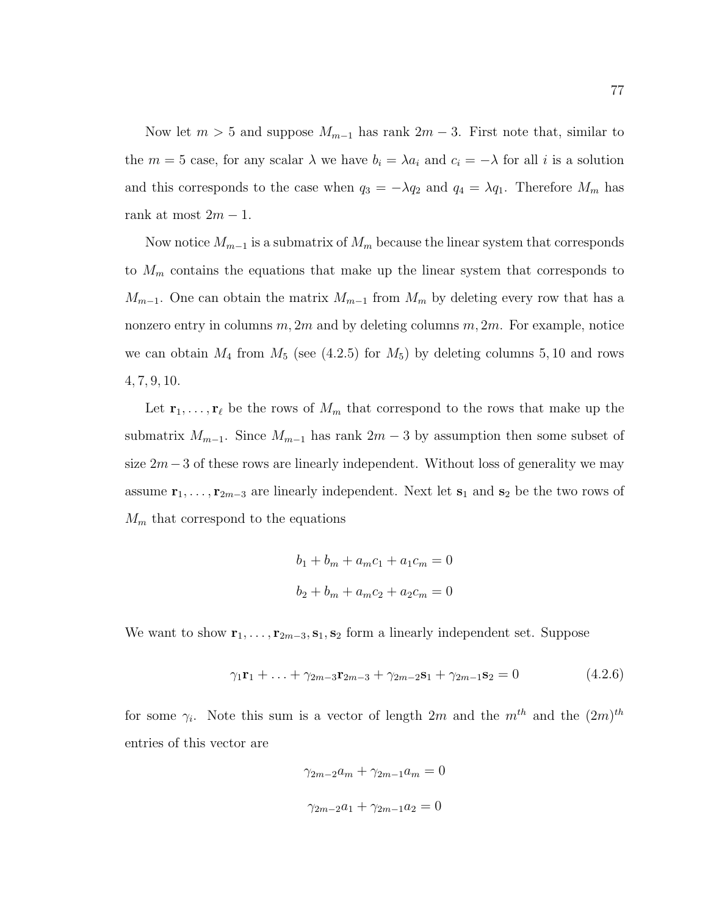Now let $m > 5$ and suppose $M_{m-1}$ has rank $2m-3$. First note that, similar to the $m = 5$ case, for any scalar $\lambda$ we have $b_i = \lambda a_i$ and $c_i = -\lambda$ for all $i$ is a solution and this corresponds to the case when $q_3 = -\lambda q_2$ and $q_4 = \lambda q_1$. Therefore $M_m$ has rank at most $2m-1$.

Now notice $M_{m-1}$ is a submatrix of $M_m$ because the linear system that corresponds to $M_m$ contains the equations that make up the linear system that corresponds to $M_{m-1}$. One can obtain the matrix $M_{m-1}$ from $M_m$ by deleting every row that has a nonzero entry in columns $m, 2m$ and by deleting columns $m, 2m$. For example, notice we can obtain $M_4$ from $M_5$ (see (4.2.5) for $M_5$) by deleting columns $5, 10$ and rows $4, 7, 9, 10$.

Let $\mathbf{r}_1, \ldots, \mathbf{r}_\ell$ be the rows of $M_m$ that correspond to the rows that make up the submatrix $M_{m-1}$. Since $M_{m-1}$ has rank $2m-3$ by assumption then some subset of size $2m-3$ of these rows are linearly independent. Without loss of generality we may assume $\mathbf{r}_1, \ldots, \mathbf{r}_{2m-3}$ are linearly independent. Next let $\mathbf{s}_1$ and $\mathbf{s}_2$ be the two rows of $M_m$ that correspond to the equations

$$b_1 + b_m + a_m c_1 + a_1 c_m = 0$$

$$b_2 + b_m + a_m c_2 + a_2 c_m = 0$$

We want to show $\mathbf{r}_1, \ldots, \mathbf{r}_{2m-3}, \mathbf{s}_1, \mathbf{s}_2$ form a linearly independent set. Suppose

$$\gamma_1 \mathbf{r}_1 + \ldots + \gamma_{2m-3} \mathbf{r}_{2m-3} + \gamma_{2m-2} \mathbf{s}_1 + \gamma_{2m-1} \mathbf{s}_2 = 0 \tag{4.2.6}$$

for some $\gamma_i$. Note this sum is a vector of length $2m$ and the $m^{th}$ and the $(2m)^{th}$ entries of this vector are

$$\gamma_{2m-2} a_m + \gamma_{2m-1} a_m = 0$$

$$\gamma_{2m-2} a_1 + \gamma_{2m-1} a_2 = 0$$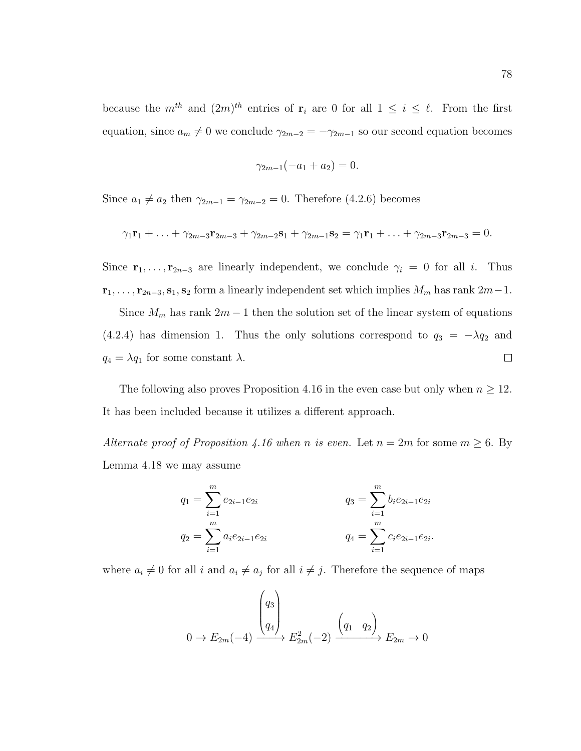because the $m^{th}$ and $(2m)^{th}$ entries of $\mathbf{r}_i$ are 0 for all $1 \le i \le \ell$. From the first equation, since $a_m \neq 0$ we conclude $\gamma_{2m-2} = -\gamma_{2m-1}$ so our second equation becomes

$$\gamma_{2m-1}(-a_1 + a_2) = 0.$$

Since $a_1 \neq a_2$ then $\gamma_{2m-1} = \gamma_{2m-2} = 0$. Therefore (4.2.6) becomes

$$\gamma_1 \mathbf{r}_1 + \ldots + \gamma_{2m-3}\mathbf{r}_{2m-3} + \gamma_{2m-2}\mathbf{s}_1 + \gamma_{2m-1}\mathbf{s}_2 = \gamma_1 \mathbf{r}_1 + \ldots + \gamma_{2m-3}\mathbf{r}_{2m-3} = 0.$$

Since $\mathbf{r}_1, \ldots, \mathbf{r}_{2n-3}$ are linearly independent, we conclude $\gamma_i = 0$ for all $i$. Thus $\mathbf{r}_1, \ldots, \mathbf{r}_{2n-3}, \mathbf{s}_1, \mathbf{s}_2$ form a linearly independent set which implies $M_m$ has rank $2m-1$.

Since $M_m$ has rank $2m-1$ then the solution set of the linear system of equations (4.2.4) has dimension 1. Thus the only solutions correspond to $q_3 = -\lambda q_2$ and $q_4 = \lambda q_1$ for some constant $\lambda$. $\square$

The following also proves Proposition 4.16 in the even case but only when $n \geq 12$. It has been included because it utilizes a different approach.

*Alternate proof of Proposition 4.16 when $n$ is even.* Let $n = 2m$ for some $m \geq 6$. By Lemma 4.18 we may assume

$$q_1 = \sum_{i=1}^{m} e_{2i-1}e_{2i} \qquad\qquad q_3 = \sum_{i=1}^{m} b_i e_{2i-1}e_{2i}$$
$$q_2 = \sum_{i=1}^{m} a_i e_{2i-1}e_{2i} \qquad\qquad q_4 = \sum_{i=1}^{m} c_i e_{2i-1}e_{2i}.$$

where $a_i \neq 0$ for all $i$ and $a_i \neq a_j$ for all $i \neq j$. Therefore the sequence of maps

$$0 \to E_{2m}(-4) \xrightarrow{\begin{pmatrix} q_3 \\ q_4 \end{pmatrix}} E_{2m}^2(-2) \xrightarrow{\begin{pmatrix} q_1 & q_2 \end{pmatrix}} E_{2m} \to 0$$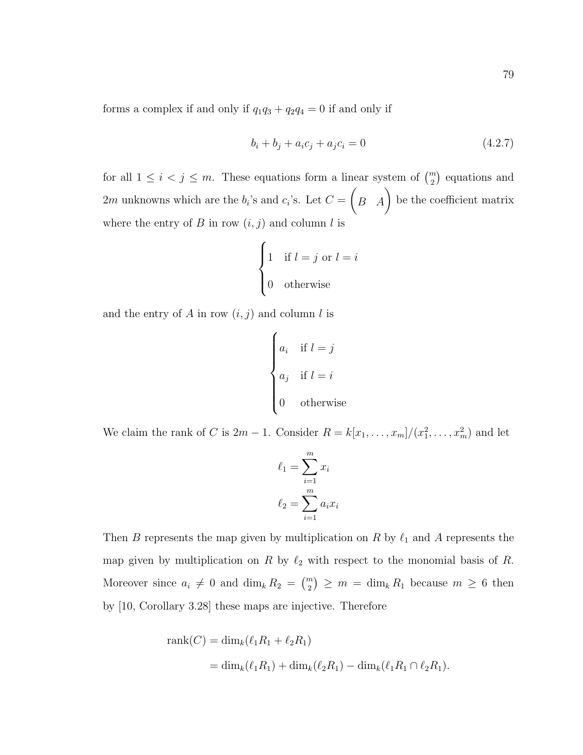forms a complex if and only if $q_1q_3 + q_2q_4 = 0$ if and only if

$$b_i + b_j + a_ic_j + a_jc_i = 0 \tag{4.2.7}$$

for all $1 \leq i < j \leq m$. These equations form a linear system of $\binom{m}{2}$ equations and $2m$ unknowns which are the $b_i$'s and $c_i$'s. Let $C = \begin{pmatrix} B & A \end{pmatrix}$ be the coefficient matrix where the entry of $B$ in row $(i, j)$ and column $l$ is

$$\begin{cases} 1 & \text{if } l = j \text{ or } l = i \\ 0 & \text{otherwise} \end{cases}$$

and the entry of $A$ in row $(i, j)$ and column $l$ is

$$\begin{cases} a_i & \text{if } l = j \\ a_j & \text{if } l = i \\ 0 & \text{otherwise} \end{cases}$$

We claim the rank of $C$ is $2m - 1$. Consider $R = k[x_1, \ldots, x_m]/(x_1^2, \ldots, x_m^2)$ and let

$$\ell_1 = \sum_{i=1}^{m} x_i$$
$$\ell_2 = \sum_{i=1}^{m} a_ix_i$$

Then $B$ represents the map given by multiplication on $R$ by $\ell_1$ and $A$ represents the map given by multiplication on $R$ by $\ell_2$ with respect to the monomial basis of $R$. Moreover since $a_i \neq 0$ and $\dim_k R_2 = \binom{m}{2} \geq m = \dim_k R_1$ because $m \geq 6$ then by [10, Corollary 3.28] these maps are injective. Therefore

$$\begin{aligned} \operatorname{rank}(C) &= \dim_k(\ell_1R_1 + \ell_2R_1) \\ &= \dim_k(\ell_1R_1) + \dim_k(\ell_2R_1) - \dim_k(\ell_1R_1 \cap \ell_2R_1). \end{aligned}$$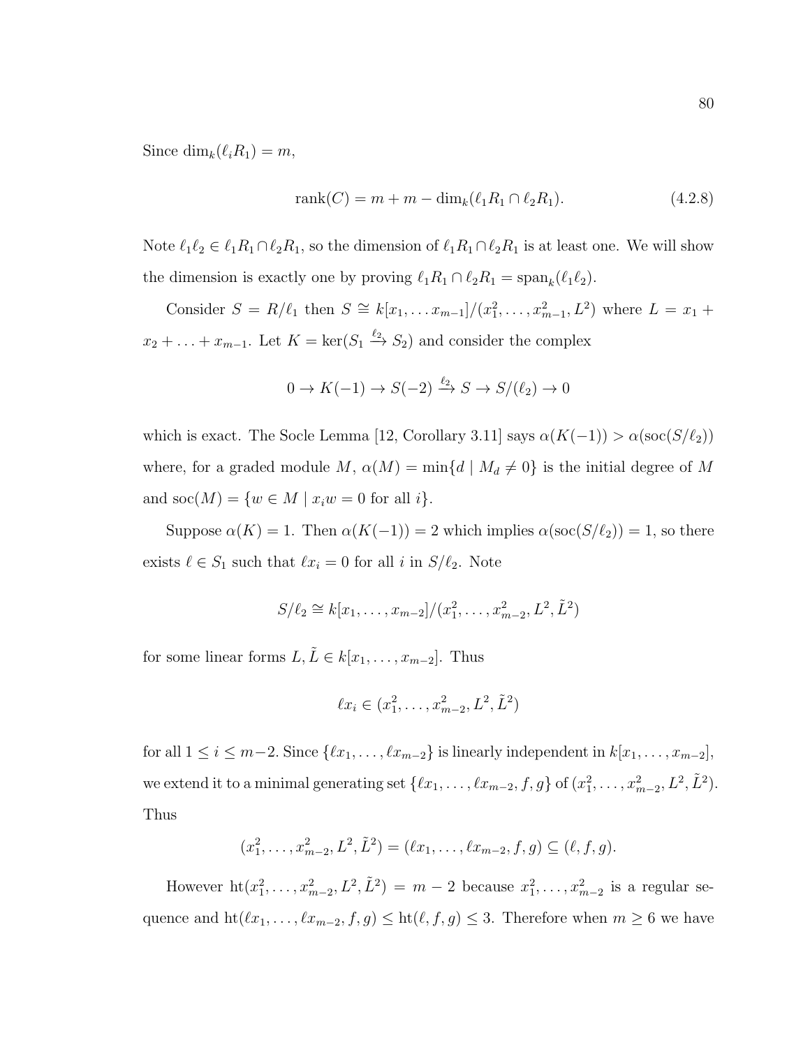Since $\dim_k(\ell_i R_1) = m$,

$$\operatorname{rank}(C) = m + m - \dim_k(\ell_1 R_1 \cap \ell_2 R_1). \tag{4.2.8}$$

Note $\ell_1\ell_2 \in \ell_1 R_1 \cap \ell_2 R_1$, so the dimension of $\ell_1 R_1 \cap \ell_2 R_1$ is at least one. We will show the dimension is exactly one by proving $\ell_1 R_1 \cap \ell_2 R_1 = \operatorname{span}_k(\ell_1\ell_2)$.

Consider $S = R/\ell_1$ then $S \cong k[x_1, \ldots x_{m-1}]/(x_1^2, \ldots, x_{m-1}^2, L^2)$ where $L = x_1 + x_2 + \ldots + x_{m-1}$. Let $K = \ker(S_1 \xrightarrow{\ell_2} S_2)$ and consider the complex

$$0 \to K(-1) \to S(-2) \xrightarrow{\ell_2} S \to S/(\ell_2) \to 0$$

which is exact. The Socle Lemma [12, Corollary 3.11] says $\alpha(K(-1)) > \alpha(\operatorname{soc}(S/\ell_2))$ where, for a graded module $M$, $\alpha(M) = \min\{d \mid M_d \neq 0\}$ is the initial degree of $M$ and $\operatorname{soc}(M) = \{w \in M \mid x_i w = 0 \text{ for all } i\}$.

Suppose $\alpha(K) = 1$. Then $\alpha(K(-1)) = 2$ which implies $\alpha(\operatorname{soc}(S/\ell_2)) = 1$, so there exists $\ell \in S_1$ such that $\ell x_i = 0$ for all $i$ in $S/\ell_2$. Note

$$S/\ell_2 \cong k[x_1, \ldots, x_{m-2}]/(x_1^2, \ldots, x_{m-2}^2, L^2, \tilde{L}^2)$$

for some linear forms $L, \tilde{L} \in k[x_1, \ldots, x_{m-2}]$. Thus

$$\ell x_i \in (x_1^2, \ldots, x_{m-2}^2, L^2, \tilde{L}^2)$$

for all $1 \leq i \leq m-2$. Since $\{\ell x_1, \ldots, \ell x_{m-2}\}$ is linearly independent in $k[x_1, \ldots, x_{m-2}]$, we extend it to a minimal generating set $\{\ell x_1, \ldots, \ell x_{m-2}, f, g\}$ of $(x_1^2, \ldots, x_{m-2}^2, L^2, \tilde{L}^2)$. Thus

$$(x_1^2, \ldots, x_{m-2}^2, L^2, \tilde{L}^2) = (\ell x_1, \ldots, \ell x_{m-2}, f, g) \subseteq (\ell, f, g).$$

However $\operatorname{ht}(x_1^2, \ldots, x_{m-2}^2, L^2, \tilde{L}^2) = m - 2$ because $x_1^2, \ldots, x_{m-2}^2$ is a regular sequence and $\operatorname{ht}(\ell x_1, \ldots, \ell x_{m-2}, f, g) \leq \operatorname{ht}(\ell, f, g) \leq 3$. Therefore when $m \geq 6$ we have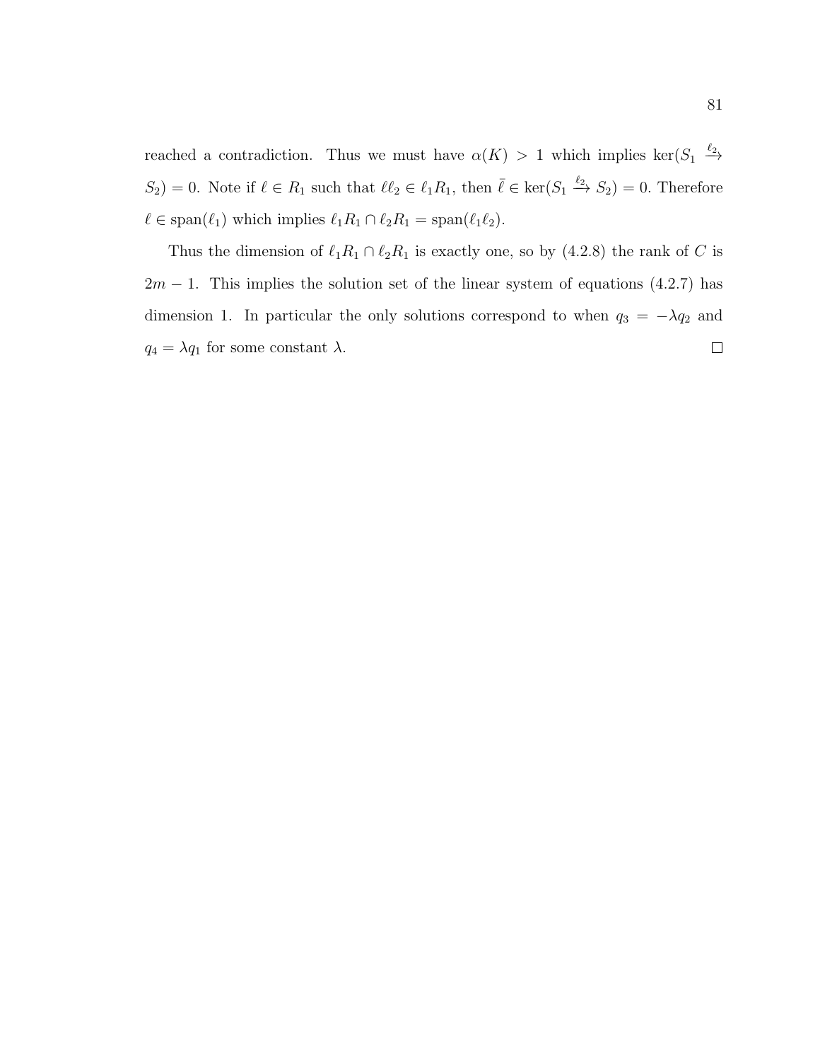reached a contradiction. Thus we must have $\alpha(K) > 1$ which implies $\ker(S_1 \xrightarrow{\ell_2} S_2) = 0$. Note if $\ell \in R_1$ such that $\ell\ell_2 \in \ell_1 R_1$, then $\bar{\ell} \in \ker(S_1 \xrightarrow{\ell_2} S_2) = 0$. Therefore $\ell \in \text{span}(\ell_1)$ which implies $\ell_1 R_1 \cap \ell_2 R_1 = \text{span}(\ell_1 \ell_2)$.

Thus the dimension of $\ell_1 R_1 \cap \ell_2 R_1$ is exactly one, so by (4.2.8) the rank of $C$ is $2m - 1$. This implies the solution set of the linear system of equations (4.2.7) has dimension 1. In particular the only solutions correspond to when $q_3 = -\lambda q_2$ and $q_4 = \lambda q_1$ for some constant $\lambda$. □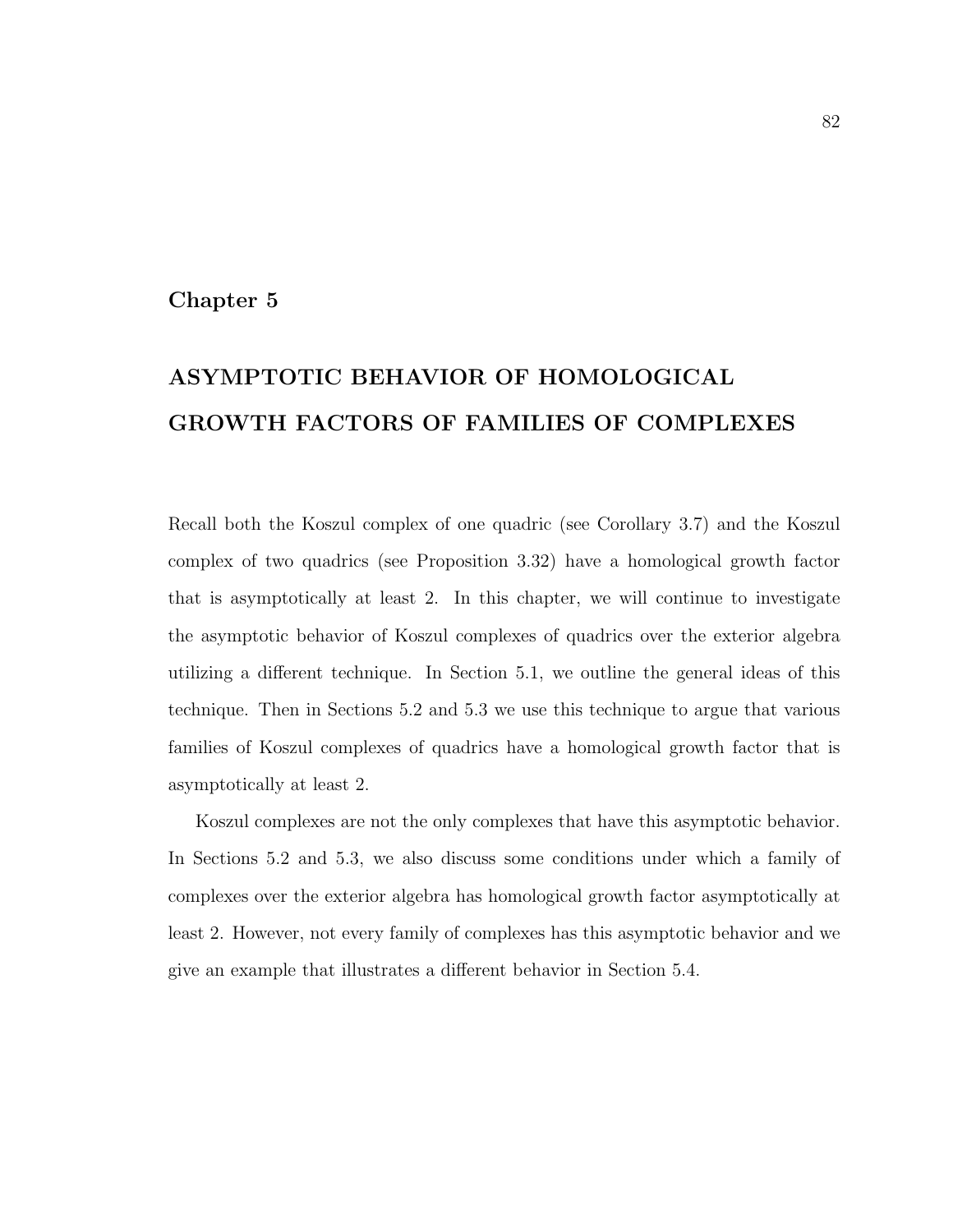# Chapter 5

# ASYMPTOTIC BEHAVIOR OF HOMOLOGICAL GROWTH FACTORS OF FAMILIES OF COMPLEXES

Recall both the Koszul complex of one quadric (see Corollary 3.7) and the Koszul complex of two quadrics (see Proposition 3.32) have a homological growth factor that is asymptotically at least 2. In this chapter, we will continue to investigate the asymptotic behavior of Koszul complexes of quadrics over the exterior algebra utilizing a different technique. In Section 5.1, we outline the general ideas of this technique. Then in Sections 5.2 and 5.3 we use this technique to argue that various families of Koszul complexes of quadrics have a homological growth factor that is asymptotically at least 2.

Koszul complexes are not the only complexes that have this asymptotic behavior. In Sections 5.2 and 5.3, we also discuss some conditions under which a family of complexes over the exterior algebra has homological growth factor asymptotically at least 2. However, not every family of complexes has this asymptotic behavior and we give an example that illustrates a different behavior in Section 5.4.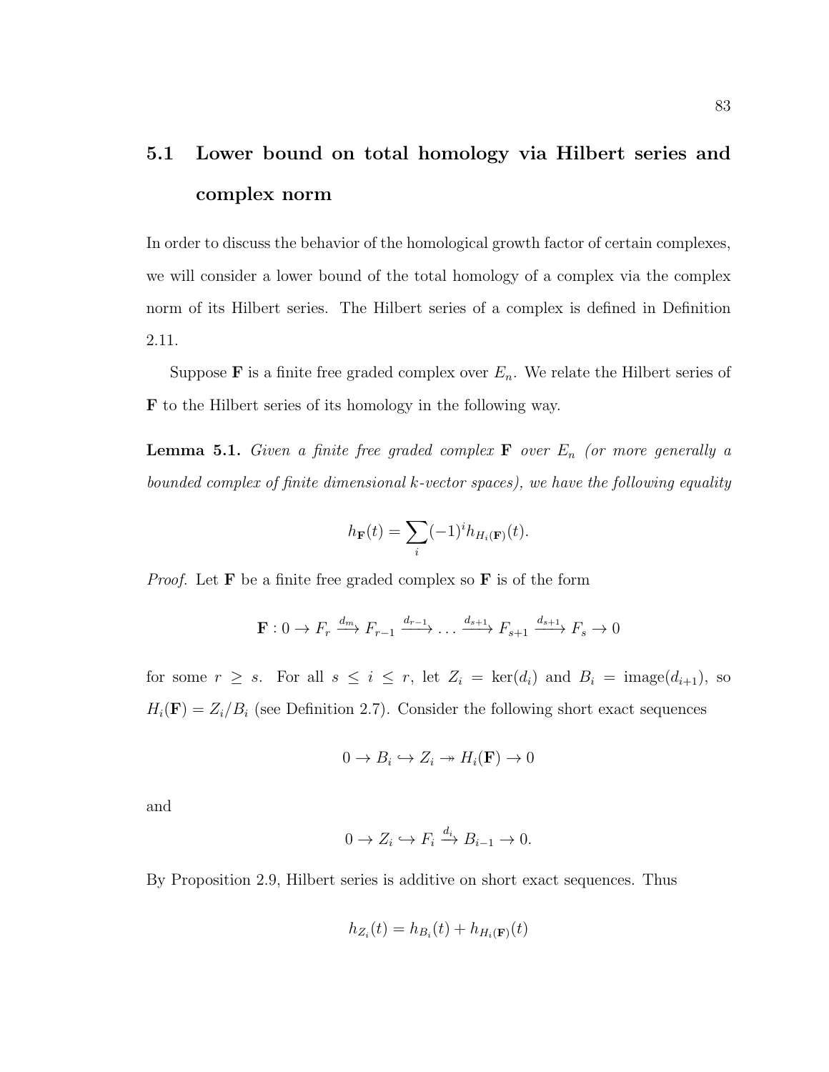## 5.1 Lower bound on total homology via Hilbert series and complex norm

In order to discuss the behavior of the homological growth factor of certain complexes, we will consider a lower bound of the total homology of a complex via the complex norm of its Hilbert series. The Hilbert series of a complex is defined in Definition 2.11.

Suppose $\mathbf{F}$ is a finite free graded complex over $E_n$. We relate the Hilbert series of $\mathbf{F}$ to the Hilbert series of its homology in the following way.

**Lemma 5.1.** *Given a finite free graded complex* $\mathbf{F}$ *over* $E_n$ *(or more generally a bounded complex of finite dimensional* $k$*-vector spaces), we have the following equality*

$$h_{\mathbf{F}}(t) = \sum_i (-1)^i h_{H_i(\mathbf{F})}(t).$$

*Proof.* Let $\mathbf{F}$ be a finite free graded complex so $\mathbf{F}$ is of the form

$$\mathbf{F} : 0 \to F_r \xrightarrow{d_m} F_{r-1} \xrightarrow{d_{r-1}} \dots \xrightarrow{d_{s+1}} F_{s+1} \xrightarrow{d_{s+1}} F_s \to 0$$

for some $r \geq s$. For all $s \leq i \leq r$, let $Z_i = \ker(d_i)$ and $B_i = \text{image}(d_{i+1})$, so $H_i(\mathbf{F}) = Z_i/B_i$ (see Definition 2.7). Consider the following short exact sequences

$$0 \to B_i \hookrightarrow Z_i \twoheadrightarrow H_i(\mathbf{F}) \to 0$$

and

$$0 \to Z_i \hookrightarrow F_i \xrightarrow{d_i} B_{i-1} \to 0.$$

By Proposition 2.9, Hilbert series is additive on short exact sequences. Thus

$$h_{Z_i}(t) = h_{B_i}(t) + h_{H_i(\mathbf{F})}(t)$$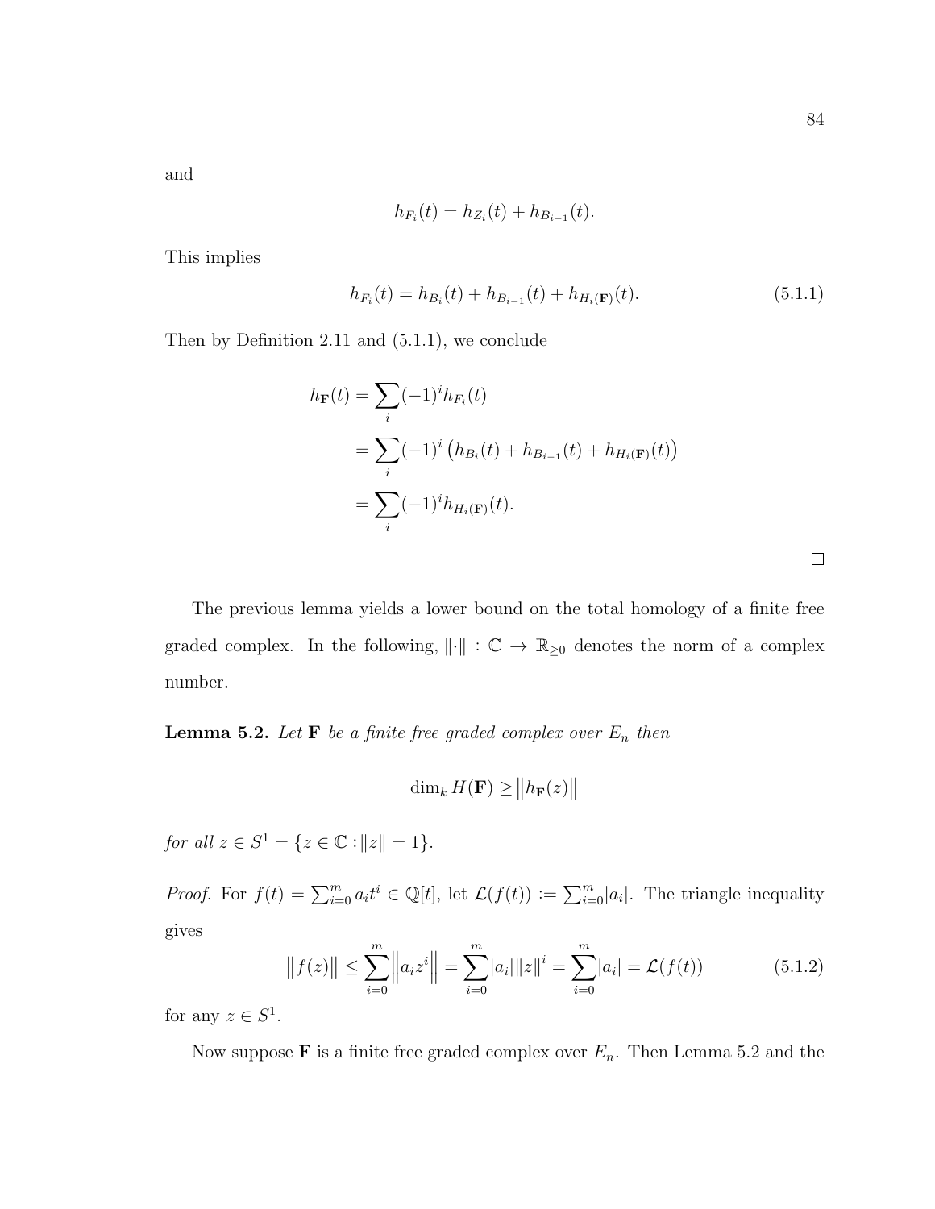and

$$h_{F_i}(t) = h_{Z_i}(t) + h_{B_{i-1}}(t).$$

This implies

$$h_{F_i}(t) = h_{B_i}(t) + h_{B_{i-1}}(t) + h_{H_i(\mathbf{F})}(t). \tag{5.1.1}$$

Then by Definition 2.11 and (5.1.1), we conclude

$$\begin{aligned}
h_{\mathbf{F}}(t) &= \sum_i (-1)^i h_{F_i}(t) \\
&= \sum_i (-1)^i \left( h_{B_i}(t) + h_{B_{i-1}}(t) + h_{H_i(\mathbf{F})}(t) \right) \\
&= \sum_i (-1)^i h_{H_i(\mathbf{F})}(t).
\end{aligned}$$

□

The previous lemma yields a lower bound on the total homology of a finite free graded complex. In the following, $\|\cdot\| : \mathbb{C} \to \mathbb{R}_{\geq 0}$ denotes the norm of a complex number.

**Lemma 5.2.** *Let* $\mathbf{F}$ *be a finite free graded complex over* $E_n$ *then*

$$\dim_k H(\mathbf{F}) \geq \left\| h_{\mathbf{F}}(z) \right\|$$

*for all* $z \in S^1 = \{z \in \mathbb{C} : \|z\| = 1\}$.

*Proof.* For $f(t) = \sum_{i=0}^m a_i t^i \in \mathbb{Q}[t]$, let $\mathcal{L}(f(t)) := \sum_{i=0}^m |a_i|$. The triangle inequality gives

$$\left\| f(z) \right\| \leq \sum_{i=0}^m \left\| a_i z^i \right\| = \sum_{i=0}^m |a_i| \|z\|^i = \sum_{i=0}^m |a_i| = \mathcal{L}(f(t)) \tag{5.1.2}$$

for any $z \in S^1$.

Now suppose $\mathbf{F}$ is a finite free graded complex over $E_n$. Then Lemma 5.2 and the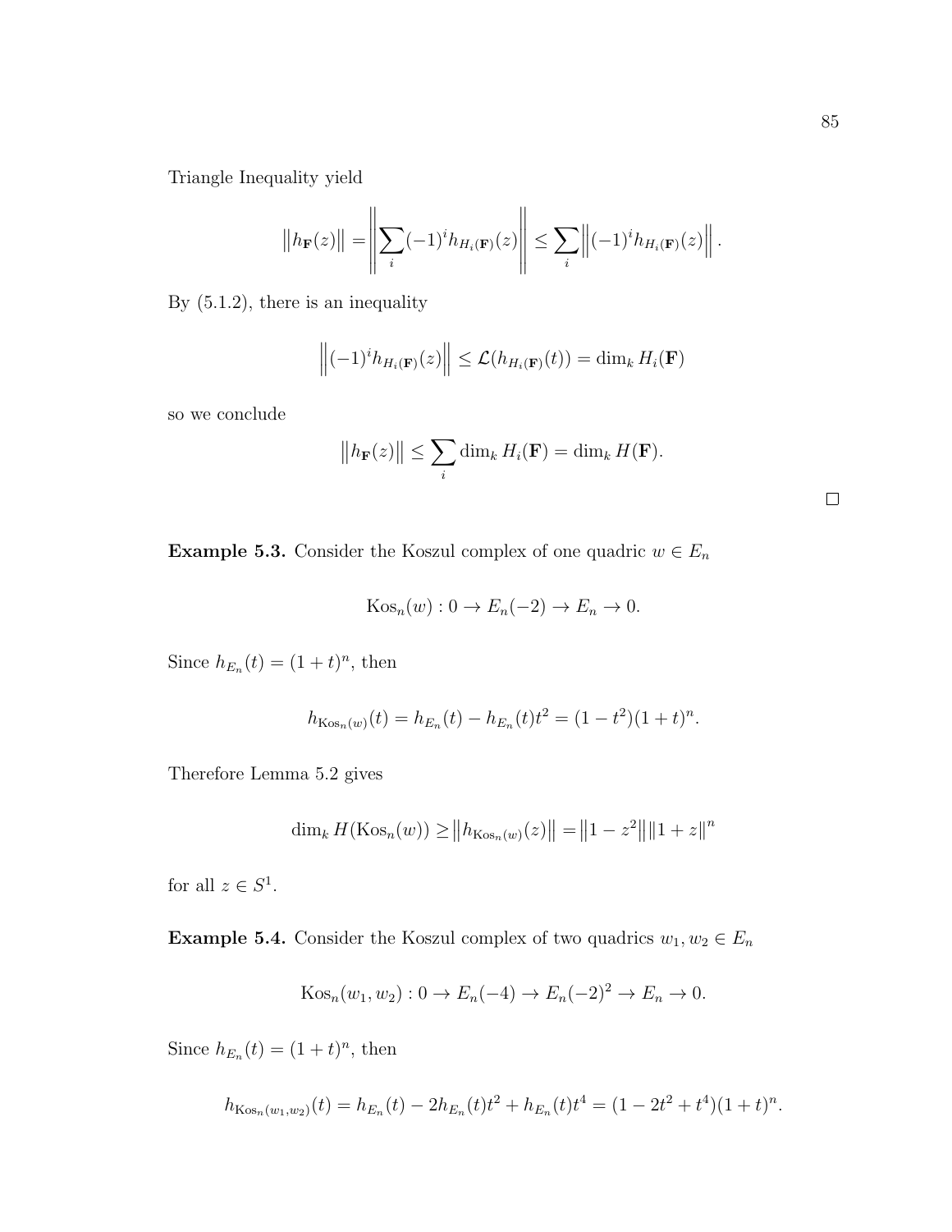Triangle Inequality yield

$$\|h_{\mathbf{F}}(z)\| = \left\| \sum_i (-1)^i h_{H_i(\mathbf{F})}(z) \right\| \leq \sum_i \left\| (-1)^i h_{H_i(\mathbf{F})}(z) \right\|.$$

By (5.1.2), there is an inequality

$$\left\| (-1)^i h_{H_i(\mathbf{F})}(z) \right\| \leq \mathcal{L}(h_{H_i(\mathbf{F})}(t)) = \dim_k H_i(\mathbf{F})$$

so we conclude

$$\|h_{\mathbf{F}}(z)\| \leq \sum_i \dim_k H_i(\mathbf{F}) = \dim_k H(\mathbf{F}).$$

□

**Example 5.3.** Consider the Koszul complex of one quadric $w \in E_n$

$$\mathrm{Kos}_n(w) : 0 \to E_n(-2) \to E_n \to 0.$$

Since $h_{E_n}(t) = (1+t)^n$, then

$$h_{\mathrm{Kos}_n(w)}(t) = h_{E_n}(t) - h_{E_n}(t)t^2 = (1-t^2)(1+t)^n.$$

Therefore Lemma 5.2 gives

$$\dim_k H(\mathrm{Kos}_n(w)) \geq \|h_{\mathrm{Kos}_n(w)}(z)\| = \|1 - z^2\| \|1 + z\|^n$$

for all $z \in S^1$.

**Example 5.4.** Consider the Koszul complex of two quadrics $w_1, w_2 \in E_n$

$$\mathrm{Kos}_n(w_1, w_2) : 0 \to E_n(-4) \to E_n(-2)^2 \to E_n \to 0.$$

Since $h_{E_n}(t) = (1+t)^n$, then

$$h_{\mathrm{Kos}_n(w_1,w_2)}(t) = h_{E_n}(t) - 2h_{E_n}(t)t^2 + h_{E_n}(t)t^4 = (1 - 2t^2 + t^4)(1+t)^n.$$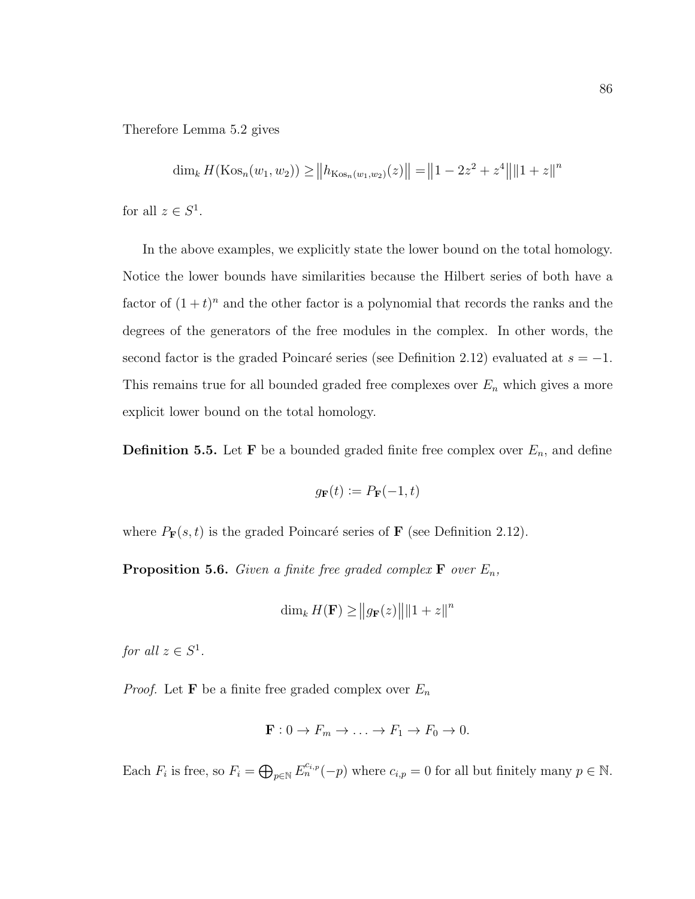Therefore Lemma 5.2 gives

$$\dim_k H(\mathrm{Kos}_n(w_1, w_2)) \geq \left\| h_{\mathrm{Kos}_n(w_1,w_2)}(z) \right\| = \left\| 1 - 2z^2 + z^4 \right\| \left\| 1 + z \right\|^n$$

for all $z \in S^1$.

In the above examples, we explicitly state the lower bound on the total homology. Notice the lower bounds have similarities because the Hilbert series of both have a factor of $(1+t)^n$ and the other factor is a polynomial that records the ranks and the degrees of the generators of the free modules in the complex. In other words, the second factor is the graded Poincaré series (see Definition 2.12) evaluated at $s = -1$. This remains true for all bounded graded free complexes over $E_n$ which gives a more explicit lower bound on the total homology.

**Definition 5.5.** Let $\mathbf{F}$ be a bounded graded finite free complex over $E_n$, and define

$$g_{\mathbf{F}}(t) := P_{\mathbf{F}}(-1, t)$$

where $P_{\mathbf{F}}(s,t)$ is the graded Poincaré series of $\mathbf{F}$ (see Definition 2.12).

**Proposition 5.6.** *Given a finite free graded complex* $\mathbf{F}$ *over* $E_n$*,*

$$\dim_k H(\mathbf{F}) \geq \left\| g_{\mathbf{F}}(z) \right\| \left\| 1 + z \right\|^n$$

*for all* $z \in S^1$*.*

*Proof.* Let $\mathbf{F}$ be a finite free graded complex over $E_n$

$$\mathbf{F} : 0 \to F_m \to \ldots \to F_1 \to F_0 \to 0.$$

Each $F_i$ is free, so $F_i = \bigoplus_{p \in \mathbb{N}} E_n^{c_{i,p}}(-p)$ where $c_{i,p} = 0$ for all but finitely many $p \in \mathbb{N}$.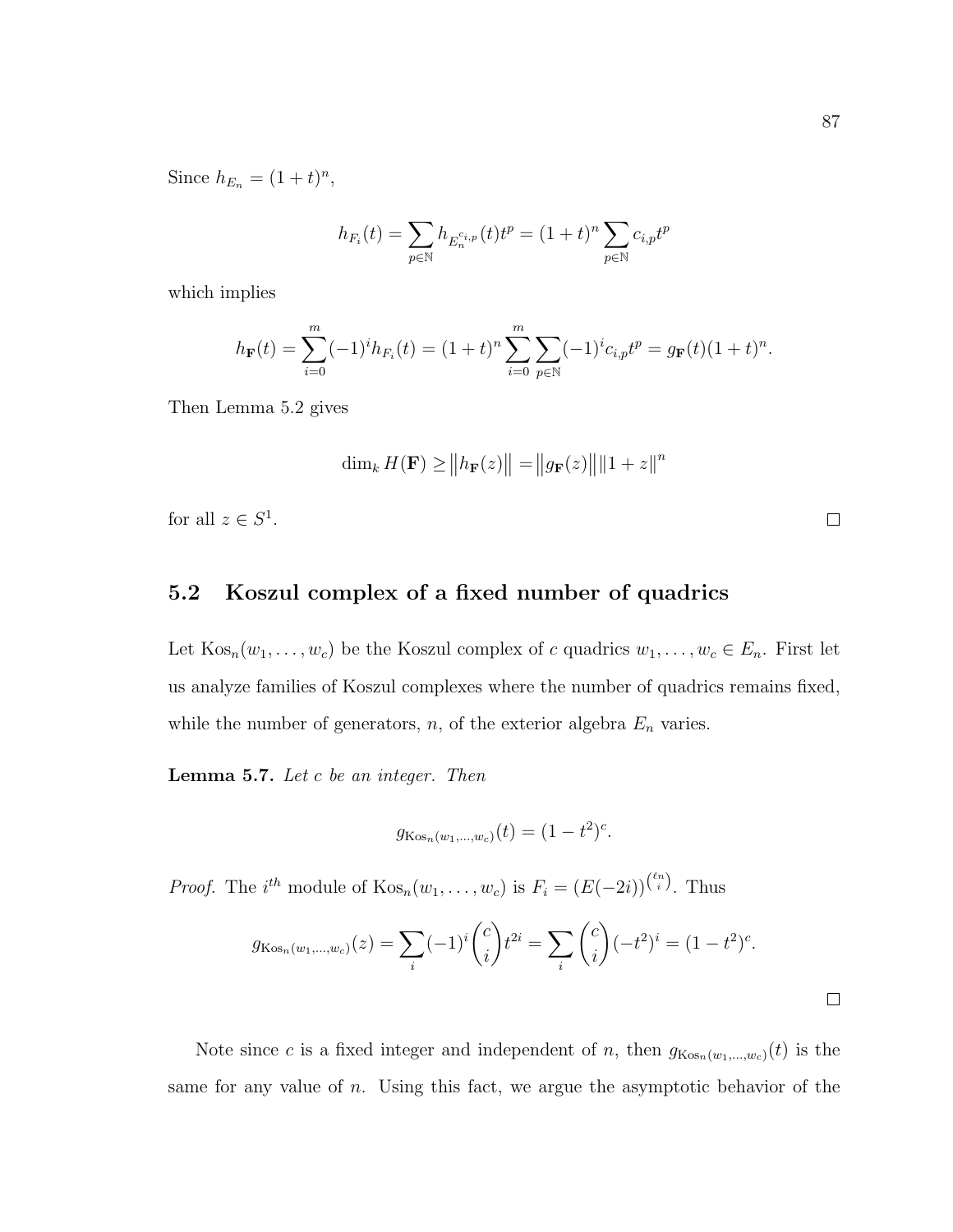Since $h_{E_n} = (1+t)^n$,

$$h_{F_i}(t) = \sum_{p\in\mathbb{N}} h_{E_n^{c_{i,p}}}(t)t^p = (1+t)^n \sum_{p\in\mathbb{N}} c_{i,p}t^p$$

which implies

$$h_{\mathbf{F}}(t) = \sum_{i=0}^{m}(-1)^i h_{F_i}(t) = (1+t)^n \sum_{i=0}^{m}\sum_{p\in\mathbb{N}}(-1)^i c_{i,p}t^p = g_{\mathbf{F}}(t)(1+t)^n.$$

Then Lemma 5.2 gives

$$\dim_k H(\mathbf{F}) \geq \left\|h_{\mathbf{F}}(z)\right\| = \left\|g_{\mathbf{F}}(z)\right\|\left\|1+z\right\|^n$$

for all $z \in S^1$. □

## 5.2 Koszul complex of a fixed number of quadrics

Let $\operatorname{Kos}_n(w_1, \ldots, w_c)$ be the Koszul complex of $c$ quadrics $w_1, \ldots, w_c \in E_n$. First let us analyze families of Koszul complexes where the number of quadrics remains fixed, while the number of generators, $n$, of the exterior algebra $E_n$ varies.

**Lemma 5.7.** *Let $c$ be an integer. Then*

$$g_{\operatorname{Kos}_n(w_1,\ldots,w_c)}(t) = (1-t^2)^c.$$

*Proof.* The $i^{th}$ module of $\operatorname{Kos}_n(w_1, \ldots, w_c)$ is $F_i = (E(-2i))^{\binom{\ell n}{i}}$. Thus

$$g_{\operatorname{Kos}_n(w_1,\ldots,w_c)}(z) = \sum_i (-1)^i \binom{c}{i} t^{2i} = \sum_i \binom{c}{i}(-t^2)^i = (1-t^2)^c.$$

□

Note since $c$ is a fixed integer and independent of $n$, then $g_{\operatorname{Kos}_n(w_1,\ldots,w_c)}(t)$ is the same for any value of $n$. Using this fact, we argue the asymptotic behavior of the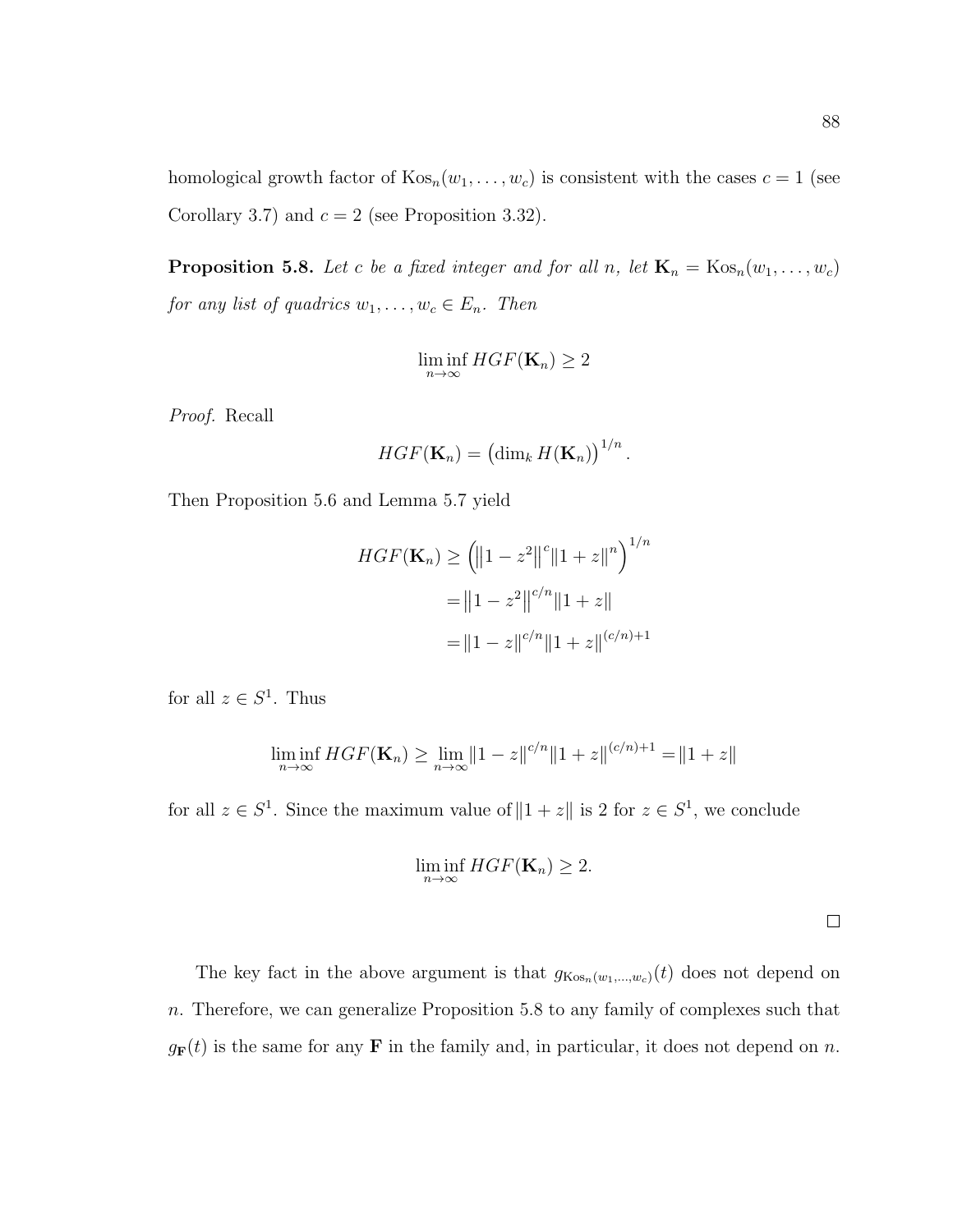homological growth factor of $\text{Kos}_n(w_1, \ldots, w_c)$ is consistent with the cases $c = 1$ (see Corollary 3.7) and $c = 2$ (see Proposition 3.32).

**Proposition 5.8.** *Let $c$ be a fixed integer and for all $n$, let $\mathbf{K}_n = \text{Kos}_n(w_1, \ldots, w_c)$ for any list of quadrics $w_1, \ldots, w_c \in E_n$. Then*

$$\liminf_{n \to \infty} HGF(\mathbf{K}_n) \geq 2$$

*Proof.* Recall

$$HGF(\mathbf{K}_n) = \left(\dim_k H(\mathbf{K}_n)\right)^{1/n}.$$

Then Proposition 5.6 and Lemma 5.7 yield

$$\begin{aligned}
HGF(\mathbf{K}_n) &\geq \left(\left\|1 - z^2\right\|^c \|1 + z\|^n\right)^{1/n} \\
&= \left\|1 - z^2\right\|^{c/n} \|1 + z\| \\
&= \|1 - z\|^{c/n} \|1 + z\|^{(c/n)+1}
\end{aligned}$$

for all $z \in S^1$. Thus

$$\liminf_{n \to \infty} HGF(\mathbf{K}_n) \geq \lim_{n \to \infty} \|1 - z\|^{c/n} \|1 + z\|^{(c/n)+1} = \|1 + z\|$$

for all $z \in S^1$. Since the maximum value of $\|1 + z\|$ is 2 for $z \in S^1$, we conclude

$$\liminf_{n \to \infty} HGF(\mathbf{K}_n) \geq 2.$$

$\square$

The key fact in the above argument is that $g_{\text{Kos}_n(w_1, \ldots, w_c)}(t)$ does not depend on $n$. Therefore, we can generalize Proposition 5.8 to any family of complexes such that $g_{\mathbf{F}}(t)$ is the same for any $\mathbf{F}$ in the family and, in particular, it does not depend on $n$.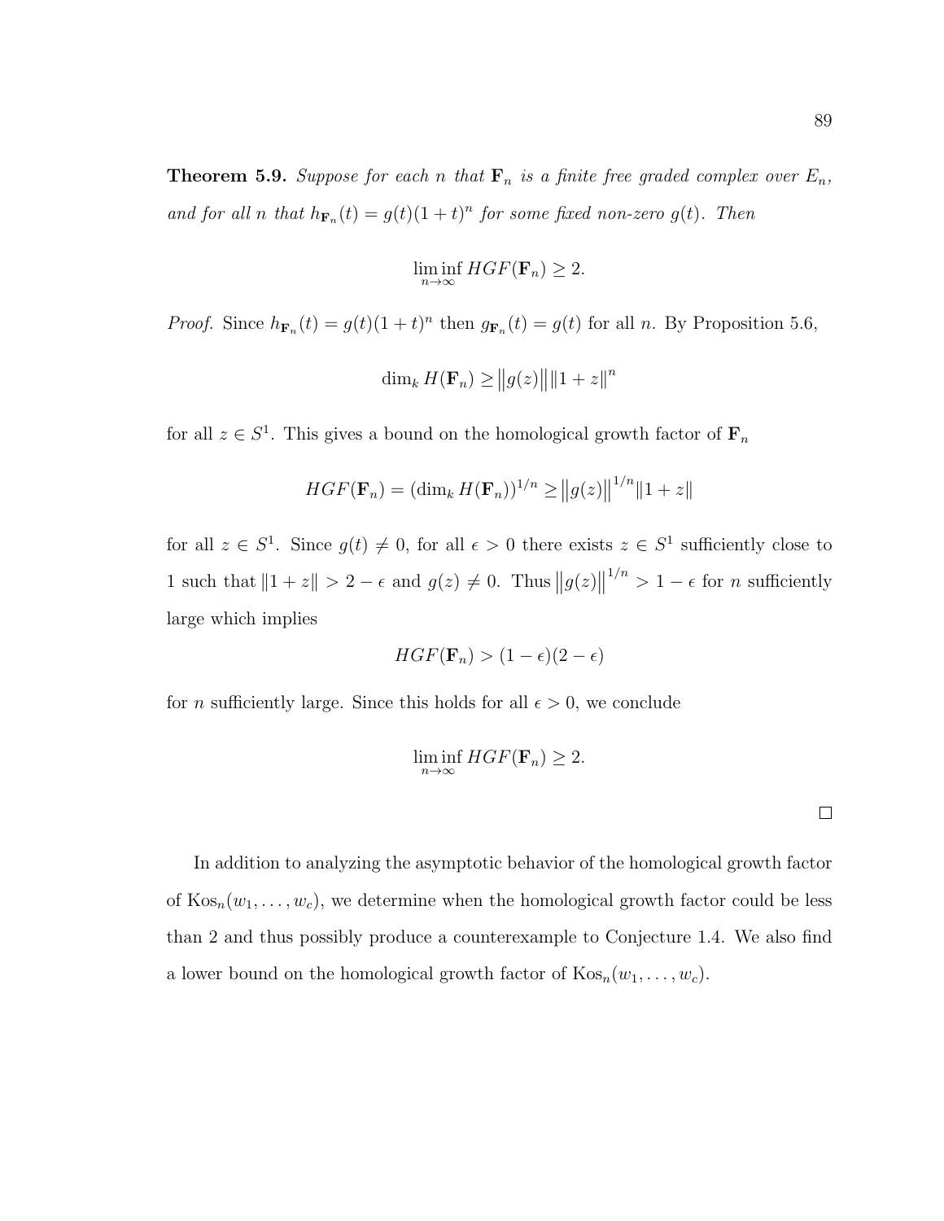**Theorem 5.9.** *Suppose for each $n$ that $\mathbf{F}_n$ is a finite free graded complex over $E_n$, and for all $n$ that $h_{\mathbf{F}_n}(t) = g(t)(1+t)^n$ for some fixed non-zero $g(t)$. Then*

$$\liminf_{n\to\infty} HGF(\mathbf{F}_n) \geq 2.$$

*Proof.* Since $h_{\mathbf{F}_n}(t) = g(t)(1+t)^n$ then $g_{\mathbf{F}_n}(t) = g(t)$ for all $n$. By Proposition 5.6,

$$\dim_k H(\mathbf{F}_n) \geq \big\|g(z)\big\| \|1+z\|^n$$

for all $z \in S^1$. This gives a bound on the homological growth factor of $\mathbf{F}_n$

$$HGF(\mathbf{F}_n) = (\dim_k H(\mathbf{F}_n))^{1/n} \geq \big\|g(z)\big\|^{1/n} \|1+z\|$$

for all $z \in S^1$. Since $g(t) \neq 0$, for all $\epsilon > 0$ there exists $z \in S^1$ sufficiently close to 1 such that $\|1+z\| > 2-\epsilon$ and $g(z) \neq 0$. Thus $\big\|g(z)\big\|^{1/n} > 1-\epsilon$ for $n$ sufficiently large which implies

$$HGF(\mathbf{F}_n) > (1-\epsilon)(2-\epsilon)$$

for $n$ sufficiently large. Since this holds for all $\epsilon > 0$, we conclude

$$\liminf_{n\to\infty} HGF(\mathbf{F}_n) \geq 2.$$

□

In addition to analyzing the asymptotic behavior of the homological growth factor of $\text{Kos}_n(w_1, \ldots, w_c)$, we determine when the homological growth factor could be less than 2 and thus possibly produce a counterexample to Conjecture 1.4. We also find a lower bound on the homological growth factor of $\text{Kos}_n(w_1, \ldots, w_c)$.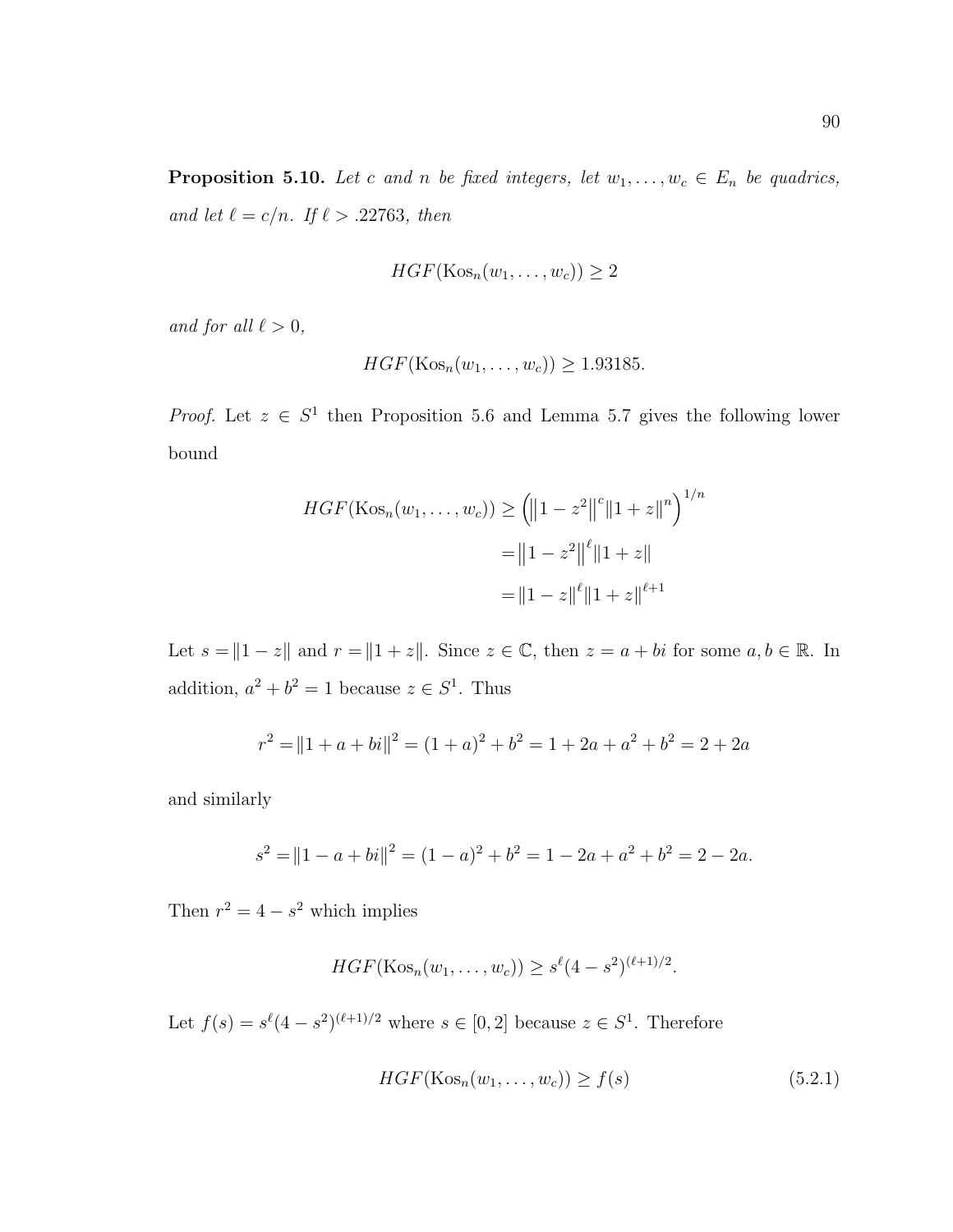**Proposition 5.10.** *Let $c$ and $n$ be fixed integers, let $w_1, \ldots, w_c \in E_n$ be quadrics, and let $\ell = c/n$. If $\ell > .22763$, then*

$$HGF(\text{Kos}_n(w_1, \ldots, w_c)) \geq 2$$

*and for all $\ell > 0$,*

$$HGF(\text{Kos}_n(w_1, \ldots, w_c)) \geq 1.93185.$$

*Proof.* Let $z \in S^1$ then Proposition 5.6 and Lemma 5.7 gives the following lower bound

$$\begin{aligned} HGF(\text{Kos}_n(w_1, \ldots, w_c)) &\geq \left( \left\| 1 - z^2 \right\|^c \| 1 + z \|^n \right)^{1/n} \\ &= \left\| 1 - z^2 \right\|^\ell \| 1 + z \| \\ &= \| 1 - z \|^\ell \| 1 + z \|^{\ell + 1} \end{aligned}$$

Let $s = \| 1 - z \|$ and $r = \| 1 + z \|$. Since $z \in \mathbb{C}$, then $z = a + bi$ for some $a, b \in \mathbb{R}$. In addition, $a^2 + b^2 = 1$ because $z \in S^1$. Thus

$$r^2 = \| 1 + a + bi \|^2 = (1 + a)^2 + b^2 = 1 + 2a + a^2 + b^2 = 2 + 2a$$

and similarly

$$s^2 = \| 1 - a + bi \|^2 = (1 - a)^2 + b^2 = 1 - 2a + a^2 + b^2 = 2 - 2a.$$

Then $r^2 = 4 - s^2$ which implies

$$HGF(\text{Kos}_n(w_1, \ldots, w_c)) \geq s^\ell (4 - s^2)^{(\ell+1)/2}.$$

Let $f(s) = s^\ell (4 - s^2)^{(\ell+1)/2}$ where $s \in [0, 2]$ because $z \in S^1$. Therefore

$$HGF(\text{Kos}_n(w_1, \ldots, w_c)) \geq f(s) \tag{5.2.1}$$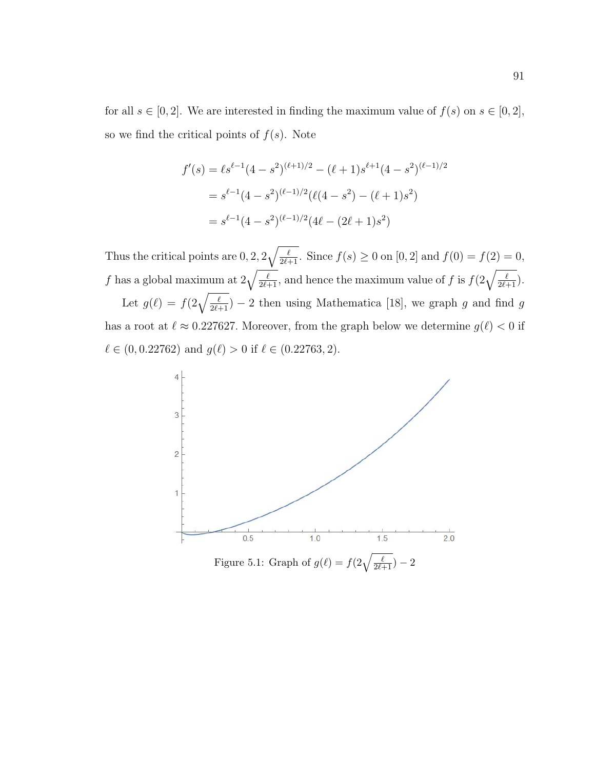for all $s \in [0, 2]$. We are interested in finding the maximum value of $f(s)$ on $s \in [0, 2]$, so we find the critical points of $f(s)$. Note

$$
\begin{aligned}
f'(s) &= \ell s^{\ell-1}(4 - s^2)^{(\ell+1)/2} - (\ell + 1)s^{\ell+1}(4 - s^2)^{(\ell-1)/2} \\
&= s^{\ell-1}(4 - s^2)^{(\ell-1)/2}(\ell(4 - s^2) - (\ell + 1)s^2) \\
&= s^{\ell-1}(4 - s^2)^{(\ell-1)/2}(4\ell - (2\ell + 1)s^2)
\end{aligned}
$$

Thus the critical points are $0, 2, 2\sqrt{\frac{\ell}{2\ell+1}}$. Since $f(s) \geq 0$ on $[0, 2]$ and $f(0) = f(2) = 0$, $f$ has a global maximum at $2\sqrt{\frac{\ell}{2\ell+1}}$, and hence the maximum value of $f$ is $f(2\sqrt{\frac{\ell}{2\ell+1}})$.

Let $g(\ell) = f(2\sqrt{\frac{\ell}{2\ell+1}}) - 2$ then using Mathematica [18], we graph $g$ and find $g$ has a root at $\ell \approx 0.227627$. Moreover, from the graph below we determine $g(\ell) < 0$ if $\ell \in (0, 0.22762)$ and $g(\ell) > 0$ if $\ell \in (0.22763, 2)$.

Figure 5.1: Graph of $g(\ell) = f(2\sqrt{\frac{\ell}{2\ell+1}}) - 2$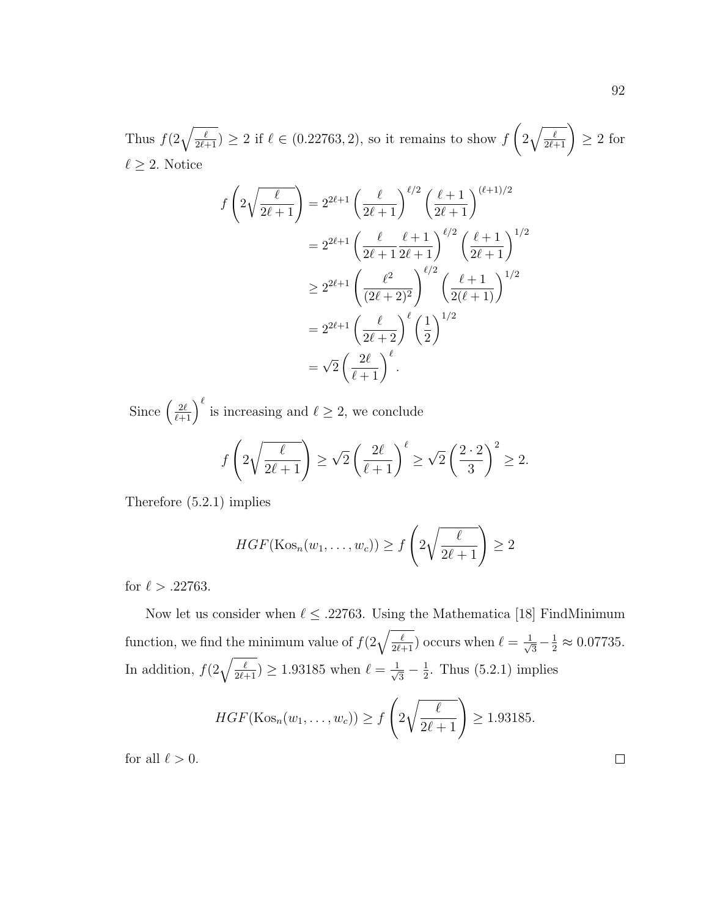Thus $f(2\sqrt{\frac{\ell}{2\ell+1}}) \geq 2$ if $\ell \in (0.22763, 2)$, so it remains to show $f\left(2\sqrt{\frac{\ell}{2\ell+1}}\right) \geq 2$ for $\ell \geq 2$. Notice

$$
\begin{aligned}
f\left(2\sqrt{\frac{\ell}{2\ell+1}}\right) &= 2^{2\ell+1}\left(\frac{\ell}{2\ell+1}\right)^{\ell/2}\left(\frac{\ell+1}{2\ell+1}\right)^{(\ell+1)/2} \\
&= 2^{2\ell+1}\left(\frac{\ell}{2\ell+1}\frac{\ell+1}{2\ell+1}\right)^{\ell/2}\left(\frac{\ell+1}{2\ell+1}\right)^{1/2} \\
&\geq 2^{2\ell+1}\left(\frac{\ell^2}{(2\ell+2)^2}\right)^{\ell/2}\left(\frac{\ell+1}{2(\ell+1)}\right)^{1/2} \\
&= 2^{2\ell+1}\left(\frac{\ell}{2\ell+2}\right)^{\ell}\left(\frac{1}{2}\right)^{1/2} \\
&= \sqrt{2}\left(\frac{2\ell}{\ell+1}\right)^{\ell}.
\end{aligned}
$$

Since $\left(\frac{2\ell}{\ell+1}\right)^{\ell}$ is increasing and $\ell \geq 2$, we conclude

$$
f\left(2\sqrt{\frac{\ell}{2\ell+1}}\right) \geq \sqrt{2}\left(\frac{2\ell}{\ell+1}\right)^{\ell} \geq \sqrt{2}\left(\frac{2\cdot 2}{3}\right)^{2} \geq 2.
$$

Therefore (5.2.1) implies

$$
HGF(\mathrm{Kos}_n(w_1,\ldots,w_c)) \geq f\left(2\sqrt{\frac{\ell}{2\ell+1}}\right) \geq 2
$$

for $\ell > .22763$.

Now let us consider when $\ell \leq .22763$. Using the Mathematica [18] FindMinimum function, we find the minimum value of $f(2\sqrt{\frac{\ell}{2\ell+1}})$ occurs when $\ell = \frac{1}{\sqrt{3}} - \frac{1}{2} \approx 0.07735$. In addition, $f(2\sqrt{\frac{\ell}{2\ell+1}}) \geq 1.93185$ when $\ell = \frac{1}{\sqrt{3}} - \frac{1}{2}$. Thus (5.2.1) implies

$$
HGF(\mathrm{Kos}_n(w_1,\ldots,w_c)) \geq f\left(2\sqrt{\frac{\ell}{2\ell+1}}\right) \geq 1.93185.
$$

for all $\ell > 0$. □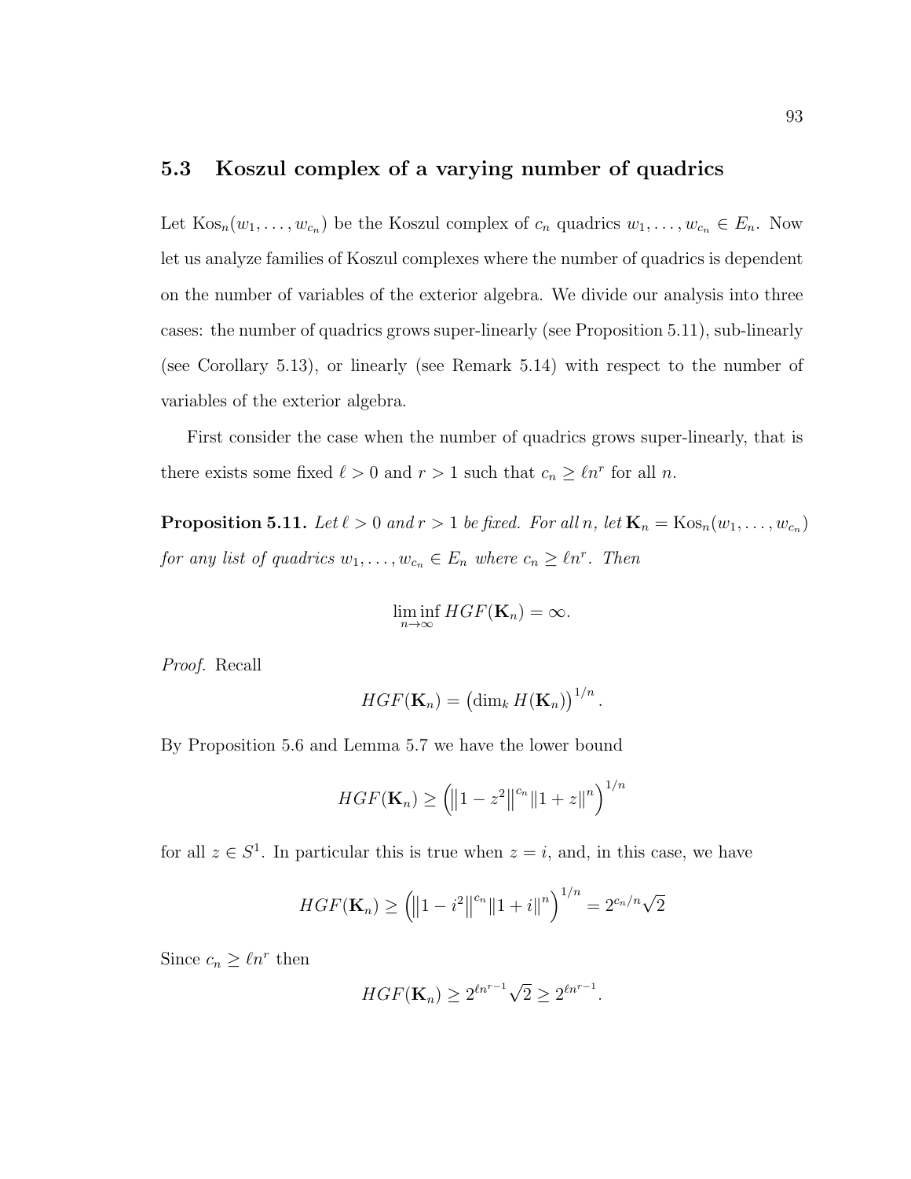## 5.3 Koszul complex of a varying number of quadrics

Let $\mathrm{Kos}_n(w_1, \ldots, w_{c_n})$ be the Koszul complex of $c_n$ quadrics $w_1, \ldots, w_{c_n} \in E_n$. Now let us analyze families of Koszul complexes where the number of quadrics is dependent on the number of variables of the exterior algebra. We divide our analysis into three cases: the number of quadrics grows super-linearly (see Proposition 5.11), sub-linearly (see Corollary 5.13), or linearly (see Remark 5.14) with respect to the number of variables of the exterior algebra.

First consider the case when the number of quadrics grows super-linearly, that is there exists some fixed $\ell > 0$ and $r > 1$ such that $c_n \geq \ell n^r$ for all $n$.

**Proposition 5.11.** *Let $\ell > 0$ and $r > 1$ be fixed. For all $n$, let $\mathbf{K}_n = \mathrm{Kos}_n(w_1, \ldots, w_{c_n})$ for any list of quadrics $w_1, \ldots, w_{c_n} \in E_n$ where $c_n \geq \ell n^r$. Then*

$$\liminf_{n\to\infty} HGF(\mathbf{K}_n) = \infty.$$

*Proof.* Recall

$$HGF(\mathbf{K}_n) = \left(\dim_k H(\mathbf{K}_n)\right)^{1/n}.$$

By Proposition 5.6 and Lemma 5.7 we have the lower bound

$$HGF(\mathbf{K}_n) \geq \left(\left\|1 - z^2\right\|^{c_n} \|1 + z\|^n\right)^{1/n}$$

for all $z \in S^1$. In particular this is true when $z = i$, and, in this case, we have

$$HGF(\mathbf{K}_n) \geq \left(\left\|1 - i^2\right\|^{c_n} \|1 + i\|^n\right)^{1/n} = 2^{c_n/n}\sqrt{2}$$

Since $c_n \geq \ell n^r$ then

$$HGF(\mathbf{K}_n) \geq 2^{\ell n^{r-1}}\sqrt{2} \geq 2^{\ell n^{r-1}}.$$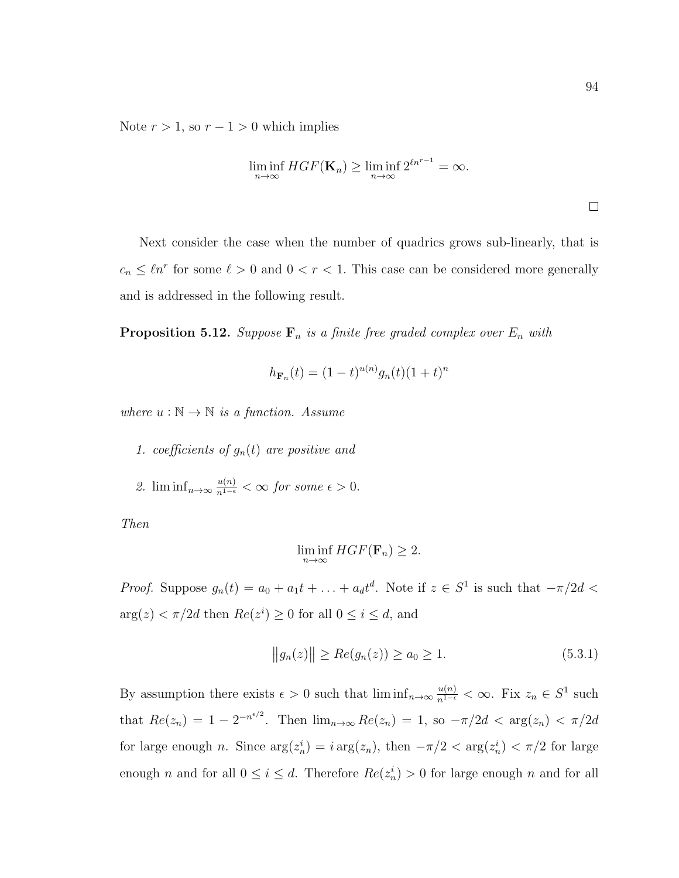Note $r > 1$, so $r - 1 > 0$ which implies

$$\liminf_{n\to\infty} HGF(\mathbf{K}_n) \geq \liminf_{n\to\infty} 2^{\ell n^{r-1}} = \infty.$$

$\square$

Next consider the case when the number of quadrics grows sub-linearly, that is $c_n \leq \ell n^r$ for some $\ell > 0$ and $0 < r < 1$. This case can be considered more generally and is addressed in the following result.

**Proposition 5.12.** *Suppose $\mathbf{F}_n$ is a finite free graded complex over $E_n$ with*

$$h_{\mathbf{F}_n}(t) = (1-t)^{u(n)} g_n(t)(1+t)^n$$

*where $u : \mathbb{N} \to \mathbb{N}$ is a function. Assume*

1. *coefficients of $g_n(t)$ are positive and*
2. $\liminf_{n\to\infty} \frac{u(n)}{n^{1-\epsilon}} < \infty$ *for some $\epsilon > 0$.*

*Then*

$$\liminf_{n\to\infty} HGF(\mathbf{F}_n) \geq 2.$$

*Proof.* Suppose $g_n(t) = a_0 + a_1 t + \ldots + a_d t^d$. Note if $z \in S^1$ is such that $-\pi/2d < \arg(z) < \pi/2d$ then $Re(z^i) \geq 0$ for all $0 \leq i \leq d$, and

$$\|g_n(z)\| \geq Re(g_n(z)) \geq a_0 \geq 1. \tag{5.3.1}$$

By assumption there exists $\epsilon > 0$ such that $\liminf_{n\to\infty} \frac{u(n)}{n^{1-\epsilon}} < \infty$. Fix $z_n \in S^1$ such that $Re(z_n) = 1 - 2^{-n^{\epsilon/2}}$. Then $\lim_{n\to\infty} Re(z_n) = 1$, so $-\pi/2d < \arg(z_n) < \pi/2d$ for large enough $n$. Since $\arg(z_n^i) = i \arg(z_n)$, then $-\pi/2 < \arg(z_n^i) < \pi/2$ for large enough $n$ and for all $0 \leq i \leq d$. Therefore $Re(z_n^i) > 0$ for large enough $n$ and for all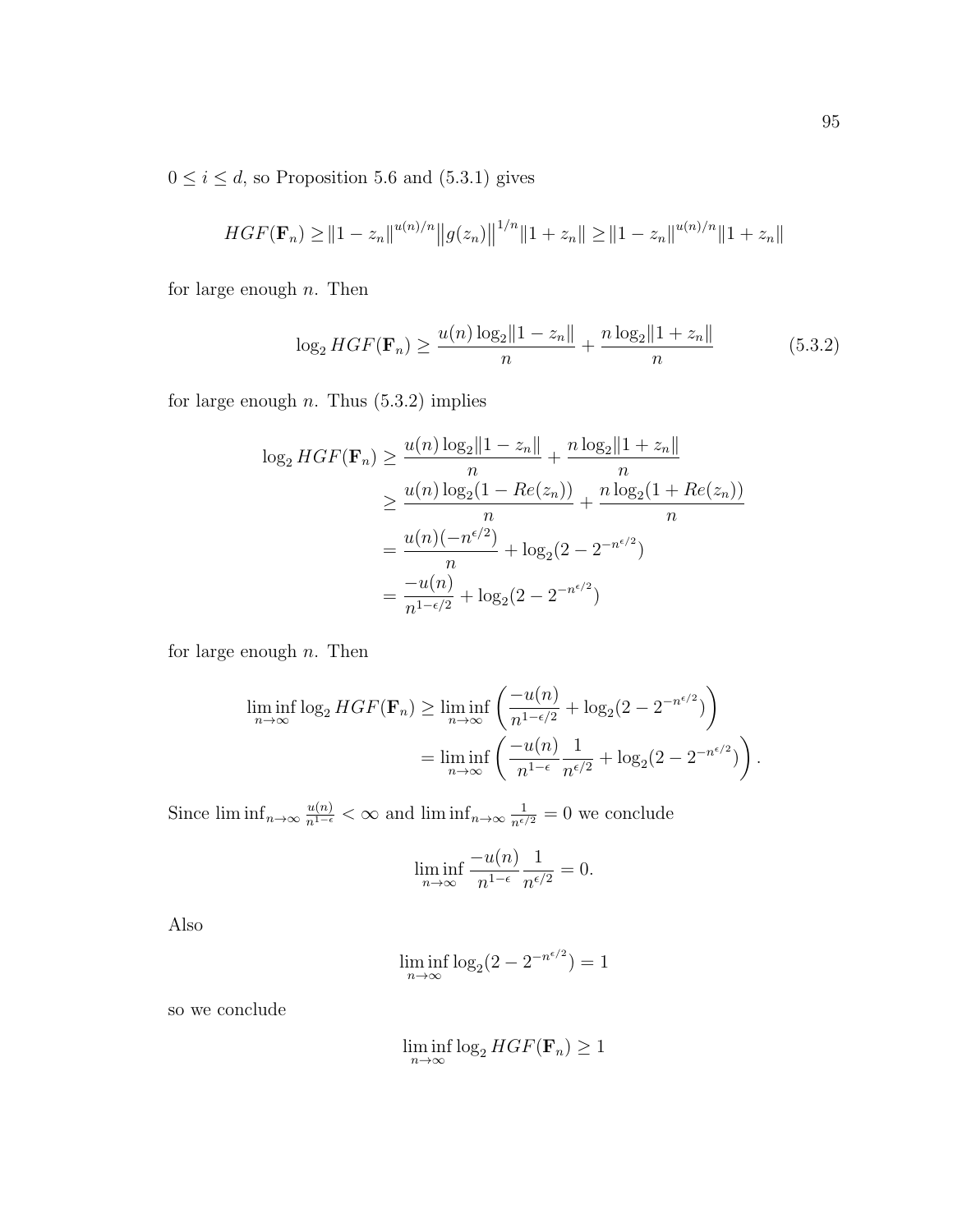$0 \le i \le d$, so Proposition 5.6 and (5.3.1) gives

$$HGF(\mathbf{F}_n) \ge \|1 - z_n\|^{u(n)/n} \big\|g(z_n)\big\|^{1/n} \|1 + z_n\| \ge \|1 - z_n\|^{u(n)/n} \|1 + z_n\|$$

for large enough $n$. Then

$$\log_2 HGF(\mathbf{F}_n) \ge \frac{u(n)\log_2\|1 - z_n\|}{n} + \frac{n\log_2\|1 + z_n\|}{n} \tag{5.3.2}$$

for large enough $n$. Thus (5.3.2) implies

$$\begin{aligned}
\log_2 HGF(\mathbf{F}_n) &\ge \frac{u(n)\log_2\|1 - z_n\|}{n} + \frac{n\log_2\|1 + z_n\|}{n} \\
&\ge \frac{u(n)\log_2(1 - Re(z_n))}{n} + \frac{n\log_2(1 + Re(z_n))}{n} \\
&= \frac{u(n)(-n^{\epsilon/2})}{n} + \log_2(2 - 2^{-n^{\epsilon/2}}) \\
&= \frac{-u(n)}{n^{1-\epsilon/2}} + \log_2(2 - 2^{-n^{\epsilon/2}})
\end{aligned}$$

for large enough $n$. Then

$$\begin{aligned}
\liminf_{n\to\infty} \log_2 HGF(\mathbf{F}_n) &\ge \liminf_{n\to\infty} \left( \frac{-u(n)}{n^{1-\epsilon/2}} + \log_2(2 - 2^{-n^{\epsilon/2}}) \right) \\
&= \liminf_{n\to\infty} \left( \frac{-u(n)}{n^{1-\epsilon}} \frac{1}{n^{\epsilon/2}} + \log_2(2 - 2^{-n^{\epsilon/2}}) \right).
\end{aligned}$$

Since $\liminf_{n\to\infty} \frac{u(n)}{n^{1-\epsilon}} < \infty$ and $\liminf_{n\to\infty} \frac{1}{n^{\epsilon/2}} = 0$ we conclude

$$\liminf_{n\to\infty} \frac{-u(n)}{n^{1-\epsilon}} \frac{1}{n^{\epsilon/2}} = 0.$$

Also

$$\liminf_{n\to\infty} \log_2(2 - 2^{-n^{\epsilon/2}}) = 1$$

so we conclude

$$\liminf_{n\to\infty} \log_2 HGF(\mathbf{F}_n) \ge 1$$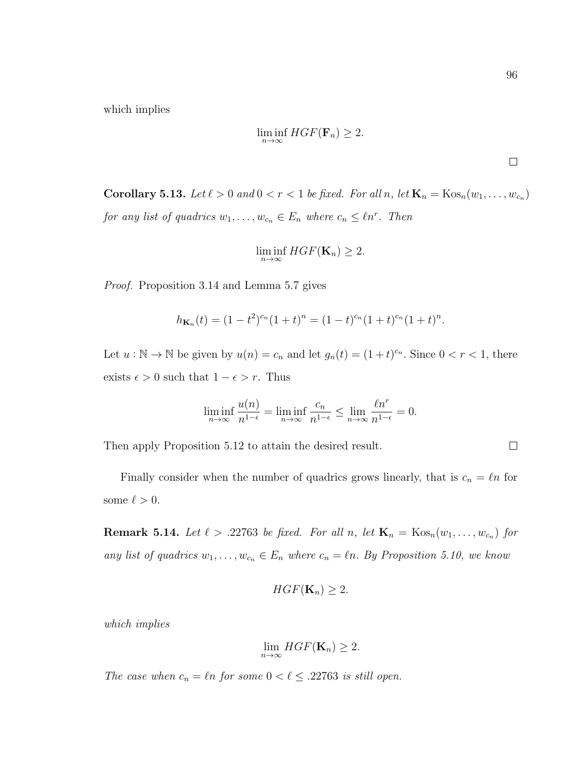which implies

$$\liminf_{n\to\infty} HGF(\mathbf{F}_n) \geq 2.$$

$\square$

**Corollary 5.13.** *Let $\ell > 0$ and $0 < r < 1$ be fixed. For all $n$, let $\mathbf{K}_n = \mathrm{Kos}_n(w_1, \ldots, w_{c_n})$ for any list of quadrics $w_1, \ldots, w_{c_n} \in E_n$ where $c_n \leq \ell n^r$. Then*

$$\liminf_{n\to\infty} HGF(\mathbf{K}_n) \geq 2.$$

*Proof.* Proposition 3.14 and Lemma 5.7 gives

$$h_{\mathbf{K}_n}(t) = (1-t^2)^{c_n}(1+t)^n = (1-t)^{c_n}(1+t)^{c_n}(1+t)^n.$$

Let $u : \mathbb{N} \to \mathbb{N}$ be given by $u(n) = c_n$ and let $g_n(t) = (1+t)^{c_n}$. Since $0 < r < 1$, there exists $\epsilon > 0$ such that $1 - \epsilon > r$. Thus

$$\liminf_{n\to\infty} \frac{u(n)}{n^{1-\epsilon}} = \liminf_{n\to\infty} \frac{c_n}{n^{1-\epsilon}} \leq \lim_{n\to\infty} \frac{\ell n^r}{n^{1-\epsilon}} = 0.$$

Then apply Proposition 5.12 to attain the desired result. $\square$

Finally consider when the number of quadrics grows linearly, that is $c_n = \ell n$ for some $\ell > 0$.

**Remark 5.14.** *Let $\ell > .22763$ be fixed. For all $n$, let $\mathbf{K}_n = \mathrm{Kos}_n(w_1, \ldots, w_{c_n})$ for any list of quadrics $w_1, \ldots, w_{c_n} \in E_n$ where $c_n = \ell n$. By Proposition 5.10, we know*

$$HGF(\mathbf{K}_n) \geq 2.$$

*which implies*

$$\lim_{n\to\infty} HGF(\mathbf{K}_n) \geq 2.$$

*The case when $c_n = \ell n$ for some $0 < \ell \leq .22763$ is still open.*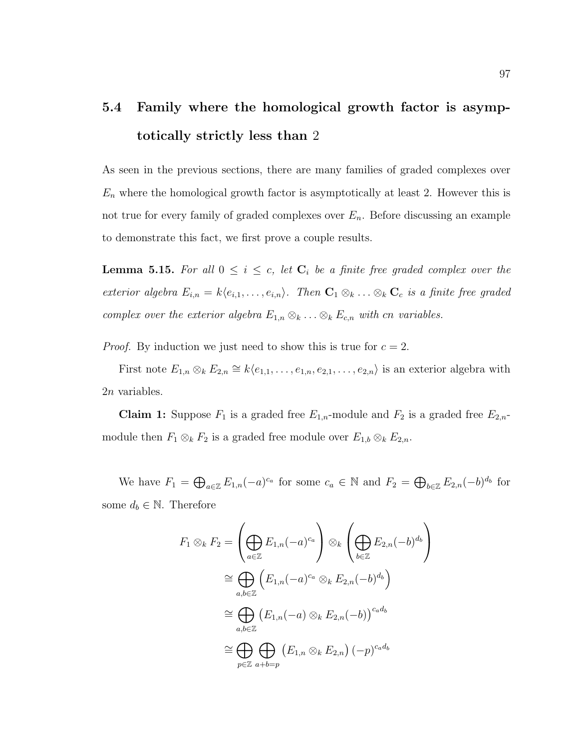## 5.4 Family where the homological growth factor is asymptotically strictly less than 2

As seen in the previous sections, there are many families of graded complexes over $E_n$ where the homological growth factor is asymptotically at least 2. However this is not true for every family of graded complexes over $E_n$. Before discussing an example to demonstrate this fact, we first prove a couple results.

**Lemma 5.15.** *For all $0 \leq i \leq c$, let $\mathbf{C}_i$ be a finite free graded complex over the exterior algebra $E_{i,n} = k\langle e_{i,1}, \ldots, e_{i,n}\rangle$. Then $\mathbf{C}_1 \otimes_k \ldots \otimes_k \mathbf{C}_c$ is a finite free graded complex over the exterior algebra $E_{1,n} \otimes_k \ldots \otimes_k E_{c,n}$ with $cn$ variables.*

*Proof.* By induction we just need to show this is true for $c = 2$.

First note $E_{1,n} \otimes_k E_{2,n} \cong k\langle e_{1,1}, \ldots, e_{1,n}, e_{2,1}, \ldots, e_{2,n}\rangle$ is an exterior algebra with $2n$ variables.

**Claim 1:** Suppose $F_1$ is a graded free $E_{1,n}$-module and $F_2$ is a graded free $E_{2,n}$-module then $F_1 \otimes_k F_2$ is a graded free module over $E_{1,b} \otimes_k E_{2,n}$.

We have $F_1 = \bigoplus_{a\in\mathbb{Z}} E_{1,n}(-a)^{c_a}$ for some $c_a \in \mathbb{N}$ and $F_2 = \bigoplus_{b\in\mathbb{Z}} E_{2,n}(-b)^{d_b}$ for some $d_b \in \mathbb{N}$. Therefore

$$
\begin{aligned}
F_1 \otimes_k F_2 &= \left(\bigoplus_{a\in\mathbb{Z}} E_{1,n}(-a)^{c_a}\right) \otimes_k \left(\bigoplus_{b\in\mathbb{Z}} E_{2,n}(-b)^{d_b}\right) \\
&\cong \bigoplus_{a,b\in\mathbb{Z}} \left(E_{1,n}(-a)^{c_a} \otimes_k E_{2,n}(-b)^{d_b}\right) \\
&\cong \bigoplus_{a,b\in\mathbb{Z}} \left(E_{1,n}(-a) \otimes_k E_{2,n}(-b)\right)^{c_a d_b} \\
&\cong \bigoplus_{p\in\mathbb{Z}} \bigoplus_{a+b=p} \left(E_{1,n} \otimes_k E_{2,n}\right)(-p)^{c_a d_b}
\end{aligned}
$$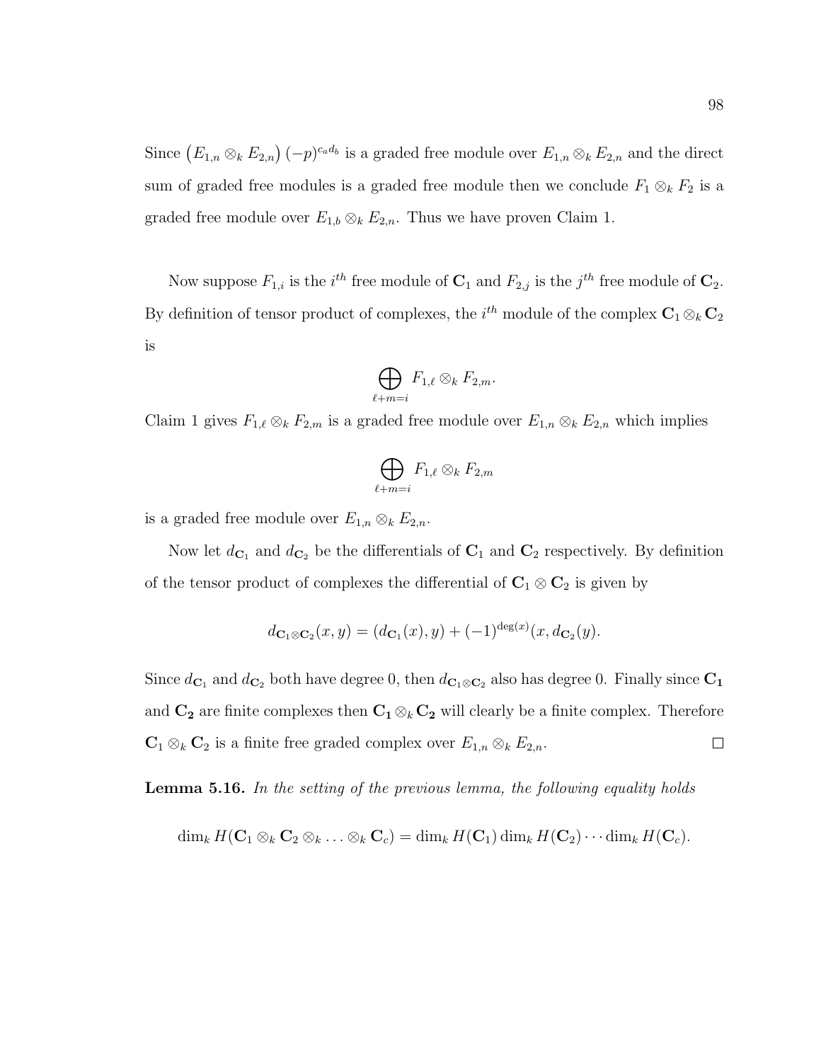Since $\left(E_{1,n} \otimes_k E_{2,n}\right)(-p)^{c_a d_b}$ is a graded free module over $E_{1,n} \otimes_k E_{2,n}$ and the direct sum of graded free modules is a graded free module then we conclude $F_1 \otimes_k F_2$ is a graded free module over $E_{1,b} \otimes_k E_{2,n}$. Thus we have proven Claim 1.

Now suppose $F_{1,i}$ is the $i^{th}$ free module of $\mathbf{C}_1$ and $F_{2,j}$ is the $j^{th}$ free module of $\mathbf{C}_2$. By definition of tensor product of complexes, the $i^{th}$ module of the complex $\mathbf{C}_1 \otimes_k \mathbf{C}_2$ is

$$\bigoplus_{\ell+m=i} F_{1,\ell} \otimes_k F_{2,m}.$$

Claim 1 gives $F_{1,\ell} \otimes_k F_{2,m}$ is a graded free module over $E_{1,n} \otimes_k E_{2,n}$ which implies

$$\bigoplus_{\ell+m=i} F_{1,\ell} \otimes_k F_{2,m}$$

is a graded free module over $E_{1,n} \otimes_k E_{2,n}$.

Now let $d_{\mathbf{C}_1}$ and $d_{\mathbf{C}_2}$ be the differentials of $\mathbf{C}_1$ and $\mathbf{C}_2$ respectively. By definition of the tensor product of complexes the differential of $\mathbf{C}_1 \otimes \mathbf{C}_2$ is given by

$$d_{\mathbf{C}_1 \otimes \mathbf{C}_2}(x, y) = (d_{\mathbf{C}_1}(x), y) + (-1)^{\deg(x)}(x, d_{\mathbf{C}_2}(y).$$

Since $d_{\mathbf{C}_1}$ and $d_{\mathbf{C}_2}$ both have degree 0, then $d_{\mathbf{C}_1 \otimes \mathbf{C}_2}$ also has degree 0. Finally since $\mathbf{C_1}$ and $\mathbf{C_2}$ are finite complexes then $\mathbf{C_1} \otimes_k \mathbf{C_2}$ will clearly be a finite complex. Therefore $\mathbf{C}_1 \otimes_k \mathbf{C}_2$ is a finite free graded complex over $E_{1,n} \otimes_k E_{2,n}$. $\square$

**Lemma 5.16.** *In the setting of the previous lemma, the following equality holds*

$$\dim_k H(\mathbf{C}_1 \otimes_k \mathbf{C}_2 \otimes_k \ldots \otimes_k \mathbf{C}_c) = \dim_k H(\mathbf{C}_1) \dim_k H(\mathbf{C}_2) \cdots \dim_k H(\mathbf{C}_c).$$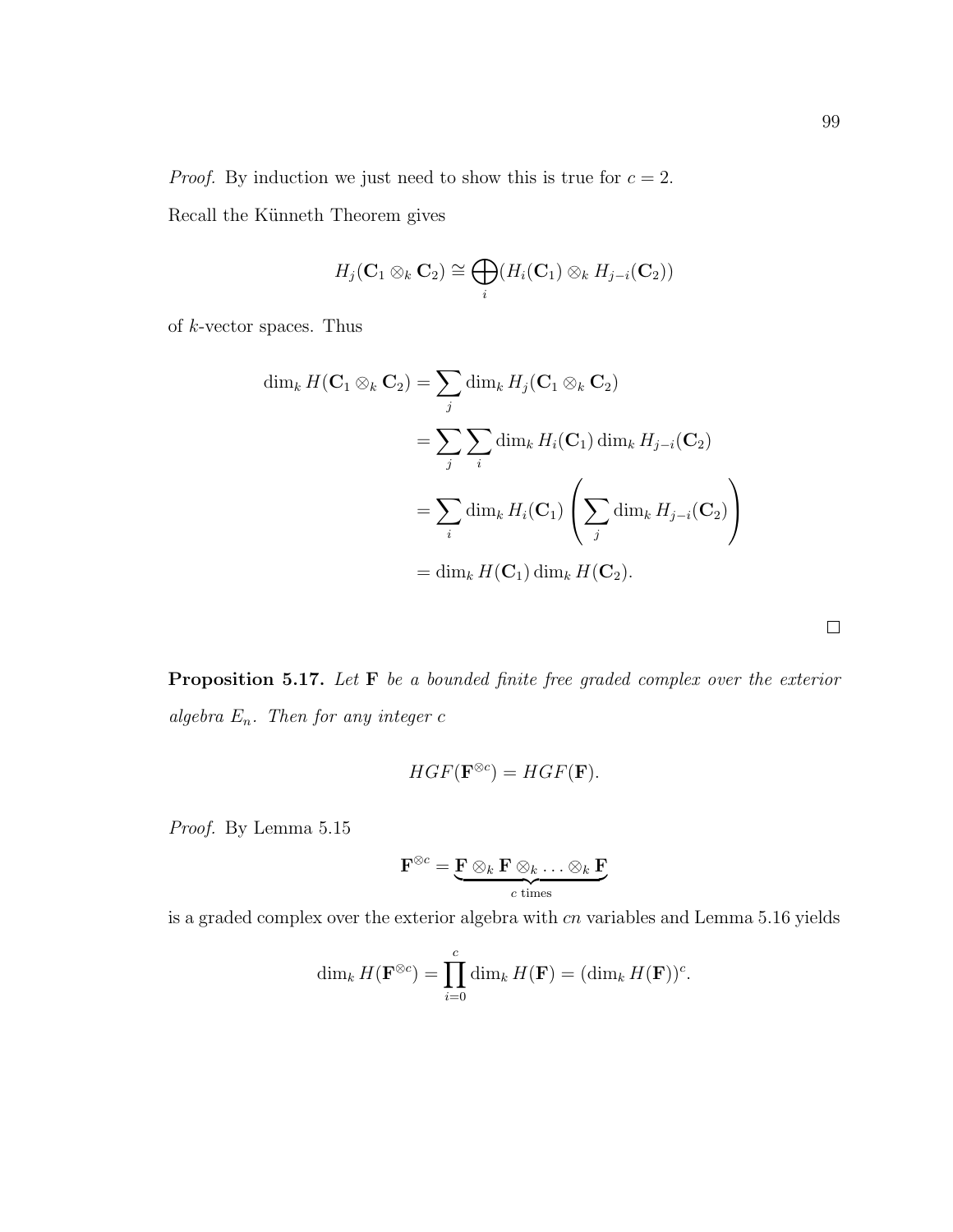*Proof.* By induction we just need to show this is true for $c = 2$.

Recall the Künneth Theorem gives

$$H_j(\mathbf{C}_1 \otimes_k \mathbf{C}_2) \cong \bigoplus_i (H_i(\mathbf{C}_1) \otimes_k H_{j-i}(\mathbf{C}_2))$$

of $k$-vector spaces. Thus

$$\begin{aligned}
\dim_k H(\mathbf{C}_1 \otimes_k \mathbf{C}_2) &= \sum_j \dim_k H_j(\mathbf{C}_1 \otimes_k \mathbf{C}_2) \\
&= \sum_j \sum_i \dim_k H_i(\mathbf{C}_1) \dim_k H_{j-i}(\mathbf{C}_2) \\
&= \sum_i \dim_k H_i(\mathbf{C}_1) \left( \sum_j \dim_k H_{j-i}(\mathbf{C}_2) \right) \\
&= \dim_k H(\mathbf{C}_1) \dim_k H(\mathbf{C}_2).
\end{aligned}$$

□

**Proposition 5.17.** *Let* $\mathbf{F}$ *be a bounded finite free graded complex over the exterior algebra* $E_n$. *Then for any integer* $c$

$$HGF(\mathbf{F}^{\otimes c}) = HGF(\mathbf{F}).$$

*Proof.* By Lemma 5.15

$$\mathbf{F}^{\otimes c} = \underbrace{\mathbf{F} \otimes_k \mathbf{F} \otimes_k \ldots \otimes_k \mathbf{F}}_{c \text{ times}}$$

is a graded complex over the exterior algebra with $cn$ variables and Lemma 5.16 yields

$$\dim_k H(\mathbf{F}^{\otimes c}) = \prod_{i=0}^{c} \dim_k H(\mathbf{F}) = (\dim_k H(\mathbf{F}))^c.$$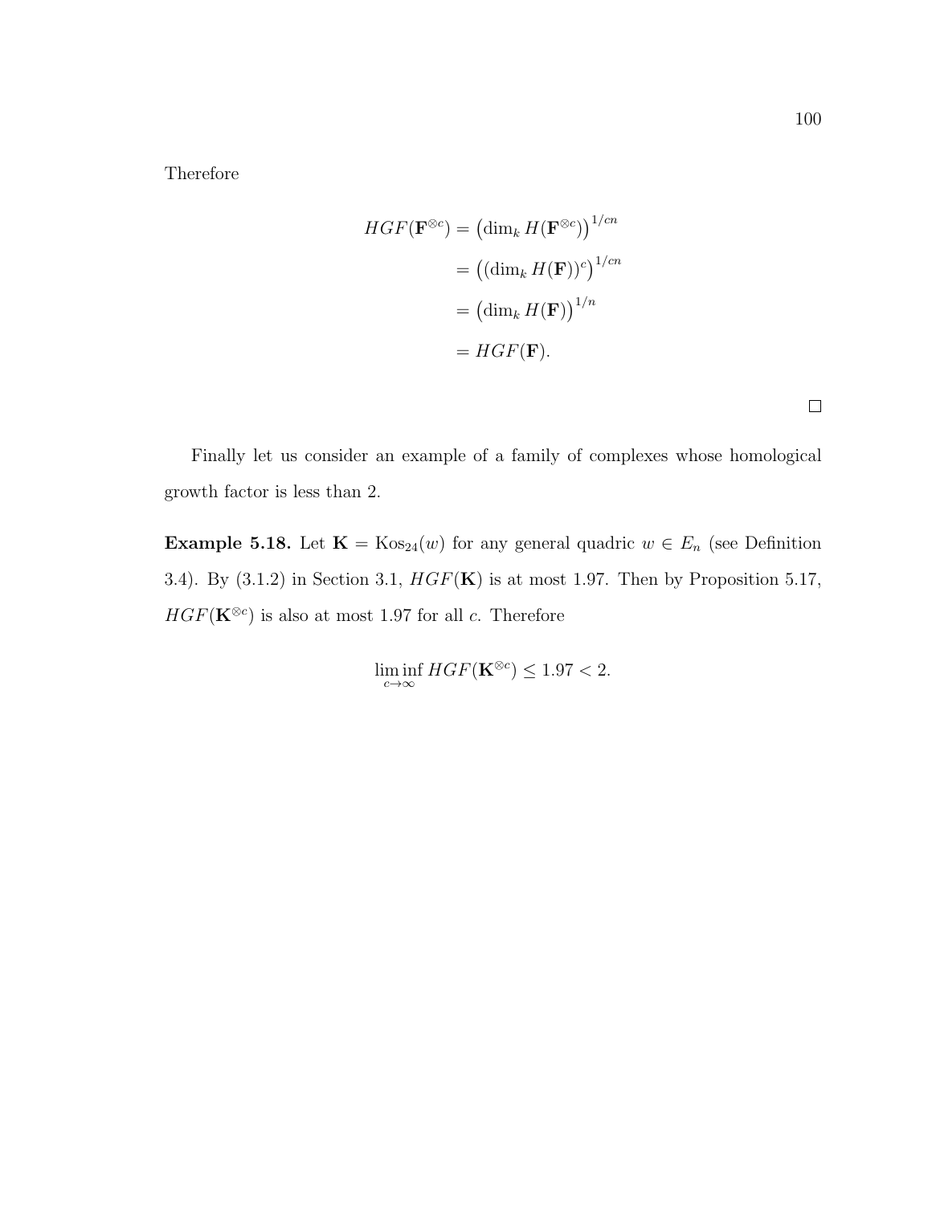Therefore

$$
\begin{aligned}
HGF(\mathbf{F}^{\otimes c}) &= \left(\dim_k H(\mathbf{F}^{\otimes c})\right)^{1/cn} \\
&= \left((\dim_k H(\mathbf{F}))^c\right)^{1/cn} \\
&= \left(\dim_k H(\mathbf{F})\right)^{1/n} \\
&= HGF(\mathbf{F}).
\end{aligned}
$$

□

Finally let us consider an example of a family of complexes whose homological growth factor is less than 2.

**Example 5.18.** Let $\mathbf{K} = \mathrm{Kos}_{24}(w)$ for any general quadric $w \in E_n$ (see Definition 3.4). By (3.1.2) in Section 3.1, $HGF(\mathbf{K})$ is at most 1.97. Then by Proposition 5.17, $HGF(\mathbf{K}^{\otimes c})$ is also at most 1.97 for all $c$. Therefore

$$
\liminf_{c\to\infty} HGF(\mathbf{K}^{\otimes c}) \leq 1.97 < 2.
$$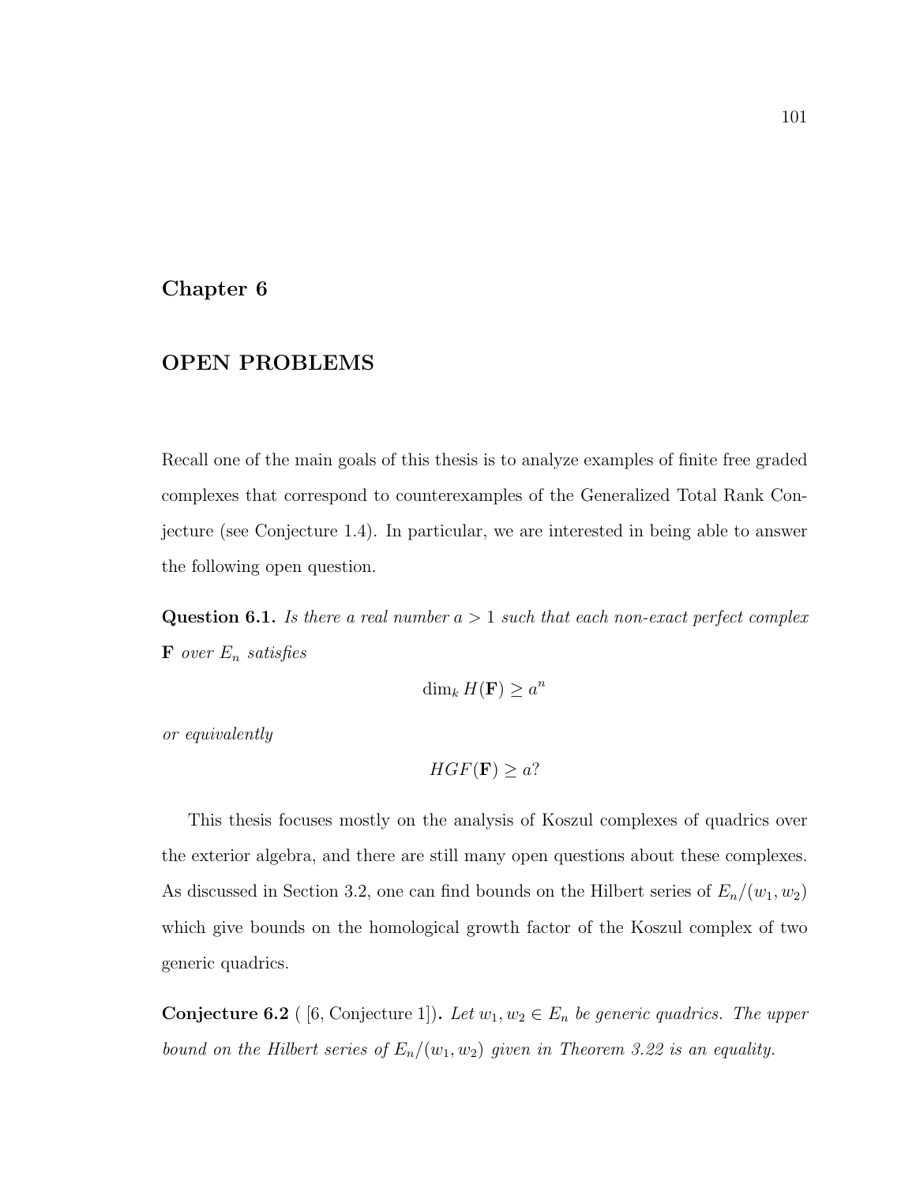# Chapter 6

## OPEN PROBLEMS

Recall one of the main goals of this thesis is to analyze examples of finite free graded complexes that correspond to counterexamples of the Generalized Total Rank Conjecture (see Conjecture 1.4). In particular, we are interested in being able to answer the following open question.

**Question 6.1.** *Is there a real number $a > 1$ such that each non-exact perfect complex* $\mathbf{F}$ *over* $E_n$ *satisfies*

$$\dim_k H(\mathbf{F}) \geq a^n$$

*or equivalently*

$$HGF(\mathbf{F}) \geq a?$$

This thesis focuses mostly on the analysis of Koszul complexes of quadrics over the exterior algebra, and there are still many open questions about these complexes. As discussed in Section 3.2, one can find bounds on the Hilbert series of $E_n/(w_1, w_2)$ which give bounds on the homological growth factor of the Koszul complex of two generic quadrics.

**Conjecture 6.2** ( [6, Conjecture 1])**.** *Let $w_1, w_2 \in E_n$ be generic quadrics. The upper bound on the Hilbert series of $E_n/(w_1, w_2)$ given in Theorem 3.22 is an equality.*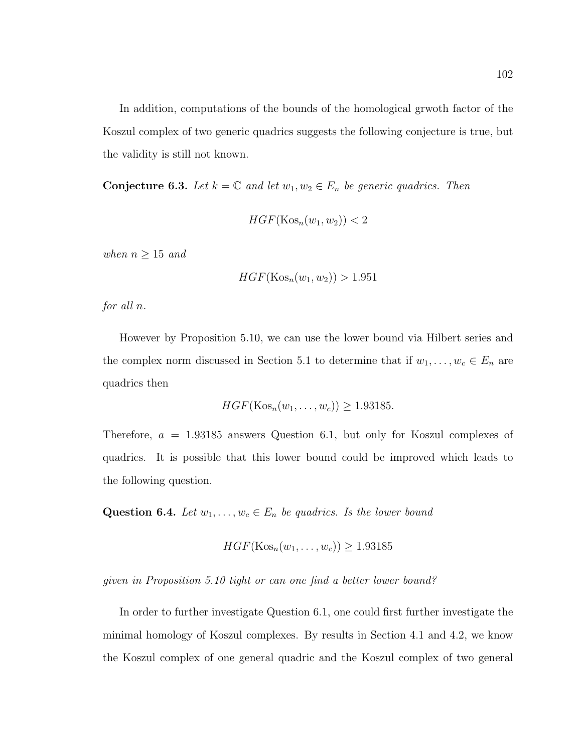In addition, computations of the bounds of the homological grwoth factor of the Koszul complex of two generic quadrics suggests the following conjecture is true, but the validity is still not known.

**Conjecture 6.3.** *Let $k = \mathbb{C}$ and let $w_1, w_2 \in E_n$ be generic quadrics. Then*

$$HGF(\mathrm{Kos}_n(w_1, w_2)) < 2$$

*when $n \geq 15$ and*

$$HGF(\mathrm{Kos}_n(w_1, w_2)) > 1.951$$

*for all $n$.*

However by Proposition 5.10, we can use the lower bound via Hilbert series and the complex norm discussed in Section 5.1 to determine that if $w_1, \ldots, w_c \in E_n$ are quadrics then

$$HGF(\mathrm{Kos}_n(w_1, \ldots, w_c)) \geq 1.93185.$$

Therefore, $a = 1.93185$ answers Question 6.1, but only for Koszul complexes of quadrics. It is possible that this lower bound could be improved which leads to the following question.

**Question 6.4.** *Let $w_1, \ldots, w_c \in E_n$ be quadrics. Is the lower bound*

$$HGF(\mathrm{Kos}_n(w_1, \ldots, w_c)) \geq 1.93185$$

*given in Proposition 5.10 tight or can one find a better lower bound?*

In order to further investigate Question 6.1, one could first further investigate the minimal homology of Koszul complexes. By results in Section 4.1 and 4.2, we know the Koszul complex of one general quadric and the Koszul complex of two general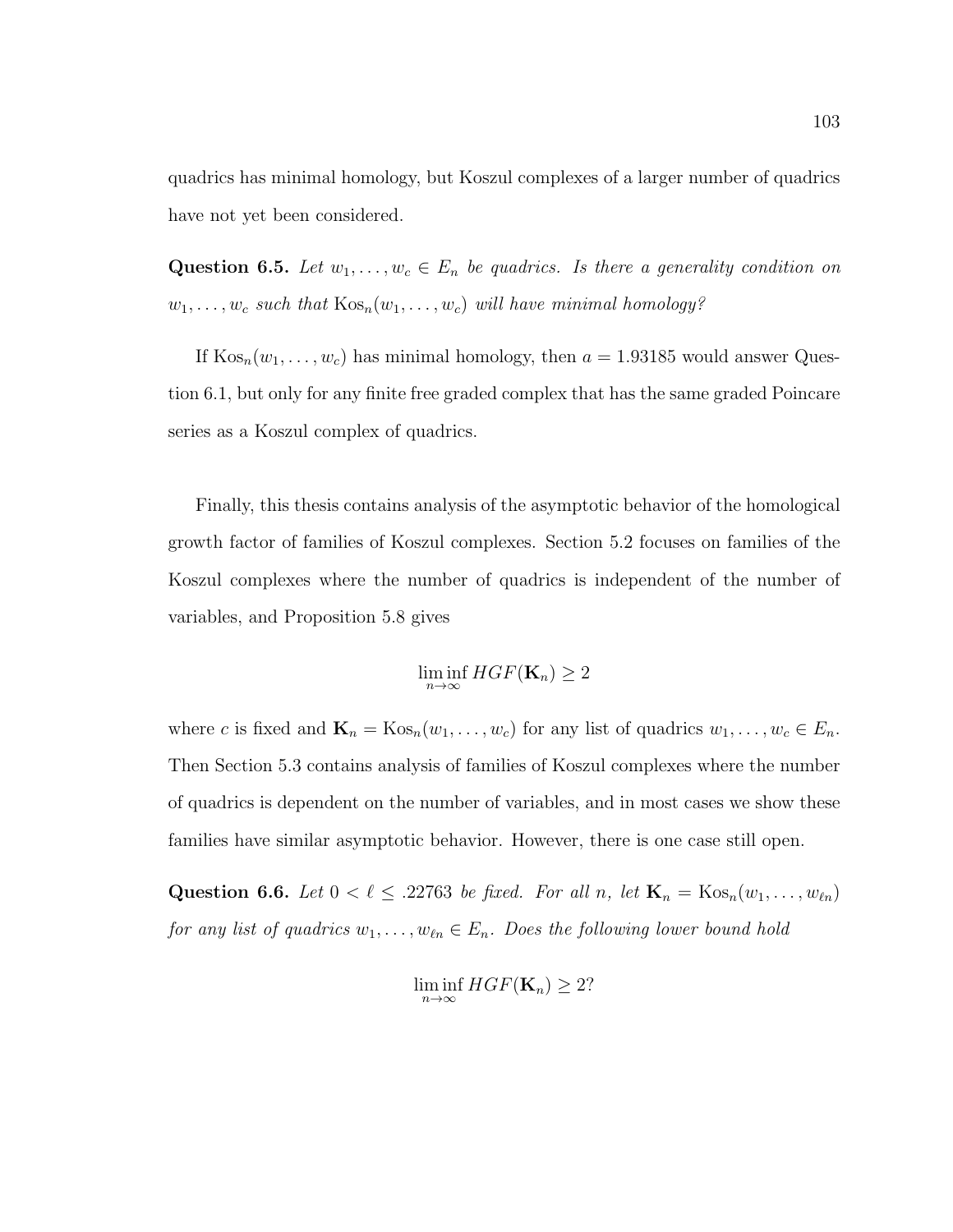quadrics has minimal homology, but Koszul complexes of a larger number of quadrics have not yet been considered.

**Question 6.5.** *Let $w_1, \ldots, w_c \in E_n$ be quadrics. Is there a generality condition on $w_1, \ldots, w_c$ such that $\operatorname{Kos}_n(w_1, \ldots, w_c)$ will have minimal homology?*

If $\operatorname{Kos}_n(w_1, \ldots, w_c)$ has minimal homology, then $a = 1.93185$ would answer Question 6.1, but only for any finite free graded complex that has the same graded Poincare series as a Koszul complex of quadrics.

Finally, this thesis contains analysis of the asymptotic behavior of the homological growth factor of families of Koszul complexes. Section 5.2 focuses on families of the Koszul complexes where the number of quadrics is independent of the number of variables, and Proposition 5.8 gives

$$\liminf_{n\to\infty} HGF(\mathbf{K}_n) \geq 2$$

where $c$ is fixed and $\mathbf{K}_n = \operatorname{Kos}_n(w_1, \ldots, w_c)$ for any list of quadrics $w_1, \ldots, w_c \in E_n$. Then Section 5.3 contains analysis of families of Koszul complexes where the number of quadrics is dependent on the number of variables, and in most cases we show these families have similar asymptotic behavior. However, there is one case still open.

**Question 6.6.** *Let $0 < \ell \leq .22763$ be fixed. For all $n$, let $\mathbf{K}_n = \operatorname{Kos}_n(w_1, \ldots, w_{\ell n})$ for any list of quadrics $w_1, \ldots, w_{\ell n} \in E_n$. Does the following lower bound hold*

$$\liminf_{n\to\infty} HGF(\mathbf{K}_n) \geq 2?$$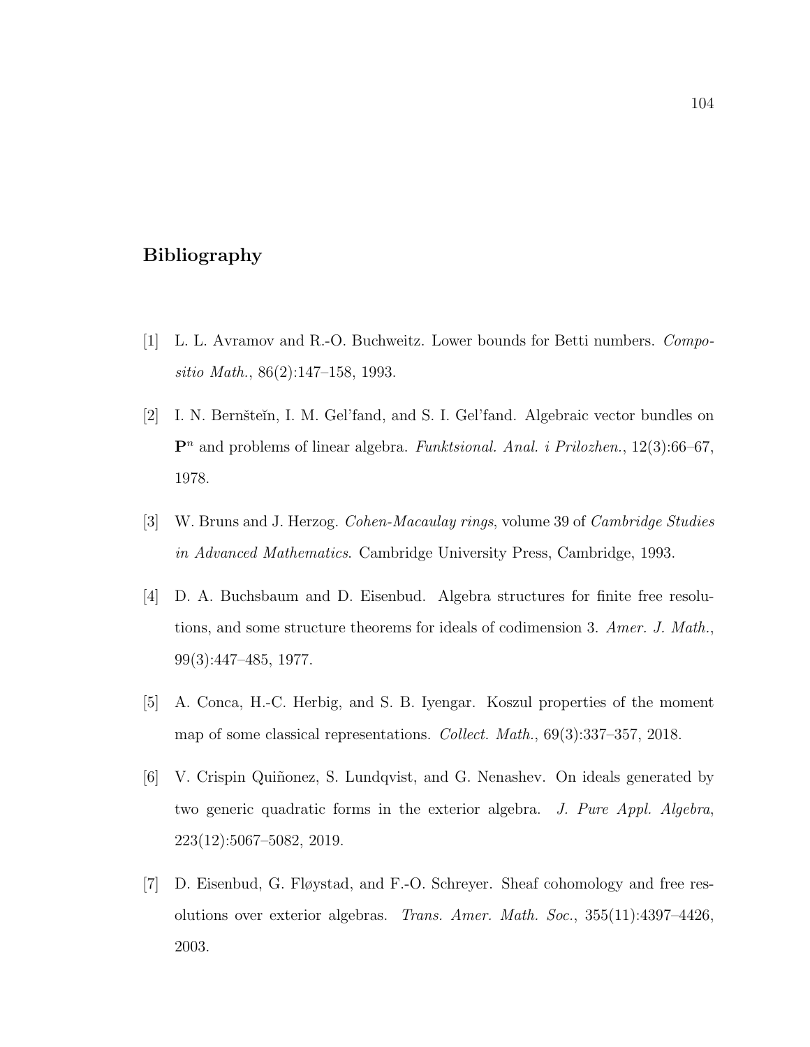# Bibliography

[1] L. L. Avramov and R.-O. Buchweitz. Lower bounds for Betti numbers. *Compositio Math.*, 86(2):147–158, 1993.

[2] I. N. Bernšteĭn, I. M. Gel'fand, and S. I. Gel'fand. Algebraic vector bundles on $\mathbf{P}^n$ and problems of linear algebra. *Funktsional. Anal. i Prilozhen.*, 12(3):66–67, 1978.

[3] W. Bruns and J. Herzog. *Cohen-Macaulay rings*, volume 39 of *Cambridge Studies in Advanced Mathematics*. Cambridge University Press, Cambridge, 1993.

[4] D. A. Buchsbaum and D. Eisenbud. Algebra structures for finite free resolutions, and some structure theorems for ideals of codimension 3. *Amer. J. Math.*, 99(3):447–485, 1977.

[5] A. Conca, H.-C. Herbig, and S. B. Iyengar. Koszul properties of the moment map of some classical representations. *Collect. Math.*, 69(3):337–357, 2018.

[6] V. Crispin Quiñonez, S. Lundqvist, and G. Nenashev. On ideals generated by two generic quadratic forms in the exterior algebra. *J. Pure Appl. Algebra*, 223(12):5067–5082, 2019.

[7] D. Eisenbud, G. Fløystad, and F.-O. Schreyer. Sheaf cohomology and free resolutions over exterior algebras. *Trans. Amer. Math. Soc.*, 355(11):4397–4426, 2003.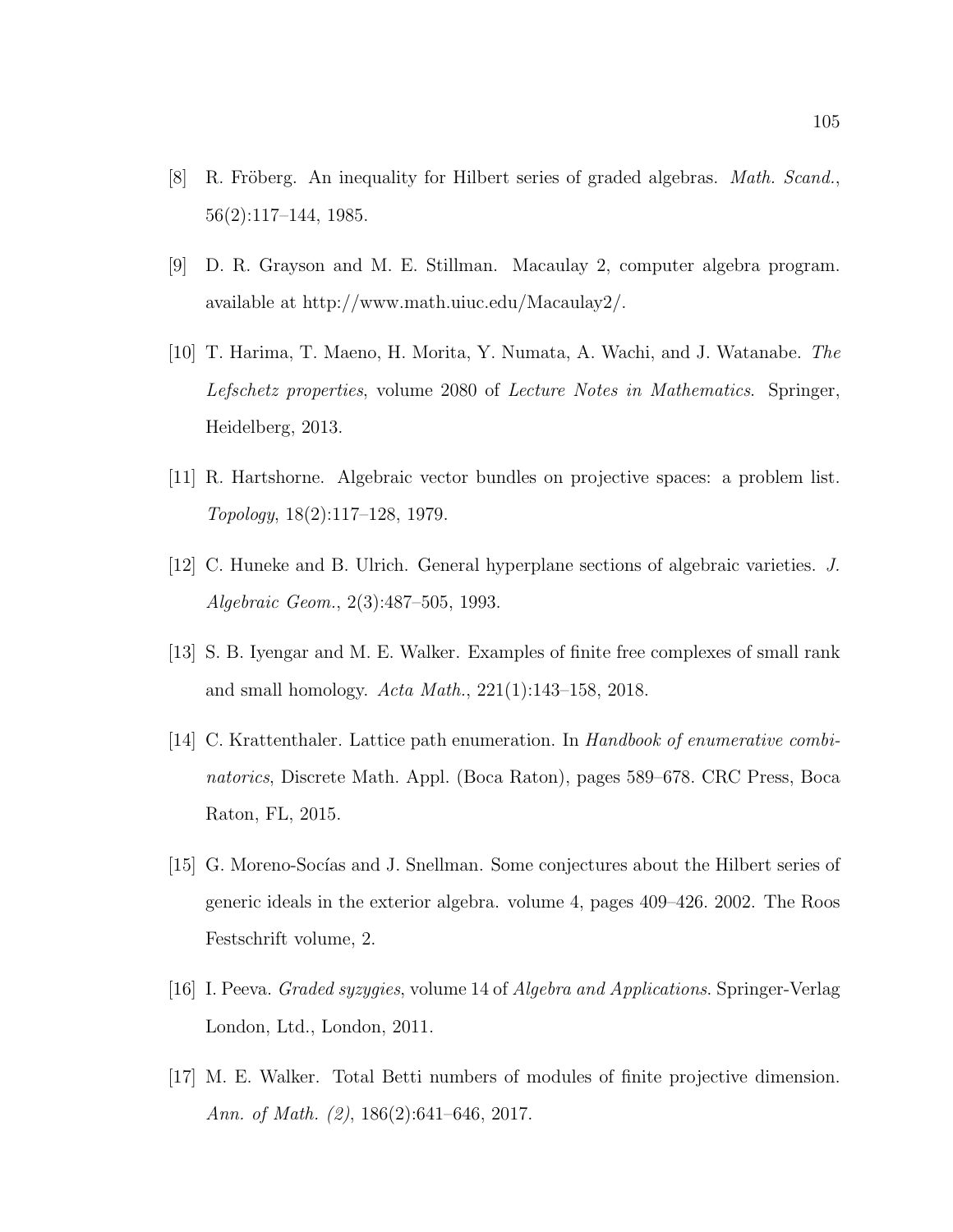[8] R. Fröberg. An inequality for Hilbert series of graded algebras. *Math. Scand.*, 56(2):117–144, 1985.

[9] D. R. Grayson and M. E. Stillman. Macaulay 2, computer algebra program. available at http://www.math.uiuc.edu/Macaulay2/.

[10] T. Harima, T. Maeno, H. Morita, Y. Numata, A. Wachi, and J. Watanabe. *The Lefschetz properties*, volume 2080 of *Lecture Notes in Mathematics*. Springer, Heidelberg, 2013.

[11] R. Hartshorne. Algebraic vector bundles on projective spaces: a problem list. *Topology*, 18(2):117–128, 1979.

[12] C. Huneke and B. Ulrich. General hyperplane sections of algebraic varieties. *J. Algebraic Geom.*, 2(3):487–505, 1993.

[13] S. B. Iyengar and M. E. Walker. Examples of finite free complexes of small rank and small homology. *Acta Math.*, 221(1):143–158, 2018.

[14] C. Krattenthaler. Lattice path enumeration. In *Handbook of enumerative combinatorics*, Discrete Math. Appl. (Boca Raton), pages 589–678. CRC Press, Boca Raton, FL, 2015.

[15] G. Moreno-Socías and J. Snellman. Some conjectures about the Hilbert series of generic ideals in the exterior algebra. volume 4, pages 409–426. 2002. The Roos Festschrift volume, 2.

[16] I. Peeva. *Graded syzygies*, volume 14 of *Algebra and Applications*. Springer-Verlag London, Ltd., London, 2011.

[17] M. E. Walker. Total Betti numbers of modules of finite projective dimension. *Ann. of Math. (2)*, 186(2):641–646, 2017.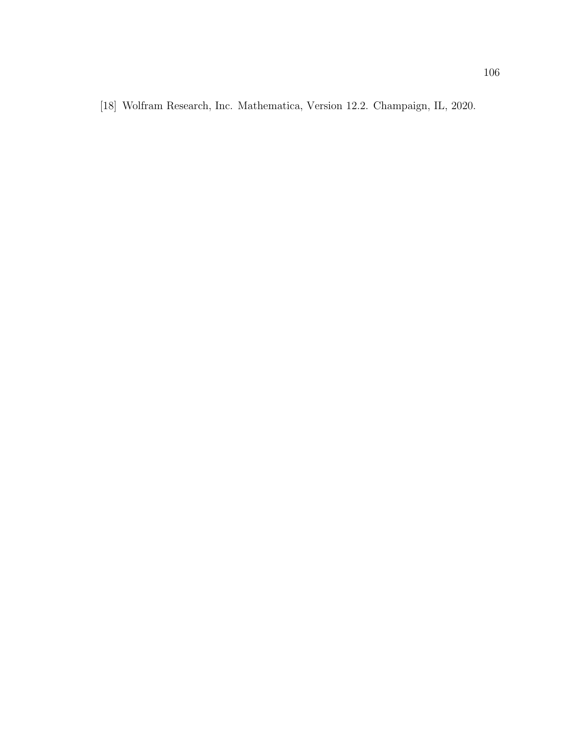[18] Wolfram Research, Inc. Mathematica, Version 12.2. Champaign, IL, 2020.